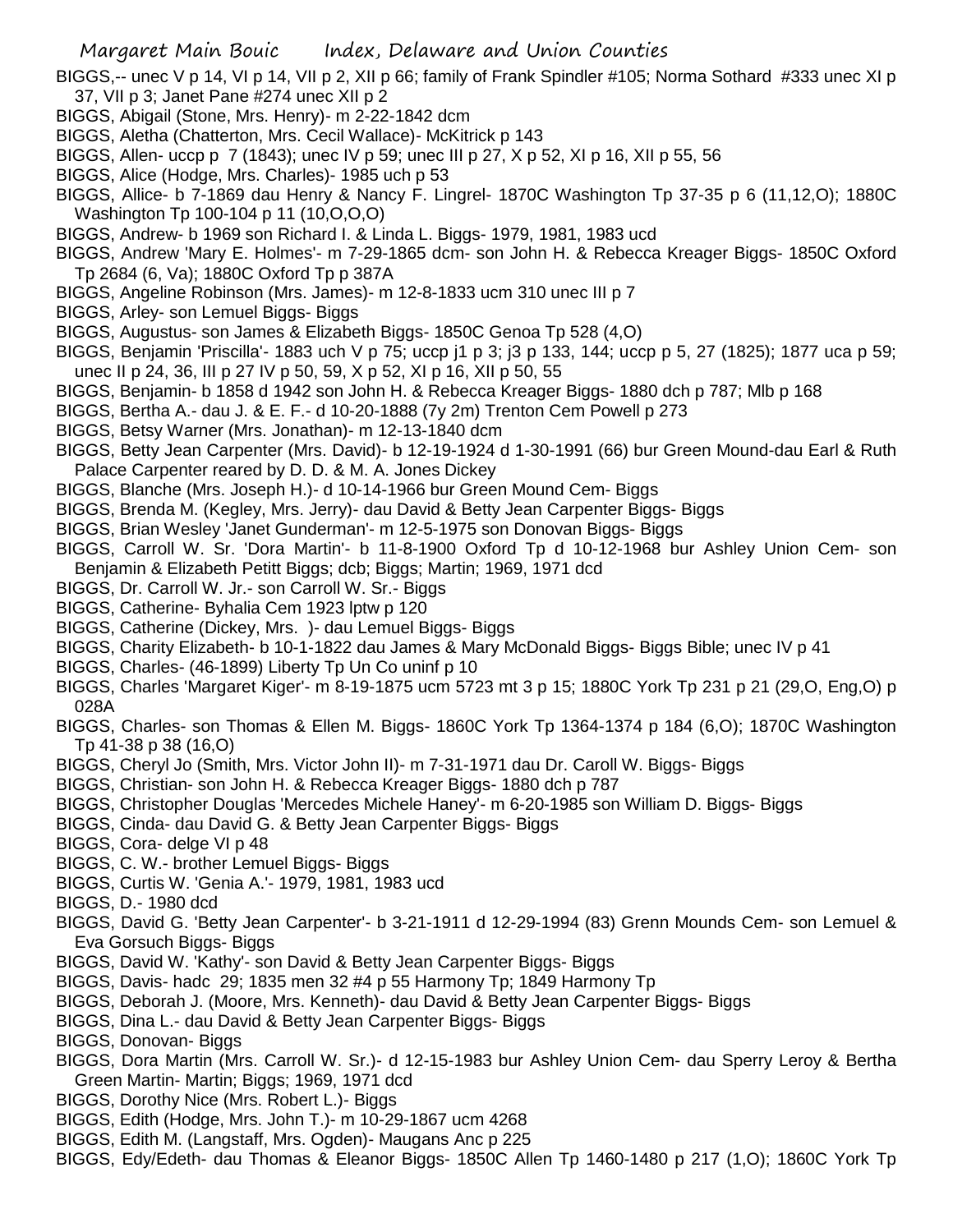BIGGS,-- unec V p 14, VI p 14, VII p 2, XII p 66; family of Frank Spindler #105; Norma Sothard #333 unec XI p 37, VII p 3; Janet Pane #274 unec XII p 2

BIGGS, Abigail (Stone, Mrs. Henry)- m 2-22-1842 dcm

BIGGS, Aletha (Chatterton, Mrs. Cecil Wallace)- McKitrick p 143

BIGGS, Allen- uccp p 7 (1843); unec IV p 59; unec III p 27, X p 52, XI p 16, XII p 55, 56

BIGGS, Alice (Hodge, Mrs. Charles)- 1985 uch p 53

BIGGS, Allice- b 7-1869 dau Henry & Nancy F. Lingrel- 1870C Washington Tp 37-35 p 6 (11,12,O); 1880C Washington Tp 100-104 p 11 (10,O,O,O)

BIGGS, Andrew- b 1969 son Richard I. & Linda L. Biggs- 1979, 1981, 1983 ucd

BIGGS, Andrew 'Mary E. Holmes'- m 7-29-1865 dcm- son John H. & Rebecca Kreager Biggs- 1850C Oxford Tp 2684 (6, Va); 1880C Oxford Tp p 387A

BIGGS, Angeline Robinson (Mrs. James)- m 12-8-1833 ucm 310 unec III p 7

BIGGS, Arley- son Lemuel Biggs- Biggs

BIGGS, Augustus- son James & Elizabeth Biggs- 1850C Genoa Tp 528 (4,O)

BIGGS, Benjamin 'Priscilla'- 1883 uch V p 75; uccp j1 p 3; j3 p 133, 144; uccp p 5, 27 (1825); 1877 uca p 59; unec II p 24, 36, III p 27 IV p 50, 59, X p 52, XI p 16, XII p 50, 55

BIGGS, Benjamin- b 1858 d 1942 son John H. & Rebecca Kreager Biggs- 1880 dch p 787; Mlb p 168

BIGGS, Bertha A.- dau J. & E. F.- d 10-20-1888 (7y 2m) Trenton Cem Powell p 273

BIGGS, Betsy Warner (Mrs. Jonathan)- m 12-13-1840 dcm

BIGGS, Betty Jean Carpenter (Mrs. David)- b 12-19-1924 d 1-30-1991 (66) bur Green Mound-dau Earl & Ruth Palace Carpenter reared by D. D. & M. A. Jones Dickey

BIGGS, Blanche (Mrs. Joseph H.)- d 10-14-1966 bur Green Mound Cem- Biggs

BIGGS, Brenda M. (Kegley, Mrs. Jerry)- dau David & Betty Jean Carpenter Biggs- Biggs

BIGGS, Brian Wesley 'Janet Gunderman'- m 12-5-1975 son Donovan Biggs- Biggs

BIGGS, Carroll W. Sr. 'Dora Martin'- b 11-8-1900 Oxford Tp d 10-12-1968 bur Ashley Union Cem- son Benjamin & Elizabeth Petitt Biggs; dcb; Biggs; Martin; 1969, 1971 dcd

BIGGS, Dr. Carroll W. Jr.- son Carroll W. Sr.- Biggs

BIGGS, Catherine- Byhalia Cem 1923 lptw p 120

BIGGS, Catherine (Dickey, Mrs. )- dau Lemuel Biggs- Biggs

BIGGS, Charity Elizabeth- b 10-1-1822 dau James & Mary McDonald Biggs- Biggs Bible; unec IV p 41

BIGGS, Charles- (46-1899) Liberty Tp Un Co uninf p 10

BIGGS, Charles 'Margaret Kiger'- m 8-19-1875 ucm 5723 mt 3 p 15; 1880C York Tp 231 p 21 (29,O, Eng,O) p 028A

BIGGS, Charles- son Thomas & Ellen M. Biggs- 1860C York Tp 1364-1374 p 184 (6,O); 1870C Washington Tp 41-38 p 38 (16,O)

BIGGS, Cheryl Jo (Smith, Mrs. Victor John II)- m 7-31-1971 dau Dr. Caroll W. Biggs- Biggs

BIGGS, Christian- son John H. & Rebecca Kreager Biggs- 1880 dch p 787

BIGGS, Christopher Douglas 'Mercedes Michele Haney'- m 6-20-1985 son William D. Biggs- Biggs

BIGGS, Cinda- dau David G. & Betty Jean Carpenter Biggs- Biggs

BIGGS, Cora- delge VI p 48

BIGGS, C. W.- brother Lemuel Biggs- Biggs

BIGGS, Curtis W. 'Genia A.'- 1979, 1981, 1983 ucd

BIGGS, D.- 1980 dcd

BIGGS, David G. 'Betty Jean Carpenter'- b 3-21-1911 d 12-29-1994 (83) Grenn Mounds Cem- son Lemuel & Eva Gorsuch Biggs- Biggs

BIGGS, David W. 'Kathy'- son David & Betty Jean Carpenter Biggs- Biggs

BIGGS, Davis- hadc 29; 1835 men 32 #4 p 55 Harmony Tp; 1849 Harmony Tp

BIGGS, Deborah J. (Moore, Mrs. Kenneth)- dau David & Betty Jean Carpenter Biggs- Biggs

BIGGS, Dina L.- dau David & Betty Jean Carpenter Biggs- Biggs

BIGGS, Donovan- Biggs

BIGGS, Dora Martin (Mrs. Carroll W. Sr.)- d 12-15-1983 bur Ashley Union Cem- dau Sperry Leroy & Bertha Green Martin- Martin; Biggs; 1969, 1971 dcd

BIGGS, Dorothy Nice (Mrs. Robert L.)- Biggs

BIGGS, Edith (Hodge, Mrs. John T.)- m 10-29-1867 ucm 4268

BIGGS, Edith M. (Langstaff, Mrs. Ogden)- Maugans Anc p 225

BIGGS, Edy/Edeth- dau Thomas & Eleanor Biggs- 1850C Allen Tp 1460-1480 p 217 (1,O); 1860C York Tp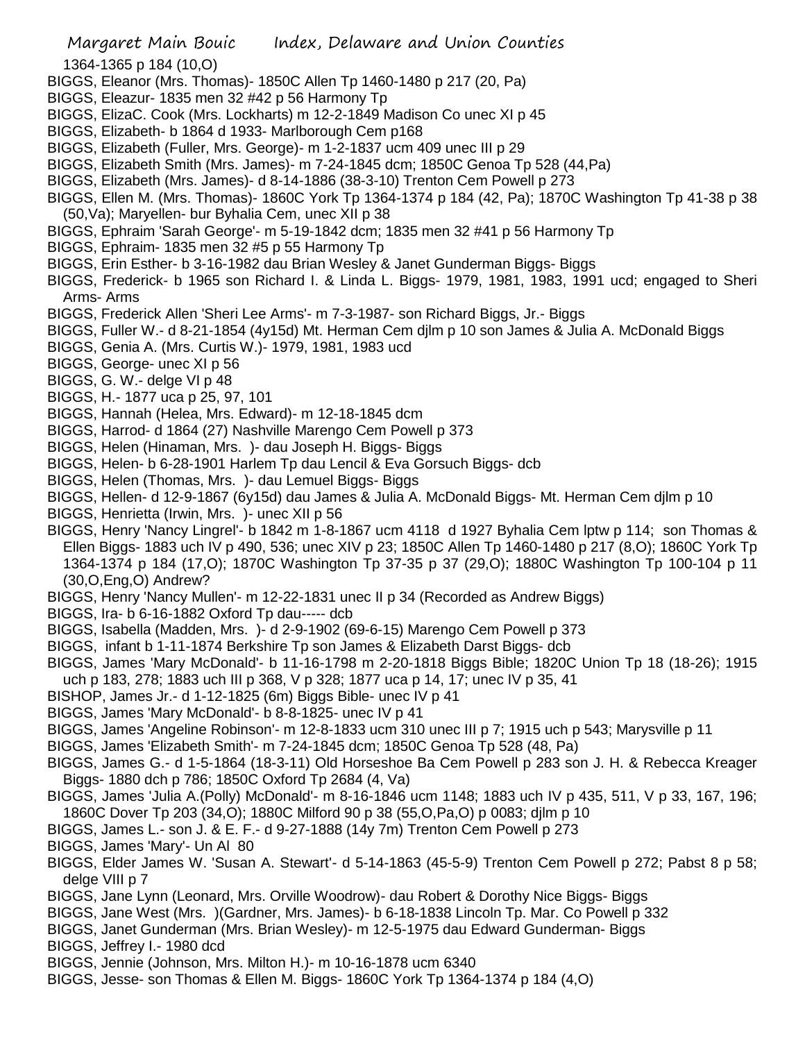1364-1365 p 184 (10,O)

BIGGS, Eleanor (Mrs. Thomas)- 1850C Allen Tp 1460-1480 p 217 (20, Pa)

BIGGS, Eleazur- 1835 men 32 #42 p 56 Harmony Tp

BIGGS, ElizaC. Cook (Mrs. Lockharts) m 12-2-1849 Madison Co unec XI p 45

BIGGS, Elizabeth- b 1864 d 1933- Marlborough Cem p168

BIGGS, Elizabeth (Fuller, Mrs. George)- m 1-2-1837 ucm 409 unec III p 29

BIGGS, Elizabeth Smith (Mrs. James)- m 7-24-1845 dcm; 1850C Genoa Tp 528 (44,Pa)

BIGGS, Elizabeth (Mrs. James)- d 8-14-1886 (38-3-10) Trenton Cem Powell p 273

BIGGS, Ellen M. (Mrs. Thomas)- 1860C York Tp 1364-1374 p 184 (42, Pa); 1870C Washington Tp 41-38 p 38 (50,Va); Maryellen- bur Byhalia Cem, unec XII p 38

BIGGS, Ephraim 'Sarah George'- m 5-19-1842 dcm; 1835 men 32 #41 p 56 Harmony Tp

BIGGS, Ephraim- 1835 men 32 #5 p 55 Harmony Tp

BIGGS, Erin Esther- b 3-16-1982 dau Brian Wesley & Janet Gunderman Biggs- Biggs

BIGGS, Frederick- b 1965 son Richard I. & Linda L. Biggs- 1979, 1981, 1983, 1991 ucd; engaged to Sheri Arms- Arms

BIGGS, Frederick Allen 'Sheri Lee Arms'- m 7-3-1987- son Richard Biggs, Jr.- Biggs

BIGGS, Fuller W.- d 8-21-1854 (4y15d) Mt. Herman Cem djlm p 10 son James & Julia A. McDonald Biggs

BIGGS, Genia A. (Mrs. Curtis W.)- 1979, 1981, 1983 ucd

BIGGS, George- unec XI p 56

BIGGS, G. W.- delge VI p 48

BIGGS, H.- 1877 uca p 25, 97, 101

BIGGS, Hannah (Helea, Mrs. Edward)- m 12-18-1845 dcm

BIGGS, Harrod- d 1864 (27) Nashville Marengo Cem Powell p 373

BIGGS, Helen (Hinaman, Mrs. )- dau Joseph H. Biggs- Biggs

BIGGS, Helen- b 6-28-1901 Harlem Tp dau Lencil & Eva Gorsuch Biggs- dcb

BIGGS, Helen (Thomas, Mrs. )- dau Lemuel Biggs- Biggs

BIGGS, Hellen- d 12-9-1867 (6y15d) dau James & Julia A. McDonald Biggs- Mt. Herman Cem djlm p 10

BIGGS, Henrietta (Irwin, Mrs. )- unec XII p 56

BIGGS, Henry 'Nancy Lingrel'- b 1842 m 1-8-1867 ucm 4118 d 1927 Byhalia Cem lptw p 114; son Thomas & Ellen Biggs- 1883 uch IV p 490, 536; unec XIV p 23; 1850C Allen Tp 1460-1480 p 217 (8,O); 1860C York Tp 1364-1374 p 184 (17,O); 1870C Washington Tp 37-35 p 37 (29,O); 1880C Washington Tp 100-104 p 11 (30,O,Eng,O) Andrew?

BIGGS, Henry 'Nancy Mullen'- m 12-22-1831 unec II p 34 (Recorded as Andrew Biggs)

BIGGS, Ira- b 6-16-1882 Oxford Tp dau----- dcb

BIGGS, Isabella (Madden, Mrs. )- d 2-9-1902 (69-6-15) Marengo Cem Powell p 373

BIGGS, infant b 1-11-1874 Berkshire Tp son James & Elizabeth Darst Biggs- dcb

BIGGS, James 'Mary McDonald'- b 11-16-1798 m 2-20-1818 Biggs Bible; 1820C Union Tp 18 (18-26); 1915 uch p 183, 278; 1883 uch III p 368, V p 328; 1877 uca p 14, 17; unec IV p 35, 41

BISHOP, James Jr.- d 1-12-1825 (6m) Biggs Bible- unec IV p 41

BIGGS, James 'Mary McDonald'- b 8-8-1825- unec IV p 41

BIGGS, James 'Angeline Robinson'- m 12-8-1833 ucm 310 unec III p 7; 1915 uch p 543; Marysville p 11

BIGGS, James 'Elizabeth Smith'- m 7-24-1845 dcm; 1850C Genoa Tp 528 (48, Pa)

BIGGS, James G.- d 1-5-1864 (18-3-11) Old Horseshoe Ba Cem Powell p 283 son J. H. & Rebecca Kreager Biggs- 1880 dch p 786; 1850C Oxford Tp 2684 (4, Va)

BIGGS, James 'Julia A.(Polly) McDonald'- m 8-16-1846 ucm 1148; 1883 uch IV p 435, 511, V p 33, 167, 196; 1860C Dover Tp 203 (34,O); 1880C Milford 90 p 38 (55,O,Pa,O) p 0083; djlm p 10

BIGGS, James L.- son J. & E. F.- d 9-27-1888 (14y 7m) Trenton Cem Powell p 273

BIGGS, James 'Mary'- Un Al 80

BIGGS, Elder James W. 'Susan A. Stewart'- d 5-14-1863 (45-5-9) Trenton Cem Powell p 272; Pabst 8 p 58; delge VIII p 7

BIGGS, Jane Lynn (Leonard, Mrs. Orville Woodrow)- dau Robert & Dorothy Nice Biggs- Biggs

BIGGS, Jane West (Mrs. )(Gardner, Mrs. James)- b 6-18-1838 Lincoln Tp. Mar. Co Powell p 332

BIGGS, Janet Gunderman (Mrs. Brian Wesley)- m 12-5-1975 dau Edward Gunderman- Biggs

BIGGS, Jeffrey I.- 1980 dcd

BIGGS, Jennie (Johnson, Mrs. Milton H.)- m 10-16-1878 ucm 6340

BIGGS, Jesse- son Thomas & Ellen M. Biggs- 1860C York Tp 1364-1374 p 184 (4,O)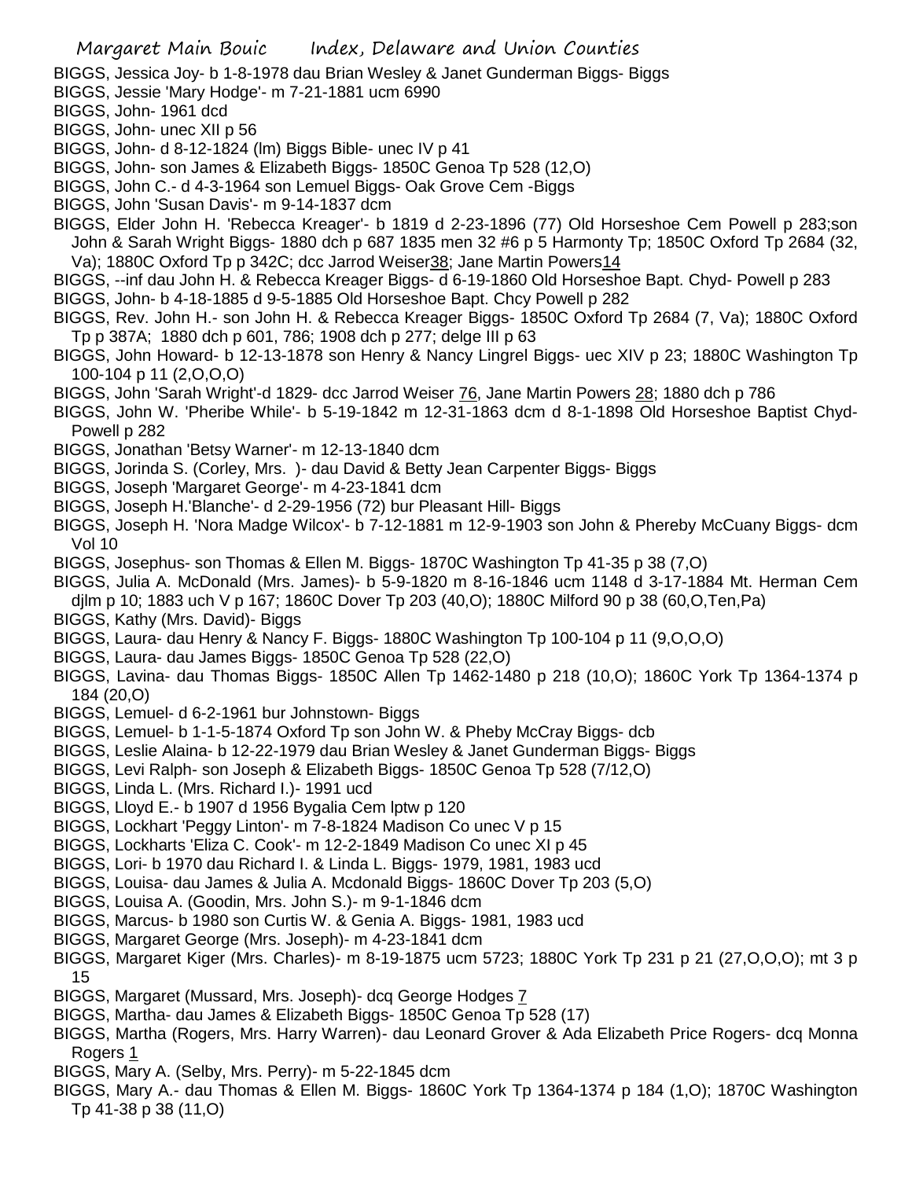BIGGS, Jessica Joy- b 1-8-1978 dau Brian Wesley & Janet Gunderman Biggs- Biggs
BIGGS, Jessie 'Mary Hodge'- m 7-21-1881 ucm 6990
BIGGS, John- 1961 dcd
BIGGS, John- unec XII p 56
BIGGS, John- d 8-12-1824 (lm) Biggs Bible- unec IV p 41
BIGGS, John- son James & Elizabeth Biggs- 1850C Genoa Tp 528 (12,O)
BIGGS, John C.- d 4-3-1964 son Lemuel Biggs- Oak Grove Cem -Biggs
BIGGS, John 'Susan Davis'- m 9-14-1837 dcm
BIGGS, Elder John H. 'Rebecca Kreager'- b 1819 d 2-23-1896 (77) Old Horseshoe Cem Powell p 283;son John & Sarah Wright Biggs- 1880 dch p 687 1835 men 32 #6 p 5 Harmonty Tp; 1850C Oxford Tp 2684 (32, Va); 1880C Oxford Tp p 342C; dcc Jarrod Weiser38; Jane Martin Powers14
BIGGS, --inf dau John H. & Rebecca Kreager Biggs- d 6-19-1860 Old Horseshoe Bapt. Chyd- Powell p 283
BIGGS, John- b 4-18-1885 d 9-5-1885 Old Horseshoe Bapt. Chcy Powell p 282
BIGGS, Rev. John H.- son John H. & Rebecca Kreager Biggs- 1850C Oxford Tp 2684 (7, Va); 1880C Oxford Tp p 387A; 1880 dch p 601, 786; 1908 dch p 277; delge III p 63
BIGGS, John Howard- b 12-13-1878 son Henry & Nancy Lingrel Biggs- uec XIV p 23; 1880C Washington Tp 100-104 p 11 (2,O,O,O)
BIGGS, John 'Sarah Wright'-d 1829- dcc Jarrod Weiser 76, Jane Martin Powers 28; 1880 dch p 786
BIGGS, John W. 'Pheribe While'- b 5-19-1842 m 12-31-1863 dcm d 8-1-1898 Old Horseshoe Baptist Chyd- Powell p 282
BIGGS, Jonathan 'Betsy Warner'- m 12-13-1840 dcm
BIGGS, Jorinda S. (Corley, Mrs. )- dau David & Betty Jean Carpenter Biggs- Biggs
BIGGS, Joseph 'Margaret George'- m 4-23-1841 dcm
BIGGS, Joseph H.'Blanche'- d 2-29-1956 (72) bur Pleasant Hill- Biggs
BIGGS, Joseph H. 'Nora Madge Wilcox'- b 7-12-1881 m 12-9-1903 son John & Phereby McCuany Biggs- dcm Vol 10
BIGGS, Josephus- son Thomas & Ellen M. Biggs- 1870C Washington Tp 41-35 p 38 (7,O)
BIGGS, Julia A. McDonald (Mrs. James)- b 5-9-1820 m 8-16-1846 ucm 1148 d 3-17-1884 Mt. Herman Cem djlm p 10; 1883 uch V p 167; 1860C Dover Tp 203 (40,O); 1880C Milford 90 p 38 (60,O,Ten,Pa)
BIGGS, Kathy (Mrs. David)- Biggs
BIGGS, Laura- dau Henry & Nancy F. Biggs- 1880C Washington Tp 100-104 p 11 (9,O,O,O)
BIGGS, Laura- dau James Biggs- 1850C Genoa Tp 528 (22,O)
BIGGS, Lavina- dau Thomas Biggs- 1850C Allen Tp 1462-1480 p 218 (10,O); 1860C York Tp 1364-1374 p 184 (20,O)
BIGGS, Lemuel- d 6-2-1961 bur Johnstown- Biggs
BIGGS, Lemuel- b 1-1-5-1874 Oxford Tp son John W. & Pheby McCray Biggs- dcb
BIGGS, Leslie Alaina- b 12-22-1979 dau Brian Wesley & Janet Gunderman Biggs- Biggs
BIGGS, Levi Ralph- son Joseph & Elizabeth Biggs- 1850C Genoa Tp 528 (7/12,O)
BIGGS, Linda L. (Mrs. Richard I.)- 1991 ucd
BIGGS, Lloyd E.- b 1907 d 1956 Bygalia Cem lptw p 120
BIGGS, Lockhart 'Peggy Linton'- m 7-8-1824 Madison Co unec V p 15
BIGGS, Lockharts 'Eliza C. Cook'- m 12-2-1849 Madison Co unec XI p 45
BIGGS, Lori- b 1970 dau Richard I. & Linda L. Biggs- 1979, 1981, 1983 ucd
BIGGS, Louisa- dau James & Julia A. Mcdonald Biggs- 1860C Dover Tp 203 (5,O)
BIGGS, Louisa A. (Goodin, Mrs. John S.)- m 9-1-1846 dcm
BIGGS, Marcus- b 1980 son Curtis W. & Genia A. Biggs- 1981, 1983 ucd
BIGGS, Margaret George (Mrs. Joseph)- m 4-23-1841 dcm
BIGGS, Margaret Kiger (Mrs. Charles)- m 8-19-1875 ucm 5723; 1880C York Tp 231 p 21 (27,O,O,O); mt 3 p 15
BIGGS, Margaret (Mussard, Mrs. Joseph)- dcq George Hodges 7
BIGGS, Martha- dau James & Elizabeth Biggs- 1850C Genoa Tp 528 (17)
BIGGS, Martha (Rogers, Mrs. Harry Warren)- dau Leonard Grover & Ada Elizabeth Price Rogers- dcq Monna Rogers 1
BIGGS, Mary A. (Selby, Mrs. Perry)- m 5-22-1845 dcm
BIGGS, Mary A.- dau Thomas & Ellen M. Biggs- 1860C York Tp 1364-1374 p 184 (1,O); 1870C Washington Tp 41-38 p 38 (11,O)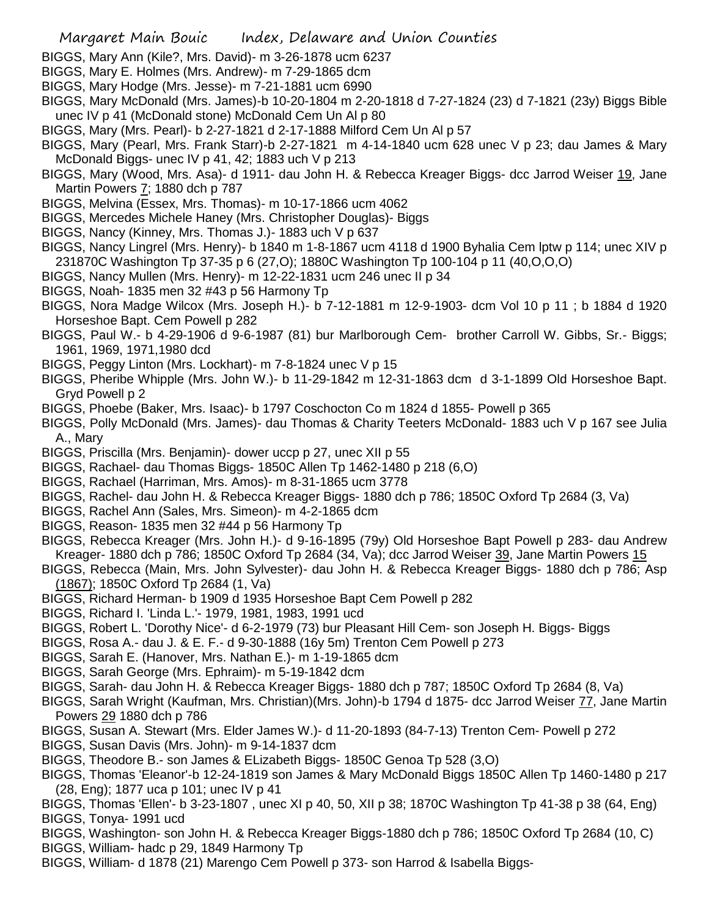BIGGS, Mary Ann (Kile?, Mrs. David)- m 3-26-1878 ucm 6237

BIGGS, Mary E. Holmes (Mrs. Andrew)- m 7-29-1865 dcm

BIGGS, Mary Hodge (Mrs. Jesse)- m 7-21-1881 ucm 6990

BIGGS, Mary McDonald (Mrs. James)-b 10-20-1804 m 2-20-1818 d 7-27-1824 (23) d 7-1821 (23y) Biggs Bible unec IV p 41 (McDonald stone) McDonald Cem Un Al p 80

BIGGS, Mary (Mrs. Pearl)- b 2-27-1821 d 2-17-1888 Milford Cem Un Al p 57

BIGGS, Mary (Pearl, Mrs. Frank Starr)-b 2-27-1821 m 4-14-1840 ucm 628 unec V p 23; dau James & Mary McDonald Biggs- unec IV p 41, 42; 1883 uch V p 213

BIGGS, Mary (Wood, Mrs. Asa)- d 1911- dau John H. & Rebecca Kreager Biggs- dcc Jarrod Weiser 19, Jane Martin Powers 7; 1880 dch p 787

BIGGS, Melvina (Essex, Mrs. Thomas)- m 10-17-1866 ucm 4062

BIGGS, Mercedes Michele Haney (Mrs. Christopher Douglas)- Biggs

BIGGS, Nancy (Kinney, Mrs. Thomas J.)- 1883 uch V p 637

BIGGS, Nancy Lingrel (Mrs. Henry)- b 1840 m 1-8-1867 ucm 4118 d 1900 Byhalia Cem lptw p 114; unec XIV p 231870C Washington Tp 37-35 p 6 (27,O); 1880C Washington Tp 100-104 p 11 (40,O,O,O)

BIGGS, Nancy Mullen (Mrs. Henry)- m 12-22-1831 ucm 246 unec II p 34

BIGGS, Noah- 1835 men 32 #43 p 56 Harmony Tp

BIGGS, Nora Madge Wilcox (Mrs. Joseph H.)- b 7-12-1881 m 12-9-1903- dcm Vol 10 p 11 ; b 1884 d 1920 Horseshoe Bapt. Cem Powell p 282

BIGGS, Paul W.- b 4-29-1906 d 9-6-1987 (81) bur Marlborough Cem- brother Carroll W. Gibbs, Sr.- Biggs; 1961, 1969, 1971,1980 dcd

BIGGS, Peggy Linton (Mrs. Lockhart)- m 7-8-1824 unec V p 15

BIGGS, Pheribe Whipple (Mrs. John W.)- b 11-29-1842 m 12-31-1863 dcm d 3-1-1899 Old Horseshoe Bapt. Gryd Powell p 2

BIGGS, Phoebe (Baker, Mrs. Isaac)- b 1797 Coschocton Co m 1824 d 1855- Powell p 365

BIGGS, Polly McDonald (Mrs. James)- dau Thomas & Charity Teeters McDonald- 1883 uch V p 167 see Julia A., Mary

BIGGS, Priscilla (Mrs. Benjamin)- dower uccp p 27, unec XII p 55

BIGGS, Rachael- dau Thomas Biggs- 1850C Allen Tp 1462-1480 p 218 (6,O)

BIGGS, Rachael (Harriman, Mrs. Amos)- m 8-31-1865 ucm 3778

BIGGS, Rachel- dau John H. & Rebecca Kreager Biggs- 1880 dch p 786; 1850C Oxford Tp 2684 (3, Va)

BIGGS, Rachel Ann (Sales, Mrs. Simeon)- m 4-2-1865 dcm

BIGGS, Reason- 1835 men 32 #44 p 56 Harmony Tp

BIGGS, Rebecca Kreager (Mrs. John H.)- d 9-16-1895 (79y) Old Horseshoe Bapt Powell p 283- dau Andrew Kreager- 1880 dch p 786; 1850C Oxford Tp 2684 (34, Va); dcc Jarrod Weiser 39, Jane Martin Powers 15

BIGGS, Rebecca (Main, Mrs. John Sylvester)- dau John H. & Rebecca Kreager Biggs- 1880 dch p 786; Asp (1867); 1850C Oxford Tp 2684 (1, Va)

BIGGS, Richard Herman- b 1909 d 1935 Horseshoe Bapt Cem Powell p 282

BIGGS, Richard I. 'Linda L.'- 1979, 1981, 1983, 1991 ucd

BIGGS, Robert L. 'Dorothy Nice'- d 6-2-1979 (73) bur Pleasant Hill Cem- son Joseph H. Biggs- Biggs

BIGGS, Rosa A.- dau J. & E. F.- d 9-30-1888 (16y 5m) Trenton Cem Powell p 273

BIGGS, Sarah E. (Hanover, Mrs. Nathan E.)- m 1-19-1865 dcm

BIGGS, Sarah George (Mrs. Ephraim)- m 5-19-1842 dcm

BIGGS, Sarah- dau John H. & Rebecca Kreager Biggs- 1880 dch p 787; 1850C Oxford Tp 2684 (8, Va)

BIGGS, Sarah Wright (Kaufman, Mrs. Christian)(Mrs. John)-b 1794 d 1875- dcc Jarrod Weiser 77, Jane Martin Powers 29 1880 dch p 786

BIGGS, Susan A. Stewart (Mrs. Elder James W.)- d 11-20-1893 (84-7-13) Trenton Cem- Powell p 272

BIGGS, Susan Davis (Mrs. John)- m 9-14-1837 dcm

BIGGS, Theodore B.- son James & ELizabeth Biggs- 1850C Genoa Tp 528 (3,O)

BIGGS, Thomas 'Eleanor'-b 12-24-1819 son James & Mary McDonald Biggs 1850C Allen Tp 1460-1480 p 217 (28, Eng); 1877 uca p 101; unec IV p 41

BIGGS, Thomas 'Ellen'- b 3-23-1807 , unec XI p 40, 50, XII p 38; 1870C Washington Tp 41-38 p 38 (64, Eng)

BIGGS, Tonya- 1991 ucd

BIGGS, Washington- son John H. & Rebecca Kreager Biggs-1880 dch p 786; 1850C Oxford Tp 2684 (10, C)

BIGGS, William- hadc p 29, 1849 Harmony Tp

BIGGS, William- d 1878 (21) Marengo Cem Powell p 373- son Harrod & Isabella Biggs-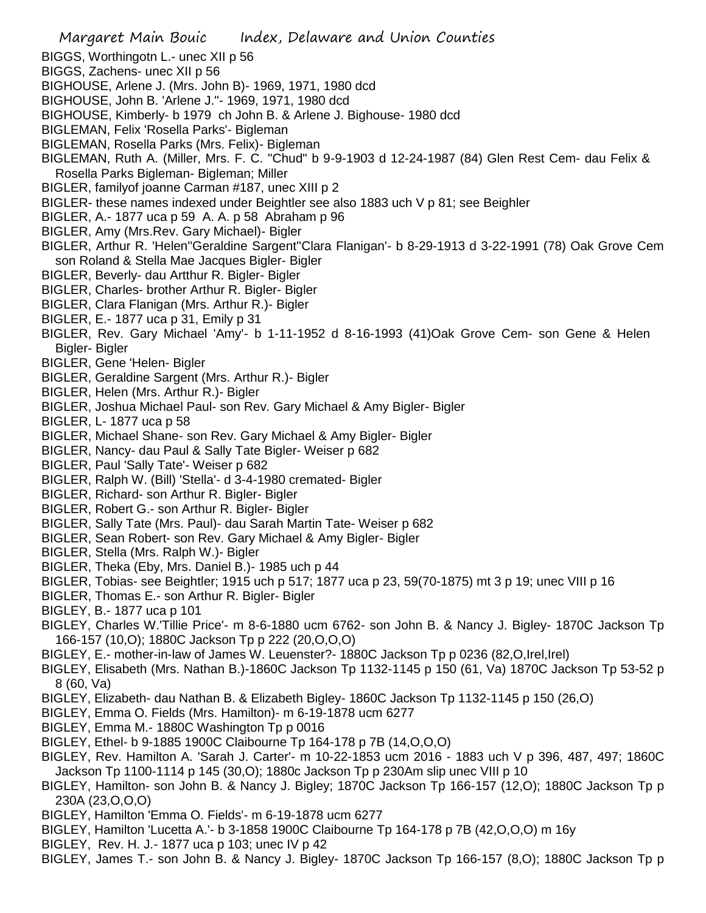BIGGS, Worthingotn L.- unec XII p 56

BIGGS, Zachens- unec XII p 56

BIGHOUSE, Arlene J. (Mrs. John B)- 1969, 1971, 1980 dcd

BIGHOUSE, John B. 'Arlene J."- 1969, 1971, 1980 dcd

BIGHOUSE, Kimberly- b 1979 ch John B. & Arlene J. Bighouse- 1980 dcd

BIGLEMAN, Felix 'Rosella Parks'- Bigleman

BIGLEMAN, Rosella Parks (Mrs. Felix)- Bigleman

BIGLEMAN, Ruth A. (Miller, Mrs. F. C. "Chud" b 9-9-1903 d 12-24-1987 (84) Glen Rest Cem- dau Felix & Rosella Parks Bigleman- Bigleman; Miller

BIGLER, familyof joanne Carman #187, unec XIII p 2

BIGLER- these names indexed under Beightler see also 1883 uch V p 81; see Beighler

BIGLER, A.- 1877 uca p 59 A. A. p 58 Abraham p 96

BIGLER, Amy (Mrs.Rev. Gary Michael)- Bigler

BIGLER, Arthur R. 'Helen''Geraldine Sargent''Clara Flanigan'- b 8-29-1913 d 3-22-1991 (78) Oak Grove Cem son Roland & Stella Mae Jacques Bigler- Bigler

BIGLER, Beverly- dau Artthur R. Bigler- Bigler

BIGLER, Charles- brother Arthur R. Bigler- Bigler

BIGLER, Clara Flanigan (Mrs. Arthur R.)- Bigler

BIGLER, E.- 1877 uca p 31, Emily p 31

BIGLER, Rev. Gary Michael 'Amy'- b 1-11-1952 d 8-16-1993 (41)Oak Grove Cem- son Gene & Helen Bigler- Bigler

BIGLER, Gene 'Helen- Bigler

BIGLER, Geraldine Sargent (Mrs. Arthur R.)- Bigler

BIGLER, Helen (Mrs. Arthur R.)- Bigler

BIGLER, Joshua Michael Paul- son Rev. Gary Michael & Amy Bigler- Bigler

BIGLER, L- 1877 uca p 58

BIGLER, Michael Shane- son Rev. Gary Michael & Amy Bigler- Bigler

BIGLER, Nancy- dau Paul & Sally Tate Bigler- Weiser p 682

BIGLER, Paul 'Sally Tate'- Weiser p 682

BIGLER, Ralph W. (Bill) 'Stella'- d 3-4-1980 cremated- Bigler

BIGLER, Richard- son Arthur R. Bigler- Bigler

BIGLER, Robert G.- son Arthur R. Bigler- Bigler

BIGLER, Sally Tate (Mrs. Paul)- dau Sarah Martin Tate- Weiser p 682

BIGLER, Sean Robert- son Rev. Gary Michael & Amy Bigler- Bigler

BIGLER, Stella (Mrs. Ralph W.)- Bigler

BIGLER, Theka (Eby, Mrs. Daniel B.)- 1985 uch p 44

BIGLER, Tobias- see Beightler; 1915 uch p 517; 1877 uca p 23, 59(70-1875) mt 3 p 19; unec VIII p 16

BIGLER, Thomas E.- son Arthur R. Bigler- Bigler

BIGLEY, B.- 1877 uca p 101

BIGLEY, Charles W.'Tillie Price'- m 8-6-1880 ucm 6762- son John B. & Nancy J. Bigley- 1870C Jackson Tp 166-157 (10,O); 1880C Jackson Tp p 222 (20,O,O,O)

BIGLEY, E.- mother-in-law of James W. Leuenster?- 1880C Jackson Tp p 0236 (82,O,Irel,Irel)

BIGLEY, Elisabeth (Mrs. Nathan B.)-1860C Jackson Tp 1132-1145 p 150 (61, Va) 1870C Jackson Tp 53-52 p 8 (60, Va)

BIGLEY, Elizabeth- dau Nathan B. & Elizabeth Bigley- 1860C Jackson Tp 1132-1145 p 150 (26,O)

BIGLEY, Emma O. Fields (Mrs. Hamilton)- m 6-19-1878 ucm 6277

BIGLEY, Emma M.- 1880C Washington Tp p 0016

BIGLEY, Ethel- b 9-1885 1900C Claibourne Tp 164-178 p 7B (14,O,O,O)

BIGLEY, Rev. Hamilton A. 'Sarah J. Carter'- m 10-22-1853 ucm 2016 - 1883 uch V p 396, 487, 497; 1860C Jackson Tp 1100-1114 p 145 (30,O); 1880c Jackson Tp p 230Am slip unec VIII p 10

BIGLEY, Hamilton- son John B. & Nancy J. Bigley; 1870C Jackson Tp 166-157 (12,O); 1880C Jackson Tp p 230A (23,O,O,O)

BIGLEY, Hamilton 'Emma O. Fields'- m 6-19-1878 ucm 6277

BIGLEY, Hamilton 'Lucetta A.'- b 3-1858 1900C Claibourne Tp 164-178 p 7B (42,O,O,O) m 16y

BIGLEY, Rev. H. J.- 1877 uca p 103; unec IV p 42

BIGLEY, James T.- son John B. & Nancy J. Bigley- 1870C Jackson Tp 166-157 (8,O); 1880C Jackson Tp p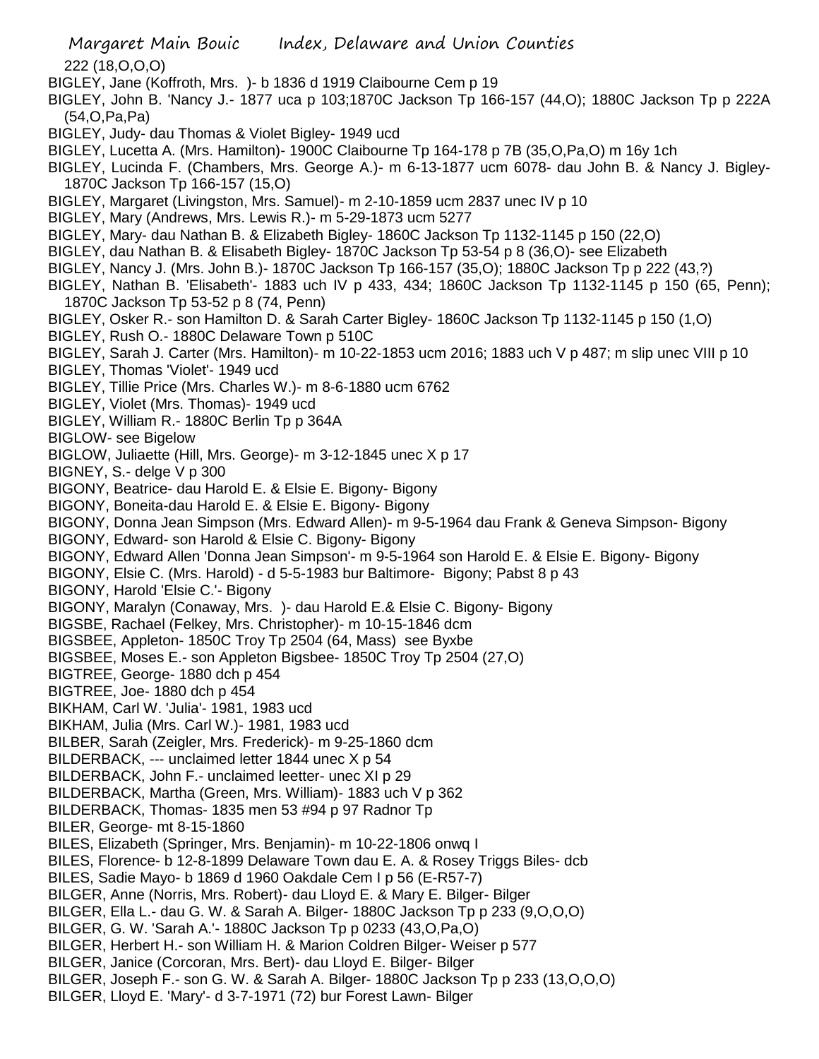222 (18,O,O,O)

BIGLEY, Jane (Koffroth, Mrs. )- b 1836 d 1919 Claibourne Cem p 19

BIGLEY, John B. 'Nancy J.- 1877 uca p 103;1870C Jackson Tp 166-157 (44,O); 1880C Jackson Tp p 222A (54,O,Pa,Pa)

BIGLEY, Judy- dau Thomas & Violet Bigley- 1949 ucd

BIGLEY, Lucetta A. (Mrs. Hamilton)- 1900C Claibourne Tp 164-178 p 7B (35,O,Pa,O) m 16y 1ch

BIGLEY, Lucinda F. (Chambers, Mrs. George A.)- m 6-13-1877 ucm 6078- dau John B. & Nancy J. Bigley- 1870C Jackson Tp 166-157 (15,O)

BIGLEY, Margaret (Livingston, Mrs. Samuel)- m 2-10-1859 ucm 2837 unec IV p 10

BIGLEY, Mary (Andrews, Mrs. Lewis R.)- m 5-29-1873 ucm 5277

BIGLEY, Mary- dau Nathan B. & Elizabeth Bigley- 1860C Jackson Tp 1132-1145 p 150 (22,O)

BIGLEY, dau Nathan B. & Elisabeth Bigley- 1870C Jackson Tp 53-54 p 8 (36,O)- see Elizabeth

BIGLEY, Nancy J. (Mrs. John B.)- 1870C Jackson Tp 166-157 (35,O); 1880C Jackson Tp p 222 (43,?)

BIGLEY, Nathan B. 'Elisabeth'- 1883 uch IV p 433, 434; 1860C Jackson Tp 1132-1145 p 150 (65, Penn); 1870C Jackson Tp 53-52 p 8 (74, Penn)

BIGLEY, Osker R.- son Hamilton D. & Sarah Carter Bigley- 1860C Jackson Tp 1132-1145 p 150 (1,O)

BIGLEY, Rush O.- 1880C Delaware Town p 510C

BIGLEY, Sarah J. Carter (Mrs. Hamilton)- m 10-22-1853 ucm 2016; 1883 uch V p 487; m slip unec VIII p 10

BIGLEY, Thomas 'Violet'- 1949 ucd

BIGLEY, Tillie Price (Mrs. Charles W.)- m 8-6-1880 ucm 6762

BIGLEY, Violet (Mrs. Thomas)- 1949 ucd

BIGLEY, William R.- 1880C Berlin Tp p 364A

BIGLOW- see Bigelow

BIGLOW, Juliaette (Hill, Mrs. George)- m 3-12-1845 unec X p 17

BIGNEY, S.- delge V p 300

BIGONY, Beatrice- dau Harold E. & Elsie E. Bigony- Bigony

BIGONY, Boneita-dau Harold E. & Elsie E. Bigony- Bigony

BIGONY, Donna Jean Simpson (Mrs. Edward Allen)- m 9-5-1964 dau Frank & Geneva Simpson- Bigony

BIGONY, Edward- son Harold & Elsie C. Bigony- Bigony

BIGONY, Edward Allen 'Donna Jean Simpson'- m 9-5-1964 son Harold E. & Elsie E. Bigony- Bigony

BIGONY, Elsie C. (Mrs. Harold) - d 5-5-1983 bur Baltimore- Bigony; Pabst 8 p 43

BIGONY, Harold 'Elsie C.'- Bigony

BIGONY, Maralyn (Conaway, Mrs. )- dau Harold E.& Elsie C. Bigony- Bigony

BIGSBE, Rachael (Felkey, Mrs. Christopher)- m 10-15-1846 dcm

BIGSBEE, Appleton- 1850C Troy Tp 2504 (64, Mass) see Byxbe

BIGSBEE, Moses E.- son Appleton Bigsbee- 1850C Troy Tp 2504 (27,O)

BIGTREE, George- 1880 dch p 454

BIGTREE, Joe- 1880 dch p 454

BIKHAM, Carl W. 'Julia'- 1981, 1983 ucd

BIKHAM, Julia (Mrs. Carl W.)- 1981, 1983 ucd

BILBER, Sarah (Zeigler, Mrs. Frederick)- m 9-25-1860 dcm

BILDERBACK, --- unclaimed letter 1844 unec X p 54

BILDERBACK, John F.- unclaimed leetter- unec XI p 29

BILDERBACK, Martha (Green, Mrs. William)- 1883 uch V p 362

BILDERBACK, Thomas- 1835 men 53 #94 p 97 Radnor Tp

BILER, George- mt 8-15-1860

BILES, Elizabeth (Springer, Mrs. Benjamin)- m 10-22-1806 onwq I

BILES, Florence- b 12-8-1899 Delaware Town dau E. A. & Rosey Triggs Biles- dcb

BILES, Sadie Mayo- b 1869 d 1960 Oakdale Cem I p 56 (E-R57-7)

BILGER, Anne (Norris, Mrs. Robert)- dau Lloyd E. & Mary E. Bilger- Bilger

BILGER, Ella L.- dau G. W. & Sarah A. Bilger- 1880C Jackson Tp p 233 (9,O,O,O)

BILGER, G. W. 'Sarah A.'- 1880C Jackson Tp p 0233 (43,O,Pa,O)

BILGER, Herbert H.- son William H. & Marion Coldren Bilger- Weiser p 577

BILGER, Janice (Corcoran, Mrs. Bert)- dau Lloyd E. Bilger- Bilger

BILGER, Joseph F.- son G. W. & Sarah A. Bilger- 1880C Jackson Tp p 233 (13,O,O,O)

BILGER, Lloyd E. 'Mary'- d 3-7-1971 (72) bur Forest Lawn- Bilger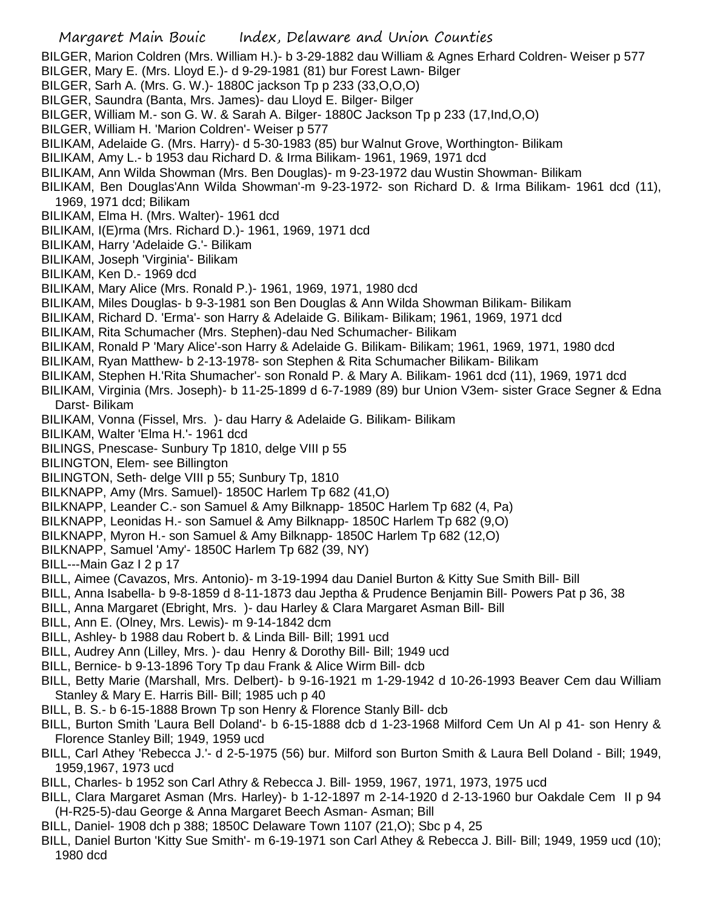BILGER, Marion Coldren (Mrs. William H.)- b 3-29-1882 dau William & Agnes Erhard Coldren- Weiser p 577

BILGER, Mary E. (Mrs. Lloyd E.)- d 9-29-1981 (81) bur Forest Lawn- Bilger

BILGER, Sarh A. (Mrs. G. W.)- 1880C jackson Tp p 233 (33,O,O,O)

BILGER, Saundra (Banta, Mrs. James)- dau Lloyd E. Bilger- Bilger

BILGER, William M.- son G. W. & Sarah A. Bilger- 1880C Jackson Tp p 233 (17,Ind,O,O)

BILGER, William H. 'Marion Coldren'- Weiser p 577

BILIKAM, Adelaide G. (Mrs. Harry)- d 5-30-1983 (85) bur Walnut Grove, Worthington- Bilikam

BILIKAM, Amy L.- b 1953 dau Richard D. & Irma Bilikam- 1961, 1969, 1971 dcd

BILIKAM, Ann Wilda Showman (Mrs. Ben Douglas)- m 9-23-1972 dau Wustin Showman- Bilikam

BILIKAM, Ben Douglas'Ann Wilda Showman'-m 9-23-1972- son Richard D. & Irma Bilikam- 1961 dcd (11), 1969, 1971 dcd; Bilikam

BILIKAM, Elma H. (Mrs. Walter)- 1961 dcd

BILIKAM, I(E)rma (Mrs. Richard D.)- 1961, 1969, 1971 dcd

BILIKAM, Harry 'Adelaide G.'- Bilikam

BILIKAM, Joseph 'Virginia'- Bilikam

BILIKAM, Ken D.- 1969 dcd

BILIKAM, Mary Alice (Mrs. Ronald P.)- 1961, 1969, 1971, 1980 dcd

BILIKAM, Miles Douglas- b 9-3-1981 son Ben Douglas & Ann Wilda Showman Bilikam- Bilikam

BILIKAM, Richard D. 'Erma'- son Harry & Adelaide G. Bilikam- Bilikam; 1961, 1969, 1971 dcd

BILIKAM, Rita Schumacher (Mrs. Stephen)-dau Ned Schumacher- Bilikam

BILIKAM, Ronald P 'Mary Alice'-son Harry & Adelaide G. Bilikam- Bilikam; 1961, 1969, 1971, 1980 dcd

BILIKAM, Ryan Matthew- b 2-13-1978- son Stephen & Rita Schumacher Bilikam- Bilikam

BILIKAM, Stephen H.'Rita Shumacher'- son Ronald P. & Mary A. Bilikam- 1961 dcd (11), 1969, 1971 dcd

BILIKAM, Virginia (Mrs. Joseph)- b 11-25-1899 d 6-7-1989 (89) bur Union V3em- sister Grace Segner & Edna Darst- Bilikam

BILIKAM, Vonna (Fissel, Mrs. )- dau Harry & Adelaide G. Bilikam- Bilikam

BILIKAM, Walter 'Elma H.'- 1961 dcd

BILINGS, Pnescase- Sunbury Tp 1810, delge VIII p 55

BILINGTON, Elem- see Billington

BILINGTON, Seth- delge VIII p 55; Sunbury Tp, 1810

BILKNAPP, Amy (Mrs. Samuel)- 1850C Harlem Tp 682 (41,O)

BILKNAPP, Leander C.- son Samuel & Amy Bilknapp- 1850C Harlem Tp 682 (4, Pa)

BILKNAPP, Leonidas H.- son Samuel & Amy Bilknapp- 1850C Harlem Tp 682 (9,O)

BILKNAPP, Myron H.- son Samuel & Amy Bilknapp- 1850C Harlem Tp 682 (12,O)

BILKNAPP, Samuel 'Amy'- 1850C Harlem Tp 682 (39, NY)

BILL---Main Gaz I 2 p 17

BILL, Aimee (Cavazos, Mrs. Antonio)- m 3-19-1994 dau Daniel Burton & Kitty Sue Smith Bill- Bill

BILL, Anna Isabella- b 9-8-1859 d 8-11-1873 dau Jeptha & Prudence Benjamin Bill- Powers Pat p 36, 38

BILL, Anna Margaret (Ebright, Mrs. )- dau Harley & Clara Margaret Asman Bill- Bill

BILL, Ann E. (Olney, Mrs. Lewis)- m 9-14-1842 dcm

BILL, Ashley- b 1988 dau Robert b. & Linda Bill- Bill; 1991 ucd

BILL, Audrey Ann (Lilley, Mrs. )- dau Henry & Dorothy Bill- Bill; 1949 ucd

BILL, Bernice- b 9-13-1896 Tory Tp dau Frank & Alice Wirm Bill- dcb

BILL, Betty Marie (Marshall, Mrs. Delbert)- b 9-16-1921 m 1-29-1942 d 10-26-1993 Beaver Cem dau William Stanley & Mary E. Harris Bill- Bill; 1985 uch p 40

BILL, B. S.- b 6-15-1888 Brown Tp son Henry & Florence Stanly Bill- dcb

BILL, Burton Smith 'Laura Bell Doland'- b 6-15-1888 dcb d 1-23-1968 Milford Cem Un Al p 41- son Henry & Florence Stanley Bill; 1949, 1959 ucd

BILL, Carl Athey 'Rebecca J.'- d 2-5-1975 (56) bur. Milford son Burton Smith & Laura Bell Doland - Bill; 1949, 1959,1967, 1973 ucd

BILL, Charles- b 1952 son Carl Athry & Rebecca J. Bill- 1959, 1967, 1971, 1973, 1975 ucd

BILL, Clara Margaret Asman (Mrs. Harley)- b 1-12-1897 m 2-14-1920 d 2-13-1960 bur Oakdale Cem II p 94 (H-R25-5)-dau George & Anna Margaret Beech Asman- Asman; Bill

BILL, Daniel- 1908 dch p 388; 1850C Delaware Town 1107 (21,O); Sbc p 4, 25

BILL, Daniel Burton 'Kitty Sue Smith'- m 6-19-1971 son Carl Athey & Rebecca J. Bill- Bill; 1949, 1959 ucd (10); 1980 dcd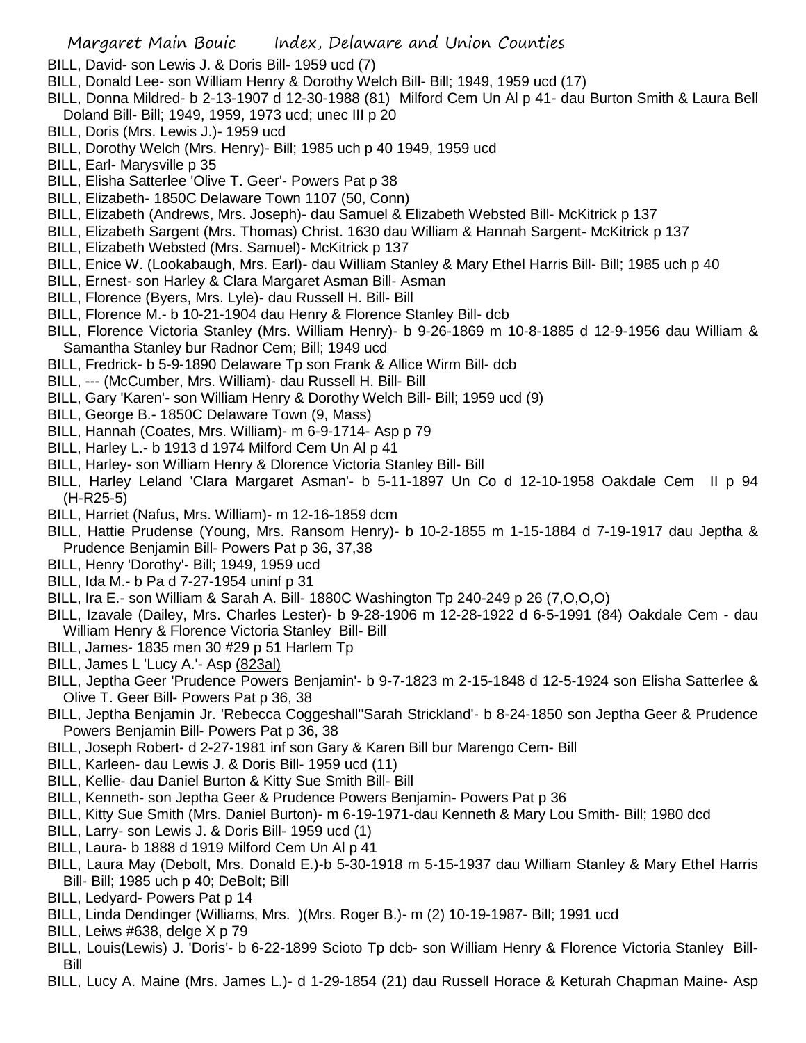BILL, David- son Lewis J. & Doris Bill- 1959 ucd (7)

BILL, Donald Lee- son William Henry & Dorothy Welch Bill- Bill; 1949, 1959 ucd (17)

BILL, Donna Mildred- b 2-13-1907 d 12-30-1988 (81) Milford Cem Un Al p 41- dau Burton Smith & Laura Bell Doland Bill- Bill; 1949, 1959, 1973 ucd; unec III p 20

BILL, Doris (Mrs. Lewis J.)- 1959 ucd

BILL, Dorothy Welch (Mrs. Henry)- Bill; 1985 uch p 40 1949, 1959 ucd

BILL, Earl- Marysville p 35

BILL, Elisha Satterlee 'Olive T. Geer'- Powers Pat p 38

BILL, Elizabeth- 1850C Delaware Town 1107 (50, Conn)

BILL, Elizabeth (Andrews, Mrs. Joseph)- dau Samuel & Elizabeth Websted Bill- McKitrick p 137

BILL, Elizabeth Sargent (Mrs. Thomas) Christ. 1630 dau William & Hannah Sargent- McKitrick p 137

BILL, Elizabeth Websted (Mrs. Samuel)- McKitrick p 137

BILL, Enice W. (Lookabaugh, Mrs. Earl)- dau William Stanley & Mary Ethel Harris Bill- Bill; 1985 uch p 40

BILL, Ernest- son Harley & Clara Margaret Asman Bill- Asman

BILL, Florence (Byers, Mrs. Lyle)- dau Russell H. Bill- Bill

BILL, Florence M.- b 10-21-1904 dau Henry & Florence Stanley Bill- dcb

BILL, Florence Victoria Stanley (Mrs. William Henry)- b 9-26-1869 m 10-8-1885 d 12-9-1956 dau William & Samantha Stanley bur Radnor Cem; Bill; 1949 ucd

BILL, Fredrick- b 5-9-1890 Delaware Tp son Frank & Allice Wirm Bill- dcb

BILL, --- (McCumber, Mrs. William)- dau Russell H. Bill- Bill

BILL, Gary 'Karen'- son William Henry & Dorothy Welch Bill- Bill; 1959 ucd (9)

BILL, George B.- 1850C Delaware Town (9, Mass)

BILL, Hannah (Coates, Mrs. William)- m 6-9-1714- Asp p 79

BILL, Harley L.- b 1913 d 1974 Milford Cem Un Al p 41

BILL, Harley- son William Henry & Dlorence Victoria Stanley Bill- Bill

BILL, Harley Leland 'Clara Margaret Asman'- b 5-11-1897 Un Co d 12-10-1958 Oakdale Cem II p 94 (H-R25-5)

BILL, Harriet (Nafus, Mrs. William)- m 12-16-1859 dcm

BILL, Hattie Prudense (Young, Mrs. Ransom Henry)- b 10-2-1855 m 1-15-1884 d 7-19-1917 dau Jeptha & Prudence Benjamin Bill- Powers Pat p 36, 37,38

BILL, Henry 'Dorothy'- Bill; 1949, 1959 ucd

BILL, Ida M.- b Pa d 7-27-1954 uninf p 31

BILL, Ira E.- son William & Sarah A. Bill- 1880C Washington Tp 240-249 p 26 (7,O,O,O)

BILL, Izavale (Dailey, Mrs. Charles Lester)- b 9-28-1906 m 12-28-1922 d 6-5-1991 (84) Oakdale Cem - dau William Henry & Florence Victoria Stanley Bill- Bill

BILL, James- 1835 men 30 #29 p 51 Harlem Tp

BILL, James L 'Lucy A.'- Asp (823al)

BILL, Jeptha Geer 'Prudence Powers Benjamin'- b 9-7-1823 m 2-15-1848 d 12-5-1924 son Elisha Satterlee & Olive T. Geer Bill- Powers Pat p 36, 38

BILL, Jeptha Benjamin Jr. 'Rebecca Coggeshall''Sarah Strickland'- b 8-24-1850 son Jeptha Geer & Prudence Powers Benjamin Bill- Powers Pat p 36, 38

BILL, Joseph Robert- d 2-27-1981 inf son Gary & Karen Bill bur Marengo Cem- Bill

BILL, Karleen- dau Lewis J. & Doris Bill- 1959 ucd (11)

BILL, Kellie- dau Daniel Burton & Kitty Sue Smith Bill- Bill

BILL, Kenneth- son Jeptha Geer & Prudence Powers Benjamin- Powers Pat p 36

BILL, Kitty Sue Smith (Mrs. Daniel Burton)- m 6-19-1971-dau Kenneth & Mary Lou Smith- Bill; 1980 dcd

BILL, Larry- son Lewis J. & Doris Bill- 1959 ucd (1)

BILL, Laura- b 1888 d 1919 Milford Cem Un Al p 41

BILL, Laura May (Debolt, Mrs. Donald E.)-b 5-30-1918 m 5-15-1937 dau William Stanley & Mary Ethel Harris Bill- Bill; 1985 uch p 40; DeBolt; Bill

BILL, Ledyard- Powers Pat p 14

BILL, Linda Dendinger (Williams, Mrs. )(Mrs. Roger B.)- m (2) 10-19-1987- Bill; 1991 ucd

BILL, Leiws #638, delge X p 79

BILL, Louis(Lewis) J. 'Doris'- b 6-22-1899 Scioto Tp dcb- son William Henry & Florence Victoria Stanley Bill- Bill

BILL, Lucy A. Maine (Mrs. James L.)- d 1-29-1854 (21) dau Russell Horace & Keturah Chapman Maine- Asp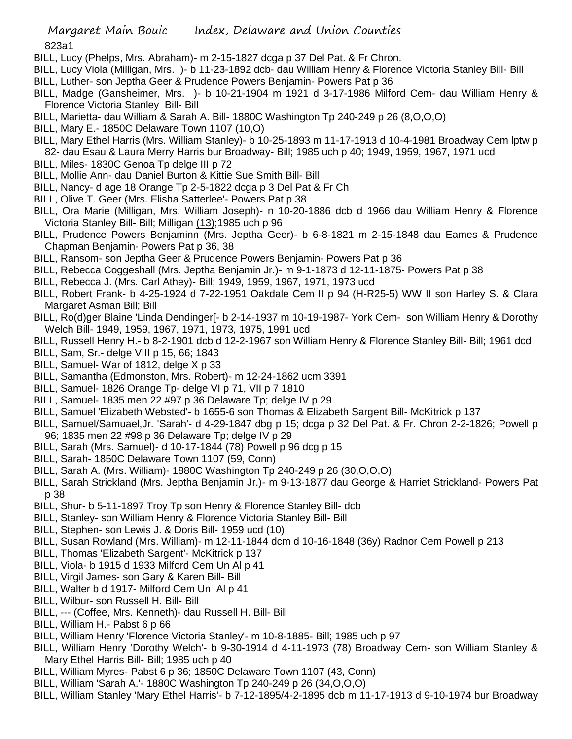823a1

BILL, Lucy (Phelps, Mrs. Abraham)- m 2-15-1827 dcga p 37 Del Pat. & Fr Chron.

BILL, Lucy Viola (Milligan, Mrs. )- b 11-23-1892 dcb- dau William Henry & Florence Victoria Stanley Bill- Bill

BILL, Luther- son Jeptha Geer & Prudence Powers Benjamin- Powers Pat p 36

BILL, Madge (Gansheimer, Mrs. )- b 10-21-1904 m 1921 d 3-17-1986 Milford Cem- dau William Henry & Florence Victoria Stanley Bill- Bill

BILL, Marietta- dau William & Sarah A. Bill- 1880C Washington Tp 240-249 p 26 (8,O,O,O)

BILL, Mary E.- 1850C Delaware Town 1107 (10,O)

BILL, Mary Ethel Harris (Mrs. William Stanley)- b 10-25-1893 m 11-17-1913 d 10-4-1981 Broadway Cem lptw p 82- dau Esau & Laura Merry Harris bur Broadway- Bill; 1985 uch p 40; 1949, 1959, 1967, 1971 ucd

BILL, Miles- 1830C Genoa Tp delge III p 72

BILL, Mollie Ann- dau Daniel Burton & Kittie Sue Smith Bill- Bill

BILL, Nancy- d age 18 Orange Tp 2-5-1822 dcga p 3 Del Pat & Fr Ch

BILL, Olive T. Geer (Mrs. Elisha Satterlee'- Powers Pat p 38

BILL, Ora Marie (Milligan, Mrs. William Joseph)- n 10-20-1886 dcb d 1966 dau William Henry & Florence Victoria Stanley Bill- Bill; Milligan (13);1985 uch p 96

BILL, Prudence Powers Benjaminn (Mrs. Jeptha Geer)- b 6-8-1821 m 2-15-1848 dau Eames & Prudence Chapman Benjamin- Powers Pat p 36, 38

BILL, Ransom- son Jeptha Geer & Prudence Powers Benjamin- Powers Pat p 36

BILL, Rebecca Coggeshall (Mrs. Jeptha Benjamin Jr.)- m 9-1-1873 d 12-11-1875- Powers Pat p 38

BILL, Rebecca J. (Mrs. Carl Athey)- Bill; 1949, 1959, 1967, 1971, 1973 ucd

BILL, Robert Frank- b 4-25-1924 d 7-22-1951 Oakdale Cem II p 94 (H-R25-5) WW II son Harley S. & Clara Margaret Asman Bill; Bill

BILL, Ro(d)ger Blaine 'Linda Dendinger[- b 2-14-1937 m 10-19-1987- York Cem- son William Henry & Dorothy Welch Bill- 1949, 1959, 1967, 1971, 1973, 1975, 1991 ucd

BILL, Russell Henry H.- b 8-2-1901 dcb d 12-2-1967 son William Henry & Florence Stanley Bill- Bill; 1961 dcd

BILL, Sam, Sr.- delge VIII p 15, 66; 1843

BILL, Samuel- War of 1812, delge X p 33

BILL, Samantha (Edmonston, Mrs. Robert)- m 12-24-1862 ucm 3391

BILL, Samuel- 1826 Orange Tp- delge VI p 71, VII p 7 1810

BILL, Samuel- 1835 men 22 #97 p 36 Delaware Tp; delge IV p 29

BILL, Samuel 'Elizabeth Websted'- b 1655-6 son Thomas & Elizabeth Sargent Bill- McKitrick p 137

BILL, Samuel/Samuael,Jr. 'Sarah'- d 4-29-1847 dbg p 15; dcga p 32 Del Pat. & Fr. Chron 2-2-1826; Powell p 96; 1835 men 22 #98 p 36 Delaware Tp; delge IV p 29

BILL, Sarah (Mrs. Samuel)- d 10-17-1844 (78) Powell p 96 dcg p 15

BILL, Sarah- 1850C Delaware Town 1107 (59, Conn)

BILL, Sarah A. (Mrs. William)- 1880C Washington Tp 240-249 p 26 (30,O,O,O)

BILL, Sarah Strickland (Mrs. Jeptha Benjamin Jr.)- m 9-13-1877 dau George & Harriet Strickland- Powers Pat p 38

BILL, Shur- b 5-11-1897 Troy Tp son Henry & Florence Stanley Bill- dcb

BILL, Stanley- son William Henry & Florence Victoria Stanley Bill- Bill

BILL, Stephen- son Lewis J. & Doris Bill- 1959 ucd (10)

BILL, Susan Rowland (Mrs. William)- m 12-11-1844 dcm d 10-16-1848 (36y) Radnor Cem Powell p 213

BILL, Thomas 'Elizabeth Sargent'- McKitrick p 137

BILL, Viola- b 1915 d 1933 Milford Cem Un Al p 41

BILL, Virgil James- son Gary & Karen Bill- Bill

BILL, Walter b d 1917- Milford Cem Un Al p 41

BILL, Wilbur- son Russell H. Bill- Bill

BILL, --- (Coffee, Mrs. Kenneth)- dau Russell H. Bill- Bill

BILL, William H.- Pabst 6 p 66

BILL, William Henry 'Florence Victoria Stanley'- m 10-8-1885- Bill; 1985 uch p 97

BILL, William Henry 'Dorothy Welch'- b 9-30-1914 d 4-11-1973 (78) Broadway Cem- son William Stanley & Mary Ethel Harris Bill- Bill; 1985 uch p 40

BILL, William Myres- Pabst 6 p 36; 1850C Delaware Town 1107 (43, Conn)

BILL, William 'Sarah A.'- 1880C Washington Tp 240-249 p 26 (34,O,O,O)

BILL, William Stanley 'Mary Ethel Harris'- b 7-12-1895/4-2-1895 dcb m 11-17-1913 d 9-10-1974 bur Broadway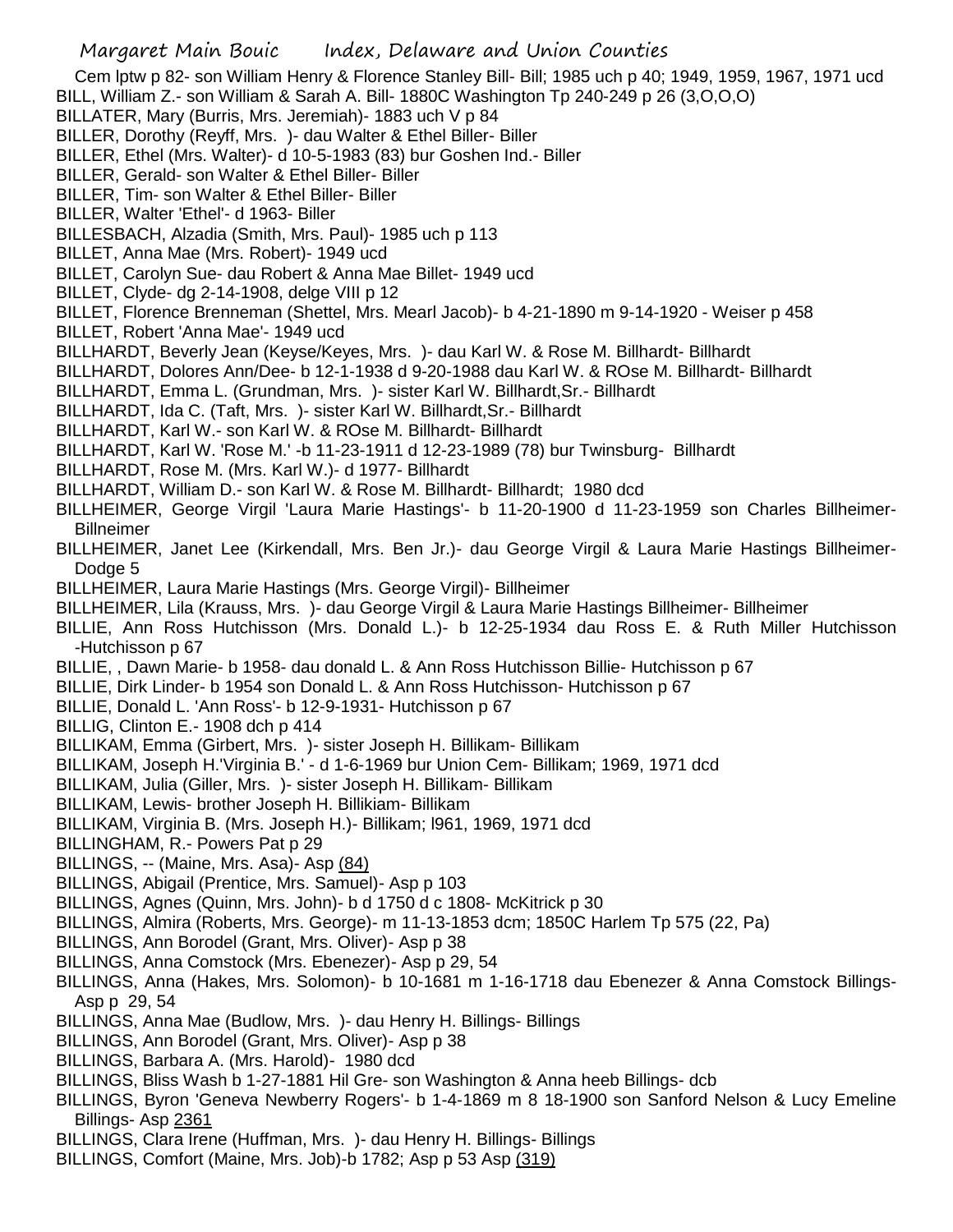Cem lptw p 82- son William Henry & Florence Stanley Bill- Bill; 1985 uch p 40; 1949, 1959, 1967, 1971 ucd

BILL, William Z.- son William & Sarah A. Bill- 1880C Washington Tp 240-249 p 26 (3,O,O,O)

BILLATER, Mary (Burris, Mrs. Jeremiah)- 1883 uch V p 84

BILLER, Dorothy (Reyff, Mrs. )- dau Walter & Ethel Biller- Biller

BILLER, Ethel (Mrs. Walter)- d 10-5-1983 (83) bur Goshen Ind.- Biller

BILLER, Gerald- son Walter & Ethel Biller- Biller

BILLER, Tim- son Walter & Ethel Biller- Biller

BILLER, Walter 'Ethel'- d 1963- Biller

BILLESBACH, Alzadia (Smith, Mrs. Paul)- 1985 uch p 113

BILLET, Anna Mae (Mrs. Robert)- 1949 ucd

BILLET, Carolyn Sue- dau Robert & Anna Mae Billet- 1949 ucd

BILLET, Clyde- dg 2-14-1908, delge VIII p 12

BILLET, Florence Brenneman (Shettel, Mrs. Mearl Jacob)- b 4-21-1890 m 9-14-1920 - Weiser p 458

BILLET, Robert 'Anna Mae'- 1949 ucd

BILLHARDT, Beverly Jean (Keyse/Keyes, Mrs. )- dau Karl W. & Rose M. Billhardt- Billhardt

BILLHARDT, Dolores Ann/Dee- b 12-1-1938 d 9-20-1988 dau Karl W. & ROse M. Billhardt- Billhardt

BILLHARDT, Emma L. (Grundman, Mrs. )- sister Karl W. Billhardt,Sr.- Billhardt

BILLHARDT, Ida C. (Taft, Mrs. )- sister Karl W. Billhardt,Sr.- Billhardt

BILLHARDT, Karl W.- son Karl W. & ROse M. Billhardt- Billhardt

BILLHARDT, Karl W. 'Rose M.' -b 11-23-1911 d 12-23-1989 (78) bur Twinsburg- Billhardt

BILLHARDT, Rose M. (Mrs. Karl W.)- d 1977- Billhardt

BILLHARDT, William D.- son Karl W. & Rose M. Billhardt- Billhardt; 1980 dcd

BILLHEIMER, George Virgil 'Laura Marie Hastings'- b 11-20-1900 d 11-23-1959 son Charles Billheimer- Billneimer

BILLHEIMER, Janet Lee (Kirkendall, Mrs. Ben Jr.)- dau George Virgil & Laura Marie Hastings Billheimer- Dodge 5

BILLHEIMER, Laura Marie Hastings (Mrs. George Virgil)- Billheimer

BILLHEIMER, Lila (Krauss, Mrs. )- dau George Virgil & Laura Marie Hastings Billheimer- Billheimer

BILLIE, Ann Ross Hutchisson (Mrs. Donald L.)- b 12-25-1934 dau Ross E. & Ruth Miller Hutchisson -Hutchisson p 67

BILLIE, , Dawn Marie- b 1958- dau donald L. & Ann Ross Hutchisson Billie- Hutchisson p 67

BILLIE, Dirk Linder- b 1954 son Donald L. & Ann Ross Hutchisson- Hutchisson p 67

BILLIE, Donald L. 'Ann Ross'- b 12-9-1931- Hutchisson p 67

BILLIG, Clinton E.- 1908 dch p 414

BILLIKAM, Emma (Girbert, Mrs. )- sister Joseph H. Billikam- Billikam

BILLIKAM, Joseph H.'Virginia B.' - d 1-6-1969 bur Union Cem- Billikam; 1969, 1971 dcd

BILLIKAM, Julia (Giller, Mrs. )- sister Joseph H. Billikam- Billikam

BILLIKAM, Lewis- brother Joseph H. Billikiam- Billikam

BILLIKAM, Virginia B. (Mrs. Joseph H.)- Billikam; l961, 1969, 1971 dcd

BILLINGHAM, R.- Powers Pat p 29

BILLINGS, -- (Maine, Mrs. Asa)- Asp (84)

BILLINGS, Abigail (Prentice, Mrs. Samuel)- Asp p 103

BILLINGS, Agnes (Quinn, Mrs. John)- b d 1750 d c 1808- McKitrick p 30

BILLINGS, Almira (Roberts, Mrs. George)- m 11-13-1853 dcm; 1850C Harlem Tp 575 (22, Pa)

BILLINGS, Ann Borodel (Grant, Mrs. Oliver)- Asp p 38

BILLINGS, Anna Comstock (Mrs. Ebenezer)- Asp p 29, 54

BILLINGS, Anna (Hakes, Mrs. Solomon)- b 10-1681 m 1-16-1718 dau Ebenezer & Anna Comstock Billings- Asp p 29, 54

BILLINGS, Anna Mae (Budlow, Mrs. )- dau Henry H. Billings- Billings

BILLINGS, Ann Borodel (Grant, Mrs. Oliver)- Asp p 38

BILLINGS, Barbara A. (Mrs. Harold)- 1980 dcd

BILLINGS, Bliss Wash b 1-27-1881 Hil Gre- son Washington & Anna heeb Billings- dcb

BILLINGS, Byron 'Geneva Newberry Rogers'- b 1-4-1869 m 8 18-1900 son Sanford Nelson & Lucy Emeline Billings- Asp 2361

BILLINGS, Clara Irene (Huffman, Mrs. )- dau Henry H. Billings- Billings

BILLINGS, Comfort (Maine, Mrs. Job)-b 1782; Asp p 53 Asp (319)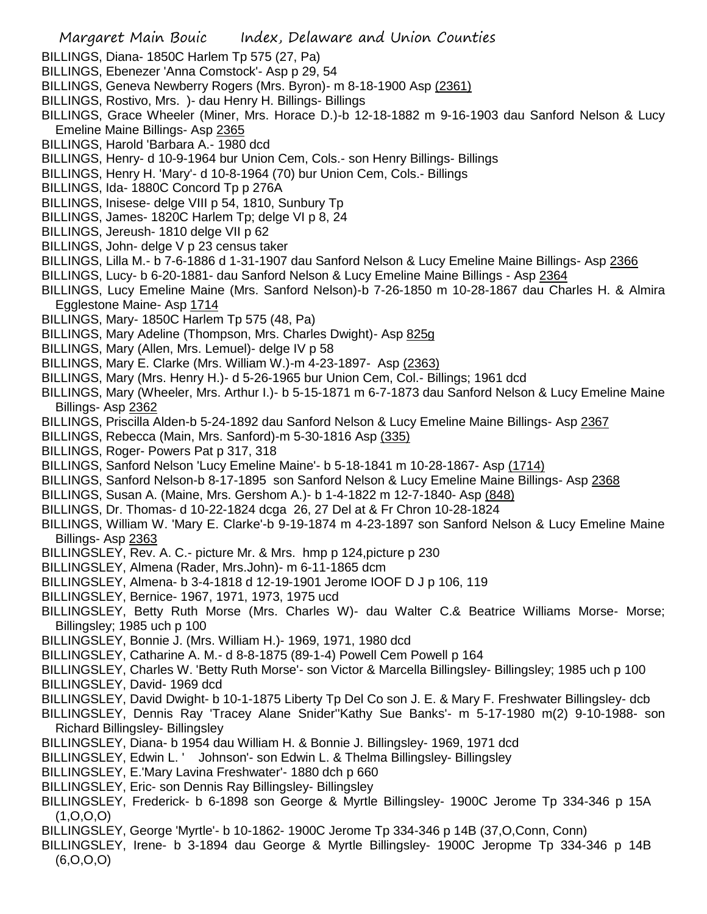BILLINGS, Diana- 1850C Harlem Tp 575 (27, Pa)

BILLINGS, Ebenezer 'Anna Comstock'- Asp p 29, 54

BILLINGS, Geneva Newberry Rogers (Mrs. Byron)- m 8-18-1900 Asp (2361)

BILLINGS, Rostivo, Mrs. )- dau Henry H. Billings- Billings

BILLINGS, Grace Wheeler (Miner, Mrs. Horace D.)-b 12-18-1882 m 9-16-1903 dau Sanford Nelson & Lucy Emeline Maine Billings- Asp 2365

BILLINGS, Harold 'Barbara A.- 1980 dcd

BILLINGS, Henry- d 10-9-1964 bur Union Cem, Cols.- son Henry Billings- Billings

BILLINGS, Henry H. 'Mary'- d 10-8-1964 (70) bur Union Cem, Cols.- Billings

BILLINGS, Ida- 1880C Concord Tp p 276A

BILLINGS, Inisese- delge VIII p 54, 1810, Sunbury Tp

BILLINGS, James- 1820C Harlem Tp; delge VI p 8, 24

BILLINGS, Jereush- 1810 delge VII p 62

BILLINGS, John- delge V p 23 census taker

BILLINGS, Lilla M.- b 7-6-1886 d 1-31-1907 dau Sanford Nelson & Lucy Emeline Maine Billings- Asp 2366

BILLINGS, Lucy- b 6-20-1881- dau Sanford Nelson & Lucy Emeline Maine Billings - Asp 2364

BILLINGS, Lucy Emeline Maine (Mrs. Sanford Nelson)-b 7-26-1850 m 10-28-1867 dau Charles H. & Almira Egglestone Maine- Asp 1714

BILLINGS, Mary- 1850C Harlem Tp 575 (48, Pa)

BILLINGS, Mary Adeline (Thompson, Mrs. Charles Dwight)- Asp 825g

BILLINGS, Mary (Allen, Mrs. Lemuel)- delge IV p 58

BILLINGS, Mary E. Clarke (Mrs. William W.)-m 4-23-1897- Asp (2363)

BILLINGS, Mary (Mrs. Henry H.)- d 5-26-1965 bur Union Cem, Col.- Billings; 1961 dcd

BILLINGS, Mary (Wheeler, Mrs. Arthur I.)- b 5-15-1871 m 6-7-1873 dau Sanford Nelson & Lucy Emeline Maine Billings- Asp 2362

BILLINGS, Priscilla Alden-b 5-24-1892 dau Sanford Nelson & Lucy Emeline Maine Billings- Asp 2367

BILLINGS, Rebecca (Main, Mrs. Sanford)-m 5-30-1816 Asp (335)

BILLINGS, Roger- Powers Pat p 317, 318

BILLINGS, Sanford Nelson 'Lucy Emeline Maine'- b 5-18-1841 m 10-28-1867- Asp (1714)

BILLINGS, Sanford Nelson-b 8-17-1895 son Sanford Nelson & Lucy Emeline Maine Billings- Asp 2368

BILLINGS, Susan A. (Maine, Mrs. Gershom A.)- b 1-4-1822 m 12-7-1840- Asp (848)

BILLINGS, Dr. Thomas- d 10-22-1824 dcga 26, 27 Del at & Fr Chron 10-28-1824

BILLINGS, William W. 'Mary E. Clarke'-b 9-19-1874 m 4-23-1897 son Sanford Nelson & Lucy Emeline Maine Billings- Asp 2363

BILLINGSLEY, Rev. A. C.- picture Mr. & Mrs. hmp p 124,picture p 230

BILLINGSLEY, Almena (Rader, Mrs.John)- m 6-11-1865 dcm

BILLINGSLEY, Almena- b 3-4-1818 d 12-19-1901 Jerome IOOF D J p 106, 119

BILLINGSLEY, Bernice- 1967, 1971, 1973, 1975 ucd

BILLINGSLEY, Betty Ruth Morse (Mrs. Charles W)- dau Walter C.& Beatrice Williams Morse- Morse; Billingsley; 1985 uch p 100

BILLINGSLEY, Bonnie J. (Mrs. William H.)- 1969, 1971, 1980 dcd

BILLINGSLEY, Catharine A. M.- d 8-8-1875 (89-1-4) Powell Cem Powell p 164

BILLINGSLEY, Charles W. 'Betty Ruth Morse'- son Victor & Marcella Billingsley- Billingsley; 1985 uch p 100

BILLINGSLEY, David- 1969 dcd

BILLINGSLEY, David Dwight- b 10-1-1875 Liberty Tp Del Co son J. E. & Mary F. Freshwater Billingsley- dcb

BILLINGSLEY, Dennis Ray 'Tracey Alane Snider''Kathy Sue Banks'- m 5-17-1980 m(2) 9-10-1988- son Richard Billingsley- Billingsley

BILLINGSLEY, Diana- b 1954 dau William H. & Bonnie J. Billingsley- 1969, 1971 dcd

BILLINGSLEY, Edwin L. ' Johnson'- son Edwin L. & Thelma Billingsley- Billingsley

BILLINGSLEY, E.'Mary Lavina Freshwater'- 1880 dch p 660

BILLINGSLEY, Eric- son Dennis Ray Billingsley- Billingsley

BILLINGSLEY, Frederick- b 6-1898 son George & Myrtle Billingsley- 1900C Jerome Tp 334-346 p 15A (1,O,O,O)

BILLINGSLEY, George 'Myrtle'- b 10-1862- 1900C Jerome Tp 334-346 p 14B (37,O,Conn, Conn)

BILLINGSLEY, Irene- b 3-1894 dau George & Myrtle Billingsley- 1900C Jeropme Tp 334-346 p 14B (6,O,O,O)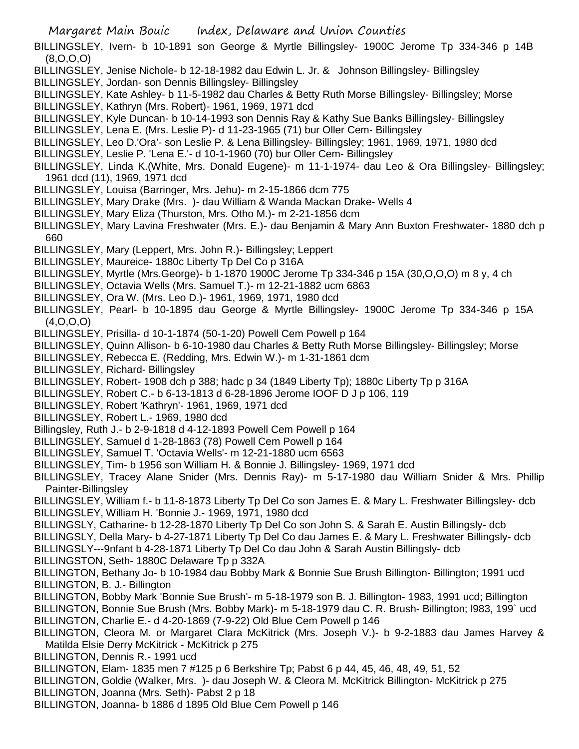BILLINGSLEY, Ivern- b 10-1891 son George & Myrtle Billingsley- 1900C Jerome Tp 334-346 p 14B (8,O,O,O)

BILLINGSLEY, Jenise Nichole- b 12-18-1982 dau Edwin L. Jr. & Johnson Billingsley- Billingsley

BILLINGSLEY, Jordan- son Dennis Billingsley- Billingsley

BILLINGSLEY, Kate Ashley- b 11-5-1982 dau Charles & Betty Ruth Morse Billingsley- Billingsley; Morse

BILLINGSLEY, Kathryn (Mrs. Robert)- 1961, 1969, 1971 dcd

BILLINGSLEY, Kyle Duncan- b 10-14-1993 son Dennis Ray & Kathy Sue Banks Billingsley- Billingsley

BILLINGSLEY, Lena E. (Mrs. Leslie P)- d 11-23-1965 (71) bur Oller Cem- Billingsley

BILLINGSLEY, Leo D.'Ora'- son Leslie P. & Lena Billingsley- Billingsley; 1961, 1969, 1971, 1980 dcd

BILLINGSLEY, Leslie P. 'Lena E.'- d 10-1-1960 (70) bur Oller Cem- Billingsley

BILLINGSLEY, Linda K.(White, Mrs. Donald Eugene)- m 11-1-1974- dau Leo & Ora Billingsley- Billingsley; 1961 dcd (11), 1969, 1971 dcd

BILLINGSLEY, Louisa (Barringer, Mrs. Jehu)- m 2-15-1866 dcm 775

BILLINGSLEY, Mary Drake (Mrs. )- dau William & Wanda Mackan Drake- Wells 4

BILLINGSLEY, Mary Eliza (Thurston, Mrs. Otho M.)- m 2-21-1856 dcm

BILLINGSLEY, Mary Lavina Freshwater (Mrs. E.)- dau Benjamin & Mary Ann Buxton Freshwater- 1880 dch p 660

BILLINGSLEY, Mary (Leppert, Mrs. John R.)- Billingsley; Leppert

BILLINGSLEY, Maureice- 1880c Liberty Tp Del Co p 316A

BILLINGSLEY, Myrtle (Mrs.George)- b 1-1870 1900C Jerome Tp 334-346 p 15A (30,O,O,O) m 8 y, 4 ch

BILLINGSLEY, Octavia Wells (Mrs. Samuel T.)- m 12-21-1882 ucm 6863

BILLINGSLEY, Ora W. (Mrs. Leo D.)- 1961, 1969, 1971, 1980 dcd

BILLINGSLEY, Pearl- b 10-1895 dau George & Myrtle Billingsley- 1900C Jerome Tp 334-346 p 15A (4,O,O,O)

BILLINGSLEY, Prisilla- d 10-1-1874 (50-1-20) Powell Cem Powell p 164

BILLINGSLEY, Quinn Allison- b 6-10-1980 dau Charles & Betty Ruth Morse Billingsley- Billingsley; Morse

BILLINGSLEY, Rebecca E. (Redding, Mrs. Edwin W.)- m 1-31-1861 dcm

BILLINGSLEY, Richard- Billingsley

BILLINGSLEY, Robert- 1908 dch p 388; hadc p 34 (1849 Liberty Tp); 1880c Liberty Tp p 316A

BILLINGSLEY, Robert C.- b 6-13-1813 d 6-28-1896 Jerome IOOF D J p 106, 119

BILLINGSLEY, Robert 'Kathryn'- 1961, 1969, 1971 dcd

BILLINGSLEY, Robert L.- 1969, 1980 dcd

Billingsley, Ruth J.- b 2-9-1818 d 4-12-1893 Powell Cem Powell p 164

BILLINGSLEY, Samuel d 1-28-1863 (78) Powell Cem Powell p 164

BILLINGSLEY, Samuel T. 'Octavia Wells'- m 12-21-1880 ucm 6563

BILLINGSLEY, Tim- b 1956 son William H. & Bonnie J. Billingsley- 1969, 1971 dcd

BILLINGSLEY, Tracey Alane Snider (Mrs. Dennis Ray)- m 5-17-1980 dau William Snider & Mrs. Phillip Painter-Billingsley

BILLINGSLEY, William f.- b 11-8-1873 Liberty Tp Del Co son James E. & Mary L. Freshwater Billingsley- dcb

BILLINGSLEY, William H. 'Bonnie J.- 1969, 1971, 1980 dcd

BILLINGSLY, Catharine- b 12-28-1870 Liberty Tp Del Co son John S. & Sarah E. Austin Billingsly- dcb

BILLINGSLY, Della Mary- b 4-27-1871 Liberty Tp Del Co dau James E. & Mary L. Freshwater Billingsly- dcb

BILLINGSLY---9nfant b 4-28-1871 Liberty Tp Del Co dau John & Sarah Austin Billingsly- dcb

BILLINGSTON, Seth- 1880C Delaware Tp p 332A

BILLINGTON, Bethany Jo- b 10-1984 dau Bobby Mark & Bonnie Sue Brush Billington- Billington; 1991 ucd

BILLINGTON, B. J.- Billington

BILLINGTON, Bobby Mark 'Bonnie Sue Brush'- m 5-18-1979 son B. J. Billington- 1983, 1991 ucd; Billington

BILLINGTON, Bonnie Sue Brush (Mrs. Bobby Mark)- m 5-18-1979 dau C. R. Brush- Billington; l983, 199` ucd

BILLINGTON, Charlie E.- d 4-20-1869 (7-9-22) Old Blue Cem Powell p 146

BILLINGTON, Cleora M. or Margaret Clara McKitrick (Mrs. Joseph V.)- b 9-2-1883 dau James Harvey & Matilda Elsie Derry McKitrick - McKitrick p 275

BILLINGTON, Dennis R.- 1991 ucd

BILLINGTON, Elam- 1835 men 7 #125 p 6 Berkshire Tp; Pabst 6 p 44, 45, 46, 48, 49, 51, 52

BILLINGTON, Goldie (Walker, Mrs. )- dau Joseph W. & Cleora M. McKitrick Billington- McKitrick p 275

BILLINGTON, Joanna (Mrs. Seth)- Pabst 2 p 18

BILLINGTON, Joanna- b 1886 d 1895 Old Blue Cem Powell p 146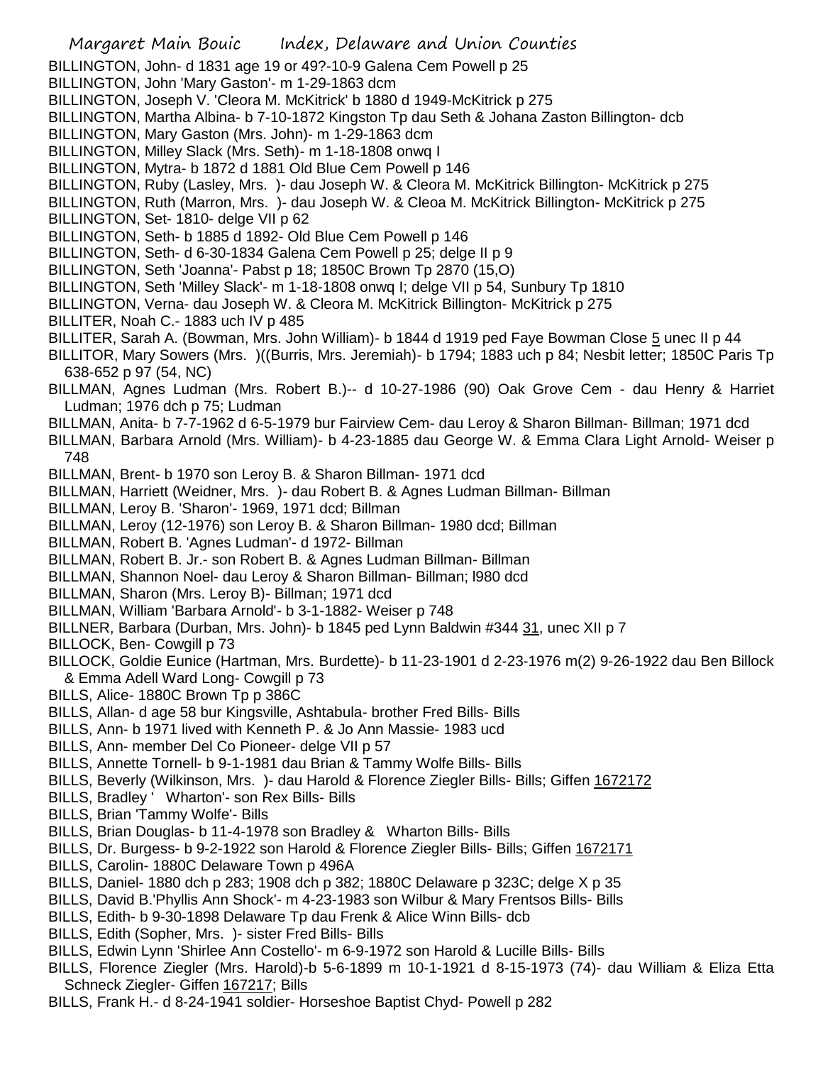BILLINGTON, John- d 1831 age 19 or 49?-10-9 Galena Cem Powell p 25
BILLINGTON, John 'Mary Gaston'- m 1-29-1863 dcm
BILLINGTON, Joseph V. 'Cleora M. McKitrick' b 1880 d 1949-McKitrick p 275
BILLINGTON, Martha Albina- b 7-10-1872 Kingston Tp dau Seth & Johana Zaston Billington- dcb
BILLINGTON, Mary Gaston (Mrs. John)- m 1-29-1863 dcm
BILLINGTON, Milley Slack (Mrs. Seth)- m 1-18-1808 onwq I
BILLINGTON, Mytra- b 1872 d 1881 Old Blue Cem Powell p 146
BILLINGTON, Ruby (Lasley, Mrs. )- dau Joseph W. & Cleora M. McKitrick Billington- McKitrick p 275
BILLINGTON, Ruth (Marron, Mrs. )- dau Joseph W. & Cleoa M. McKitrick Billington- McKitrick p 275
BILLINGTON, Set- 1810- delge VII p 62
BILLINGTON, Seth- b 1885 d 1892- Old Blue Cem Powell p 146
BILLINGTON, Seth- d 6-30-1834 Galena Cem Powell p 25; delge II p 9
BILLINGTON, Seth 'Joanna'- Pabst p 18; 1850C Brown Tp 2870 (15,O)
BILLINGTON, Seth 'Milley Slack'- m 1-18-1808 onwq I; delge VII p 54, Sunbury Tp 1810
BILLINGTON, Verna- dau Joseph W. & Cleora M. McKitrick Billington- McKitrick p 275
BILLITER, Noah C.- 1883 uch IV p 485
BILLITER, Sarah A. (Bowman, Mrs. John William)- b 1844 d 1919 ped Faye Bowman Close 5 unec II p 44
BILLITOR, Mary Sowers (Mrs. )((Burris, Mrs. Jeremiah)- b 1794; 1883 uch p 84; Nesbit letter; 1850C Paris Tp 638-652 p 97 (54, NC)
BILLMAN, Agnes Ludman (Mrs. Robert B.)-- d 10-27-1986 (90) Oak Grove Cem - dau Henry & Harriet Ludman; 1976 dch p 75; Ludman
BILLMAN, Anita- b 7-7-1962 d 6-5-1979 bur Fairview Cem- dau Leroy & Sharon Billman- Billman; 1971 dcd
BILLMAN, Barbara Arnold (Mrs. William)- b 4-23-1885 dau George W. & Emma Clara Light Arnold- Weiser p 748
BILLMAN, Brent- b 1970 son Leroy B. & Sharon Billman- 1971 dcd
BILLMAN, Harriett (Weidner, Mrs. )- dau Robert B. & Agnes Ludman Billman- Billman
BILLMAN, Leroy B. 'Sharon'- 1969, 1971 dcd; Billman
BILLMAN, Leroy (12-1976) son Leroy B. & Sharon Billman- 1980 dcd; Billman
BILLMAN, Robert B. 'Agnes Ludman'- d 1972- Billman
BILLMAN, Robert B. Jr.- son Robert B. & Agnes Ludman Billman- Billman
BILLMAN, Shannon Noel- dau Leroy & Sharon Billman- Billman; l980 dcd
BILLMAN, Sharon (Mrs. Leroy B)- Billman; 1971 dcd
BILLMAN, William 'Barbara Arnold'- b 3-1-1882- Weiser p 748
BILLNER, Barbara (Durban, Mrs. John)- b 1845 ped Lynn Baldwin #344 31, unec XII p 7
BILLOCK, Ben- Cowgill p 73
BILLOCK, Goldie Eunice (Hartman, Mrs. Burdette)- b 11-23-1901 d 2-23-1976 m(2) 9-26-1922 dau Ben Billock & Emma Adell Ward Long- Cowgill p 73
BILLS, Alice- 1880C Brown Tp p 386C
BILLS, Allan- d age 58 bur Kingsville, Ashtabula- brother Fred Bills- Bills
BILLS, Ann- b 1971 lived with Kenneth P. & Jo Ann Massie- 1983 ucd
BILLS, Ann- member Del Co Pioneer- delge VII p 57
BILLS, Annette Tornell- b 9-1-1981 dau Brian & Tammy Wolfe Bills- Bills
BILLS, Beverly (Wilkinson, Mrs. )- dau Harold & Florence Ziegler Bills- Bills; Giffen 1672172
BILLS, Bradley ' Wharton'- son Rex Bills- Bills
BILLS, Brian 'Tammy Wolfe'- Bills
BILLS, Brian Douglas- b 11-4-1978 son Bradley & Wharton Bills- Bills
BILLS, Dr. Burgess- b 9-2-1922 son Harold & Florence Ziegler Bills- Bills; Giffen 1672171
BILLS, Carolin- 1880C Delaware Town p 496A
BILLS, Daniel- 1880 dch p 283; 1908 dch p 382; 1880C Delaware p 323C; delge X p 35
BILLS, David B.'Phyllis Ann Shock'- m 4-23-1983 son Wilbur & Mary Frentsos Bills- Bills
BILLS, Edith- b 9-30-1898 Delaware Tp dau Frenk & Alice Winn Bills- dcb
BILLS, Edith (Sopher, Mrs. )- sister Fred Bills- Bills
BILLS, Edwin Lynn 'Shirlee Ann Costello'- m 6-9-1972 son Harold & Lucille Bills- Bills
BILLS, Florence Ziegler (Mrs. Harold)-b 5-6-1899 m 10-1-1921 d 8-15-1973 (74)- dau William & Eliza Etta Schneck Ziegler- Giffen 167217; Bills
BILLS, Frank H.- d 8-24-1941 soldier- Horseshoe Baptist Chyd- Powell p 282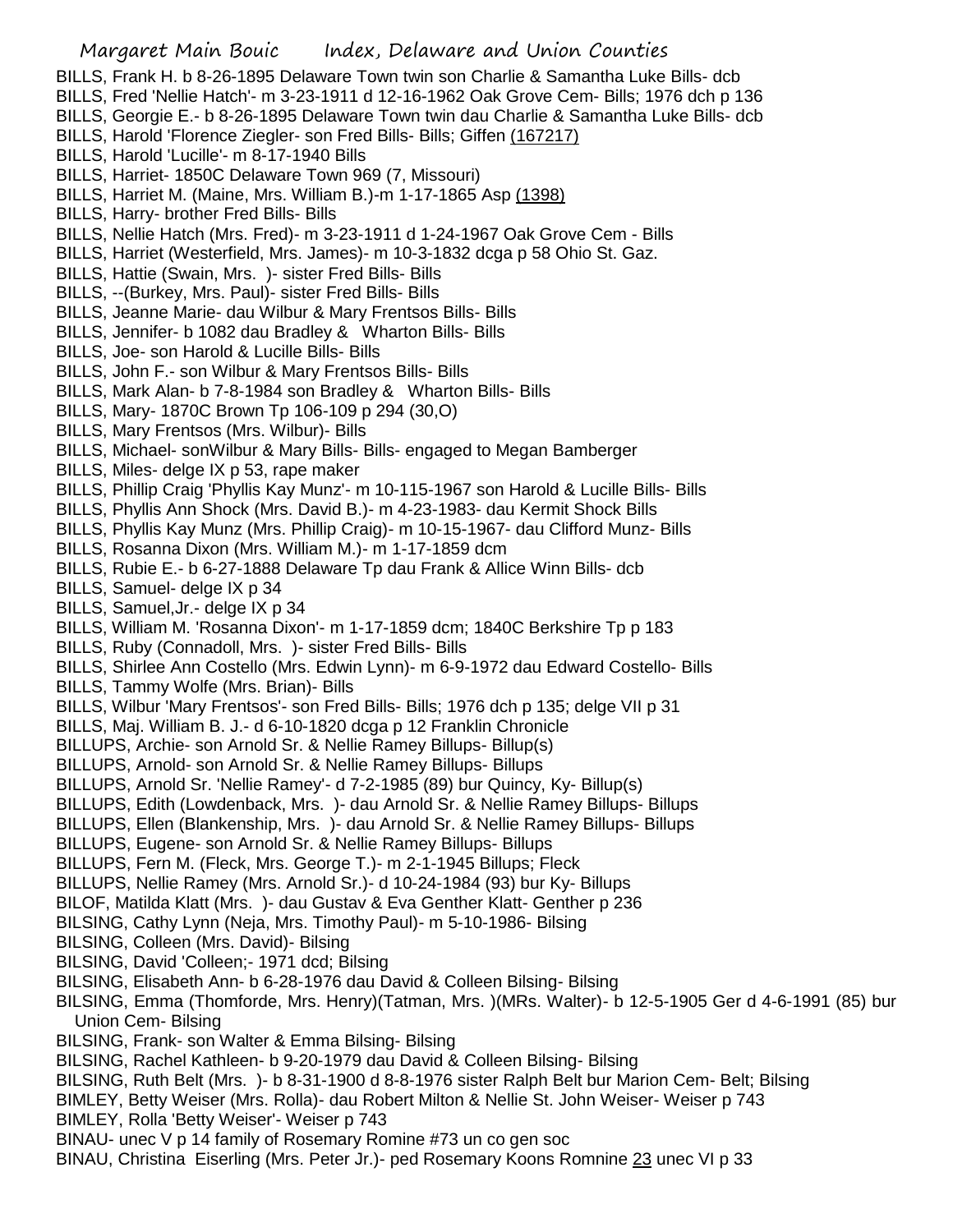BILLS, Frank H. b 8-26-1895 Delaware Town twin son Charlie & Samantha Luke Bills- dcb
BILLS, Fred 'Nellie Hatch'- m 3-23-1911 d 12-16-1962 Oak Grove Cem- Bills; 1976 dch p 136
BILLS, Georgie E.- b 8-26-1895 Delaware Town twin dau Charlie & Samantha Luke Bills- dcb
BILLS, Harold 'Florence Ziegler- son Fred Bills- Bills; Giffen (167217)
BILLS, Harold 'Lucille'- m 8-17-1940 Bills
BILLS, Harriet- 1850C Delaware Town 969 (7, Missouri)
BILLS, Harriet M. (Maine, Mrs. William B.)-m 1-17-1865 Asp (1398)
BILLS, Harry- brother Fred Bills- Bills
BILLS, Nellie Hatch (Mrs. Fred)- m 3-23-1911 d 1-24-1967 Oak Grove Cem - Bills
BILLS, Harriet (Westerfield, Mrs. James)- m 10-3-1832 dcga p 58 Ohio St. Gaz.
BILLS, Hattie (Swain, Mrs. )- sister Fred Bills- Bills
BILLS, --(Burkey, Mrs. Paul)- sister Fred Bills- Bills
BILLS, Jeanne Marie- dau Wilbur & Mary Frentsos Bills- Bills
BILLS, Jennifer- b 1082 dau Bradley & Wharton Bills- Bills
BILLS, Joe- son Harold & Lucille Bills- Bills
BILLS, John F.- son Wilbur & Mary Frentsos Bills- Bills
BILLS, Mark Alan- b 7-8-1984 son Bradley & Wharton Bills- Bills
BILLS, Mary- 1870C Brown Tp 106-109 p 294 (30,O)
BILLS, Mary Frentsos (Mrs. Wilbur)- Bills
BILLS, Michael- sonWilbur & Mary Bills- Bills- engaged to Megan Bamberger
BILLS, Miles- delge IX p 53, rape maker
BILLS, Phillip Craig 'Phyllis Kay Munz'- m 10-115-1967 son Harold & Lucille Bills- Bills
BILLS, Phyllis Ann Shock (Mrs. David B.)- m 4-23-1983- dau Kermit Shock Bills
BILLS, Phyllis Kay Munz (Mrs. Phillip Craig)- m 10-15-1967- dau Clifford Munz- Bills
BILLS, Rosanna Dixon (Mrs. William M.)- m 1-17-1859 dcm
BILLS, Rubie E.- b 6-27-1888 Delaware Tp dau Frank & Allice Winn Bills- dcb
BILLS, Samuel- delge IX p 34
BILLS, Samuel,Jr.- delge IX p 34
BILLS, William M. 'Rosanna Dixon'- m 1-17-1859 dcm; 1840C Berkshire Tp p 183
BILLS, Ruby (Connadoll, Mrs. )- sister Fred Bills- Bills
BILLS, Shirlee Ann Costello (Mrs. Edwin Lynn)- m 6-9-1972 dau Edward Costello- Bills
BILLS, Tammy Wolfe (Mrs. Brian)- Bills
BILLS, Wilbur 'Mary Frentsos'- son Fred Bills- Bills; 1976 dch p 135; delge VII p 31
BILLS, Maj. William B. J.- d 6-10-1820 dcga p 12 Franklin Chronicle
BILLUPS, Archie- son Arnold Sr. & Nellie Ramey Billups- Billup(s)
BILLUPS, Arnold- son Arnold Sr. & Nellie Ramey Billups- Billups
BILLUPS, Arnold Sr. 'Nellie Ramey'- d 7-2-1985 (89) bur Quincy, Ky- Billup(s)
BILLUPS, Edith (Lowdenback, Mrs. )- dau Arnold Sr. & Nellie Ramey Billups- Billups
BILLUPS, Ellen (Blankenship, Mrs. )- dau Arnold Sr. & Nellie Ramey Billups- Billups
BILLUPS, Eugene- son Arnold Sr. & Nellie Ramey Billups- Billups
BILLUPS, Fern M. (Fleck, Mrs. George T.)- m 2-1-1945 Billups; Fleck
BILLUPS, Nellie Ramey (Mrs. Arnold Sr.)- d 10-24-1984 (93) bur Ky- Billups
BILOF, Matilda Klatt (Mrs. )- dau Gustav & Eva Genther Klatt- Genther p 236
BILSING, Cathy Lynn (Neja, Mrs. Timothy Paul)- m 5-10-1986- Bilsing
BILSING, Colleen (Mrs. David)- Bilsing
BILSING, David 'Colleen;- 1971 dcd; Bilsing
BILSING, Elisabeth Ann- b 6-28-1976 dau David & Colleen Bilsing- Bilsing
BILSING, Emma (Thomforde, Mrs. Henry)(Tatman, Mrs. )(MRs. Walter)- b 12-5-1905 Ger d 4-6-1991 (85) bur Union Cem- Bilsing
BILSING, Frank- son Walter & Emma Bilsing- Bilsing
BILSING, Rachel Kathleen- b 9-20-1979 dau David & Colleen Bilsing- Bilsing
BILSING, Ruth Belt (Mrs. )- b 8-31-1900 d 8-8-1976 sister Ralph Belt bur Marion Cem- Belt; Bilsing
BIMLEY, Betty Weiser (Mrs. Rolla)- dau Robert Milton & Nellie St. John Weiser- Weiser p 743
BIMLEY, Rolla 'Betty Weiser'- Weiser p 743
BINAU- unec V p 14 family of Rosemary Romine #73 un co gen soc
BINAU, Christina Eiserling (Mrs. Peter Jr.)- ped Rosemary Koons Romnine 23 unec VI p 33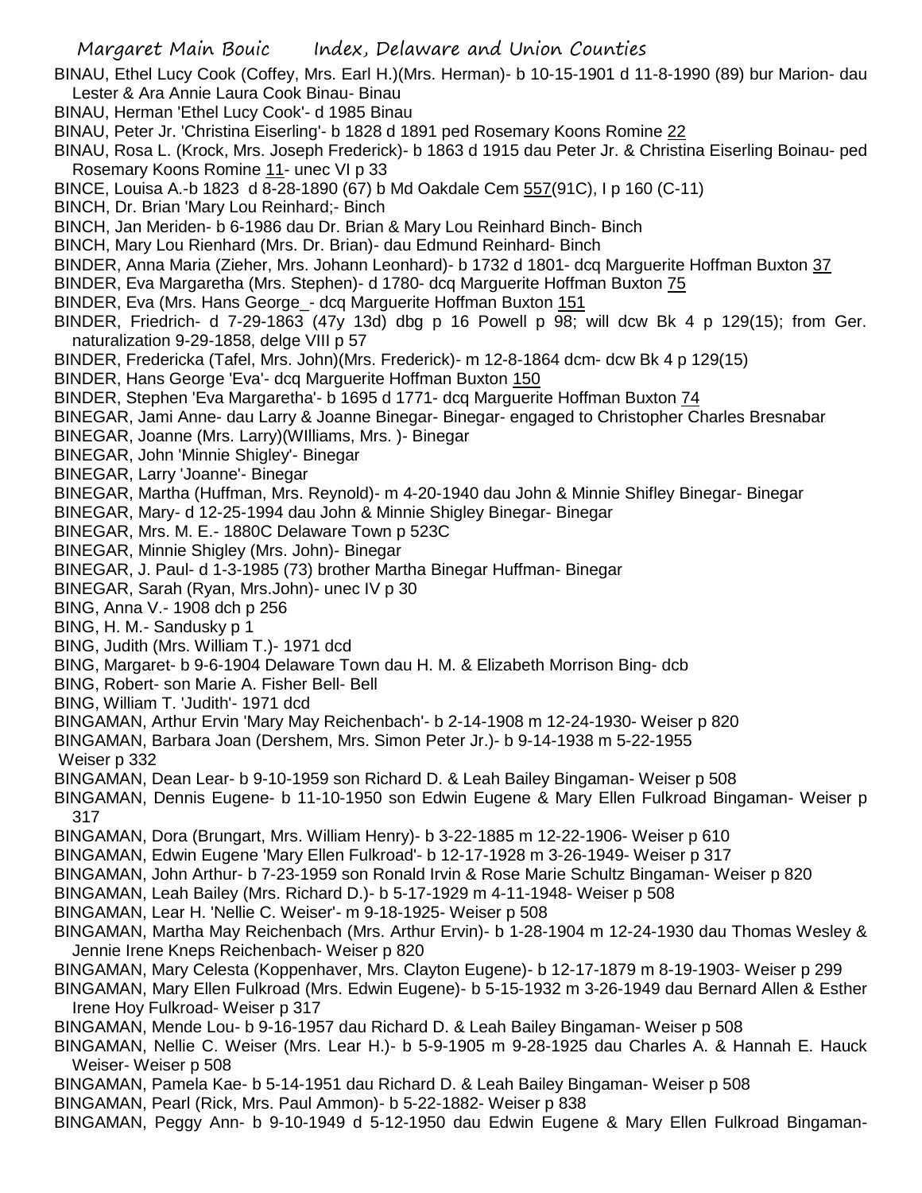BINAU, Ethel Lucy Cook (Coffey, Mrs. Earl H.)(Mrs. Herman)- b 10-15-1901 d 11-8-1990 (89) bur Marion- dau Lester & Ara Annie Laura Cook Binau- Binau

BINAU, Herman 'Ethel Lucy Cook'- d 1985 Binau

BINAU, Peter Jr. 'Christina Eiserling'- b 1828 d 1891 ped Rosemary Koons Romine 22

BINAU, Rosa L. (Krock, Mrs. Joseph Frederick)- b 1863 d 1915 dau Peter Jr. & Christina Eiserling Boinau- ped Rosemary Koons Romine 11- unec VI p 33

BINCE, Louisa A.-b 1823 d 8-28-1890 (67) b Md Oakdale Cem 557(91C), I p 160 (C-11)

BINCH, Dr. Brian 'Mary Lou Reinhard;- Binch

BINCH, Jan Meriden- b 6-1986 dau Dr. Brian & Mary Lou Reinhard Binch- Binch

BINCH, Mary Lou Rienhard (Mrs. Dr. Brian)- dau Edmund Reinhard- Binch

BINDER, Anna Maria (Zieher, Mrs. Johann Leonhard)- b 1732 d 1801- dcq Marguerite Hoffman Buxton 37

BINDER, Eva Margaretha (Mrs. Stephen)- d 1780- dcq Marguerite Hoffman Buxton 75

BINDER, Eva (Mrs. Hans George_- dcq Marguerite Hoffman Buxton 151

BINDER, Friedrich- d 7-29-1863 (47y 13d) dbg p 16 Powell p 98; will dcw Bk 4 p 129(15); from Ger. naturalization 9-29-1858, delge VIII p 57

BINDER, Fredericka (Tafel, Mrs. John)(Mrs. Frederick)- m 12-8-1864 dcm- dcw Bk 4 p 129(15)

BINDER, Hans George 'Eva'- dcq Marguerite Hoffman Buxton 150

BINDER, Stephen 'Eva Margaretha'- b 1695 d 1771- dcq Marguerite Hoffman Buxton 74

BINEGAR, Jami Anne- dau Larry & Joanne Binegar- Binegar- engaged to Christopher Charles Bresnabar

BINEGAR, Joanne (Mrs. Larry)(WIlliams, Mrs. )- Binegar

BINEGAR, John 'Minnie Shigley'- Binegar

BINEGAR, Larry 'Joanne'- Binegar

BINEGAR, Martha (Huffman, Mrs. Reynold)- m 4-20-1940 dau John & Minnie Shifley Binegar- Binegar

BINEGAR, Mary- d 12-25-1994 dau John & Minnie Shigley Binegar- Binegar

BINEGAR, Mrs. M. E.- 1880C Delaware Town p 523C

BINEGAR, Minnie Shigley (Mrs. John)- Binegar

BINEGAR, J. Paul- d 1-3-1985 (73) brother Martha Binegar Huffman- Binegar

BINEGAR, Sarah (Ryan, Mrs.John)- unec IV p 30

BING, Anna V.- 1908 dch p 256

BING, H. M.- Sandusky p 1

BING, Judith (Mrs. William T.)- 1971 dcd

BING, Margaret- b 9-6-1904 Delaware Town dau H. M. & Elizabeth Morrison Bing- dcb

BING, Robert- son Marie A. Fisher Bell- Bell

BING, William T. 'Judith'- 1971 dcd

BINGAMAN, Arthur Ervin 'Mary May Reichenbach'- b 2-14-1908 m 12-24-1930- Weiser p 820

BINGAMAN, Barbara Joan (Dershem, Mrs. Simon Peter Jr.)- b 9-14-1938 m 5-22-1955 Weiser p 332

BINGAMAN, Dean Lear- b 9-10-1959 son Richard D. & Leah Bailey Bingaman- Weiser p 508

BINGAMAN, Dennis Eugene- b 11-10-1950 son Edwin Eugene & Mary Ellen Fulkroad Bingaman- Weiser p 317

BINGAMAN, Dora (Brungart, Mrs. William Henry)- b 3-22-1885 m 12-22-1906- Weiser p 610

BINGAMAN, Edwin Eugene 'Mary Ellen Fulkroad'- b 12-17-1928 m 3-26-1949- Weiser p 317

BINGAMAN, John Arthur- b 7-23-1959 son Ronald Irvin & Rose Marie Schultz Bingaman- Weiser p 820

BINGAMAN, Leah Bailey (Mrs. Richard D.)- b 5-17-1929 m 4-11-1948- Weiser p 508

BINGAMAN, Lear H. 'Nellie C. Weiser'- m 9-18-1925- Weiser p 508

BINGAMAN, Martha May Reichenbach (Mrs. Arthur Ervin)- b 1-28-1904 m 12-24-1930 dau Thomas Wesley & Jennie Irene Kneps Reichenbach- Weiser p 820

BINGAMAN, Mary Celesta (Koppenhaver, Mrs. Clayton Eugene)- b 12-17-1879 m 8-19-1903- Weiser p 299

BINGAMAN, Mary Ellen Fulkroad (Mrs. Edwin Eugene)- b 5-15-1932 m 3-26-1949 dau Bernard Allen & Esther Irene Hoy Fulkroad- Weiser p 317

BINGAMAN, Mende Lou- b 9-16-1957 dau Richard D. & Leah Bailey Bingaman- Weiser p 508

BINGAMAN, Nellie C. Weiser (Mrs. Lear H.)- b 5-9-1905 m 9-28-1925 dau Charles A. & Hannah E. Hauck Weiser- Weiser p 508

BINGAMAN, Pamela Kae- b 5-14-1951 dau Richard D. & Leah Bailey Bingaman- Weiser p 508

BINGAMAN, Pearl (Rick, Mrs. Paul Ammon)- b 5-22-1882- Weiser p 838

BINGAMAN, Peggy Ann- b 9-10-1949 d 5-12-1950 dau Edwin Eugene & Mary Ellen Fulkroad Bingaman-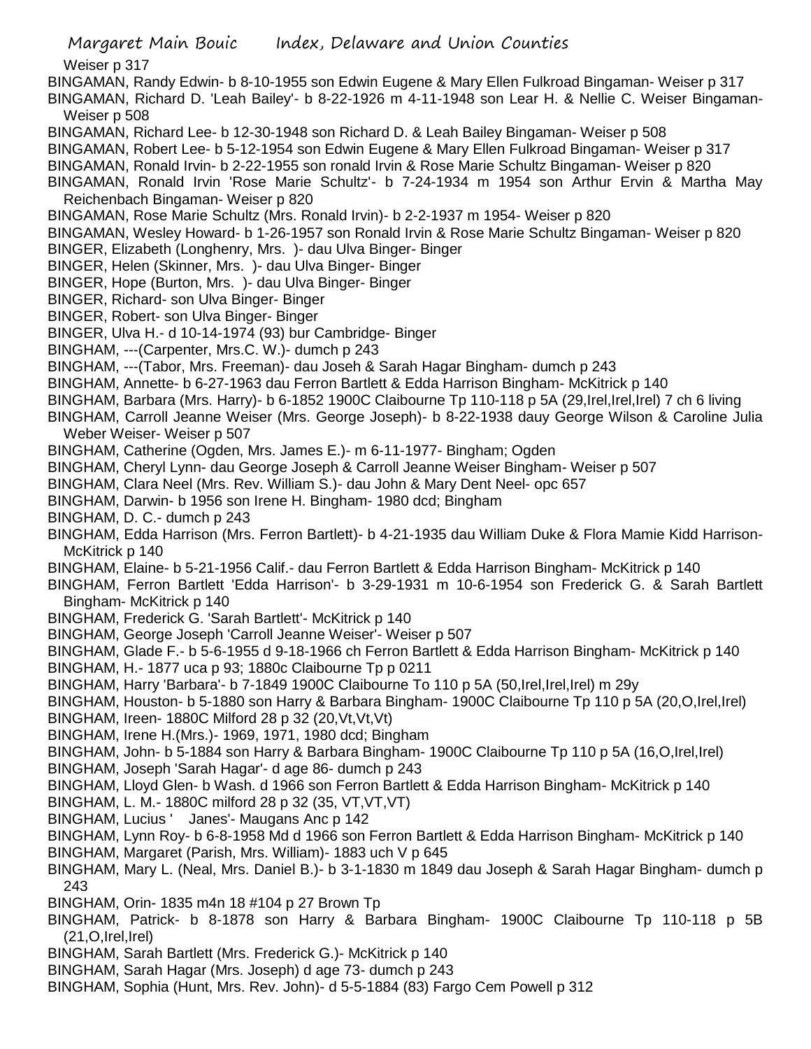Weiser p 317

BINGAMAN, Randy Edwin- b 8-10-1955 son Edwin Eugene & Mary Ellen Fulkroad Bingaman- Weiser p 317

BINGAMAN, Richard D. 'Leah Bailey'- b 8-22-1926 m 4-11-1948 son Lear H. & Nellie C. Weiser Bingaman- Weiser p 508

BINGAMAN, Richard Lee- b 12-30-1948 son Richard D. & Leah Bailey Bingaman- Weiser p 508

BINGAMAN, Robert Lee- b 5-12-1954 son Edwin Eugene & Mary Ellen Fulkroad Bingaman- Weiser p 317

BINGAMAN, Ronald Irvin- b 2-22-1955 son ronald Irvin & Rose Marie Schultz Bingaman- Weiser p 820

BINGAMAN, Ronald Irvin 'Rose Marie Schultz'- b 7-24-1934 m 1954 son Arthur Ervin & Martha May Reichenbach Bingaman- Weiser p 820

BINGAMAN, Rose Marie Schultz (Mrs. Ronald Irvin)- b 2-2-1937 m 1954- Weiser p 820

BINGAMAN, Wesley Howard- b 1-26-1957 son Ronald Irvin & Rose Marie Schultz Bingaman- Weiser p 820

BINGER, Elizabeth (Longhenry, Mrs. )- dau Ulva Binger- Binger

BINGER, Helen (Skinner, Mrs. )- dau Ulva Binger- Binger

BINGER, Hope (Burton, Mrs. )- dau Ulva Binger- Binger

BINGER, Richard- son Ulva Binger- Binger

BINGER, Robert- son Ulva Binger- Binger

BINGER, Ulva H.- d 10-14-1974 (93) bur Cambridge- Binger

BINGHAM, ---(Carpenter, Mrs.C. W.)- dumch p 243

BINGHAM, ---(Tabor, Mrs. Freeman)- dau Joseh & Sarah Hagar Bingham- dumch p 243

BINGHAM, Annette- b 6-27-1963 dau Ferron Bartlett & Edda Harrison Bingham- McKitrick p 140

BINGHAM, Barbara (Mrs. Harry)- b 6-1852 1900C Claibourne Tp 110-118 p 5A (29,Irel,Irel,Irel) 7 ch 6 living

BINGHAM, Carroll Jeanne Weiser (Mrs. George Joseph)- b 8-22-1938 dauy George Wilson & Caroline Julia Weber Weiser- Weiser p 507

BINGHAM, Catherine (Ogden, Mrs. James E.)- m 6-11-1977- Bingham; Ogden

BINGHAM, Cheryl Lynn- dau George Joseph & Carroll Jeanne Weiser Bingham- Weiser p 507

BINGHAM, Clara Neel (Mrs. Rev. William S.)- dau John & Mary Dent Neel- opc 657

BINGHAM, Darwin- b 1956 son Irene H. Bingham- 1980 dcd; Bingham

BINGHAM, D. C.- dumch p 243

BINGHAM, Edda Harrison (Mrs. Ferron Bartlett)- b 4-21-1935 dau William Duke & Flora Mamie Kidd Harrison- McKitrick p 140

BINGHAM, Elaine- b 5-21-1956 Calif.- dau Ferron Bartlett & Edda Harrison Bingham- McKitrick p 140

BINGHAM, Ferron Bartlett 'Edda Harrison'- b 3-29-1931 m 10-6-1954 son Frederick G. & Sarah Bartlett Bingham- McKitrick p 140

BINGHAM, Frederick G. 'Sarah Bartlett'- McKitrick p 140

BINGHAM, George Joseph 'Carroll Jeanne Weiser'- Weiser p 507

BINGHAM, Glade F.- b 5-6-1955 d 9-18-1966 ch Ferron Bartlett & Edda Harrison Bingham- McKitrick p 140

BINGHAM, H.- 1877 uca p 93; 1880c Claibourne Tp p 0211

BINGHAM, Harry 'Barbara'- b 7-1849 1900C Claibourne To 110 p 5A (50,Irel,Irel,Irel) m 29y

BINGHAM, Houston- b 5-1880 son Harry & Barbara Bingham- 1900C Claibourne Tp 110 p 5A (20,O,Irel,Irel)

BINGHAM, Ireen- 1880C Milford 28 p 32 (20,Vt,Vt,Vt)

BINGHAM, Irene H.(Mrs.)- 1969, 1971, 1980 dcd; Bingham

BINGHAM, John- b 5-1884 son Harry & Barbara Bingham- 1900C Claibourne Tp 110 p 5A (16,O,Irel,Irel)

BINGHAM, Joseph 'Sarah Hagar'- d age 86- dumch p 243

BINGHAM, Lloyd Glen- b Wash. d 1966 son Ferron Bartlett & Edda Harrison Bingham- McKitrick p 140

BINGHAM, L. M.- 1880C milford 28 p 32 (35, VT,VT,VT)

BINGHAM, Lucius ' Janes'- Maugans Anc p 142

BINGHAM, Lynn Roy- b 6-8-1958 Md d 1966 son Ferron Bartlett & Edda Harrison Bingham- McKitrick p 140

BINGHAM, Margaret (Parish, Mrs. William)- 1883 uch V p 645

BINGHAM, Mary L. (Neal, Mrs. Daniel B.)- b 3-1-1830 m 1849 dau Joseph & Sarah Hagar Bingham- dumch p 243

BINGHAM, Orin- 1835 m4n 18 #104 p 27 Brown Tp

BINGHAM, Patrick- b 8-1878 son Harry & Barbara Bingham- 1900C Claibourne Tp 110-118 p 5B (21,O,Irel,Irel)

BINGHAM, Sarah Bartlett (Mrs. Frederick G.)- McKitrick p 140

BINGHAM, Sarah Hagar (Mrs. Joseph) d age 73- dumch p 243

BINGHAM, Sophia (Hunt, Mrs. Rev. John)- d 5-5-1884 (83) Fargo Cem Powell p 312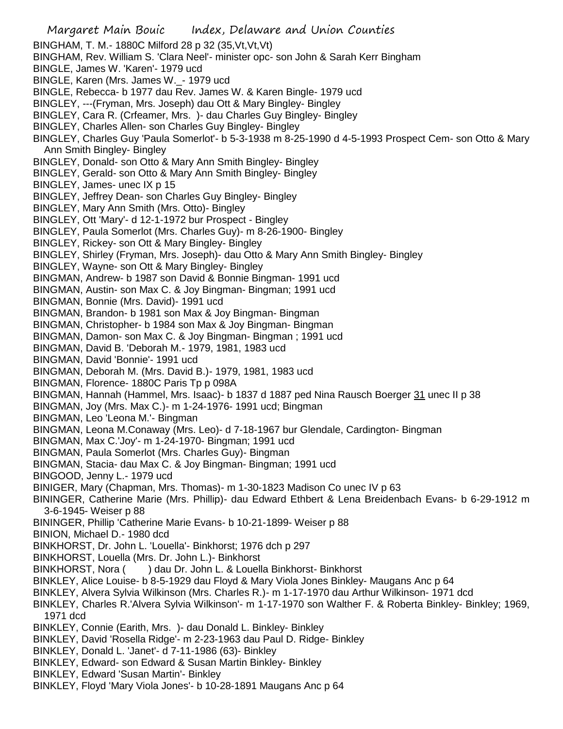BINGHAM, T. M.- 1880C Milford 28 p 32 (35,Vt,Vt,Vt)
BINGHAM, Rev. William S. 'Clara Neel'- minister opc- son John & Sarah Kerr Bingham
BINGLE, James W. 'Karen'- 1979 ucd
BINGLE, Karen (Mrs. James W._- 1979 ucd
BINGLE, Rebecca- b 1977 dau Rev. James W. & Karen Bingle- 1979 ucd
BINGLEY, ---(Fryman, Mrs. Joseph) dau Ott & Mary Bingley- Bingley
BINGLEY, Cara R. (Crfeamer, Mrs. )- dau Charles Guy Bingley- Bingley
BINGLEY, Charles Allen- son Charles Guy Bingley- Bingley
BINGLEY, Charles Guy 'Paula Somerlot'- b 5-3-1938 m 8-25-1990 d 4-5-1993 Prospect Cem- son Otto & Mary Ann Smith Bingley- Bingley
BINGLEY, Donald- son Otto & Mary Ann Smith Bingley- Bingley
BINGLEY, Gerald- son Otto & Mary Ann Smith Bingley- Bingley
BINGLEY, James- unec IX p 15
BINGLEY, Jeffrey Dean- son Charles Guy Bingley- Bingley
BINGLEY, Mary Ann Smith (Mrs. Otto)- Bingley
BINGLEY, Ott 'Mary'- d 12-1-1972 bur Prospect - Bingley
BINGLEY, Paula Somerlot (Mrs. Charles Guy)- m 8-26-1900- Bingley
BINGLEY, Rickey- son Ott & Mary Bingley- Bingley
BINGLEY, Shirley (Fryman, Mrs. Joseph)- dau Otto & Mary Ann Smith Bingley- Bingley
BINGLEY, Wayne- son Ott & Mary Bingley- Bingley
BINGMAN, Andrew- b 1987 son David & Bonnie Bingman- 1991 ucd
BINGMAN, Austin- son Max C. & Joy Bingman- Bingman; 1991 ucd
BINGMAN, Bonnie (Mrs. David)- 1991 ucd
BINGMAN, Brandon- b 1981 son Max & Joy Bingman- Bingman
BINGMAN, Christopher- b 1984 son Max & Joy Bingman- Bingman
BINGMAN, Damon- son Max C. & Joy Bingman- Bingman ; 1991 ucd
BINGMAN, David B. 'Deborah M.- 1979, 1981, 1983 ucd
BINGMAN, David 'Bonnie'- 1991 ucd
BINGMAN, Deborah M. (Mrs. David B.)- 1979, 1981, 1983 ucd
BINGMAN, Florence- 1880C Paris Tp p 098A
BINGMAN, Hannah (Hammel, Mrs. Isaac)- b 1837 d 1887 ped Nina Rausch Boerger 31 unec II p 38
BINGMAN, Joy (Mrs. Max C.)- m 1-24-1976- 1991 ucd; Bingman
BINGMAN, Leo 'Leona M.'- Bingman
BINGMAN, Leona M.Conaway (Mrs. Leo)- d 7-18-1967 bur Glendale, Cardington- Bingman
BINGMAN, Max C.'Joy'- m 1-24-1970- Bingman; 1991 ucd
BINGMAN, Paula Somerlot (Mrs. Charles Guy)- Bingman
BINGMAN, Stacia- dau Max C. & Joy Bingman- Bingman; 1991 ucd
BINGOOD, Jenny L.- 1979 ucd
BINIGER, Mary (Chapman, Mrs. Thomas)- m 1-30-1823 Madison Co unec IV p 63
BININGER, Catherine Marie (Mrs. Phillip)- dau Edward Ethbert & Lena Breidenbach Evans- b 6-29-1912 m 3-6-1945- Weiser p 88
BININGER, Phillip 'Catherine Marie Evans- b 10-21-1899- Weiser p 88
BINION, Michael D.- 1980 dcd
BINKHORST, Dr. John L. 'Louella'- Binkhorst; 1976 dch p 297
BINKHORST, Louella (Mrs. Dr. John L.)- Binkhorst
BINKHORST, Nora ( ) dau Dr. John L. & Louella Binkhorst- Binkhorst
BINKLEY, Alice Louise- b 8-5-1929 dau Floyd & Mary Viola Jones Binkley- Maugans Anc p 64
BINKLEY, Alvera Sylvia Wilkinson (Mrs. Charles R.)- m 1-17-1970 dau Arthur Wilkinson- 1971 dcd
BINKLEY, Charles R.'Alvera Sylvia Wilkinson'- m 1-17-1970 son Walther F. & Roberta Binkley- Binkley; 1969, 1971 dcd
BINKLEY, Connie (Earith, Mrs. )- dau Donald L. Binkley- Binkley
BINKLEY, David 'Rosella Ridge'- m 2-23-1963 dau Paul D. Ridge- Binkley
BINKLEY, Donald L. 'Janet'- d 7-11-1986 (63)- Binkley
BINKLEY, Edward- son Edward & Susan Martin Binkley- Binkley
BINKLEY, Edward 'Susan Martin'- Binkley
BINKLEY, Floyd 'Mary Viola Jones'- b 10-28-1891 Maugans Anc p 64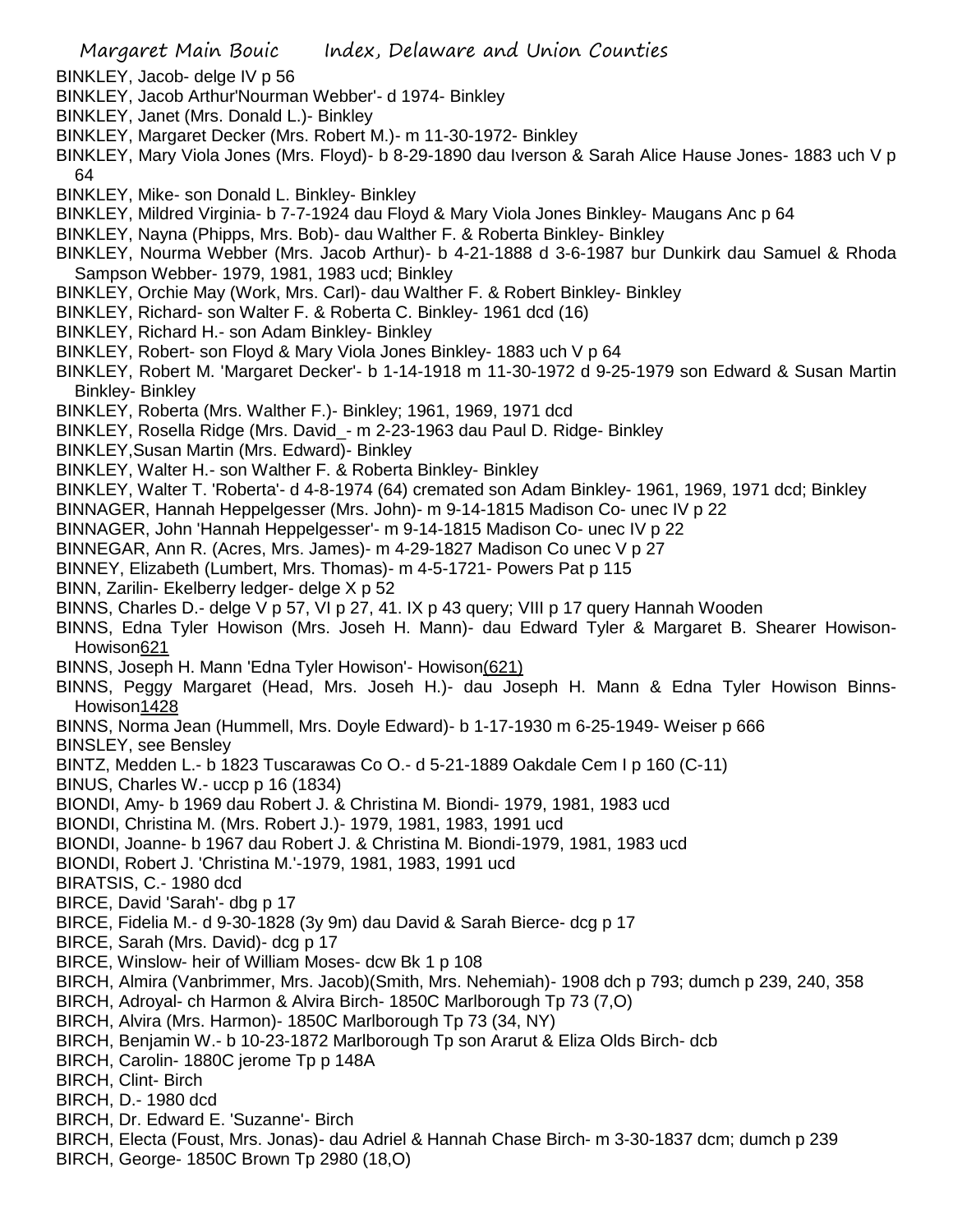BINKLEY, Jacob- delge IV p 56
BINKLEY, Jacob Arthur'Nourman Webber'- d 1974- Binkley
BINKLEY, Janet (Mrs. Donald L.)- Binkley
BINKLEY, Margaret Decker (Mrs. Robert M.)- m 11-30-1972- Binkley
BINKLEY, Mary Viola Jones (Mrs. Floyd)- b 8-29-1890 dau Iverson & Sarah Alice Hause Jones- 1883 uch V p 64
BINKLEY, Mike- son Donald L. Binkley- Binkley
BINKLEY, Mildred Virginia- b 7-7-1924 dau Floyd & Mary Viola Jones Binkley- Maugans Anc p 64
BINKLEY, Nayna (Phipps, Mrs. Bob)- dau Walther F. & Roberta Binkley- Binkley
BINKLEY, Nourma Webber (Mrs. Jacob Arthur)- b 4-21-1888 d 3-6-1987 bur Dunkirk dau Samuel & Rhoda Sampson Webber- 1979, 1981, 1983 ucd; Binkley
BINKLEY, Orchie May (Work, Mrs. Carl)- dau Walther F. & Robert Binkley- Binkley
BINKLEY, Richard- son Walter F. & Roberta C. Binkley- 1961 dcd (16)
BINKLEY, Richard H.- son Adam Binkley- Binkley
BINKLEY, Robert- son Floyd & Mary Viola Jones Binkley- 1883 uch V p 64
BINKLEY, Robert M. 'Margaret Decker'- b 1-14-1918 m 11-30-1972 d 9-25-1979 son Edward & Susan Martin Binkley- Binkley
BINKLEY, Roberta (Mrs. Walther F.)- Binkley; 1961, 1969, 1971 dcd
BINKLEY, Rosella Ridge (Mrs. David_- m 2-23-1963 dau Paul D. Ridge- Binkley
BINKLEY,Susan Martin (Mrs. Edward)- Binkley
BINKLEY, Walter H.- son Walther F. & Roberta Binkley- Binkley
BINKLEY, Walter T. 'Roberta'- d 4-8-1974 (64) cremated son Adam Binkley- 1961, 1969, 1971 dcd; Binkley
BINNAGER, Hannah Heppelgesser (Mrs. John)- m 9-14-1815 Madison Co- unec IV p 22
BINNAGER, John 'Hannah Heppelgesser'- m 9-14-1815 Madison Co- unec IV p 22
BINNEGAR, Ann R. (Acres, Mrs. James)- m 4-29-1827 Madison Co unec V p 27
BINNEY, Elizabeth (Lumbert, Mrs. Thomas)- m 4-5-1721- Powers Pat p 115
BINN, Zarilin- Ekelberry ledger- delge X p 52
BINNS, Charles D.- delge V p 57, VI p 27, 41. IX p 43 query; VIII p 17 query Hannah Wooden
BINNS, Edna Tyler Howison (Mrs. Joseh H. Mann)- dau Edward Tyler & Margaret B. Shearer Howison- Howison621
BINNS, Joseph H. Mann 'Edna Tyler Howison'- Howison(621)
BINNS, Peggy Margaret (Head, Mrs. Joseh H.)- dau Joseph H. Mann & Edna Tyler Howison Binns- Howison1428
BINNS, Norma Jean (Hummell, Mrs. Doyle Edward)- b 1-17-1930 m 6-25-1949- Weiser p 666
BINSLEY, see Bensley
BINTZ, Medden L.- b 1823 Tuscarawas Co O.- d 5-21-1889 Oakdale Cem I p 160 (C-11)
BINUS, Charles W.- uccp p 16 (1834)
BIONDI, Amy- b 1969 dau Robert J. & Christina M. Biondi- 1979, 1981, 1983 ucd
BIONDI, Christina M. (Mrs. Robert J.)- 1979, 1981, 1983, 1991 ucd
BIONDI, Joanne- b 1967 dau Robert J. & Christina M. Biondi-1979, 1981, 1983 ucd
BIONDI, Robert J. 'Christina M.'-1979, 1981, 1983, 1991 ucd
BIRATSIS, C.- 1980 dcd
BIRCE, David 'Sarah'- dbg p 17
BIRCE, Fidelia M.- d 9-30-1828 (3y 9m) dau David & Sarah Bierce- dcg p 17
BIRCE, Sarah (Mrs. David)- dcg p 17
BIRCE, Winslow- heir of William Moses- dcw Bk 1 p 108
BIRCH, Almira (Vanbrimmer, Mrs. Jacob)(Smith, Mrs. Nehemiah)- 1908 dch p 793; dumch p 239, 240, 358
BIRCH, Adroyal- ch Harmon & Alvira Birch- 1850C Marlborough Tp 73 (7,O)
BIRCH, Alvira (Mrs. Harmon)- 1850C Marlborough Tp 73 (34, NY)
BIRCH, Benjamin W.- b 10-23-1872 Marlborough Tp son Ararut & Eliza Olds Birch- dcb
BIRCH, Carolin- 1880C jerome Tp p 148A
BIRCH, Clint- Birch
BIRCH, D.- 1980 dcd
BIRCH, Dr. Edward E. 'Suzanne'- Birch
BIRCH, Electa (Foust, Mrs. Jonas)- dau Adriel & Hannah Chase Birch- m 3-30-1837 dcm; dumch p 239
BIRCH, George- 1850C Brown Tp 2980 (18,O)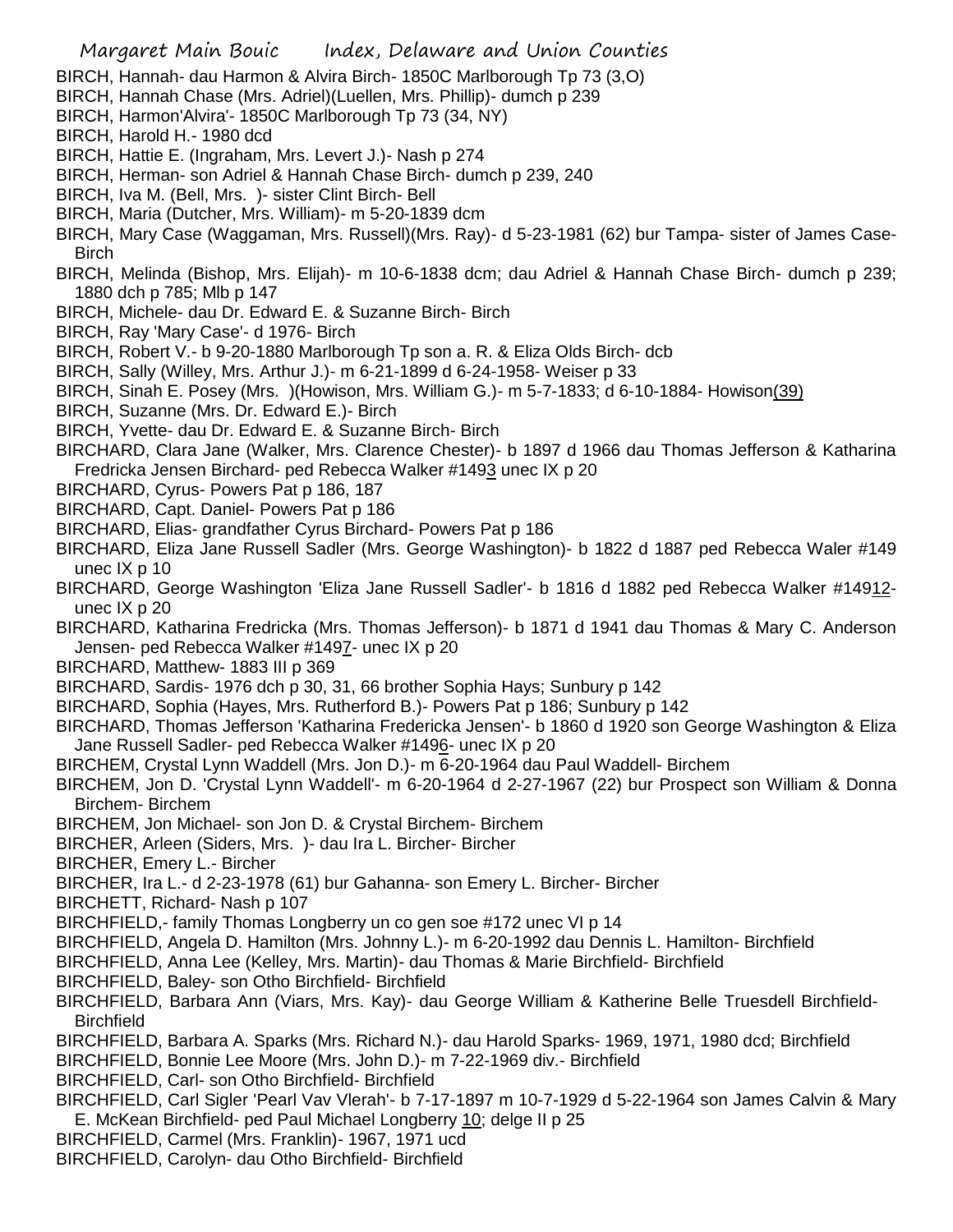BIRCH, Hannah- dau Harmon & Alvira Birch- 1850C Marlborough Tp 73 (3,O)

BIRCH, Hannah Chase (Mrs. Adriel)(Luellen, Mrs. Phillip)- dumch p 239

BIRCH, Harmon'Alvira'- 1850C Marlborough Tp 73 (34, NY)

BIRCH, Harold H.- 1980 dcd

BIRCH, Hattie E. (Ingraham, Mrs. Levert J.)- Nash p 274

BIRCH, Herman- son Adriel & Hannah Chase Birch- dumch p 239, 240

BIRCH, Iva M. (Bell, Mrs. )- sister Clint Birch- Bell

BIRCH, Maria (Dutcher, Mrs. William)- m 5-20-1839 dcm

BIRCH, Mary Case (Waggaman, Mrs. Russell)(Mrs. Ray)- d 5-23-1981 (62) bur Tampa- sister of James Case-Birch

BIRCH, Melinda (Bishop, Mrs. Elijah)- m 10-6-1838 dcm; dau Adriel & Hannah Chase Birch- dumch p 239; 1880 dch p 785; Mlb p 147

BIRCH, Michele- dau Dr. Edward E. & Suzanne Birch- Birch

BIRCH, Ray 'Mary Case'- d 1976- Birch

BIRCH, Robert V.- b 9-20-1880 Marlborough Tp son a. R. & Eliza Olds Birch- dcb

BIRCH, Sally (Willey, Mrs. Arthur J.)- m 6-21-1899 d 6-24-1958- Weiser p 33

BIRCH, Sinah E. Posey (Mrs. )(Howison, Mrs. William G.)- m 5-7-1833; d 6-10-1884- Howison(39)

BIRCH, Suzanne (Mrs. Dr. Edward E.)- Birch

BIRCH, Yvette- dau Dr. Edward E. & Suzanne Birch- Birch

BIRCHARD, Clara Jane (Walker, Mrs. Clarence Chester)- b 1897 d 1966 dau Thomas Jefferson & Katharina Fredricka Jensen Birchard- ped Rebecca Walker #1493 unec IX p 20

BIRCHARD, Cyrus- Powers Pat p 186, 187

BIRCHARD, Capt. Daniel- Powers Pat p 186

BIRCHARD, Elias- grandfather Cyrus Birchard- Powers Pat p 186

BIRCHARD, Eliza Jane Russell Sadler (Mrs. George Washington)- b 1822 d 1887 ped Rebecca Waler #149 unec IX p 10

BIRCHARD, George Washington 'Eliza Jane Russell Sadler'- b 1816 d 1882 ped Rebecca Walker #14912- unec IX p 20

BIRCHARD, Katharina Fredricka (Mrs. Thomas Jefferson)- b 1871 d 1941 dau Thomas & Mary C. Anderson Jensen- ped Rebecca Walker #1497- unec IX p 20

BIRCHARD, Matthew- 1883 III p 369

BIRCHARD, Sardis- 1976 dch p 30, 31, 66 brother Sophia Hays; Sunbury p 142

BIRCHARD, Sophia (Hayes, Mrs. Rutherford B.)- Powers Pat p 186; Sunbury p 142

BIRCHARD, Thomas Jefferson 'Katharina Fredericka Jensen'- b 1860 d 1920 son George Washington & Eliza Jane Russell Sadler- ped Rebecca Walker #1496- unec IX p 20

BIRCHEM, Crystal Lynn Waddell (Mrs. Jon D.)- m 6-20-1964 dau Paul Waddell- Birchem

BIRCHEM, Jon D. 'Crystal Lynn Waddell'- m 6-20-1964 d 2-27-1967 (22) bur Prospect son William & Donna Birchem- Birchem

BIRCHEM, Jon Michael- son Jon D. & Crystal Birchem- Birchem

BIRCHER, Arleen (Siders, Mrs. )- dau Ira L. Bircher- Bircher

BIRCHER, Emery L.- Bircher

BIRCHER, Ira L.- d 2-23-1978 (61) bur Gahanna- son Emery L. Bircher- Bircher

BIRCHETT, Richard- Nash p 107

BIRCHFIELD,- family Thomas Longberry un co gen soe #172 unec VI p 14

BIRCHFIELD, Angela D. Hamilton (Mrs. Johnny L.)- m 6-20-1992 dau Dennis L. Hamilton- Birchfield

BIRCHFIELD, Anna Lee (Kelley, Mrs. Martin)- dau Thomas & Marie Birchfield- Birchfield

BIRCHFIELD, Baley- son Otho Birchfield- Birchfield

BIRCHFIELD, Barbara Ann (Viars, Mrs. Kay)- dau George William & Katherine Belle Truesdell Birchfield- Birchfield

BIRCHFIELD, Barbara A. Sparks (Mrs. Richard N.)- dau Harold Sparks- 1969, 1971, 1980 dcd; Birchfield

BIRCHFIELD, Bonnie Lee Moore (Mrs. John D.)- m 7-22-1969 div.- Birchfield

BIRCHFIELD, Carl- son Otho Birchfield- Birchfield

BIRCHFIELD, Carl Sigler 'Pearl Vav Vlerah'- b 7-17-1897 m 10-7-1929 d 5-22-1964 son James Calvin & Mary E. McKean Birchfield- ped Paul Michael Longberry 10; delge II p 25

BIRCHFIELD, Carmel (Mrs. Franklin)- 1967, 1971 ucd

BIRCHFIELD, Carolyn- dau Otho Birchfield- Birchfield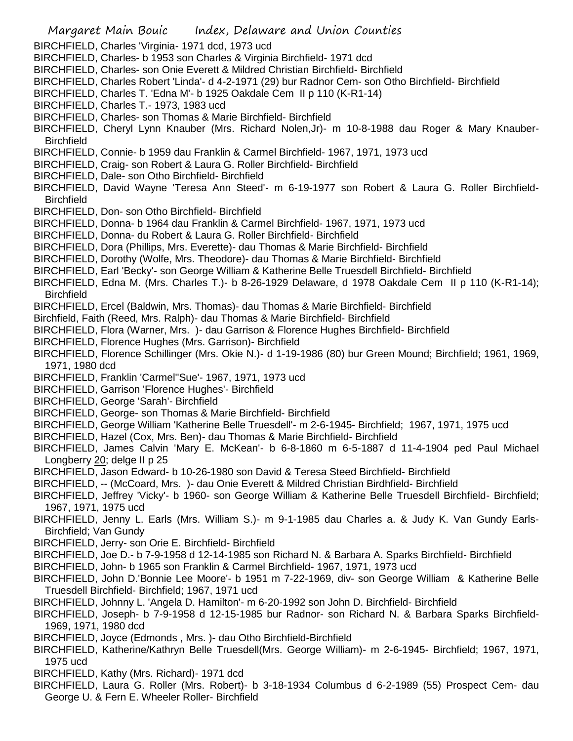BIRCHFIELD, Charles 'Virginia- 1971 dcd, 1973 ucd
BIRCHFIELD, Charles- b 1953 son Charles & Virginia Birchfield- 1971 dcd
BIRCHFIELD, Charles- son Onie Everett & Mildred Christian Birchfield- Birchfield
BIRCHFIELD, Charles Robert 'Linda'- d 4-2-1971 (29) bur Radnor Cem- son Otho Birchfield- Birchfield
BIRCHFIELD, Charles T. 'Edna M'- b 1925 Oakdale Cem II p 110 (K-R1-14)
BIRCHFIELD, Charles T.- 1973, 1983 ucd
BIRCHFIELD, Charles- son Thomas & Marie Birchfield- Birchfield
BIRCHFIELD, Cheryl Lynn Knauber (Mrs. Richard Nolen,Jr)- m 10-8-1988 dau Roger & Mary Knauber- Birchfield
BIRCHFIELD, Connie- b 1959 dau Franklin & Carmel Birchfield- 1967, 1971, 1973 ucd
BIRCHFIELD, Craig- son Robert & Laura G. Roller Birchfield- Birchfield
BIRCHFIELD, Dale- son Otho Birchfield- Birchfield
BIRCHFIELD, David Wayne 'Teresa Ann Steed'- m 6-19-1977 son Robert & Laura G. Roller Birchfield- Birchfield
BIRCHFIELD, Don- son Otho Birchfield- Birchfield
BIRCHFIELD, Donna- b 1964 dau Franklin & Carmel Birchfield- 1967, 1971, 1973 ucd
BIRCHFIELD, Donna- du Robert & Laura G. Roller Birchfield- Birchfield
BIRCHFIELD, Dora (Phillips, Mrs. Everette)- dau Thomas & Marie Birchfield- Birchfield
BIRCHFIELD, Dorothy (Wolfe, Mrs. Theodore)- dau Thomas & Marie Birchfield- Birchfield
BIRCHFIELD, Earl 'Becky'- son George William & Katherine Belle Truesdell Birchfield- Birchfield
BIRCHFIELD, Edna M. (Mrs. Charles T.)- b 8-26-1929 Delaware, d 1978 Oakdale Cem II p 110 (K-R1-14); Birchfield
BIRCHFIELD, Ercel (Baldwin, Mrs. Thomas)- dau Thomas & Marie Birchfield- Birchfield
Birchfield, Faith (Reed, Mrs. Ralph)- dau Thomas & Marie Birchfield- Birchfield
BIRCHFIELD, Flora (Warner, Mrs. )- dau Garrison & Florence Hughes Birchfield- Birchfield
BIRCHFIELD, Florence Hughes (Mrs. Garrison)- Birchfield
BIRCHFIELD, Florence Schillinger (Mrs. Okie N.)- d 1-19-1986 (80) bur Green Mound; Birchfield; 1961, 1969, 1971, 1980 dcd
BIRCHFIELD, Franklin 'Carmel''Sue'- 1967, 1971, 1973 ucd
BIRCHFIELD, Garrison 'Florence Hughes'- Birchfield
BIRCHFIELD, George 'Sarah'- Birchfield
BIRCHFIELD, George- son Thomas & Marie Birchfield- Birchfield
BIRCHFIELD, George William 'Katherine Belle Truesdell'- m 2-6-1945- Birchfield; 1967, 1971, 1975 ucd
BIRCHFIELD, Hazel (Cox, Mrs. Ben)- dau Thomas & Marie Birchfield- Birchfield
BIRCHFIELD, James Calvin 'Mary E. McKean'- b 6-8-1860 m 6-5-1887 d 11-4-1904 ped Paul Michael Longberry 20; delge II p 25
BIRCHFIELD, Jason Edward- b 10-26-1980 son David & Teresa Steed Birchfield- Birchfield
BIRCHFIELD, -- (McCoard, Mrs. )- dau Onie Everett & Mildred Christian Birdhfield- Birchfield
BIRCHFIELD, Jeffrey 'Vicky'- b 1960- son George William & Katherine Belle Truesdell Birchfield- Birchfield; 1967, 1971, 1975 ucd
BIRCHFIELD, Jenny L. Earls (Mrs. William S.)- m 9-1-1985 dau Charles a. & Judy K. Van Gundy Earls- Birchfield; Van Gundy
BIRCHFIELD, Jerry- son Orie E. Birchfield- Birchfield
BIRCHFIELD, Joe D.- b 7-9-1958 d 12-14-1985 son Richard N. & Barbara A. Sparks Birchfield- Birchfield
BIRCHFIELD, John- b 1965 son Franklin & Carmel Birchfield- 1967, 1971, 1973 ucd
BIRCHFIELD, John D.'Bonnie Lee Moore'- b 1951 m 7-22-1969, div- son George William & Katherine Belle Truesdell Birchfield- Birchfield; 1967, 1971 ucd
BIRCHFIELD, Johnny L. 'Angela D. Hamilton'- m 6-20-1992 son John D. Birchfield- Birchfield
BIRCHFIELD, Joseph- b 7-9-1958 d 12-15-1985 bur Radnor- son Richard N. & Barbara Sparks Birchfield- 1969, 1971, 1980 dcd
BIRCHFIELD, Joyce (Edmonds , Mrs. )- dau Otho Birchfield-Birchfield
BIRCHFIELD, Katherine/Kathryn Belle Truesdell(Mrs. George William)- m 2-6-1945- Birchfield; 1967, 1971, 1975 ucd
BIRCHFIELD, Kathy (Mrs. Richard)- 1971 dcd
BIRCHFIELD, Laura G. Roller (Mrs. Robert)- b 3-18-1934 Columbus d 6-2-1989 (55) Prospect Cem- dau George U. & Fern E. Wheeler Roller- Birchfield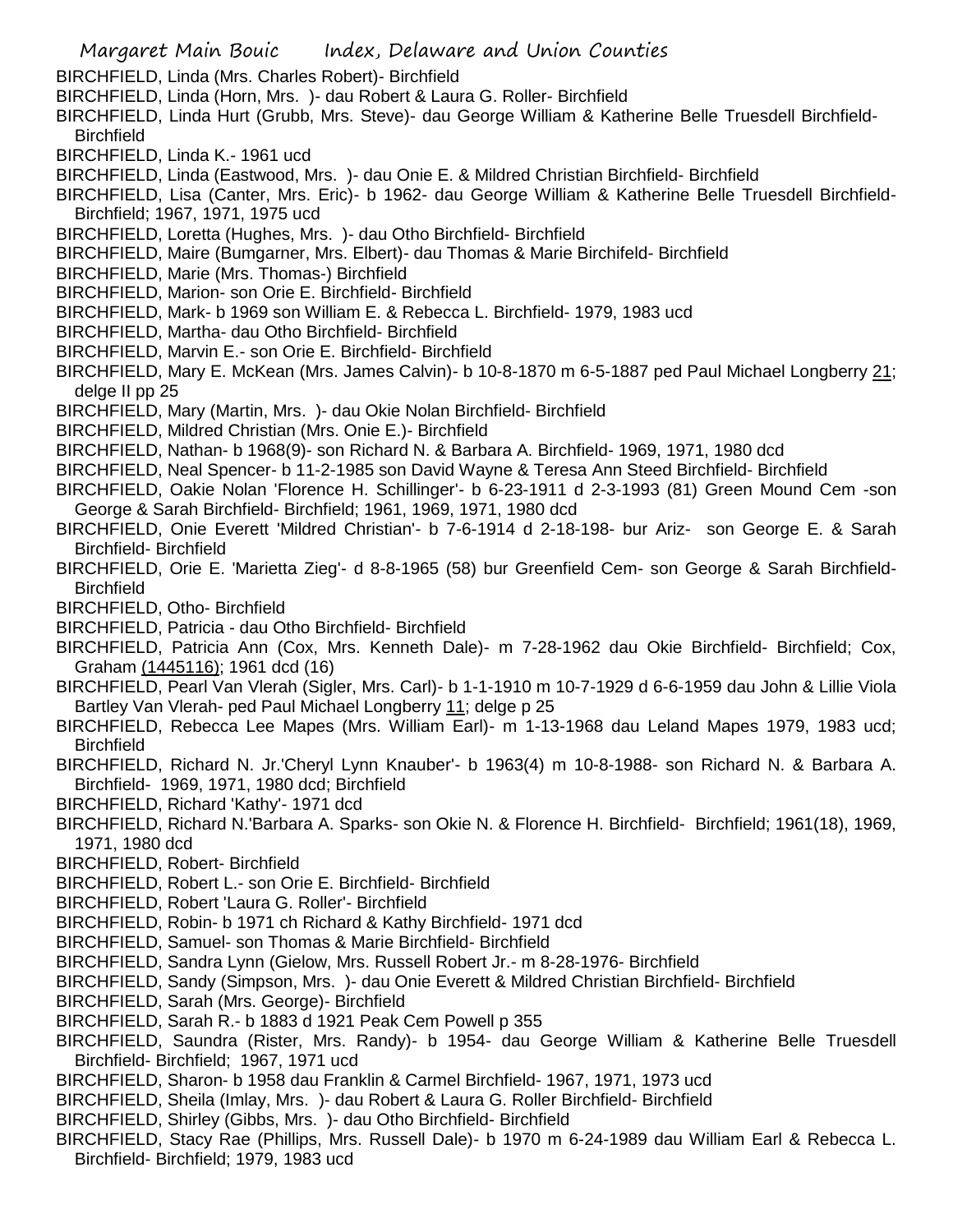BIRCHFIELD, Linda (Mrs. Charles Robert)- Birchfield

BIRCHFIELD, Linda (Horn, Mrs. )- dau Robert & Laura G. Roller- Birchfield

BIRCHFIELD, Linda Hurt (Grubb, Mrs. Steve)- dau George William & Katherine Belle Truesdell Birchfield- Birchfield

BIRCHFIELD, Linda K.- 1961 ucd

BIRCHFIELD, Linda (Eastwood, Mrs. )- dau Onie E. & Mildred Christian Birchfield- Birchfield

BIRCHFIELD, Lisa (Canter, Mrs. Eric)- b 1962- dau George William & Katherine Belle Truesdell Birchfield- Birchfield; 1967, 1971, 1975 ucd

BIRCHFIELD, Loretta (Hughes, Mrs. )- dau Otho Birchfield- Birchfield

BIRCHFIELD, Maire (Bumgarner, Mrs. Elbert)- dau Thomas & Marie Birchifeld- Birchfield

BIRCHFIELD, Marie (Mrs. Thomas-) Birchfield

BIRCHFIELD, Marion- son Orie E. Birchfield- Birchfield

BIRCHFIELD, Mark- b 1969 son William E. & Rebecca L. Birchfield- 1979, 1983 ucd

BIRCHFIELD, Martha- dau Otho Birchfield- Birchfield

BIRCHFIELD, Marvin E.- son Orie E. Birchfield- Birchfield

BIRCHFIELD, Mary E. McKean (Mrs. James Calvin)- b 10-8-1870 m 6-5-1887 ped Paul Michael Longberry 21; delge II pp 25

BIRCHFIELD, Mary (Martin, Mrs. )- dau Okie Nolan Birchfield- Birchfield

BIRCHFIELD, Mildred Christian (Mrs. Onie E.)- Birchfield

BIRCHFIELD, Nathan- b 1968(9)- son Richard N. & Barbara A. Birchfield- 1969, 1971, 1980 dcd

BIRCHFIELD, Neal Spencer- b 11-2-1985 son David Wayne & Teresa Ann Steed Birchfield- Birchfield

BIRCHFIELD, Oakie Nolan 'Florence H. Schillinger'- b 6-23-1911 d 2-3-1993 (81) Green Mound Cem -son George & Sarah Birchfield- Birchfield; 1961, 1969, 1971, 1980 dcd

BIRCHFIELD, Onie Everett 'Mildred Christian'- b 7-6-1914 d 2-18-198- bur Ariz- son George E. & Sarah Birchfield- Birchfield

BIRCHFIELD, Orie E. 'Marietta Zieg'- d 8-8-1965 (58) bur Greenfield Cem- son George & Sarah Birchfield- Birchfield

BIRCHFIELD, Otho- Birchfield

BIRCHFIELD, Patricia - dau Otho Birchfield- Birchfield

BIRCHFIELD, Patricia Ann (Cox, Mrs. Kenneth Dale)- m 7-28-1962 dau Okie Birchfield- Birchfield; Cox, Graham (1445116); 1961 dcd (16)

BIRCHFIELD, Pearl Van Vlerah (Sigler, Mrs. Carl)- b 1-1-1910 m 10-7-1929 d 6-6-1959 dau John & Lillie Viola Bartley Van Vlerah- ped Paul Michael Longberry 11; delge p 25

BIRCHFIELD, Rebecca Lee Mapes (Mrs. William Earl)- m 1-13-1968 dau Leland Mapes 1979, 1983 ucd; Birchfield

BIRCHFIELD, Richard N. Jr.'Cheryl Lynn Knauber'- b 1963(4) m 10-8-1988- son Richard N. & Barbara A. Birchfield- 1969, 1971, 1980 dcd; Birchfield

BIRCHFIELD, Richard 'Kathy'- 1971 dcd

BIRCHFIELD, Richard N.'Barbara A. Sparks- son Okie N. & Florence H. Birchfield- Birchfield; 1961(18), 1969, 1971, 1980 dcd

BIRCHFIELD, Robert- Birchfield

BIRCHFIELD, Robert L.- son Orie E. Birchfield- Birchfield

BIRCHFIELD, Robert 'Laura G. Roller'- Birchfield

BIRCHFIELD, Robin- b 1971 ch Richard & Kathy Birchfield- 1971 dcd

BIRCHFIELD, Samuel- son Thomas & Marie Birchfield- Birchfield

BIRCHFIELD, Sandra Lynn (Gielow, Mrs. Russell Robert Jr.- m 8-28-1976- Birchfield

BIRCHFIELD, Sandy (Simpson, Mrs. )- dau Onie Everett & Mildred Christian Birchfield- Birchfield

BIRCHFIELD, Sarah (Mrs. George)- Birchfield

BIRCHFIELD, Sarah R.- b 1883 d 1921 Peak Cem Powell p 355

BIRCHFIELD, Saundra (Rister, Mrs. Randy)- b 1954- dau George William & Katherine Belle Truesdell Birchfield- Birchfield; 1967, 1971 ucd

BIRCHFIELD, Sharon- b 1958 dau Franklin & Carmel Birchfield- 1967, 1971, 1973 ucd

BIRCHFIELD, Sheila (Imlay, Mrs. )- dau Robert & Laura G. Roller Birchfield- Birchfield

BIRCHFIELD, Shirley (Gibbs, Mrs. )- dau Otho Birchfield- Birchfield

BIRCHFIELD, Stacy Rae (Phillips, Mrs. Russell Dale)- b 1970 m 6-24-1989 dau William Earl & Rebecca L. Birchfield- Birchfield; 1979, 1983 ucd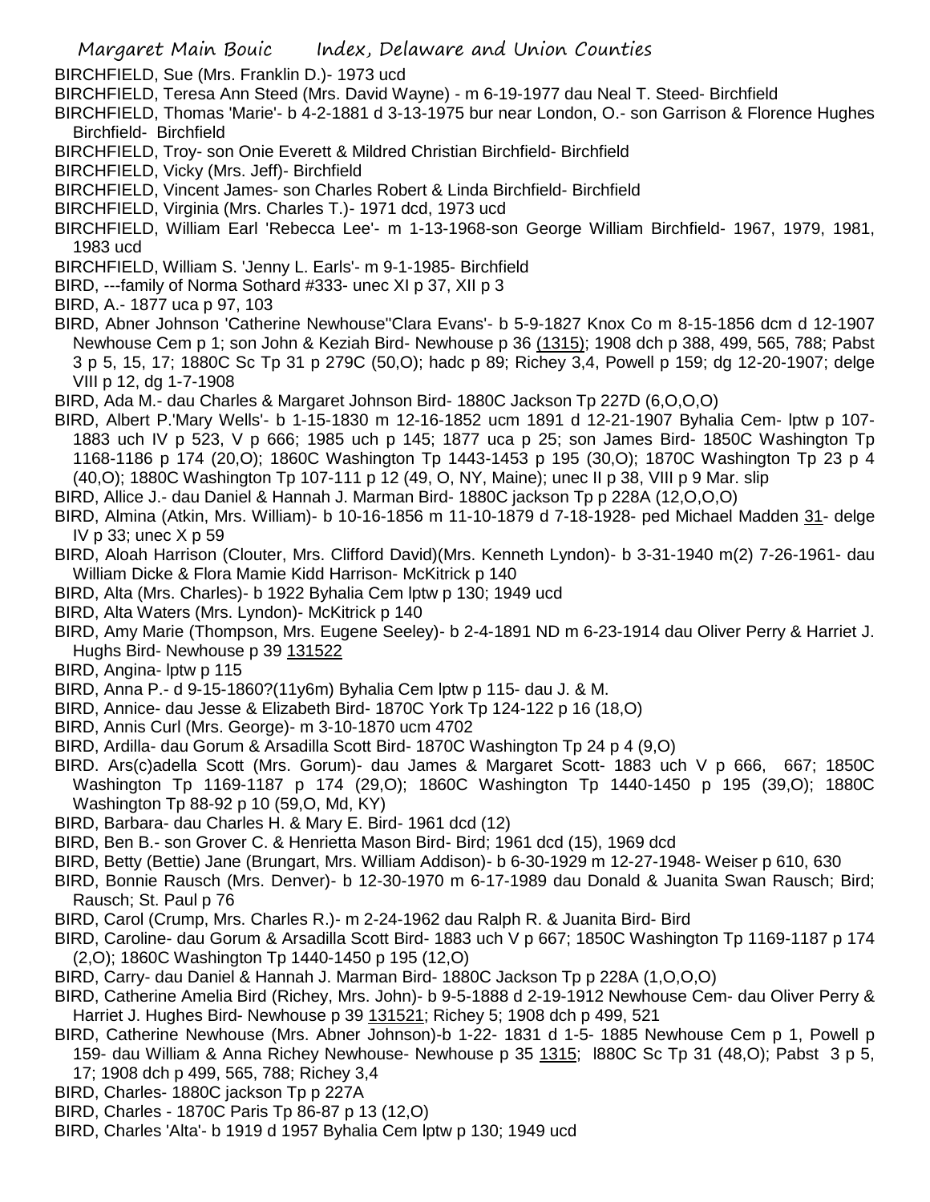BIRCHFIELD, Sue (Mrs. Franklin D.)- 1973 ucd

BIRCHFIELD, Teresa Ann Steed (Mrs. David Wayne) - m 6-19-1977 dau Neal T. Steed- Birchfield

BIRCHFIELD, Thomas 'Marie'- b 4-2-1881 d 3-13-1975 bur near London, O.- son Garrison & Florence Hughes Birchfield- Birchfield

BIRCHFIELD, Troy- son Onie Everett & Mildred Christian Birchfield- Birchfield

BIRCHFIELD, Vicky (Mrs. Jeff)- Birchfield

BIRCHFIELD, Vincent James- son Charles Robert & Linda Birchfield- Birchfield

BIRCHFIELD, Virginia (Mrs. Charles T.)- 1971 dcd, 1973 ucd

BIRCHFIELD, William Earl 'Rebecca Lee'- m 1-13-1968-son George William Birchfield- 1967, 1979, 1981, 1983 ucd

BIRCHFIELD, William S. 'Jenny L. Earls'- m 9-1-1985- Birchfield

BIRD, ---family of Norma Sothard #333- unec XI p 37, XII p 3

BIRD, A.- 1877 uca p 97, 103

BIRD, Abner Johnson 'Catherine Newhouse''Clara Evans'- b 5-9-1827 Knox Co m 8-15-1856 dcm d 12-1907 Newhouse Cem p 1; son John & Keziah Bird- Newhouse p 36 (1315); 1908 dch p 388, 499, 565, 788; Pabst 3 p 5, 15, 17; 1880C Sc Tp 31 p 279C (50,O); hadc p 89; Richey 3,4, Powell p 159; dg 12-20-1907; delge VIII p 12, dg 1-7-1908

BIRD, Ada M.- dau Charles & Margaret Johnson Bird- 1880C Jackson Tp 227D (6,O,O,O)

BIRD, Albert P.'Mary Wells'- b 1-15-1830 m 12-16-1852 ucm 1891 d 12-21-1907 Byhalia Cem- lptw p 107- 1883 uch IV p 523, V p 666; 1985 uch p 145; 1877 uca p 25; son James Bird- 1850C Washington Tp 1168-1186 p 174 (20,O); 1860C Washington Tp 1443-1453 p 195 (30,O); 1870C Washington Tp 23 p 4 (40,O); 1880C Washington Tp 107-111 p 12 (49, O, NY, Maine); unec II p 38, VIII p 9 Mar. slip

BIRD, Allice J.- dau Daniel & Hannah J. Marman Bird- 1880C jackson Tp p 228A (12,O,O,O)

BIRD, Almina (Atkin, Mrs. William)- b 10-16-1856 m 11-10-1879 d 7-18-1928- ped Michael Madden 31- delge IV p 33; unec X p 59

BIRD, Aloah Harrison (Clouter, Mrs. Clifford David)(Mrs. Kenneth Lyndon)- b 3-31-1940 m(2) 7-26-1961- dau William Dicke & Flora Mamie Kidd Harrison- McKitrick p 140

BIRD, Alta (Mrs. Charles)- b 1922 Byhalia Cem lptw p 130; 1949 ucd

BIRD, Alta Waters (Mrs. Lyndon)- McKitrick p 140

BIRD, Amy Marie (Thompson, Mrs. Eugene Seeley)- b 2-4-1891 ND m 6-23-1914 dau Oliver Perry & Harriet J. Hughs Bird- Newhouse p 39 131522

BIRD, Angina- lptw p 115

BIRD, Anna P.- d 9-15-1860?(11y6m) Byhalia Cem lptw p 115- dau J. & M.

BIRD, Annice- dau Jesse & Elizabeth Bird- 1870C York Tp 124-122 p 16 (18,O)

BIRD, Annis Curl (Mrs. George)- m 3-10-1870 ucm 4702

BIRD, Ardilla- dau Gorum & Arsadilla Scott Bird- 1870C Washington Tp 24 p 4 (9,O)

BIRD. Ars(c)adella Scott (Mrs. Gorum)- dau James & Margaret Scott- 1883 uch V p 666, 667; 1850C Washington Tp 1169-1187 p 174 (29,O); 1860C Washington Tp 1440-1450 p 195 (39,O); 1880C Washington Tp 88-92 p 10 (59,O, Md, KY)

BIRD, Barbara- dau Charles H. & Mary E. Bird- 1961 dcd (12)

BIRD, Ben B.- son Grover C. & Henrietta Mason Bird- Bird; 1961 dcd (15), 1969 dcd

BIRD, Betty (Bettie) Jane (Brungart, Mrs. William Addison)- b 6-30-1929 m 12-27-1948- Weiser p 610, 630

BIRD, Bonnie Rausch (Mrs. Denver)- b 12-30-1970 m 6-17-1989 dau Donald & Juanita Swan Rausch; Bird; Rausch; St. Paul p 76

BIRD, Carol (Crump, Mrs. Charles R.)- m 2-24-1962 dau Ralph R. & Juanita Bird- Bird

BIRD, Caroline- dau Gorum & Arsadilla Scott Bird- 1883 uch V p 667; 1850C Washington Tp 1169-1187 p 174 (2,O); 1860C Washington Tp 1440-1450 p 195 (12,O)

BIRD, Carry- dau Daniel & Hannah J. Marman Bird- 1880C Jackson Tp p 228A (1,O,O,O)

BIRD, Catherine Amelia Bird (Richey, Mrs. John)- b 9-5-1888 d 2-19-1912 Newhouse Cem- dau Oliver Perry & Harriet J. Hughes Bird- Newhouse p 39 131521; Richey 5; 1908 dch p 499, 521

BIRD, Catherine Newhouse (Mrs. Abner Johnson)-b 1-22- 1831 d 1-5- 1885 Newhouse Cem p 1, Powell p 159- dau William & Anna Richey Newhouse- Newhouse p 35 1315; l880C Sc Tp 31 (48,O); Pabst 3 p 5, 17; 1908 dch p 499, 565, 788; Richey 3,4

BIRD, Charles- 1880C jackson Tp p 227A

BIRD, Charles - 1870C Paris Tp 86-87 p 13 (12,O)

BIRD, Charles 'Alta'- b 1919 d 1957 Byhalia Cem lptw p 130; 1949 ucd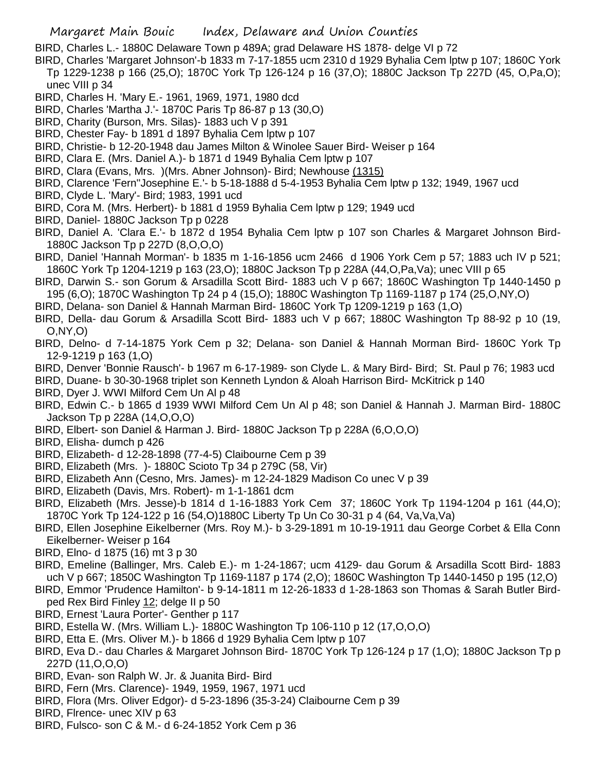BIRD, Charles L.- 1880C Delaware Town p 489A; grad Delaware HS 1878- delge VI p 72

BIRD, Charles 'Margaret Johnson'-b 1833 m 7-17-1855 ucm 2310 d 1929 Byhalia Cem lptw p 107; 1860C York Tp 1229-1238 p 166 (25,O); 1870C York Tp 126-124 p 16 (37,O); 1880C Jackson Tp 227D (45, O,Pa,O); unec VIII p 34

BIRD, Charles H. 'Mary E.- 1961, 1969, 1971, 1980 dcd

BIRD, Charles 'Martha J.'- 1870C Paris Tp 86-87 p 13 (30,O)

BIRD, Charity (Burson, Mrs. Silas)- 1883 uch V p 391

BIRD, Chester Fay- b 1891 d 1897 Byhalia Cem lptw p 107

BIRD, Christie- b 12-20-1948 dau James Milton & Winolee Sauer Bird- Weiser p 164

BIRD, Clara E. (Mrs. Daniel A.)- b 1871 d 1949 Byhalia Cem lptw p 107

BIRD, Clara (Evans, Mrs. )(Mrs. Abner Johnson)- Bird; Newhouse (1315)

BIRD, Clarence 'Fern''Josephine E.'- b 5-18-1888 d 5-4-1953 Byhalia Cem lptw p 132; 1949, 1967 ucd

BIRD, Clyde L. 'Mary'- Bird; 1983, 1991 ucd

BIRD, Cora M. (Mrs. Herbert)- b 1881 d 1959 Byhalia Cem lptw p 129; 1949 ucd

BIRD, Daniel- 1880C Jackson Tp p 0228

BIRD, Daniel A. 'Clara E.'- b 1872 d 1954 Byhalia Cem lptw p 107 son Charles & Margaret Johnson Bird- 1880C Jackson Tp p 227D (8,O,O,O)

BIRD, Daniel 'Hannah Morman'- b 1835 m 1-16-1856 ucm 2466 d 1906 York Cem p 57; 1883 uch IV p 521; 1860C York Tp 1204-1219 p 163 (23,O); 1880C Jackson Tp p 228A (44,O,Pa,Va); unec VIII p 65

BIRD, Darwin S.- son Gorum & Arsadilla Scott Bird- 1883 uch V p 667; 1860C Washington Tp 1440-1450 p 195 (6,O); 1870C Washington Tp 24 p 4 (15,O); 1880C Washington Tp 1169-1187 p 174 (25,O,NY,O)

BIRD, Delana- son Daniel & Hannah Marman Bird- 1860C York Tp 1209-1219 p 163 (1,O)

BIRD, Della- dau Gorum & Arsadilla Scott Bird- 1883 uch V p 667; 1880C Washington Tp 88-92 p 10 (19, O,NY,O)

BIRD, Delno- d 7-14-1875 York Cem p 32; Delana- son Daniel & Hannah Morman Bird- 1860C York Tp 12-9-1219 p 163 (1,O)

BIRD, Denver 'Bonnie Rausch'- b 1967 m 6-17-1989- son Clyde L. & Mary Bird- Bird; St. Paul p 76; 1983 ucd

BIRD, Duane- b 30-30-1968 triplet son Kenneth Lyndon & Aloah Harrison Bird- McKitrick p 140

BIRD, Dyer J. WWI Milford Cem Un Al p 48

BIRD, Edwin C.- b 1865 d 1939 WWI Milford Cem Un Al p 48; son Daniel & Hannah J. Marman Bird- 1880C Jackson Tp p 228A (14,O,O,O)

BIRD, Elbert- son Daniel & Harman J. Bird- 1880C Jackson Tp p 228A (6,O,O,O)

BIRD, Elisha- dumch p 426

BIRD, Elizabeth- d 12-28-1898 (77-4-5) Claibourne Cem p 39

BIRD, Elizabeth (Mrs. )- 1880C Scioto Tp 34 p 279C (58, Vir)

BIRD, Elizabeth Ann (Cesno, Mrs. James)- m 12-24-1829 Madison Co unec V p 39

BIRD, Elizabeth (Davis, Mrs. Robert)- m 1-1-1861 dcm

BIRD, Elizabeth (Mrs. Jesse)-b 1814 d 1-16-1883 York Cem 37; 1860C York Tp 1194-1204 p 161 (44,O); 1870C York Tp 124-122 p 16 (54,O)1880C Liberty Tp Un Co 30-31 p 4 (64, Va,Va,Va)

BIRD, Ellen Josephine Eikelberner (Mrs. Roy M.)- b 3-29-1891 m 10-19-1911 dau George Corbet & Ella Conn Eikelberner- Weiser p 164

BIRD, Elno- d 1875 (16) mt 3 p 30

BIRD, Emeline (Ballinger, Mrs. Caleb E.)- m 1-24-1867; ucm 4129- dau Gorum & Arsadilla Scott Bird- 1883 uch V p 667; 1850C Washington Tp 1169-1187 p 174 (2,O); 1860C Washington Tp 1440-1450 p 195 (12,O)

BIRD, Emmor 'Prudence Hamilton'- b 9-14-1811 m 12-26-1833 d 1-28-1863 son Thomas & Sarah Butler Bird- ped Rex Bird Finley 12; delge II p 50

BIRD, Ernest 'Laura Porter'- Genther p 117

BIRD, Estella W. (Mrs. William L.)- 1880C Washington Tp 106-110 p 12 (17,O,O,O)

BIRD, Etta E. (Mrs. Oliver M.)- b 1866 d 1929 Byhalia Cem lptw p 107

BIRD, Eva D.- dau Charles & Margaret Johnson Bird- 1870C York Tp 126-124 p 17 (1,O); 1880C Jackson Tp p 227D (11,O,O,O)

BIRD, Evan- son Ralph W. Jr. & Juanita Bird- Bird

BIRD, Fern (Mrs. Clarence)- 1949, 1959, 1967, 1971 ucd

BIRD, Flora (Mrs. Oliver Edgor)- d 5-23-1896 (35-3-24) Claibourne Cem p 39

BIRD, Flrence- unec XIV p 63

BIRD, Fulsco- son C & M.- d 6-24-1852 York Cem p 36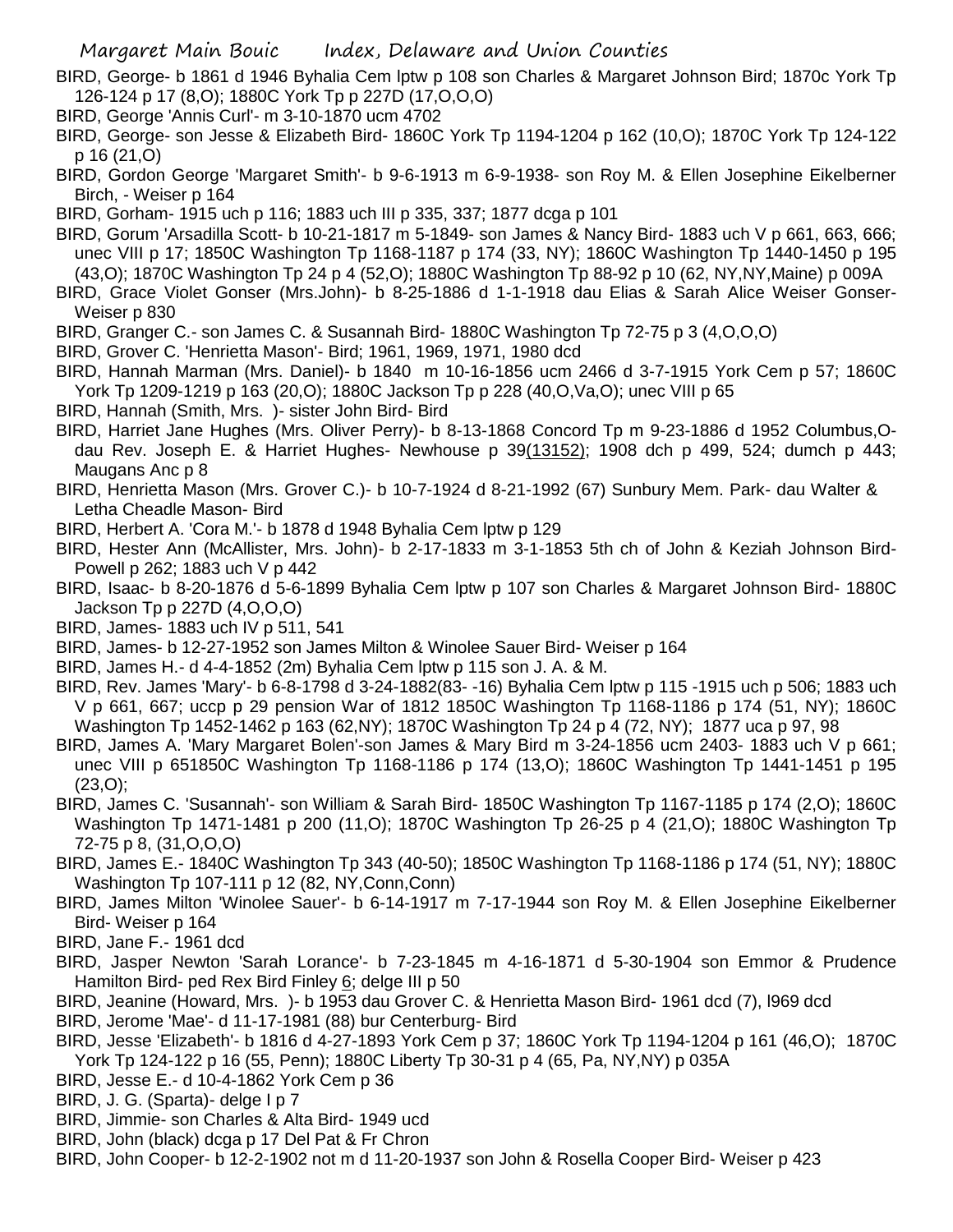BIRD, George- b 1861 d 1946 Byhalia Cem lptw p 108 son Charles & Margaret Johnson Bird; 1870c York Tp 126-124 p 17 (8,O); 1880C York Tp p 227D (17,O,O,O)

BIRD, George 'Annis Curl'- m 3-10-1870 ucm 4702

BIRD, George- son Jesse & Elizabeth Bird- 1860C York Tp 1194-1204 p 162 (10,O); 1870C York Tp 124-122 p 16 (21,O)

BIRD, Gordon George 'Margaret Smith'- b 9-6-1913 m 6-9-1938- son Roy M. & Ellen Josephine Eikelberner Birch, - Weiser p 164

BIRD, Gorham- 1915 uch p 116; 1883 uch III p 335, 337; 1877 dcga p 101

BIRD, Gorum 'Arsadilla Scott- b 10-21-1817 m 5-1849- son James & Nancy Bird- 1883 uch V p 661, 663, 666; unec VIII p 17; 1850C Washington Tp 1168-1187 p 174 (33, NY); 1860C Washington Tp 1440-1450 p 195 (43,O); 1870C Washington Tp 24 p 4 (52,O); 1880C Washington Tp 88-92 p 10 (62, NY,NY,Maine) p 009A

BIRD, Grace Violet Gonser (Mrs.John)- b 8-25-1886 d 1-1-1918 dau Elias & Sarah Alice Weiser Gonser- Weiser p 830

BIRD, Granger C.- son James C. & Susannah Bird- 1880C Washington Tp 72-75 p 3 (4,O,O,O)

BIRD, Grover C. 'Henrietta Mason'- Bird; 1961, 1969, 1971, 1980 dcd

BIRD, Hannah Marman (Mrs. Daniel)- b 1840 m 10-16-1856 ucm 2466 d 3-7-1915 York Cem p 57; 1860C York Tp 1209-1219 p 163 (20,O); 1880C Jackson Tp p 228 (40,O,Va,O); unec VIII p 65

BIRD, Hannah (Smith, Mrs. )- sister John Bird- Bird

BIRD, Harriet Jane Hughes (Mrs. Oliver Perry)- b 8-13-1868 Concord Tp m 9-23-1886 d 1952 Columbus,O- dau Rev. Joseph E. & Harriet Hughes- Newhouse p 39(13152); 1908 dch p 499, 524; dumch p 443; Maugans Anc p 8

BIRD, Henrietta Mason (Mrs. Grover C.)- b 10-7-1924 d 8-21-1992 (67) Sunbury Mem. Park- dau Walter & Letha Cheadle Mason- Bird

BIRD, Herbert A. 'Cora M.'- b 1878 d 1948 Byhalia Cem lptw p 129

BIRD, Hester Ann (McAllister, Mrs. John)- b 2-17-1833 m 3-1-1853 5th ch of John & Keziah Johnson Bird- Powell p 262; 1883 uch V p 442

BIRD, Isaac- b 8-20-1876 d 5-6-1899 Byhalia Cem lptw p 107 son Charles & Margaret Johnson Bird- 1880C Jackson Tp p 227D (4,O,O,O)

BIRD, James- 1883 uch IV p 511, 541

BIRD, James- b 12-27-1952 son James Milton & Winolee Sauer Bird- Weiser p 164

BIRD, James H.- d 4-4-1852 (2m) Byhalia Cem lptw p 115 son J. A. & M.

BIRD, Rev. James 'Mary'- b 6-8-1798 d 3-24-1882(83- -16) Byhalia Cem lptw p 115 -1915 uch p 506; 1883 uch V p 661, 667; uccp p 29 pension War of 1812 1850C Washington Tp 1168-1186 p 174 (51, NY); 1860C Washington Tp 1452-1462 p 163 (62,NY); 1870C Washington Tp 24 p 4 (72, NY); 1877 uca p 97, 98

BIRD, James A. 'Mary Margaret Bolen'-son James & Mary Bird m 3-24-1856 ucm 2403- 1883 uch V p 661; unec VIII p 651850C Washington Tp 1168-1186 p 174 (13,O); 1860C Washington Tp 1441-1451 p 195 (23,O);

BIRD, James C. 'Susannah'- son William & Sarah Bird- 1850C Washington Tp 1167-1185 p 174 (2,O); 1860C Washington Tp 1471-1481 p 200 (11,O); 1870C Washington Tp 26-25 p 4 (21,O); 1880C Washington Tp 72-75 p 8, (31,O,O,O)

BIRD, James E.- 1840C Washington Tp 343 (40-50); 1850C Washington Tp 1168-1186 p 174 (51, NY); 1880C Washington Tp 107-111 p 12 (82, NY,Conn,Conn)

BIRD, James Milton 'Winolee Sauer'- b 6-14-1917 m 7-17-1944 son Roy M. & Ellen Josephine Eikelberner Bird- Weiser p 164

BIRD, Jane F.- 1961 dcd

BIRD, Jasper Newton 'Sarah Lorance'- b 7-23-1845 m 4-16-1871 d 5-30-1904 son Emmor & Prudence Hamilton Bird- ped Rex Bird Finley 6; delge III p 50

BIRD, Jeanine (Howard, Mrs. )- b 1953 dau Grover C. & Henrietta Mason Bird- 1961 dcd (7), l969 dcd

BIRD, Jerome 'Mae'- d 11-17-1981 (88) bur Centerburg- Bird

BIRD, Jesse 'Elizabeth'- b 1816 d 4-27-1893 York Cem p 37; 1860C York Tp 1194-1204 p 161 (46,O); 1870C York Tp 124-122 p 16 (55, Penn); 1880C Liberty Tp 30-31 p 4 (65, Pa, NY,NY) p 035A

BIRD, Jesse E.- d 10-4-1862 York Cem p 36

BIRD, J. G. (Sparta)- delge I p 7

BIRD, Jimmie- son Charles & Alta Bird- 1949 ucd

BIRD, John (black) dcga p 17 Del Pat & Fr Chron

BIRD, John Cooper- b 12-2-1902 not m d 11-20-1937 son John & Rosella Cooper Bird- Weiser p 423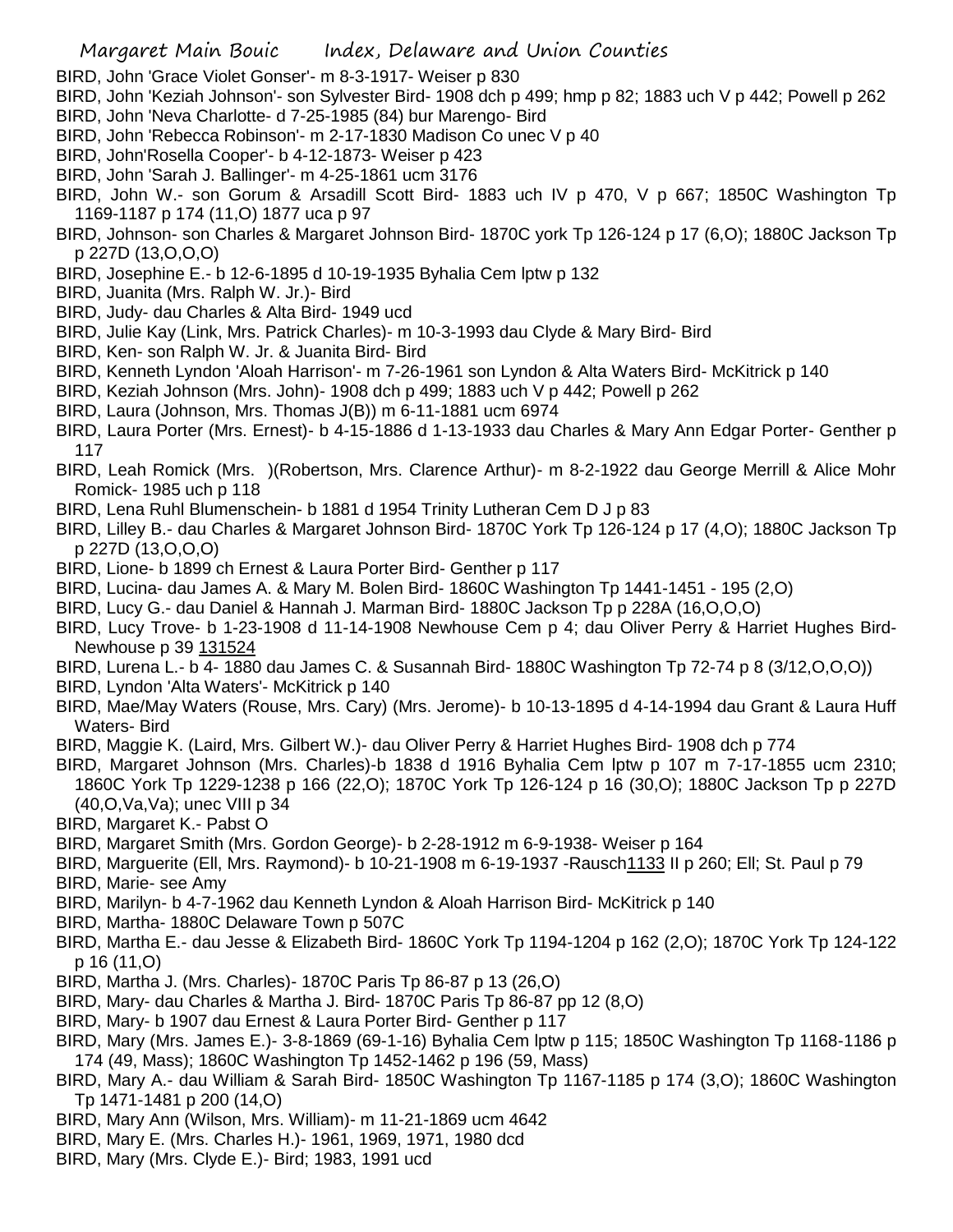BIRD, John 'Grace Violet Gonser'- m 8-3-1917- Weiser p 830

BIRD, John 'Keziah Johnson'- son Sylvester Bird- 1908 dch p 499; hmp p 82; 1883 uch V p 442; Powell p 262

BIRD, John 'Neva Charlotte- d 7-25-1985 (84) bur Marengo- Bird

BIRD, John 'Rebecca Robinson'- m 2-17-1830 Madison Co unec V p 40

BIRD, John'Rosella Cooper'- b 4-12-1873- Weiser p 423

BIRD, John 'Sarah J. Ballinger'- m 4-25-1861 ucm 3176

BIRD, John W.- son Gorum & Arsadill Scott Bird- 1883 uch IV p 470, V p 667; 1850C Washington Tp 1169-1187 p 174 (11,O) 1877 uca p 97

BIRD, Johnson- son Charles & Margaret Johnson Bird- 1870C york Tp 126-124 p 17 (6,O); 1880C Jackson Tp p 227D (13,O,O,O)

BIRD, Josephine E.- b 12-6-1895 d 10-19-1935 Byhalia Cem lptw p 132

BIRD, Juanita (Mrs. Ralph W. Jr.)- Bird

BIRD, Judy- dau Charles & Alta Bird- 1949 ucd

BIRD, Julie Kay (Link, Mrs. Patrick Charles)- m 10-3-1993 dau Clyde & Mary Bird- Bird

BIRD, Ken- son Ralph W. Jr. & Juanita Bird- Bird

BIRD, Kenneth Lyndon 'Aloah Harrison'- m 7-26-1961 son Lyndon & Alta Waters Bird- McKitrick p 140

BIRD, Keziah Johnson (Mrs. John)- 1908 dch p 499; 1883 uch V p 442; Powell p 262

BIRD, Laura (Johnson, Mrs. Thomas J(B)) m 6-11-1881 ucm 6974

BIRD, Laura Porter (Mrs. Ernest)- b 4-15-1886 d 1-13-1933 dau Charles & Mary Ann Edgar Porter- Genther p 117

BIRD, Leah Romick (Mrs. )(Robertson, Mrs. Clarence Arthur)- m 8-2-1922 dau George Merrill & Alice Mohr Romick- 1985 uch p 118

BIRD, Lena Ruhl Blumenschein- b 1881 d 1954 Trinity Lutheran Cem D J p 83

BIRD, Lilley B.- dau Charles & Margaret Johnson Bird- 1870C York Tp 126-124 p 17 (4,O); 1880C Jackson Tp p 227D (13,O,O,O)

BIRD, Lione- b 1899 ch Ernest & Laura Porter Bird- Genther p 117

BIRD, Lucina- dau James A. & Mary M. Bolen Bird- 1860C Washington Tp 1441-1451 - 195 (2,O)

BIRD, Lucy G.- dau Daniel & Hannah J. Marman Bird- 1880C Jackson Tp p 228A (16,O,O,O)

BIRD, Lucy Trove- b 1-23-1908 d 11-14-1908 Newhouse Cem p 4; dau Oliver Perry & Harriet Hughes Bird- Newhouse p 39 131524

BIRD, Lurena L.- b 4- 1880 dau James C. & Susannah Bird- 1880C Washington Tp 72-74 p 8 (3/12,O,O,O))

BIRD, Lyndon 'Alta Waters'- McKitrick p 140

BIRD, Mae/May Waters (Rouse, Mrs. Cary) (Mrs. Jerome)- b 10-13-1895 d 4-14-1994 dau Grant & Laura Huff Waters- Bird

BIRD, Maggie K. (Laird, Mrs. Gilbert W.)- dau Oliver Perry & Harriet Hughes Bird- 1908 dch p 774

BIRD, Margaret Johnson (Mrs. Charles)-b 1838 d 1916 Byhalia Cem lptw p 107 m 7-17-1855 ucm 2310; 1860C York Tp 1229-1238 p 166 (22,O); 1870C York Tp 126-124 p 16 (30,O); 1880C Jackson Tp p 227D (40,O,Va,Va); unec VIII p 34

BIRD, Margaret K.- Pabst O

BIRD, Margaret Smith (Mrs. Gordon George)- b 2-28-1912 m 6-9-1938- Weiser p 164

BIRD, Marguerite (Ell, Mrs. Raymond)- b 10-21-1908 m 6-19-1937 -Rausch1133 II p 260; Ell; St. Paul p 79

BIRD, Marie- see Amy

BIRD, Marilyn- b 4-7-1962 dau Kenneth Lyndon & Aloah Harrison Bird- McKitrick p 140

BIRD, Martha- 1880C Delaware Town p 507C

BIRD, Martha E.- dau Jesse & Elizabeth Bird- 1860C York Tp 1194-1204 p 162 (2,O); 1870C York Tp 124-122 p 16 (11,O)

BIRD, Martha J. (Mrs. Charles)- 1870C Paris Tp 86-87 p 13 (26,O)

BIRD, Mary- dau Charles & Martha J. Bird- 1870C Paris Tp 86-87 pp 12 (8,O)

BIRD, Mary- b 1907 dau Ernest & Laura Porter Bird- Genther p 117

BIRD, Mary (Mrs. James E.)- 3-8-1869 (69-1-16) Byhalia Cem lptw p 115; 1850C Washington Tp 1168-1186 p 174 (49, Mass); 1860C Washington Tp 1452-1462 p 196 (59, Mass)

BIRD, Mary A.- dau William & Sarah Bird- 1850C Washington Tp 1167-1185 p 174 (3,O); 1860C Washington Tp 1471-1481 p 200 (14,O)

BIRD, Mary Ann (Wilson, Mrs. William)- m 11-21-1869 ucm 4642

BIRD, Mary E. (Mrs. Charles H.)- 1961, 1969, 1971, 1980 dcd

BIRD, Mary (Mrs. Clyde E.)- Bird; 1983, 1991 ucd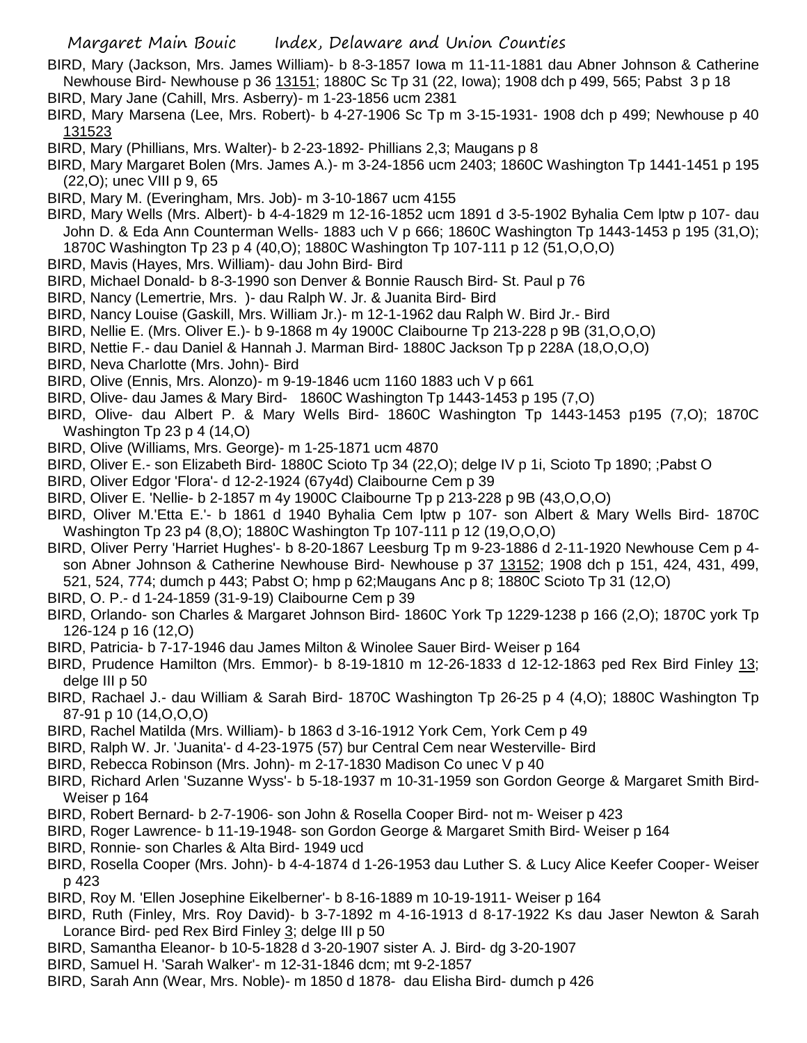BIRD, Mary (Jackson, Mrs. James William)- b 8-3-1857 Iowa m 11-11-1881 dau Abner Johnson & Catherine Newhouse Bird- Newhouse p 36 13151; 1880C Sc Tp 31 (22, Iowa); 1908 dch p 499, 565; Pabst 3 p 18

BIRD, Mary Jane (Cahill, Mrs. Asberry)- m 1-23-1856 ucm 2381

BIRD, Mary Marsena (Lee, Mrs. Robert)- b 4-27-1906 Sc Tp m 3-15-1931- 1908 dch p 499; Newhouse p 40 131523

BIRD, Mary (Phillians, Mrs. Walter)- b 2-23-1892- Phillians 2,3; Maugans p 8

BIRD, Mary Margaret Bolen (Mrs. James A.)- m 3-24-1856 ucm 2403; 1860C Washington Tp 1441-1451 p 195 (22,O); unec VIII p 9, 65

BIRD, Mary M. (Everingham, Mrs. Job)- m 3-10-1867 ucm 4155

BIRD, Mary Wells (Mrs. Albert)- b 4-4-1829 m 12-16-1852 ucm 1891 d 3-5-1902 Byhalia Cem lptw p 107- dau John D. & Eda Ann Counterman Wells- 1883 uch V p 666; 1860C Washington Tp 1443-1453 p 195 (31,O); 1870C Washington Tp 23 p 4 (40,O); 1880C Washington Tp 107-111 p 12 (51,O,O,O)

BIRD, Mavis (Hayes, Mrs. William)- dau John Bird- Bird

BIRD, Michael Donald- b 8-3-1990 son Denver & Bonnie Rausch Bird- St. Paul p 76

BIRD, Nancy (Lemertrie, Mrs. )- dau Ralph W. Jr. & Juanita Bird- Bird

BIRD, Nancy Louise (Gaskill, Mrs. William Jr.)- m 12-1-1962 dau Ralph W. Bird Jr.- Bird

BIRD, Nellie E. (Mrs. Oliver E.)- b 9-1868 m 4y 1900C Claibourne Tp 213-228 p 9B (31,O,O,O)

BIRD, Nettie F.- dau Daniel & Hannah J. Marman Bird- 1880C Jackson Tp p 228A (18,O,O,O)

BIRD, Neva Charlotte (Mrs. John)- Bird

BIRD, Olive (Ennis, Mrs. Alonzo)- m 9-19-1846 ucm 1160 1883 uch V p 661

BIRD, Olive- dau James & Mary Bird- 1860C Washington Tp 1443-1453 p 195 (7,O)

BIRD, Olive- dau Albert P. & Mary Wells Bird- 1860C Washington Tp 1443-1453 p195 (7,O); 1870C Washington Tp 23 p 4 (14,O)

BIRD, Olive (Williams, Mrs. George)- m 1-25-1871 ucm 4870

BIRD, Oliver E.- son Elizabeth Bird- 1880C Scioto Tp 34 (22,O); delge IV p 1i, Scioto Tp 1890; ;Pabst O

BIRD, Oliver Edgor 'Flora'- d 12-2-1924 (67y4d) Claibourne Cem p 39

BIRD, Oliver E. 'Nellie- b 2-1857 m 4y 1900C Claibourne Tp p 213-228 p 9B (43,O,O,O)

BIRD, Oliver M.'Etta E.'- b 1861 d 1940 Byhalia Cem lptw p 107- son Albert & Mary Wells Bird- 1870C Washington Tp 23 p4 (8,O); 1880C Washington Tp 107-111 p 12 (19,O,O,O)

BIRD, Oliver Perry 'Harriet Hughes'- b 8-20-1867 Leesburg Tp m 9-23-1886 d 2-11-1920 Newhouse Cem p 4- son Abner Johnson & Catherine Newhouse Bird- Newhouse p 37 13152; 1908 dch p 151, 424, 431, 499, 521, 524, 774; dumch p 443; Pabst O; hmp p 62;Maugans Anc p 8; 1880C Scioto Tp 31 (12,O)

BIRD, O. P.- d 1-24-1859 (31-9-19) Claibourne Cem p 39

BIRD, Orlando- son Charles & Margaret Johnson Bird- 1860C York Tp 1229-1238 p 166 (2,O); 1870C york Tp 126-124 p 16 (12,O)

BIRD, Patricia- b 7-17-1946 dau James Milton & Winolee Sauer Bird- Weiser p 164

BIRD, Prudence Hamilton (Mrs. Emmor)- b 8-19-1810 m 12-26-1833 d 12-12-1863 ped Rex Bird Finley 13; delge III p 50

BIRD, Rachael J.- dau William & Sarah Bird- 1870C Washington Tp 26-25 p 4 (4,O); 1880C Washington Tp 87-91 p 10 (14,O,O,O)

BIRD, Rachel Matilda (Mrs. William)- b 1863 d 3-16-1912 York Cem, York Cem p 49

BIRD, Ralph W. Jr. 'Juanita'- d 4-23-1975 (57) bur Central Cem near Westerville- Bird

BIRD, Rebecca Robinson (Mrs. John)- m 2-17-1830 Madison Co unec V p 40

BIRD, Richard Arlen 'Suzanne Wyss'- b 5-18-1937 m 10-31-1959 son Gordon George & Margaret Smith Bird- Weiser p 164

BIRD, Robert Bernard- b 2-7-1906- son John & Rosella Cooper Bird- not m- Weiser p 423

BIRD, Roger Lawrence- b 11-19-1948- son Gordon George & Margaret Smith Bird- Weiser p 164

BIRD, Ronnie- son Charles & Alta Bird- 1949 ucd

BIRD, Rosella Cooper (Mrs. John)- b 4-4-1874 d 1-26-1953 dau Luther S. & Lucy Alice Keefer Cooper- Weiser p 423

BIRD, Roy M. 'Ellen Josephine Eikelberner'- b 8-16-1889 m 10-19-1911- Weiser p 164

BIRD, Ruth (Finley, Mrs. Roy David)- b 3-7-1892 m 4-16-1913 d 8-17-1922 Ks dau Jaser Newton & Sarah Lorance Bird- ped Rex Bird Finley 3; delge III p 50

BIRD, Samantha Eleanor- b 10-5-1828 d 3-20-1907 sister A. J. Bird- dg 3-20-1907

BIRD, Samuel H. 'Sarah Walker'- m 12-31-1846 dcm; mt 9-2-1857

BIRD, Sarah Ann (Wear, Mrs. Noble)- m 1850 d 1878- dau Elisha Bird- dumch p 426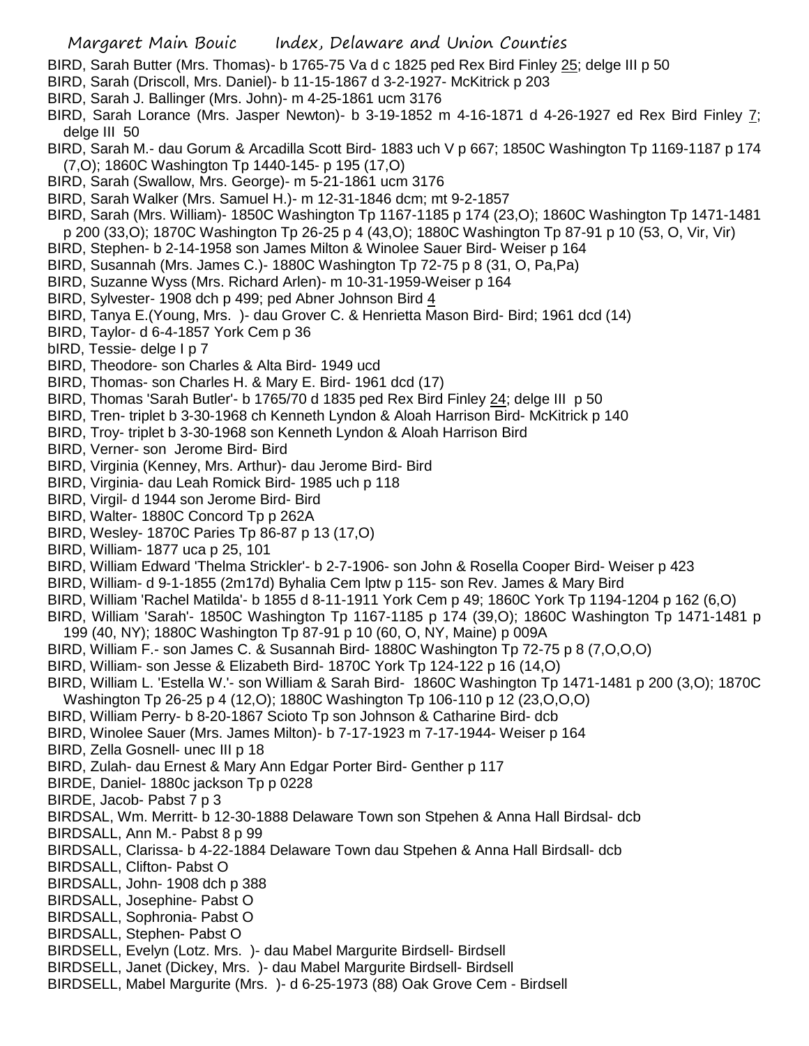BIRD, Sarah Butter (Mrs. Thomas)- b 1765-75 Va d c 1825 ped Rex Bird Finley 25; delge III p 50

BIRD, Sarah (Driscoll, Mrs. Daniel)- b 11-15-1867 d 3-2-1927- McKitrick p 203

BIRD, Sarah J. Ballinger (Mrs. John)- m 4-25-1861 ucm 3176

BIRD, Sarah Lorance (Mrs. Jasper Newton)- b 3-19-1852 m 4-16-1871 d 4-26-1927 ed Rex Bird Finley 7; delge III 50

BIRD, Sarah M.- dau Gorum & Arcadilla Scott Bird- 1883 uch V p 667; 1850C Washington Tp 1169-1187 p 174 (7,O); 1860C Washington Tp 1440-145- p 195 (17,O)

BIRD, Sarah (Swallow, Mrs. George)- m 5-21-1861 ucm 3176

BIRD, Sarah Walker (Mrs. Samuel H.)- m 12-31-1846 dcm; mt 9-2-1857

BIRD, Sarah (Mrs. William)- 1850C Washington Tp 1167-1185 p 174 (23,O); 1860C Washington Tp 1471-1481 p 200 (33,O); 1870C Washington Tp 26-25 p 4 (43,O); 1880C Washington Tp 87-91 p 10 (53, O, Vir, Vir)

BIRD, Stephen- b 2-14-1958 son James Milton & Winolee Sauer Bird- Weiser p 164

BIRD, Susannah (Mrs. James C.)- 1880C Washington Tp 72-75 p 8 (31, O, Pa,Pa)

BIRD, Suzanne Wyss (Mrs. Richard Arlen)- m 10-31-1959-Weiser p 164

BIRD, Sylvester- 1908 dch p 499; ped Abner Johnson Bird 4

BIRD, Tanya E.(Young, Mrs. )- dau Grover C. & Henrietta Mason Bird- Bird; 1961 dcd (14)

BIRD, Taylor- d 6-4-1857 York Cem p 36

bIRD, Tessie- delge I p 7

BIRD, Theodore- son Charles & Alta Bird- 1949 ucd

BIRD, Thomas- son Charles H. & Mary E. Bird- 1961 dcd (17)

BIRD, Thomas 'Sarah Butler'- b 1765/70 d 1835 ped Rex Bird Finley 24; delge III p 50

BIRD, Tren- triplet b 3-30-1968 ch Kenneth Lyndon & Aloah Harrison Bird- McKitrick p 140

BIRD, Troy- triplet b 3-30-1968 son Kenneth Lyndon & Aloah Harrison Bird

BIRD, Verner- son Jerome Bird- Bird

BIRD, Virginia (Kenney, Mrs. Arthur)- dau Jerome Bird- Bird

BIRD, Virginia- dau Leah Romick Bird- 1985 uch p 118

BIRD, Virgil- d 1944 son Jerome Bird- Bird

BIRD, Walter- 1880C Concord Tp p 262A

BIRD, Wesley- 1870C Paries Tp 86-87 p 13 (17,O)

BIRD, William- 1877 uca p 25, 101

BIRD, William Edward 'Thelma Strickler'- b 2-7-1906- son John & Rosella Cooper Bird- Weiser p 423

BIRD, William- d 9-1-1855 (2m17d) Byhalia Cem lptw p 115- son Rev. James & Mary Bird

BIRD, William 'Rachel Matilda'- b 1855 d 8-11-1911 York Cem p 49; 1860C York Tp 1194-1204 p 162 (6,O)

BIRD, William 'Sarah'- 1850C Washington Tp 1167-1185 p 174 (39,O); 1860C Washington Tp 1471-1481 p 199 (40, NY); 1880C Washington Tp 87-91 p 10 (60, O, NY, Maine) p 009A

BIRD, William F.- son James C. & Susannah Bird- 1880C Washington Tp 72-75 p 8 (7,O,O,O)

BIRD, William- son Jesse & Elizabeth Bird- 1870C York Tp 124-122 p 16 (14,O)

BIRD, William L. 'Estella W.'- son William & Sarah Bird- 1860C Washington Tp 1471-1481 p 200 (3,O); 1870C Washington Tp 26-25 p 4 (12,O); 1880C Washington Tp 106-110 p 12 (23,O,O,O)

BIRD, William Perry- b 8-20-1867 Scioto Tp son Johnson & Catharine Bird- dcb

BIRD, Winolee Sauer (Mrs. James Milton)- b 7-17-1923 m 7-17-1944- Weiser p 164

BIRD, Zella Gosnell- unec III p 18

BIRD, Zulah- dau Ernest & Mary Ann Edgar Porter Bird- Genther p 117

BIRDE, Daniel- 1880c jackson Tp p 0228

BIRDE, Jacob- Pabst 7 p 3

BIRDSAL, Wm. Merritt- b 12-30-1888 Delaware Town son Stpehen & Anna Hall Birdsal- dcb

BIRDSALL, Ann M.- Pabst 8 p 99

BIRDSALL, Clarissa- b 4-22-1884 Delaware Town dau Stpehen & Anna Hall Birdsall- dcb

BIRDSALL, Clifton- Pabst O

BIRDSALL, John- 1908 dch p 388

BIRDSALL, Josephine- Pabst O

BIRDSALL, Sophronia- Pabst O

BIRDSALL, Stephen- Pabst O

BIRDSELL, Evelyn (Lotz. Mrs. )- dau Mabel Margurite Birdsell- Birdsell

BIRDSELL, Janet (Dickey, Mrs. )- dau Mabel Margurite Birdsell- Birdsell

BIRDSELL, Mabel Margurite (Mrs. )- d 6-25-1973 (88) Oak Grove Cem - Birdsell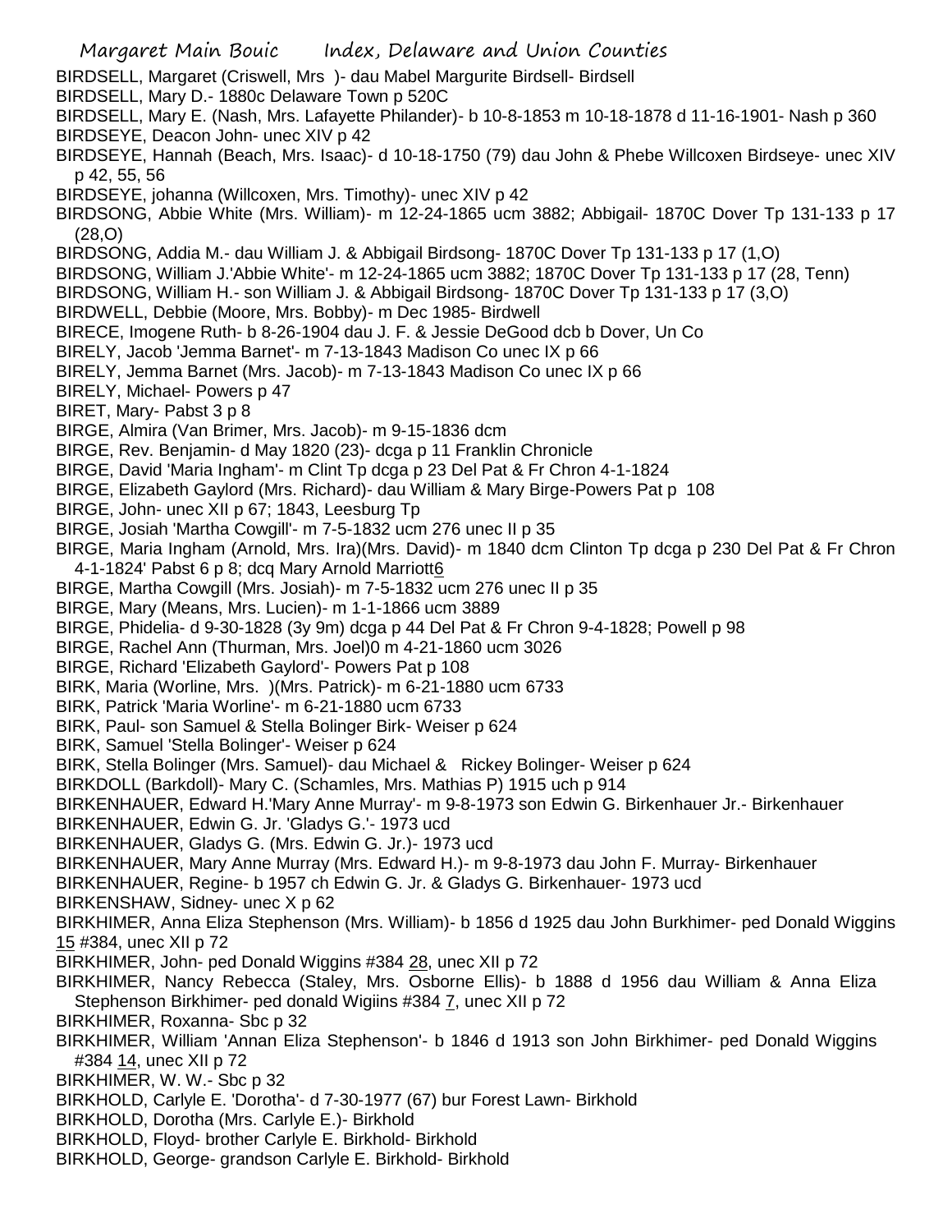BIRDSELL, Margaret (Criswell, Mrs )- dau Mabel Margurite Birdsell- Birdsell

BIRDSELL, Mary D.- 1880c Delaware Town p 520C

BIRDSELL, Mary E. (Nash, Mrs. Lafayette Philander)- b 10-8-1853 m 10-18-1878 d 11-16-1901- Nash p 360

BIRDSEYE, Deacon John- unec XIV p 42

BIRDSEYE, Hannah (Beach, Mrs. Isaac)- d 10-18-1750 (79) dau John & Phebe Willcoxen Birdseye- unec XIV p 42, 55, 56

BIRDSEYE, johanna (Willcoxen, Mrs. Timothy)- unec XIV p 42

BIRDSONG, Abbie White (Mrs. William)- m 12-24-1865 ucm 3882; Abbigail- 1870C Dover Tp 131-133 p 17 (28,O)

BIRDSONG, Addia M.- dau William J. & Abbigail Birdsong- 1870C Dover Tp 131-133 p 17 (1,O)

BIRDSONG, William J.'Abbie White'- m 12-24-1865 ucm 3882; 1870C Dover Tp 131-133 p 17 (28, Tenn)

BIRDSONG, William H.- son William J. & Abbigail Birdsong- 1870C Dover Tp 131-133 p 17 (3,O)

BIRDWELL, Debbie (Moore, Mrs. Bobby)- m Dec 1985- Birdwell

BIRECE, Imogene Ruth- b 8-26-1904 dau J. F. & Jessie DeGood dcb b Dover, Un Co

BIRELY, Jacob 'Jemma Barnet'- m 7-13-1843 Madison Co unec IX p 66

BIRELY, Jemma Barnet (Mrs. Jacob)- m 7-13-1843 Madison Co unec IX p 66

BIRELY, Michael- Powers p 47

BIRET, Mary- Pabst 3 p 8

BIRGE, Almira (Van Brimer, Mrs. Jacob)- m 9-15-1836 dcm

BIRGE, Rev. Benjamin- d May 1820 (23)- dcga p 11 Franklin Chronicle

BIRGE, David 'Maria Ingham'- m Clint Tp dcga p 23 Del Pat & Fr Chron 4-1-1824

BIRGE, Elizabeth Gaylord (Mrs. Richard)- dau William & Mary Birge-Powers Pat p 108

BIRGE, John- unec XII p 67; 1843, Leesburg Tp

BIRGE, Josiah 'Martha Cowgill'- m 7-5-1832 ucm 276 unec II p 35

BIRGE, Maria Ingham (Arnold, Mrs. Ira)(Mrs. David)- m 1840 dcm Clinton Tp dcga p 230 Del Pat & Fr Chron 4-1-1824' Pabst 6 p 8; dcq Mary Arnold Marriott6

BIRGE, Martha Cowgill (Mrs. Josiah)- m 7-5-1832 ucm 276 unec II p 35

BIRGE, Mary (Means, Mrs. Lucien)- m 1-1-1866 ucm 3889

BIRGE, Phidelia- d 9-30-1828 (3y 9m) dcga p 44 Del Pat & Fr Chron 9-4-1828; Powell p 98

BIRGE, Rachel Ann (Thurman, Mrs. Joel)0 m 4-21-1860 ucm 3026

BIRGE, Richard 'Elizabeth Gaylord'- Powers Pat p 108

BIRK, Maria (Worline, Mrs. )(Mrs. Patrick)- m 6-21-1880 ucm 6733

BIRK, Patrick 'Maria Worline'- m 6-21-1880 ucm 6733

BIRK, Paul- son Samuel & Stella Bolinger Birk- Weiser p 624

BIRK, Samuel 'Stella Bolinger'- Weiser p 624

BIRK, Stella Bolinger (Mrs. Samuel)- dau Michael & Rickey Bolinger- Weiser p 624

BIRKDOLL (Barkdoll)- Mary C. (Schamles, Mrs. Mathias P) 1915 uch p 914

BIRKENHAUER, Edward H.'Mary Anne Murray'- m 9-8-1973 son Edwin G. Birkenhauer Jr.- Birkenhauer

BIRKENHAUER, Edwin G. Jr. 'Gladys G.'- 1973 ucd

BIRKENHAUER, Gladys G. (Mrs. Edwin G. Jr.)- 1973 ucd

BIRKENHAUER, Mary Anne Murray (Mrs. Edward H.)- m 9-8-1973 dau John F. Murray- Birkenhauer

BIRKENHAUER, Regine- b 1957 ch Edwin G. Jr. & Gladys G. Birkenhauer- 1973 ucd

BIRKENSHAW, Sidney- unec X p 62

BIRKHIMER, Anna Eliza Stephenson (Mrs. William)- b 1856 d 1925 dau John Burkhimer- ped Donald Wiggins 15 #384, unec XII p 72

BIRKHIMER, John- ped Donald Wiggins #384 28, unec XII p 72

BIRKHIMER, Nancy Rebecca (Staley, Mrs. Osborne Ellis)- b 1888 d 1956 dau William & Anna Eliza Stephenson Birkhimer- ped donald Wigiins #384 7, unec XII p 72

BIRKHIMER, Roxanna- Sbc p 32

BIRKHIMER, William 'Annan Eliza Stephenson'- b 1846 d 1913 son John Birkhimer- ped Donald Wiggins #384 14, unec XII p 72

BIRKHIMER, W. W.- Sbc p 32

BIRKHOLD, Carlyle E. 'Dorotha'- d 7-30-1977 (67) bur Forest Lawn- Birkhold

BIRKHOLD, Dorotha (Mrs. Carlyle E.)- Birkhold

BIRKHOLD, Floyd- brother Carlyle E. Birkhold- Birkhold

BIRKHOLD, George- grandson Carlyle E. Birkhold- Birkhold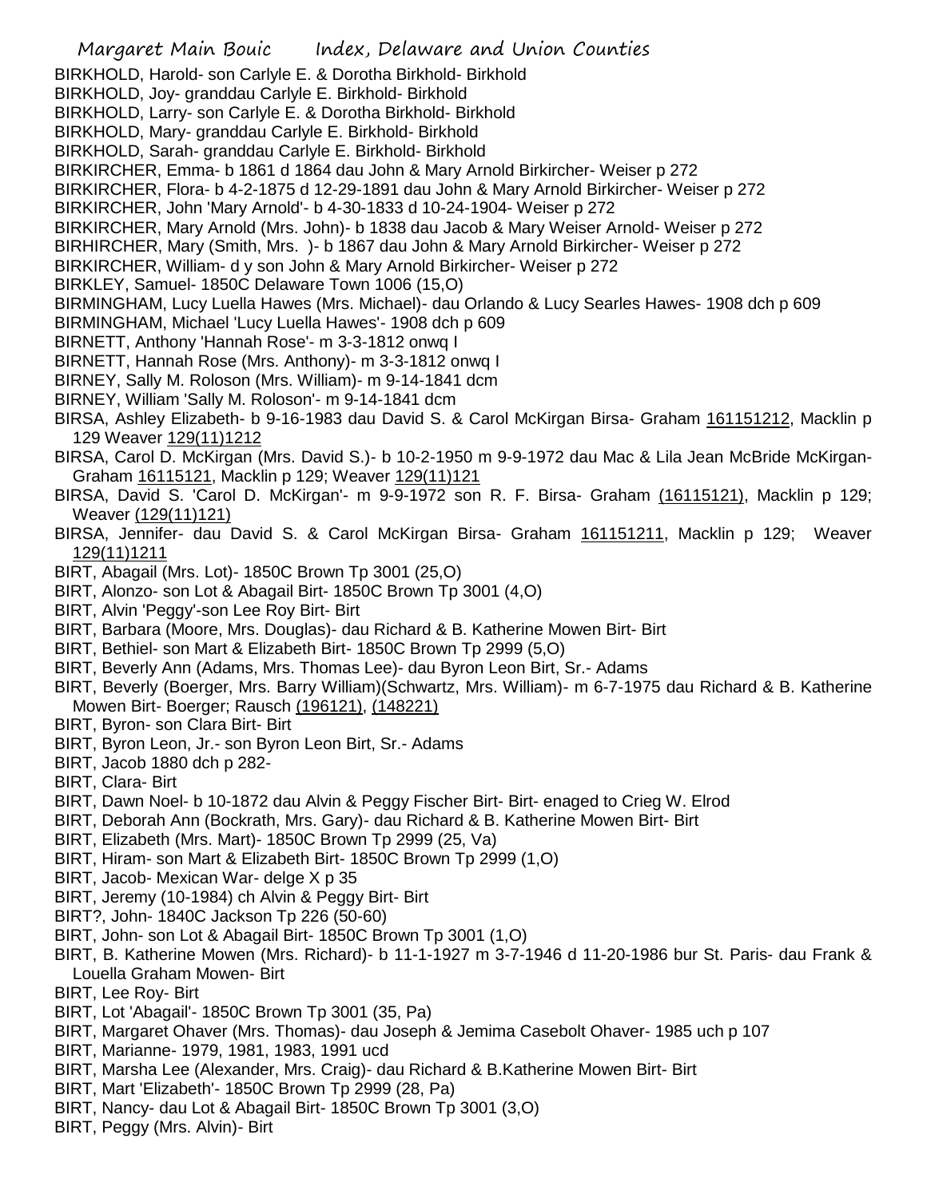BIRKHOLD, Harold- son Carlyle E. & Dorotha Birkhold- Birkhold
BIRKHOLD, Joy- granddau Carlyle E. Birkhold- Birkhold
BIRKHOLD, Larry- son Carlyle E. & Dorotha Birkhold- Birkhold
BIRKHOLD, Mary- granddau Carlyle E. Birkhold- Birkhold
BIRKHOLD, Sarah- granddau Carlyle E. Birkhold- Birkhold
BIRKIRCHER, Emma- b 1861 d 1864 dau John & Mary Arnold Birkircher- Weiser p 272
BIRKIRCHER, Flora- b 4-2-1875 d 12-29-1891 dau John & Mary Arnold Birkircher- Weiser p 272
BIRKIRCHER, John 'Mary Arnold'- b 4-30-1833 d 10-24-1904- Weiser p 272
BIRKIRCHER, Mary Arnold (Mrs. John)- b 1838 dau Jacob & Mary Weiser Arnold- Weiser p 272
BIRHIRCHER, Mary (Smith, Mrs. )- b 1867 dau John & Mary Arnold Birkircher- Weiser p 272
BIRKIRCHER, William- d y son John & Mary Arnold Birkircher- Weiser p 272
BIRKLEY, Samuel- 1850C Delaware Town 1006 (15,O)
BIRMINGHAM, Lucy Luella Hawes (Mrs. Michael)- dau Orlando & Lucy Searles Hawes- 1908 dch p 609
BIRMINGHAM, Michael 'Lucy Luella Hawes'- 1908 dch p 609
BIRNETT, Anthony 'Hannah Rose'- m 3-3-1812 onwq I
BIRNETT, Hannah Rose (Mrs. Anthony)- m 3-3-1812 onwq I
BIRNEY, Sally M. Roloson (Mrs. William)- m 9-14-1841 dcm
BIRNEY, William 'Sally M. Roloson'- m 9-14-1841 dcm
BIRSA, Ashley Elizabeth- b 9-16-1983 dau David S. & Carol McKirgan Birsa- Graham 161151212, Macklin p 129 Weaver 129(11)1212
BIRSA, Carol D. McKirgan (Mrs. David S.)- b 10-2-1950 m 9-9-1972 dau Mac & Lila Jean McBride McKirgan- Graham 16115121, Macklin p 129; Weaver 129(11)121
BIRSA, David S. 'Carol D. McKirgan'- m 9-9-1972 son R. F. Birsa- Graham (16115121), Macklin p 129; Weaver (129(11)121)
BIRSA, Jennifer- dau David S. & Carol McKirgan Birsa- Graham 161151211, Macklin p 129; Weaver 129(11)1211
BIRT, Abagail (Mrs. Lot)- 1850C Brown Tp 3001 (25,O)
BIRT, Alonzo- son Lot & Abagail Birt- 1850C Brown Tp 3001 (4,O)
BIRT, Alvin 'Peggy'-son Lee Roy Birt- Birt
BIRT, Barbara (Moore, Mrs. Douglas)- dau Richard & B. Katherine Mowen Birt- Birt
BIRT, Bethiel- son Mart & Elizabeth Birt- 1850C Brown Tp 2999 (5,O)
BIRT, Beverly Ann (Adams, Mrs. Thomas Lee)- dau Byron Leon Birt, Sr.- Adams
BIRT, Beverly (Boerger, Mrs. Barry William)(Schwartz, Mrs. William)- m 6-7-1975 dau Richard & B. Katherine Mowen Birt- Boerger; Rausch (196121), (148221)
BIRT, Byron- son Clara Birt- Birt
BIRT, Byron Leon, Jr.- son Byron Leon Birt, Sr.- Adams
BIRT, Jacob 1880 dch p 282-
BIRT, Clara- Birt
BIRT, Dawn Noel- b 10-1872 dau Alvin & Peggy Fischer Birt- Birt- enaged to Crieg W. Elrod
BIRT, Deborah Ann (Bockrath, Mrs. Gary)- dau Richard & B. Katherine Mowen Birt- Birt
BIRT, Elizabeth (Mrs. Mart)- 1850C Brown Tp 2999 (25, Va)
BIRT, Hiram- son Mart & Elizabeth Birt- 1850C Brown Tp 2999 (1,O)
BIRT, Jacob- Mexican War- delge X p 35
BIRT, Jeremy (10-1984) ch Alvin & Peggy Birt- Birt
BIRT?, John- 1840C Jackson Tp 226 (50-60)
BIRT, John- son Lot & Abagail Birt- 1850C Brown Tp 3001 (1,O)
BIRT, B. Katherine Mowen (Mrs. Richard)- b 11-1-1927 m 3-7-1946 d 11-20-1986 bur St. Paris- dau Frank & Louella Graham Mowen- Birt
BIRT, Lee Roy- Birt
BIRT, Lot 'Abagail'- 1850C Brown Tp 3001 (35, Pa)
BIRT, Margaret Ohaver (Mrs. Thomas)- dau Joseph & Jemima Casebolt Ohaver- 1985 uch p 107
BIRT, Marianne- 1979, 1981, 1983, 1991 ucd
BIRT, Marsha Lee (Alexander, Mrs. Craig)- dau Richard & B.Katherine Mowen Birt- Birt
BIRT, Mart 'Elizabeth'- 1850C Brown Tp 2999 (28, Pa)
BIRT, Nancy- dau Lot & Abagail Birt- 1850C Brown Tp 3001 (3,O)
BIRT, Peggy (Mrs. Alvin)- Birt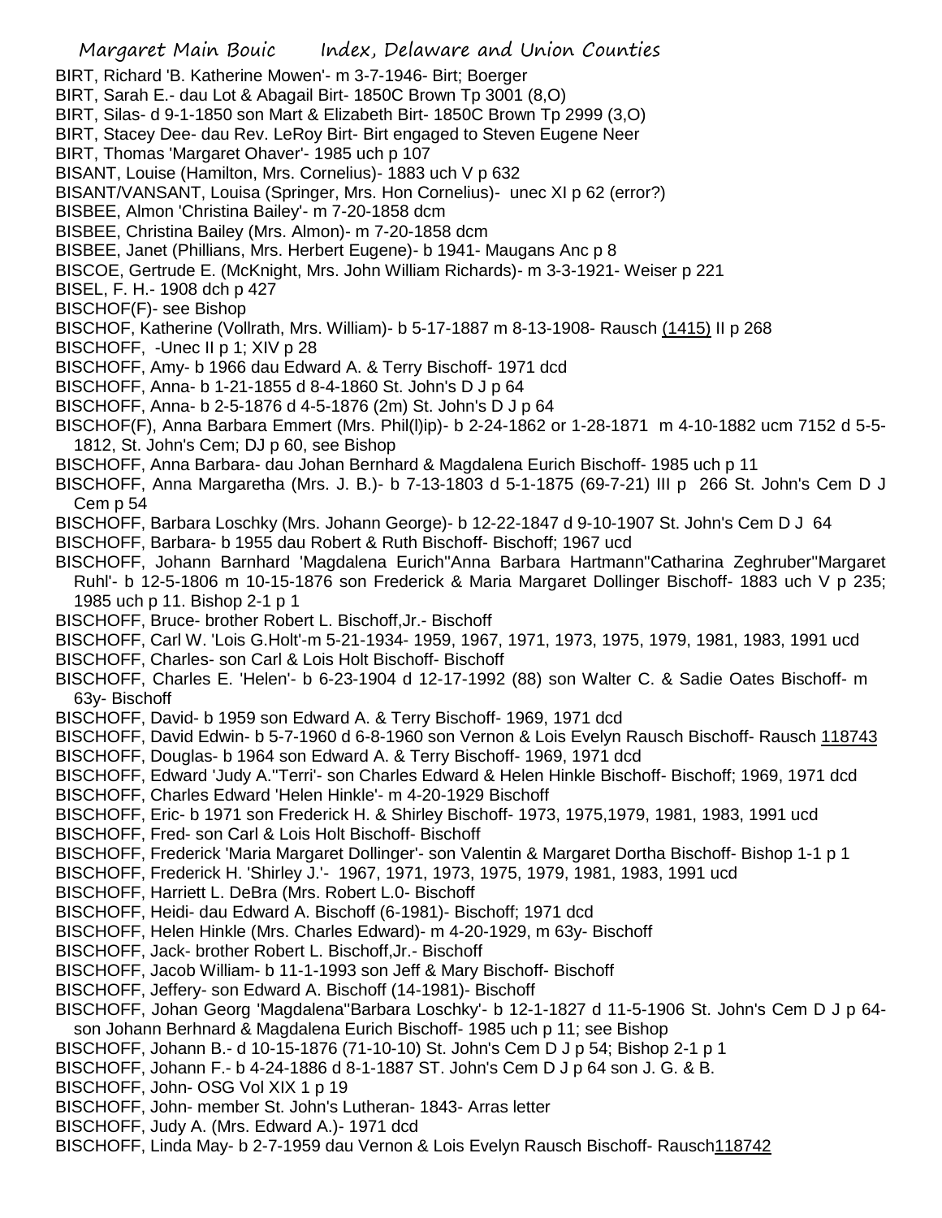BIRT, Richard 'B. Katherine Mowen'- m 3-7-1946- Birt; Boerger
BIRT, Sarah E.- dau Lot & Abagail Birt- 1850C Brown Tp 3001 (8,O)
BIRT, Silas- d 9-1-1850 son Mart & Elizabeth Birt- 1850C Brown Tp 2999 (3,O)
BIRT, Stacey Dee- dau Rev. LeRoy Birt- Birt engaged to Steven Eugene Neer
BIRT, Thomas 'Margaret Ohaver'- 1985 uch p 107
BISANT, Louise (Hamilton, Mrs. Cornelius)- 1883 uch V p 632
BISANT/VANSANT, Louisa (Springer, Mrs. Hon Cornelius)- unec XI p 62 (error?)
BISBEE, Almon 'Christina Bailey'- m 7-20-1858 dcm
BISBEE, Christina Bailey (Mrs. Almon)- m 7-20-1858 dcm
BISBEE, Janet (Phillians, Mrs. Herbert Eugene)- b 1941- Maugans Anc p 8
BISCOE, Gertrude E. (McKnight, Mrs. John William Richards)- m 3-3-1921- Weiser p 221
BISEL, F. H.- 1908 dch p 427
BISCHOF(F)- see Bishop
BISCHOF, Katherine (Vollrath, Mrs. William)- b 5-17-1887 m 8-13-1908- Rausch (1415) II p 268
BISCHOFF, -Unec II p 1; XIV p 28
BISCHOFF, Amy- b 1966 dau Edward A. & Terry Bischoff- 1971 dcd
BISCHOFF, Anna- b 1-21-1855 d 8-4-1860 St. John's D J p 64
BISCHOFF, Anna- b 2-5-1876 d 4-5-1876 (2m) St. John's D J p 64
BISCHOF(F), Anna Barbara Emmert (Mrs. Phil(l)ip)- b 2-24-1862 or 1-28-1871 m 4-10-1882 ucm 7152 d 5-5-1812, St. John's Cem; DJ p 60, see Bishop
BISCHOFF, Anna Barbara- dau Johan Bernhard & Magdalena Eurich Bischoff- 1985 uch p 11
BISCHOFF, Anna Margaretha (Mrs. J. B.)- b 7-13-1803 d 5-1-1875 (69-7-21) III p 266 St. John's Cem D J Cem p 54
BISCHOFF, Barbara Loschky (Mrs. Johann George)- b 12-22-1847 d 9-10-1907 St. John's Cem D J 64
BISCHOFF, Barbara- b 1955 dau Robert & Ruth Bischoff- Bischoff; 1967 ucd
BISCHOFF, Johann Barnhard 'Magdalena Eurich''Anna Barbara Hartmann''Catharina Zeghruber''Margaret Ruhl'- b 12-5-1806 m 10-15-1876 son Frederick & Maria Margaret Dollinger Bischoff- 1883 uch V p 235; 1985 uch p 11. Bishop 2-1 p 1
BISCHOFF, Bruce- brother Robert L. Bischoff,Jr.- Bischoff
BISCHOFF, Carl W. 'Lois G.Holt'-m 5-21-1934- 1959, 1967, 1971, 1973, 1975, 1979, 1981, 1983, 1991 ucd
BISCHOFF, Charles- son Carl & Lois Holt Bischoff- Bischoff
BISCHOFF, Charles E. 'Helen'- b 6-23-1904 d 12-17-1992 (88) son Walter C. & Sadie Oates Bischoff- m 63y- Bischoff
BISCHOFF, David- b 1959 son Edward A. & Terry Bischoff- 1969, 1971 dcd
BISCHOFF, David Edwin- b 5-7-1960 d 6-8-1960 son Vernon & Lois Evelyn Rausch Bischoff- Rausch 118743
BISCHOFF, Douglas- b 1964 son Edward A. & Terry Bischoff- 1969, 1971 dcd
BISCHOFF, Edward 'Judy A.''Terri'- son Charles Edward & Helen Hinkle Bischoff- Bischoff; 1969, 1971 dcd
BISCHOFF, Charles Edward 'Helen Hinkle'- m 4-20-1929 Bischoff
BISCHOFF, Eric- b 1971 son Frederick H. & Shirley Bischoff- 1973, 1975,1979, 1981, 1983, 1991 ucd
BISCHOFF, Fred- son Carl & Lois Holt Bischoff- Bischoff
BISCHOFF, Frederick 'Maria Margaret Dollinger'- son Valentin & Margaret Dortha Bischoff- Bishop 1-1 p 1
BISCHOFF, Frederick H. 'Shirley J.'- 1967, 1971, 1973, 1975, 1979, 1981, 1983, 1991 ucd
BISCHOFF, Harriett L. DeBra (Mrs. Robert L.0- Bischoff
BISCHOFF, Heidi- dau Edward A. Bischoff (6-1981)- Bischoff; 1971 dcd
BISCHOFF, Helen Hinkle (Mrs. Charles Edward)- m 4-20-1929, m 63y- Bischoff
BISCHOFF, Jack- brother Robert L. Bischoff,Jr.- Bischoff
BISCHOFF, Jacob William- b 11-1-1993 son Jeff & Mary Bischoff- Bischoff
BISCHOFF, Jeffery- son Edward A. Bischoff (14-1981)- Bischoff
BISCHOFF, Johan Georg 'Magdalena''Barbara Loschky'- b 12-1-1827 d 11-5-1906 St. John's Cem D J p 64- son Johann Berhnard & Magdalena Eurich Bischoff- 1985 uch p 11; see Bishop
BISCHOFF, Johann B.- d 10-15-1876 (71-10-10) St. John's Cem D J p 54; Bishop 2-1 p 1
BISCHOFF, Johann F.- b 4-24-1886 d 8-1-1887 ST. John's Cem D J p 64 son J. G. & B.
BISCHOFF, John- OSG Vol XIX 1 p 19
BISCHOFF, John- member St. John's Lutheran- 1843- Arras letter
BISCHOFF, Judy A. (Mrs. Edward A.)- 1971 dcd
BISCHOFF, Linda May- b 2-7-1959 dau Vernon & Lois Evelyn Rausch Bischoff- Rausch118742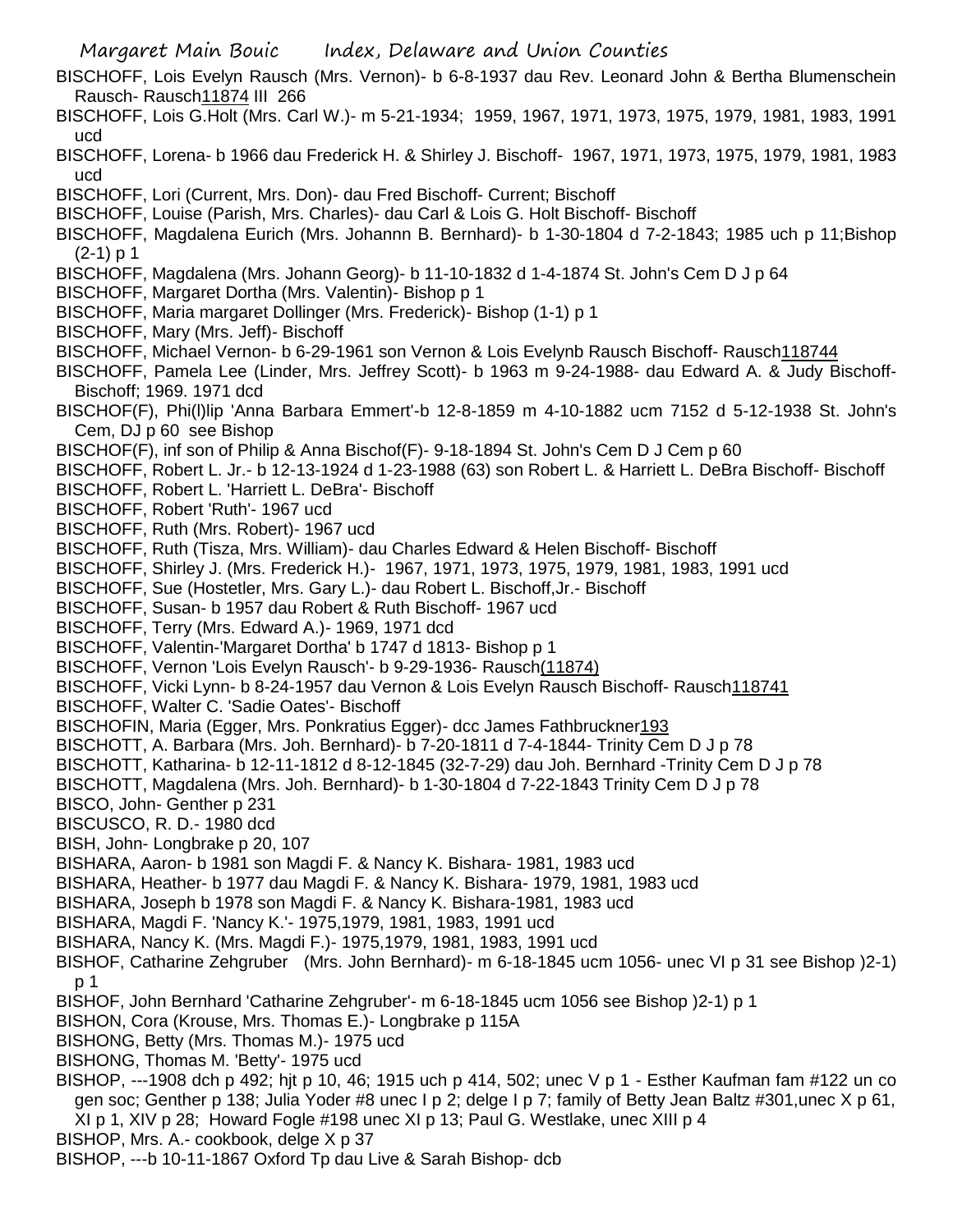BISCHOFF, Lois Evelyn Rausch (Mrs. Vernon)- b 6-8-1937 dau Rev. Leonard John & Bertha Blumenschein Rausch- Rausch11874 III 266

BISCHOFF, Lois G.Holt (Mrs. Carl W.)- m 5-21-1934; 1959, 1967, 1971, 1973, 1975, 1979, 1981, 1983, 1991 ucd

BISCHOFF, Lorena- b 1966 dau Frederick H. & Shirley J. Bischoff- 1967, 1971, 1973, 1975, 1979, 1981, 1983 ucd

BISCHOFF, Lori (Current, Mrs. Don)- dau Fred Bischoff- Current; Bischoff

BISCHOFF, Louise (Parish, Mrs. Charles)- dau Carl & Lois G. Holt Bischoff- Bischoff

BISCHOFF, Magdalena Eurich (Mrs. Johannn B. Bernhard)- b 1-30-1804 d 7-2-1843; 1985 uch p 11;Bishop (2-1) p 1

BISCHOFF, Magdalena (Mrs. Johann Georg)- b 11-10-1832 d 1-4-1874 St. John's Cem D J p 64

BISCHOFF, Margaret Dortha (Mrs. Valentin)- Bishop p 1

BISCHOFF, Maria margaret Dollinger (Mrs. Frederick)- Bishop (1-1) p 1

BISCHOFF, Mary (Mrs. Jeff)- Bischoff

BISCHOFF, Michael Vernon- b 6-29-1961 son Vernon & Lois Evelynb Rausch Bischoff- Rausch118744

BISCHOFF, Pamela Lee (Linder, Mrs. Jeffrey Scott)- b 1963 m 9-24-1988- dau Edward A. & Judy Bischoff- Bischoff; 1969. 1971 dcd

BISCHOF(F), Phi(l)lip 'Anna Barbara Emmert'-b 12-8-1859 m 4-10-1882 ucm 7152 d 5-12-1938 St. John's Cem, DJ p 60 see Bishop

BISCHOF(F), inf son of Philip & Anna Bischof(F)- 9-18-1894 St. John's Cem D J Cem p 60

BISCHOFF, Robert L. Jr.- b 12-13-1924 d 1-23-1988 (63) son Robert L. & Harriett L. DeBra Bischoff- Bischoff

BISCHOFF, Robert L. 'Harriett L. DeBra'- Bischoff

BISCHOFF, Robert 'Ruth'- 1967 ucd

BISCHOFF, Ruth (Mrs. Robert)- 1967 ucd

BISCHOFF, Ruth (Tisza, Mrs. William)- dau Charles Edward & Helen Bischoff- Bischoff

BISCHOFF, Shirley J. (Mrs. Frederick H.)- 1967, 1971, 1973, 1975, 1979, 1981, 1983, 1991 ucd

BISCHOFF, Sue (Hostetler, Mrs. Gary L.)- dau Robert L. Bischoff,Jr.- Bischoff

BISCHOFF, Susan- b 1957 dau Robert & Ruth Bischoff- 1967 ucd

BISCHOFF, Terry (Mrs. Edward A.)- 1969, 1971 dcd

BISCHOFF, Valentin-'Margaret Dortha' b 1747 d 1813- Bishop p 1

BISCHOFF, Vernon 'Lois Evelyn Rausch'- b 9-29-1936- Rausch(11874)

BISCHOFF, Vicki Lynn- b 8-24-1957 dau Vernon & Lois Evelyn Rausch Bischoff- Rausch118741

BISCHOFF, Walter C. 'Sadie Oates'- Bischoff

BISCHOFIN, Maria (Egger, Mrs. Ponkratius Egger)- dcc James Fathbruckner193

BISCHOTT, A. Barbara (Mrs. Joh. Bernhard)- b 7-20-1811 d 7-4-1844- Trinity Cem D J p 78

BISCHOTT, Katharina- b 12-11-1812 d 8-12-1845 (32-7-29) dau Joh. Bernhard -Trinity Cem D J p 78

BISCHOTT, Magdalena (Mrs. Joh. Bernhard)- b 1-30-1804 d 7-22-1843 Trinity Cem D J p 78

BISCO, John- Genther p 231

BISCUSCO, R. D.- 1980 dcd

BISH, John- Longbrake p 20, 107

BISHARA, Aaron- b 1981 son Magdi F. & Nancy K. Bishara- 1981, 1983 ucd

BISHARA, Heather- b 1977 dau Magdi F. & Nancy K. Bishara- 1979, 1981, 1983 ucd

BISHARA, Joseph b 1978 son Magdi F. & Nancy K. Bishara-1981, 1983 ucd

BISHARA, Magdi F. 'Nancy K.'- 1975,1979, 1981, 1983, 1991 ucd

BISHARA, Nancy K. (Mrs. Magdi F.)- 1975,1979, 1981, 1983, 1991 ucd

BISHOF, Catharine Zehgruber (Mrs. John Bernhard)- m 6-18-1845 ucm 1056- unec VI p 31 see Bishop )2-1) p 1

BISHOF, John Bernhard 'Catharine Zehgruber'- m 6-18-1845 ucm 1056 see Bishop )2-1) p 1

BISHON, Cora (Krouse, Mrs. Thomas E.)- Longbrake p 115A

BISHONG, Betty (Mrs. Thomas M.)- 1975 ucd

BISHONG, Thomas M. 'Betty'- 1975 ucd

BISHOP, ---1908 dch p 492; hjt p 10, 46; 1915 uch p 414, 502; unec V p 1 - Esther Kaufman fam #122 un co gen soc; Genther p 138; Julia Yoder #8 unec I p 2; delge I p 7; family of Betty Jean Baltz #301,unec X p 61, XI p 1, XIV p 28; Howard Fogle #198 unec XI p 13; Paul G. Westlake, unec XIII p 4

BISHOP, Mrs. A.- cookbook, delge X p 37

BISHOP, ---b 10-11-1867 Oxford Tp dau Live & Sarah Bishop- dcb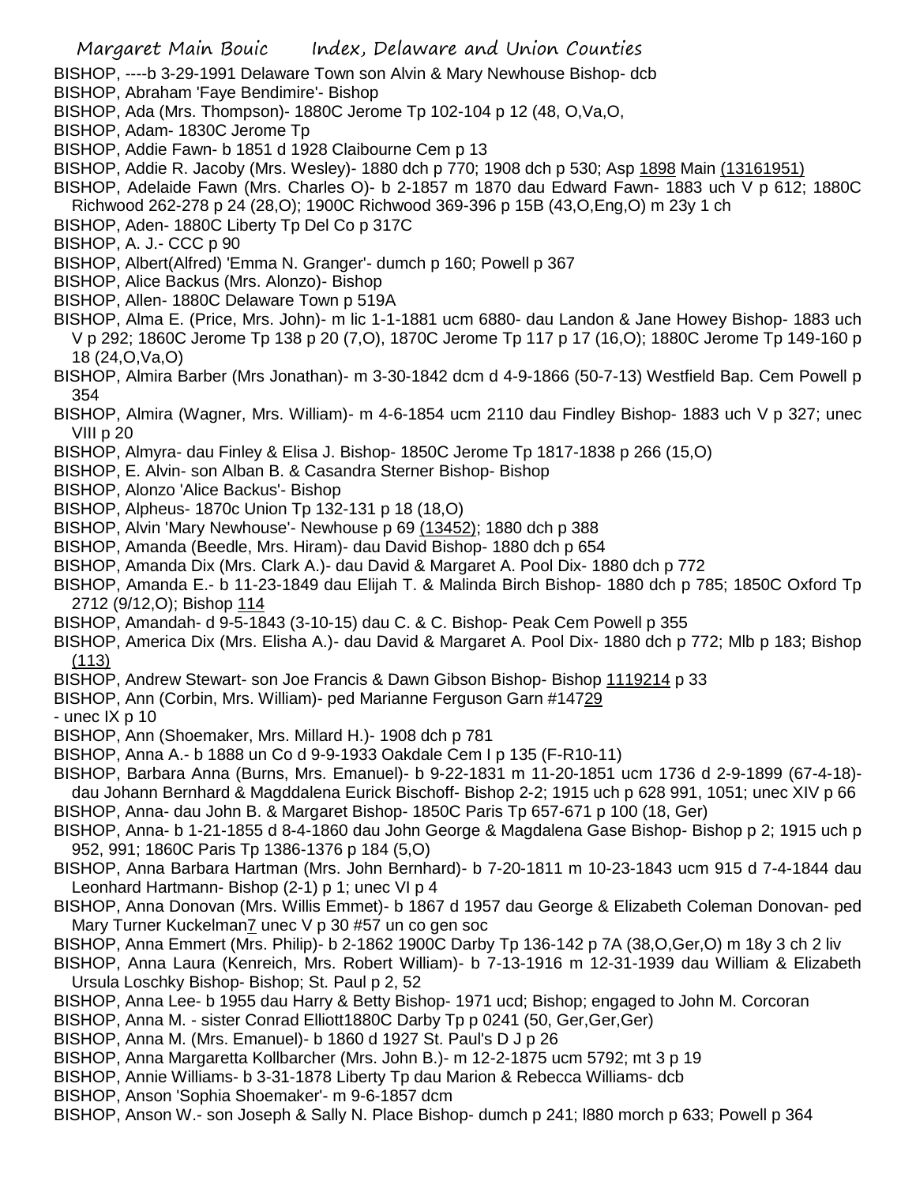BISHOP, ----b 3-29-1991 Delaware Town son Alvin & Mary Newhouse Bishop- dcb

BISHOP, Abraham 'Faye Bendimire'- Bishop

BISHOP, Ada (Mrs. Thompson)- 1880C Jerome Tp 102-104 p 12 (48, O,Va,O,

BISHOP, Adam- 1830C Jerome Tp

BISHOP, Addie Fawn- b 1851 d 1928 Claibourne Cem p 13

BISHOP, Addie R. Jacoby (Mrs. Wesley)- 1880 dch p 770; 1908 dch p 530; Asp 1898 Main (13161951)

BISHOP, Adelaide Fawn (Mrs. Charles O)- b 2-1857 m 1870 dau Edward Fawn- 1883 uch V p 612; 1880C Richwood 262-278 p 24 (28,O); 1900C Richwood 369-396 p 15B (43,O,Eng,O) m 23y 1 ch

BISHOP, Aden- 1880C Liberty Tp Del Co p 317C

BISHOP, A. J.- CCC p 90

BISHOP, Albert(Alfred) 'Emma N. Granger'- dumch p 160; Powell p 367

BISHOP, Alice Backus (Mrs. Alonzo)- Bishop

BISHOP, Allen- 1880C Delaware Town p 519A

BISHOP, Alma E. (Price, Mrs. John)- m lic 1-1-1881 ucm 6880- dau Landon & Jane Howey Bishop- 1883 uch V p 292; 1860C Jerome Tp 138 p 20 (7,O), 1870C Jerome Tp 117 p 17 (16,O); 1880C Jerome Tp 149-160 p 18 (24,O,Va,O)

BISHOP, Almira Barber (Mrs Jonathan)- m 3-30-1842 dcm d 4-9-1866 (50-7-13) Westfield Bap. Cem Powell p 354

BISHOP, Almira (Wagner, Mrs. William)- m 4-6-1854 ucm 2110 dau Findley Bishop- 1883 uch V p 327; unec VIII p 20

BISHOP, Almyra- dau Finley & Elisa J. Bishop- 1850C Jerome Tp 1817-1838 p 266 (15,O)

BISHOP, E. Alvin- son Alban B. & Casandra Sterner Bishop- Bishop

BISHOP, Alonzo 'Alice Backus'- Bishop

BISHOP, Alpheus- 1870c Union Tp 132-131 p 18 (18,O)

BISHOP, Alvin 'Mary Newhouse'- Newhouse p 69 (13452); 1880 dch p 388

BISHOP, Amanda (Beedle, Mrs. Hiram)- dau David Bishop- 1880 dch p 654

BISHOP, Amanda Dix (Mrs. Clark A.)- dau David & Margaret A. Pool Dix- 1880 dch p 772

BISHOP, Amanda E.- b 11-23-1849 dau Elijah T. & Malinda Birch Bishop- 1880 dch p 785; 1850C Oxford Tp 2712 (9/12,O); Bishop 114

BISHOP, Amandah- d 9-5-1843 (3-10-15) dau C. & C. Bishop- Peak Cem Powell p 355

BISHOP, America Dix (Mrs. Elisha A.)- dau David & Margaret A. Pool Dix- 1880 dch p 772; Mlb p 183; Bishop (113)

BISHOP, Andrew Stewart- son Joe Francis & Dawn Gibson Bishop- Bishop 1119214 p 33

BISHOP, Ann (Corbin, Mrs. William)- ped Marianne Ferguson Garn #14729 - unec IX p 10

BISHOP, Ann (Shoemaker, Mrs. Millard H.)- 1908 dch p 781

BISHOP, Anna A.- b 1888 un Co d 9-9-1933 Oakdale Cem I p 135 (F-R10-11)

BISHOP, Barbara Anna (Burns, Mrs. Emanuel)- b 9-22-1831 m 11-20-1851 ucm 1736 d 2-9-1899 (67-4-18)- dau Johann Bernhard & Magddalena Eurick Bischoff- Bishop 2-2; 1915 uch p 628 991, 1051; unec XIV p 66

BISHOP, Anna- dau John B. & Margaret Bishop- 1850C Paris Tp 657-671 p 100 (18, Ger)

BISHOP, Anna- b 1-21-1855 d 8-4-1860 dau John George & Magdalena Gase Bishop- Bishop p 2; 1915 uch p 952, 991; 1860C Paris Tp 1386-1376 p 184 (5,O)

BISHOP, Anna Barbara Hartman (Mrs. John Bernhard)- b 7-20-1811 m 10-23-1843 ucm 915 d 7-4-1844 dau Leonhard Hartmann- Bishop (2-1) p 1; unec VI p 4

BISHOP, Anna Donovan (Mrs. Willis Emmet)- b 1867 d 1957 dau George & Elizabeth Coleman Donovan- ped Mary Turner Kuckelman7 unec V p 30 #57 un co gen soc

BISHOP, Anna Emmert (Mrs. Philip)- b 2-1862 1900C Darby Tp 136-142 p 7A (38,O,Ger,O) m 18y 3 ch 2 liv

BISHOP, Anna Laura (Kenreich, Mrs. Robert William)- b 7-13-1916 m 12-31-1939 dau William & Elizabeth Ursula Loschky Bishop- Bishop; St. Paul p 2, 52

BISHOP, Anna Lee- b 1955 dau Harry & Betty Bishop- 1971 ucd; Bishop; engaged to John M. Corcoran

BISHOP, Anna M. - sister Conrad Elliott1880C Darby Tp p 0241 (50, Ger,Ger,Ger)

BISHOP, Anna M. (Mrs. Emanuel)- b 1860 d 1927 St. Paul's D J p 26

BISHOP, Anna Margaretta Kollbarcher (Mrs. John B.)- m 12-2-1875 ucm 5792; mt 3 p 19

BISHOP, Annie Williams- b 3-31-1878 Liberty Tp dau Marion & Rebecca Williams- dcb

BISHOP, Anson 'Sophia Shoemaker'- m 9-6-1857 dcm

BISHOP, Anson W.- son Joseph & Sally N. Place Bishop- dumch p 241; l880 morch p 633; Powell p 364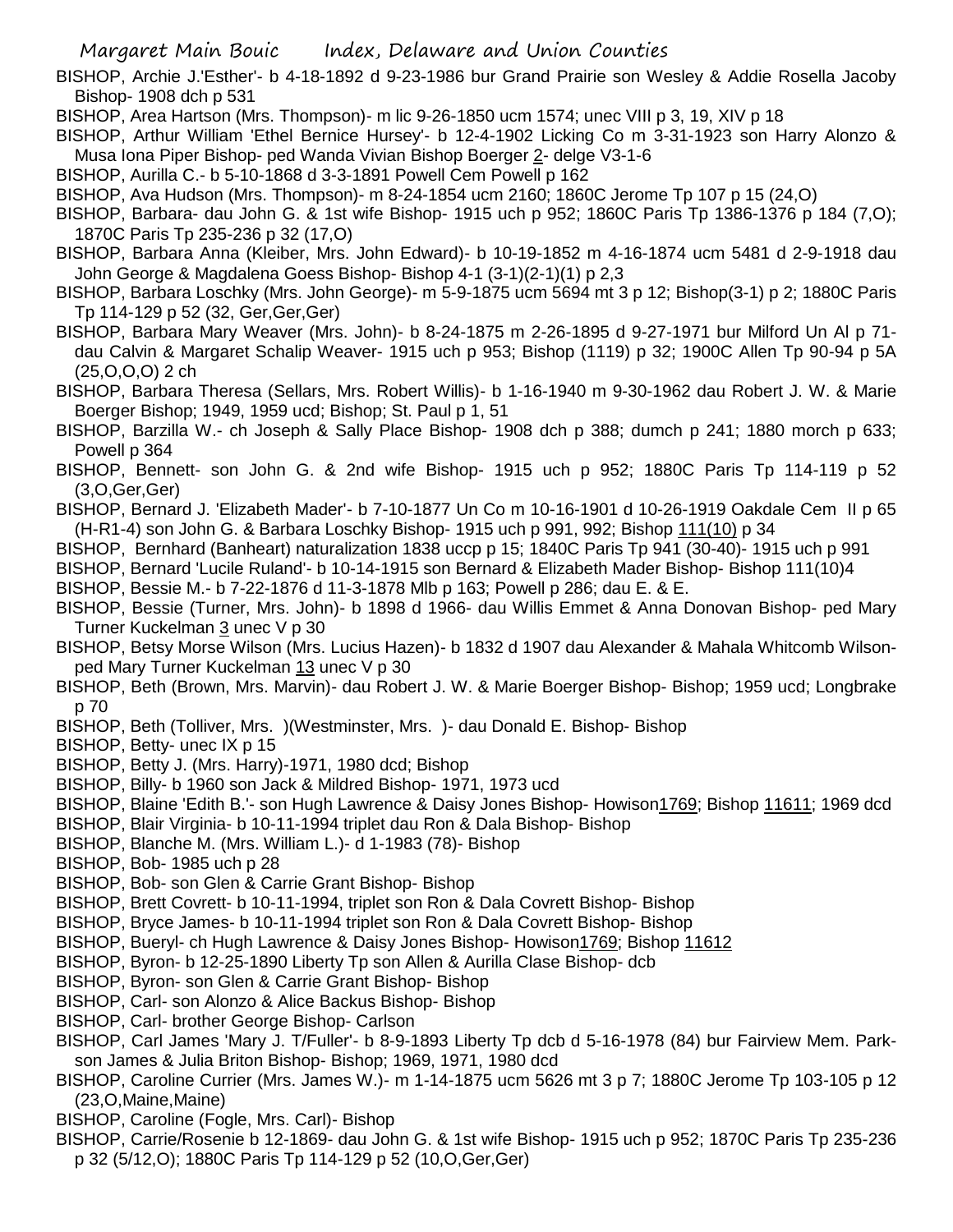BISHOP, Archie J.'Esther'- b 4-18-1892 d 9-23-1986 bur Grand Prairie son Wesley & Addie Rosella Jacoby Bishop- 1908 dch p 531

BISHOP, Area Hartson (Mrs. Thompson)- m lic 9-26-1850 ucm 1574; unec VIII p 3, 19, XIV p 18

BISHOP, Arthur William 'Ethel Bernice Hursey'- b 12-4-1902 Licking Co m 3-31-1923 son Harry Alonzo & Musa Iona Piper Bishop- ped Wanda Vivian Bishop Boerger 2- delge V3-1-6

BISHOP, Aurilla C.- b 5-10-1868 d 3-3-1891 Powell Cem Powell p 162

BISHOP, Ava Hudson (Mrs. Thompson)- m 8-24-1854 ucm 2160; 1860C Jerome Tp 107 p 15 (24,O)

BISHOP, Barbara- dau John G. & 1st wife Bishop- 1915 uch p 952; 1860C Paris Tp 1386-1376 p 184 (7,O); 1870C Paris Tp 235-236 p 32 (17,O)

BISHOP, Barbara Anna (Kleiber, Mrs. John Edward)- b 10-19-1852 m 4-16-1874 ucm 5481 d 2-9-1918 dau John George & Magdalena Goess Bishop- Bishop 4-1 (3-1)(2-1)(1) p 2,3

BISHOP, Barbara Loschky (Mrs. John George)- m 5-9-1875 ucm 5694 mt 3 p 12; Bishop(3-1) p 2; 1880C Paris Tp 114-129 p 52 (32, Ger,Ger,Ger)

BISHOP, Barbara Mary Weaver (Mrs. John)- b 8-24-1875 m 2-26-1895 d 9-27-1971 bur Milford Un Al p 71- dau Calvin & Margaret Schalip Weaver- 1915 uch p 953; Bishop (1119) p 32; 1900C Allen Tp 90-94 p 5A (25,O,O,O) 2 ch

BISHOP, Barbara Theresa (Sellars, Mrs. Robert Willis)- b 1-16-1940 m 9-30-1962 dau Robert J. W. & Marie Boerger Bishop; 1949, 1959 ucd; Bishop; St. Paul p 1, 51

BISHOP, Barzilla W.- ch Joseph & Sally Place Bishop- 1908 dch p 388; dumch p 241; 1880 morch p 633; Powell p 364

BISHOP, Bennett- son John G. & 2nd wife Bishop- 1915 uch p 952; 1880C Paris Tp 114-119 p 52 (3,O,Ger,Ger)

BISHOP, Bernard J. 'Elizabeth Mader'- b 7-10-1877 Un Co m 10-16-1901 d 10-26-1919 Oakdale Cem II p 65 (H-R1-4) son John G. & Barbara Loschky Bishop- 1915 uch p 991, 992; Bishop 111(10) p 34

BISHOP, Bernhard (Banheart) naturalization 1838 uccp p 15; 1840C Paris Tp 941 (30-40)- 1915 uch p 991

BISHOP, Bernard 'Lucile Ruland'- b 10-14-1915 son Bernard & Elizabeth Mader Bishop- Bishop 111(10)4

BISHOP, Bessie M.- b 7-22-1876 d 11-3-1878 Mlb p 163; Powell p 286; dau E. & E.

BISHOP, Bessie (Turner, Mrs. John)- b 1898 d 1966- dau Willis Emmet & Anna Donovan Bishop- ped Mary Turner Kuckelman 3 unec V p 30

BISHOP, Betsy Morse Wilson (Mrs. Lucius Hazen)- b 1832 d 1907 dau Alexander & Mahala Whitcomb Wilson- ped Mary Turner Kuckelman 13 unec V p 30

BISHOP, Beth (Brown, Mrs. Marvin)- dau Robert J. W. & Marie Boerger Bishop- Bishop; 1959 ucd; Longbrake p 70

BISHOP, Beth (Tolliver, Mrs. )(Westminster, Mrs. )- dau Donald E. Bishop- Bishop

BISHOP, Betty- unec IX p 15

BISHOP, Betty J. (Mrs. Harry)-1971, 1980 dcd; Bishop

BISHOP, Billy- b 1960 son Jack & Mildred Bishop- 1971, 1973 ucd

BISHOP, Blaine 'Edith B.'- son Hugh Lawrence & Daisy Jones Bishop- Howison1769; Bishop 11611; 1969 dcd

BISHOP, Blair Virginia- b 10-11-1994 triplet dau Ron & Dala Bishop- Bishop

BISHOP, Blanche M. (Mrs. William L.)- d 1-1983 (78)- Bishop

BISHOP, Bob- 1985 uch p 28

BISHOP, Bob- son Glen & Carrie Grant Bishop- Bishop

BISHOP, Brett Covrett- b 10-11-1994, triplet son Ron & Dala Covrett Bishop- Bishop

BISHOP, Bryce James- b 10-11-1994 triplet son Ron & Dala Covrett Bishop- Bishop

BISHOP, Bueryl- ch Hugh Lawrence & Daisy Jones Bishop- Howison1769; Bishop 11612

BISHOP, Byron- b 12-25-1890 Liberty Tp son Allen & Aurilla Clase Bishop- dcb

BISHOP, Byron- son Glen & Carrie Grant Bishop- Bishop

BISHOP, Carl- son Alonzo & Alice Backus Bishop- Bishop

BISHOP, Carl- brother George Bishop- Carlson

BISHOP, Carl James 'Mary J. T/Fuller'- b 8-9-1893 Liberty Tp dcb d 5-16-1978 (84) bur Fairview Mem. Park- son James & Julia Briton Bishop- Bishop; 1969, 1971, 1980 dcd

BISHOP, Caroline Currier (Mrs. James W.)- m 1-14-1875 ucm 5626 mt 3 p 7; 1880C Jerome Tp 103-105 p 12 (23,O,Maine,Maine)

BISHOP, Caroline (Fogle, Mrs. Carl)- Bishop

BISHOP, Carrie/Rosenie b 12-1869- dau John G. & 1st wife Bishop- 1915 uch p 952; 1870C Paris Tp 235-236 p 32 (5/12,O); 1880C Paris Tp 114-129 p 52 (10,O,Ger,Ger)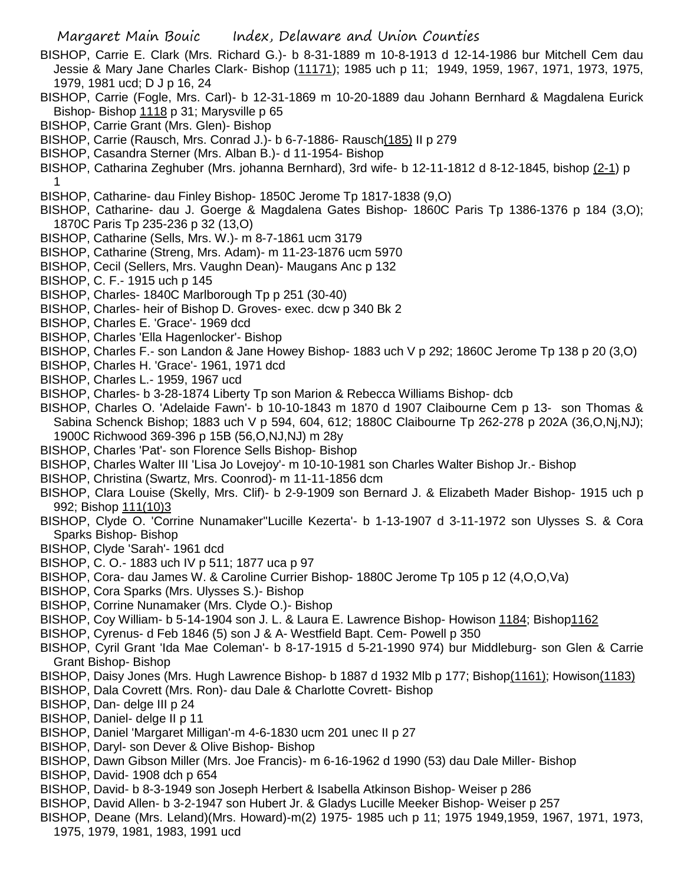BISHOP, Carrie E. Clark (Mrs. Richard G.)- b 8-31-1889 m 10-8-1913 d 12-14-1986 bur Mitchell Cem dau Jessie & Mary Jane Charles Clark- Bishop (11171); 1985 uch p 11; 1949, 1959, 1967, 1971, 1973, 1975, 1979, 1981 ucd; D J p 16, 24

BISHOP, Carrie (Fogle, Mrs. Carl)- b 12-31-1869 m 10-20-1889 dau Johann Bernhard & Magdalena Eurick Bishop- Bishop 1118 p 31; Marysville p 65

BISHOP, Carrie Grant (Mrs. Glen)- Bishop

BISHOP, Carrie (Rausch, Mrs. Conrad J.)- b 6-7-1886- Rausch(185) II p 279

BISHOP, Casandra Sterner (Mrs. Alban B.)- d 11-1954- Bishop

BISHOP, Catharina Zeghuber (Mrs. johanna Bernhard), 3rd wife- b 12-11-1812 d 8-12-1845, bishop (2-1) p 1

BISHOP, Catharine- dau Finley Bishop- 1850C Jerome Tp 1817-1838 (9,O)

BISHOP, Catharine- dau J. Goerge & Magdalena Gates Bishop- 1860C Paris Tp 1386-1376 p 184 (3,O); 1870C Paris Tp 235-236 p 32 (13,O)

BISHOP, Catharine (Sells, Mrs. W.)- m 8-7-1861 ucm 3179

BISHOP, Catharine (Streng, Mrs. Adam)- m 11-23-1876 ucm 5970

BISHOP, Cecil (Sellers, Mrs. Vaughn Dean)- Maugans Anc p 132

BISHOP, C. F.- 1915 uch p 145

BISHOP, Charles- 1840C Marlborough Tp p 251 (30-40)

BISHOP, Charles- heir of Bishop D. Groves- exec. dcw p 340 Bk 2

BISHOP, Charles E. 'Grace'- 1969 dcd

BISHOP, Charles 'Ella Hagenlocker'- Bishop

BISHOP, Charles F.- son Landon & Jane Howey Bishop- 1883 uch V p 292; 1860C Jerome Tp 138 p 20 (3,O)

BISHOP, Charles H. 'Grace'- 1961, 1971 dcd

BISHOP, Charles L.- 1959, 1967 ucd

BISHOP, Charles- b 3-28-1874 Liberty Tp son Marion & Rebecca Williams Bishop- dcb

BISHOP, Charles O. 'Adelaide Fawn'- b 10-10-1843 m 1870 d 1907 Claibourne Cem p 13- son Thomas & Sabina Schenck Bishop; 1883 uch V p 594, 604, 612; 1880C Claibourne Tp 262-278 p 202A (36,O,Nj,NJ); 1900C Richwood 369-396 p 15B (56,O,NJ,NJ) m 28y

BISHOP, Charles 'Pat'- son Florence Sells Bishop- Bishop

BISHOP, Charles Walter III 'Lisa Jo Lovejoy'- m 10-10-1981 son Charles Walter Bishop Jr.- Bishop

BISHOP, Christina (Swartz, Mrs. Coonrod)- m 11-11-1856 dcm

BISHOP, Clara Louise (Skelly, Mrs. Clif)- b 2-9-1909 son Bernard J. & Elizabeth Mader Bishop- 1915 uch p 992; Bishop 111(10)3

BISHOP, Clyde O. 'Corrine Nunamaker''Lucille Kezerta'- b 1-13-1907 d 3-11-1972 son Ulysses S. & Cora Sparks Bishop- Bishop

BISHOP, Clyde 'Sarah'- 1961 dcd

BISHOP, C. O.- 1883 uch IV p 511; 1877 uca p 97

BISHOP, Cora- dau James W. & Caroline Currier Bishop- 1880C Jerome Tp 105 p 12 (4,O,O,Va)

BISHOP, Cora Sparks (Mrs. Ulysses S.)- Bishop

BISHOP, Corrine Nunamaker (Mrs. Clyde O.)- Bishop

BISHOP, Coy William- b 5-14-1904 son J. L. & Laura E. Lawrence Bishop- Howison 1184; Bishop1162

BISHOP, Cyrenus- d Feb 1846 (5) son J & A- Westfield Bapt. Cem- Powell p 350

BISHOP, Cyril Grant 'Ida Mae Coleman'- b 8-17-1915 d 5-21-1990 974) bur Middleburg- son Glen & Carrie Grant Bishop- Bishop

BISHOP, Daisy Jones (Mrs. Hugh Lawrence Bishop- b 1887 d 1932 Mlb p 177; Bishop(1161); Howison(1183)

BISHOP, Dala Covrett (Mrs. Ron)- dau Dale & Charlotte Covrett- Bishop

BISHOP, Dan- delge III p 24

BISHOP, Daniel- delge II p 11

BISHOP, Daniel 'Margaret Milligan'-m 4-6-1830 ucm 201 unec II p 27

BISHOP, Daryl- son Dever & Olive Bishop- Bishop

BISHOP, Dawn Gibson Miller (Mrs. Joe Francis)- m 6-16-1962 d 1990 (53) dau Dale Miller- Bishop

BISHOP, David- 1908 dch p 654

BISHOP, David- b 8-3-1949 son Joseph Herbert & Isabella Atkinson Bishop- Weiser p 286

BISHOP, David Allen- b 3-2-1947 son Hubert Jr. & Gladys Lucille Meeker Bishop- Weiser p 257

BISHOP, Deane (Mrs. Leland)(Mrs. Howard)-m(2) 1975- 1985 uch p 11; 1975 1949,1959, 1967, 1971, 1973, 1975, 1979, 1981, 1983, 1991 ucd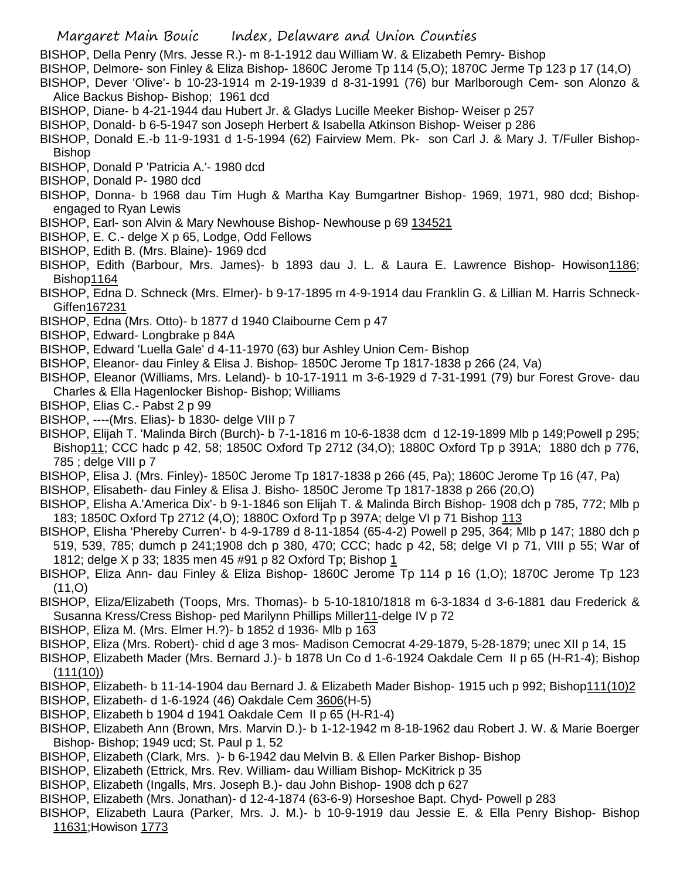BISHOP, Della Penry (Mrs. Jesse R.)- m 8-1-1912 dau William W. & Elizabeth Pemry- Bishop

BISHOP, Delmore- son Finley & Eliza Bishop- 1860C Jerome Tp 114 (5,O); 1870C Jerme Tp 123 p 17 (14,O)

BISHOP, Dever 'Olive'- b 10-23-1914 m 2-19-1939 d 8-31-1991 (76) bur Marlborough Cem- son Alonzo & Alice Backus Bishop- Bishop; 1961 dcd

BISHOP, Diane- b 4-21-1944 dau Hubert Jr. & Gladys Lucille Meeker Bishop- Weiser p 257

BISHOP, Donald- b 6-5-1947 son Joseph Herbert & Isabella Atkinson Bishop- Weiser p 286

BISHOP, Donald E.-b 11-9-1931 d 1-5-1994 (62) Fairview Mem. Pk- son Carl J. & Mary J. T/Fuller Bishop- Bishop

BISHOP, Donald P 'Patricia A.'- 1980 dcd

BISHOP, Donald P- 1980 dcd

BISHOP, Donna- b 1968 dau Tim Hugh & Martha Kay Bumgartner Bishop- 1969, 1971, 980 dcd; Bishop- engaged to Ryan Lewis

BISHOP, Earl- son Alvin & Mary Newhouse Bishop- Newhouse p 69 134521

BISHOP, E. C.- delge X p 65, Lodge, Odd Fellows

BISHOP, Edith B. (Mrs. Blaine)- 1969 dcd

BISHOP, Edith (Barbour, Mrs. James)- b 1893 dau J. L. & Laura E. Lawrence Bishop- Howison1186; Bishop1164

BISHOP, Edna D. Schneck (Mrs. Elmer)- b 9-17-1895 m 4-9-1914 dau Franklin G. & Lillian M. Harris Schneck- Giffen167231

BISHOP, Edna (Mrs. Otto)- b 1877 d 1940 Claibourne Cem p 47

BISHOP, Edward- Longbrake p 84A

BISHOP, Edward 'Luella Gale' d 4-11-1970 (63) bur Ashley Union Cem- Bishop

BISHOP, Eleanor- dau Finley & Elisa J. Bishop- 1850C Jerome Tp 1817-1838 p 266 (24, Va)

BISHOP, Eleanor (Williams, Mrs. Leland)- b 10-17-1911 m 3-6-1929 d 7-31-1991 (79) bur Forest Grove- dau Charles & Ella Hagenlocker Bishop- Bishop; Williams

BISHOP, Elias C.- Pabst 2 p 99

BISHOP, ----(Mrs. Elias)- b 1830- delge VIII p 7

BISHOP, Elijah T. 'Malinda Birch (Burch)- b 7-1-1816 m 10-6-1838 dcm d 12-19-1899 Mlb p 149;Powell p 295; Bishop11; CCC hadc p 42, 58; 1850C Oxford Tp 2712 (34,O); 1880C Oxford Tp p 391A; 1880 dch p 776, 785 ; delge VIII p 7

BISHOP, Elisa J. (Mrs. Finley)- 1850C Jerome Tp 1817-1838 p 266 (45, Pa); 1860C Jerome Tp 16 (47, Pa)

BISHOP, Elisabeth- dau Finley & Elisa J. Bisho- 1850C Jerome Tp 1817-1838 p 266 (20,O)

BISHOP, Elisha A.'America Dix'- b 9-1-1846 son Elijah T. & Malinda Birch Bishop- 1908 dch p 785, 772; Mlb p 183; 1850C Oxford Tp 2712 (4,O); 1880C Oxford Tp p 397A; delge VI p 71 Bishop 113

BISHOP, Elisha 'Phereby Curren'- b 4-9-1789 d 8-11-1854 (65-4-2) Powell p 295, 364; Mlb p 147; 1880 dch p 519, 539, 785; dumch p 241;1908 dch p 380, 470; CCC; hadc p 42, 58; delge VI p 71, VIII p 55; War of 1812; delge X p 33; 1835 men 45 #91 p 82 Oxford Tp; Bishop 1

BISHOP, Eliza Ann- dau Finley & Eliza Bishop- 1860C Jerome Tp 114 p 16 (1,O); 1870C Jerome Tp 123 (11,O)

BISHOP, Eliza/Elizabeth (Toops, Mrs. Thomas)- b 5-10-1810/1818 m 6-3-1834 d 3-6-1881 dau Frederick & Susanna Kress/Cress Bishop- ped Marilynn Phillips Miller11-delge IV p 72

BISHOP, Eliza M. (Mrs. Elmer H.?)- b 1852 d 1936- Mlb p 163

BISHOP, Eliza (Mrs. Robert)- chid d age 3 mos- Madison Cemocrat 4-29-1879, 5-28-1879; unec XII p 14, 15

BISHOP, Elizabeth Mader (Mrs. Bernard J.)- b 1878 Un Co d 1-6-1924 Oakdale Cem II p 65 (H-R1-4); Bishop (111(10))

BISHOP, Elizabeth- b 11-14-1904 dau Bernard J. & Elizabeth Mader Bishop- 1915 uch p 992; Bishop111(10)2

BISHOP, Elizabeth- d 1-6-1924 (46) Oakdale Cem 3606(H-5)

BISHOP, Elizabeth b 1904 d 1941 Oakdale Cem II p 65 (H-R1-4)

BISHOP, Elizabeth Ann (Brown, Mrs. Marvin D.)- b 1-12-1942 m 8-18-1962 dau Robert J. W. & Marie Boerger Bishop- Bishop; 1949 ucd; St. Paul p 1, 52

BISHOP, Elizabeth (Clark, Mrs. )- b 6-1942 dau Melvin B. & Ellen Parker Bishop- Bishop

BISHOP, Elizabeth (Ettrick, Mrs. Rev. William- dau William Bishop- McKitrick p 35

BISHOP, Elizabeth (Ingalls, Mrs. Joseph B.)- dau John Bishop- 1908 dch p 627

BISHOP, Elizabeth (Mrs. Jonathan)- d 12-4-1874 (63-6-9) Horseshoe Bapt. Chyd- Powell p 283

BISHOP, Elizabeth Laura (Parker, Mrs. J. M.)- b 10-9-1919 dau Jessie E. & Ella Penry Bishop- Bishop 11631;Howison 1773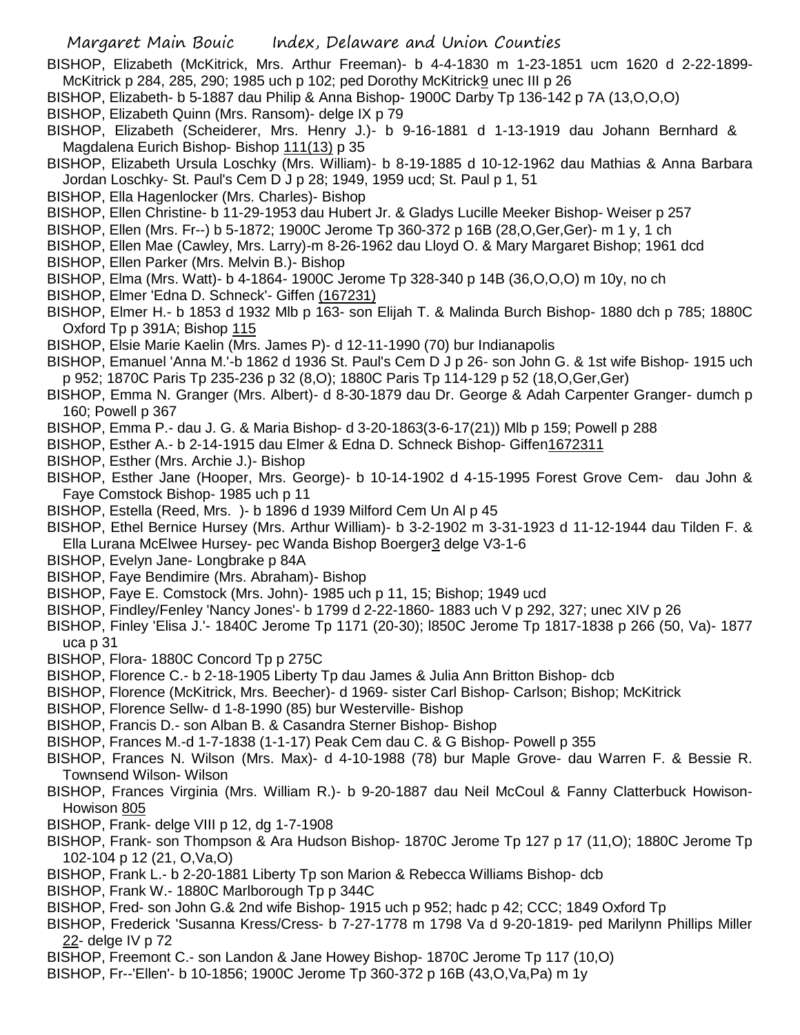BISHOP, Elizabeth (McKitrick, Mrs. Arthur Freeman)- b 4-4-1830 m 1-23-1851 ucm 1620 d 2-22-1899- McKitrick p 284, 285, 290; 1985 uch p 102; ped Dorothy McKitrick9 unec III p 26

BISHOP, Elizabeth- b 5-1887 dau Philip & Anna Bishop- 1900C Darby Tp 136-142 p 7A (13,O,O,O)

BISHOP, Elizabeth Quinn (Mrs. Ransom)- delge IX p 79

BISHOP, Elizabeth (Scheiderer, Mrs. Henry J.)- b 9-16-1881 d 1-13-1919 dau Johann Bernhard & Magdalena Eurich Bishop- Bishop 111(13) p 35

BISHOP, Elizabeth Ursula Loschky (Mrs. William)- b 8-19-1885 d 10-12-1962 dau Mathias & Anna Barbara Jordan Loschky- St. Paul's Cem D J p 28; 1949, 1959 ucd; St. Paul p 1, 51

BISHOP, Ella Hagenlocker (Mrs. Charles)- Bishop

BISHOP, Ellen Christine- b 11-29-1953 dau Hubert Jr. & Gladys Lucille Meeker Bishop- Weiser p 257

BISHOP, Ellen (Mrs. Fr--) b 5-1872; 1900C Jerome Tp 360-372 p 16B (28,O,Ger,Ger)- m 1 y, 1 ch

BISHOP, Ellen Mae (Cawley, Mrs. Larry)-m 8-26-1962 dau Lloyd O. & Mary Margaret Bishop; 1961 dcd

BISHOP, Ellen Parker (Mrs. Melvin B.)- Bishop

BISHOP, Elma (Mrs. Watt)- b 4-1864- 1900C Jerome Tp 328-340 p 14B (36,O,O,O) m 10y, no ch

BISHOP, Elmer 'Edna D. Schneck'- Giffen (167231)

BISHOP, Elmer H.- b 1853 d 1932 Mlb p 163- son Elijah T. & Malinda Burch Bishop- 1880 dch p 785; 1880C Oxford Tp p 391A; Bishop 115

BISHOP, Elsie Marie Kaelin (Mrs. James P)- d 12-11-1990 (70) bur Indianapolis

BISHOP, Emanuel 'Anna M.'-b 1862 d 1936 St. Paul's Cem D J p 26- son John G. & 1st wife Bishop- 1915 uch p 952; 1870C Paris Tp 235-236 p 32 (8,O); 1880C Paris Tp 114-129 p 52 (18,O,Ger,Ger)

BISHOP, Emma N. Granger (Mrs. Albert)- d 8-30-1879 dau Dr. George & Adah Carpenter Granger- dumch p 160; Powell p 367

BISHOP, Emma P.- dau J. G. & Maria Bishop- d 3-20-1863(3-6-17(21)) Mlb p 159; Powell p 288

BISHOP, Esther A.- b 2-14-1915 dau Elmer & Edna D. Schneck Bishop- Giffen1672311

BISHOP, Esther (Mrs. Archie J.)- Bishop

BISHOP, Esther Jane (Hooper, Mrs. George)- b 10-14-1902 d 4-15-1995 Forest Grove Cem- dau John & Faye Comstock Bishop- 1985 uch p 11

BISHOP, Estella (Reed, Mrs. )- b 1896 d 1939 Milford Cem Un Al p 45

BISHOP, Ethel Bernice Hursey (Mrs. Arthur William)- b 3-2-1902 m 3-31-1923 d 11-12-1944 dau Tilden F. & Ella Lurana McElwee Hursey- pec Wanda Bishop Boerger3 delge V3-1-6

BISHOP, Evelyn Jane- Longbrake p 84A

BISHOP, Faye Bendimire (Mrs. Abraham)- Bishop

BISHOP, Faye E. Comstock (Mrs. John)- 1985 uch p 11, 15; Bishop; 1949 ucd

BISHOP, Findley/Fenley 'Nancy Jones'- b 1799 d 2-22-1860- 1883 uch V p 292, 327; unec XIV p 26

BISHOP, Finley 'Elisa J.'- 1840C Jerome Tp 1171 (20-30); l850C Jerome Tp 1817-1838 p 266 (50, Va)- 1877 uca p 31

BISHOP, Flora- 1880C Concord Tp p 275C

BISHOP, Florence C.- b 2-18-1905 Liberty Tp dau James & Julia Ann Britton Bishop- dcb

BISHOP, Florence (McKitrick, Mrs. Beecher)- d 1969- sister Carl Bishop- Carlson; Bishop; McKitrick

BISHOP, Florence Sellw- d 1-8-1990 (85) bur Westerville- Bishop

BISHOP, Francis D.- son Alban B. & Casandra Sterner Bishop- Bishop

BISHOP, Frances M.-d 1-7-1838 (1-1-17) Peak Cem dau C. & G Bishop- Powell p 355

BISHOP, Frances N. Wilson (Mrs. Max)- d 4-10-1988 (78) bur Maple Grove- dau Warren F. & Bessie R. Townsend Wilson- Wilson

BISHOP, Frances Virginia (Mrs. William R.)- b 9-20-1887 dau Neil McCoul & Fanny Clatterbuck Howison- Howison 805

BISHOP, Frank- delge VIII p 12, dg 1-7-1908

BISHOP, Frank- son Thompson & Ara Hudson Bishop- 1870C Jerome Tp 127 p 17 (11,O); 1880C Jerome Tp 102-104 p 12 (21, O,Va,O)

BISHOP, Frank L.- b 2-20-1881 Liberty Tp son Marion & Rebecca Williams Bishop- dcb

BISHOP, Frank W.- 1880C Marlborough Tp p 344C

BISHOP, Fred- son John G.& 2nd wife Bishop- 1915 uch p 952; hadc p 42; CCC; 1849 Oxford Tp

BISHOP, Frederick 'Susanna Kress/Cress- b 7-27-1778 m 1798 Va d 9-20-1819- ped Marilynn Phillips Miller 22- delge IV p 72

BISHOP, Freemont C.- son Landon & Jane Howey Bishop- 1870C Jerome Tp 117 (10,O)

BISHOP, Fr--'Ellen'- b 10-1856; 1900C Jerome Tp 360-372 p 16B (43,O,Va,Pa) m 1y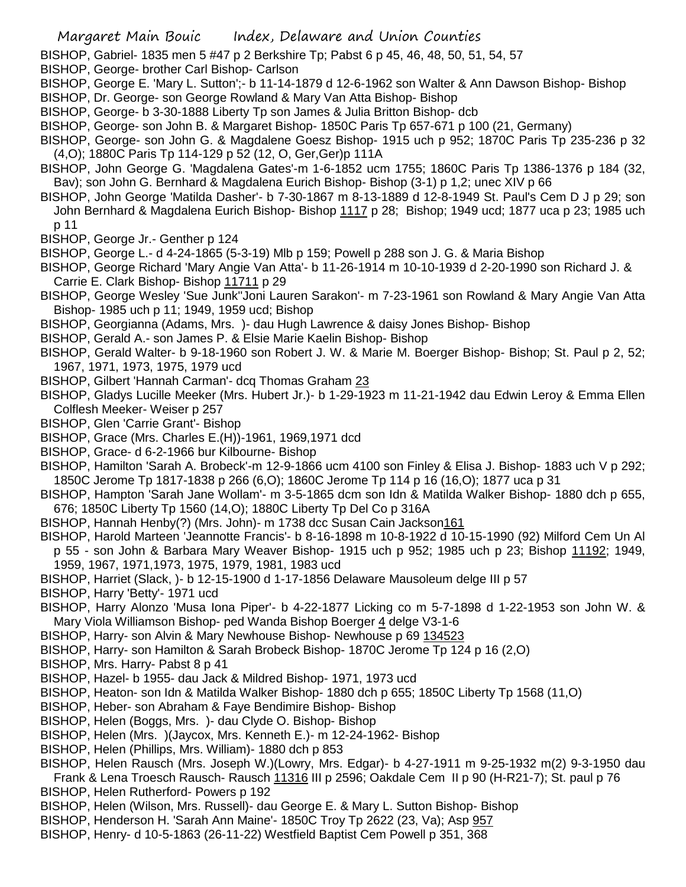BISHOP, Gabriel- 1835 men 5 #47 p 2 Berkshire Tp; Pabst 6 p 45, 46, 48, 50, 51, 54, 57

BISHOP, George- brother Carl Bishop- Carlson

BISHOP, George E. 'Mary L. Sutton';- b 11-14-1879 d 12-6-1962 son Walter & Ann Dawson Bishop- Bishop

BISHOP, Dr. George- son George Rowland & Mary Van Atta Bishop- Bishop

BISHOP, George- b 3-30-1888 Liberty Tp son James & Julia Britton Bishop- dcb

BISHOP, George- son John B. & Margaret Bishop- 1850C Paris Tp 657-671 p 100 (21, Germany)

BISHOP, George- son John G. & Magdalene Goesz Bishop- 1915 uch p 952; 1870C Paris Tp 235-236 p 32 (4,O); 1880C Paris Tp 114-129 p 52 (12, O, Ger,Ger)p 111A

BISHOP, John George G. 'Magdalena Gates'-m 1-6-1852 ucm 1755; 1860C Paris Tp 1386-1376 p 184 (32, Bav); son John G. Bernhard & Magdalena Eurich Bishop- Bishop (3-1) p 1,2; unec XIV p 66

BISHOP, John George 'Matilda Dasher'- b 7-30-1867 m 8-13-1889 d 12-8-1949 St. Paul's Cem D J p 29; son John Bernhard & Magdalena Eurich Bishop- Bishop 1117 p 28; Bishop; 1949 ucd; 1877 uca p 23; 1985 uch p 11

BISHOP, George Jr.- Genther p 124

BISHOP, George L.- d 4-24-1865 (5-3-19) Mlb p 159; Powell p 288 son J. G. & Maria Bishop

BISHOP, George Richard 'Mary Angie Van Atta'- b 11-26-1914 m 10-10-1939 d 2-20-1990 son Richard J. & Carrie E. Clark Bishop- Bishop 11711 p 29

BISHOP, George Wesley 'Sue Junk''Joni Lauren Sarakon'- m 7-23-1961 son Rowland & Mary Angie Van Atta Bishop- 1985 uch p 11; 1949, 1959 ucd; Bishop

BISHOP, Georgianna (Adams, Mrs. )- dau Hugh Lawrence & daisy Jones Bishop- Bishop

BISHOP, Gerald A.- son James P. & Elsie Marie Kaelin Bishop- Bishop

BISHOP, Gerald Walter- b 9-18-1960 son Robert J. W. & Marie M. Boerger Bishop- Bishop; St. Paul p 2, 52; 1967, 1971, 1973, 1975, 1979 ucd

BISHOP, Gilbert 'Hannah Carman'- dcq Thomas Graham 23

BISHOP, Gladys Lucille Meeker (Mrs. Hubert Jr.)- b 1-29-1923 m 11-21-1942 dau Edwin Leroy & Emma Ellen Colflesh Meeker- Weiser p 257

BISHOP, Glen 'Carrie Grant'- Bishop

BISHOP, Grace (Mrs. Charles E.(H))-1961, 1969,1971 dcd

BISHOP, Grace- d 6-2-1966 bur Kilbourne- Bishop

BISHOP, Hamilton 'Sarah A. Brobeck'-m 12-9-1866 ucm 4100 son Finley & Elisa J. Bishop- 1883 uch V p 292; 1850C Jerome Tp 1817-1838 p 266 (6,O); 1860C Jerome Tp 114 p 16 (16,O); 1877 uca p 31

BISHOP, Hampton 'Sarah Jane Wollam'- m 3-5-1865 dcm son Idn & Matilda Walker Bishop- 1880 dch p 655, 676; 1850C Liberty Tp 1560 (14,O); 1880C Liberty Tp Del Co p 316A

BISHOP, Hannah Henby(?) (Mrs. John)- m 1738 dcc Susan Cain Jackson161

BISHOP, Harold Marteen 'Jeannotte Francis'- b 8-16-1898 m 10-8-1922 d 10-15-1990 (92) Milford Cem Un Al p 55 - son John & Barbara Mary Weaver Bishop- 1915 uch p 952; 1985 uch p 23; Bishop 11192; 1949, 1959, 1967, 1971,1973, 1975, 1979, 1981, 1983 ucd

BISHOP, Harriet (Slack, )- b 12-15-1900 d 1-17-1856 Delaware Mausoleum delge III p 57

BISHOP, Harry 'Betty'- 1971 ucd

BISHOP, Harry Alonzo 'Musa Iona Piper'- b 4-22-1877 Licking co m 5-7-1898 d 1-22-1953 son John W. & Mary Viola Williamson Bishop- ped Wanda Bishop Boerger 4 delge V3-1-6

BISHOP, Harry- son Alvin & Mary Newhouse Bishop- Newhouse p 69 134523

BISHOP, Harry- son Hamilton & Sarah Brobeck Bishop- 1870C Jerome Tp 124 p 16 (2,O)

BISHOP, Mrs. Harry- Pabst 8 p 41

BISHOP, Hazel- b 1955- dau Jack & Mildred Bishop- 1971, 1973 ucd

BISHOP, Heaton- son Idn & Matilda Walker Bishop- 1880 dch p 655; 1850C Liberty Tp 1568 (11,O)

BISHOP, Heber- son Abraham & Faye Bendimire Bishop- Bishop

BISHOP, Helen (Boggs, Mrs. )- dau Clyde O. Bishop- Bishop

BISHOP, Helen (Mrs. )(Jaycox, Mrs. Kenneth E.)- m 12-24-1962- Bishop

BISHOP, Helen (Phillips, Mrs. William)- 1880 dch p 853

BISHOP, Helen Rausch (Mrs. Joseph W.)(Lowry, Mrs. Edgar)- b 4-27-1911 m 9-25-1932 m(2) 9-3-1950 dau Frank & Lena Troesch Rausch- Rausch 11316 III p 2596; Oakdale Cem II p 90 (H-R21-7); St. paul p 76

BISHOP, Helen Rutherford- Powers p 192

BISHOP, Helen (Wilson, Mrs. Russell)- dau George E. & Mary L. Sutton Bishop- Bishop

BISHOP, Henderson H. 'Sarah Ann Maine'- 1850C Troy Tp 2622 (23, Va); Asp 957

BISHOP, Henry- d 10-5-1863 (26-11-22) Westfield Baptist Cem Powell p 351, 368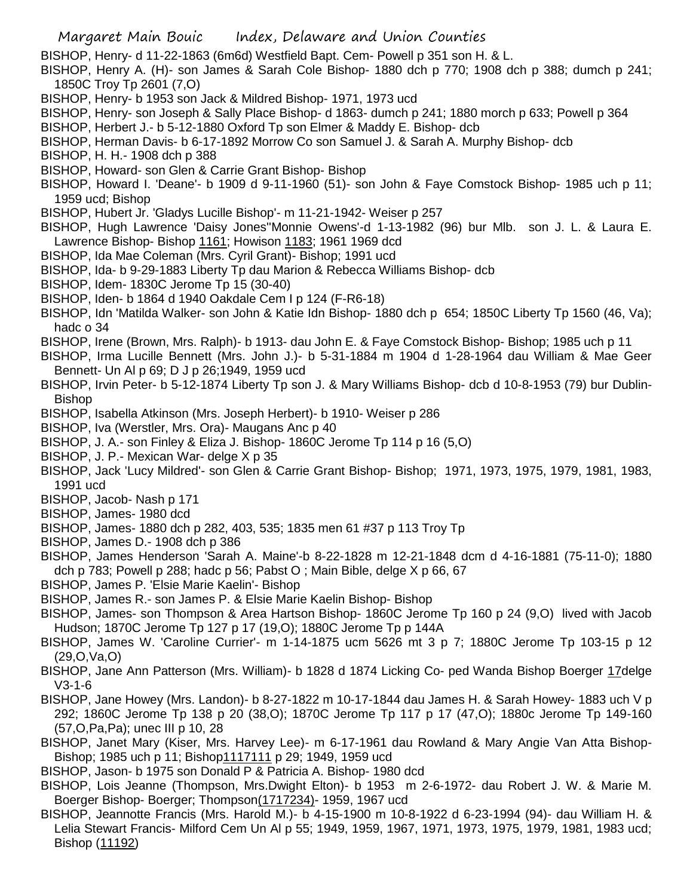BISHOP, Henry- d 11-22-1863 (6m6d) Westfield Bapt. Cem- Powell p 351 son H. & L.

BISHOP, Henry A. (H)- son James & Sarah Cole Bishop- 1880 dch p 770; 1908 dch p 388; dumch p 241; 1850C Troy Tp 2601 (7,O)

BISHOP, Henry- b 1953 son Jack & Mildred Bishop- 1971, 1973 ucd

BISHOP, Henry- son Joseph & Sally Place Bishop- d 1863- dumch p 241; 1880 morch p 633; Powell p 364

BISHOP, Herbert J.- b 5-12-1880 Oxford Tp son Elmer & Maddy E. Bishop- dcb

BISHOP, Herman Davis- b 6-17-1892 Morrow Co son Samuel J. & Sarah A. Murphy Bishop- dcb

BISHOP, H. H.- 1908 dch p 388

BISHOP, Howard- son Glen & Carrie Grant Bishop- Bishop

BISHOP, Howard I. 'Deane'- b 1909 d 9-11-1960 (51)- son John & Faye Comstock Bishop- 1985 uch p 11; 1959 ucd; Bishop

BISHOP, Hubert Jr. 'Gladys Lucille Bishop'- m 11-21-1942- Weiser p 257

BISHOP, Hugh Lawrence 'Daisy Jones''Monnie Owens'-d 1-13-1982 (96) bur Mlb. son J. L. & Laura E. Lawrence Bishop- Bishop 1161; Howison 1183; 1961 1969 dcd

BISHOP, Ida Mae Coleman (Mrs. Cyril Grant)- Bishop; 1991 ucd

BISHOP, Ida- b 9-29-1883 Liberty Tp dau Marion & Rebecca Williams Bishop- dcb

BISHOP, Idem- 1830C Jerome Tp 15 (30-40)

BISHOP, Iden- b 1864 d 1940 Oakdale Cem I p 124 (F-R6-18)

BISHOP, Idn 'Matilda Walker- son John & Katie Idn Bishop- 1880 dch p 654; 1850C Liberty Tp 1560 (46, Va); hadc o 34

BISHOP, Irene (Brown, Mrs. Ralph)- b 1913- dau John E. & Faye Comstock Bishop- Bishop; 1985 uch p 11

BISHOP, Irma Lucille Bennett (Mrs. John J.)- b 5-31-1884 m 1904 d 1-28-1964 dau William & Mae Geer Bennett- Un Al p 69; D J p 26;1949, 1959 ucd

BISHOP, Irvin Peter- b 5-12-1874 Liberty Tp son J. & Mary Williams Bishop- dcb d 10-8-1953 (79) bur Dublin-Bishop

BISHOP, Isabella Atkinson (Mrs. Joseph Herbert)- b 1910- Weiser p 286

BISHOP, Iva (Werstler, Mrs. Ora)- Maugans Anc p 40

BISHOP, J. A.- son Finley & Eliza J. Bishop- 1860C Jerome Tp 114 p 16 (5,O)

BISHOP, J. P.- Mexican War- delge X p 35

BISHOP, Jack 'Lucy Mildred'- son Glen & Carrie Grant Bishop- Bishop; 1971, 1973, 1975, 1979, 1981, 1983, 1991 ucd

BISHOP, Jacob- Nash p 171

BISHOP, James- 1980 dcd

BISHOP, James- 1880 dch p 282, 403, 535; 1835 men 61 #37 p 113 Troy Tp

BISHOP, James D.- 1908 dch p 386

BISHOP, James Henderson 'Sarah A. Maine'-b 8-22-1828 m 12-21-1848 dcm d 4-16-1881 (75-11-0); 1880 dch p 783; Powell p 288; hadc p 56; Pabst O ; Main Bible, delge X p 66, 67

BISHOP, James P. 'Elsie Marie Kaelin'- Bishop

BISHOP, James R.- son James P. & Elsie Marie Kaelin Bishop- Bishop

BISHOP, James- son Thompson & Area Hartson Bishop- 1860C Jerome Tp 160 p 24 (9,O) lived with Jacob Hudson; 1870C Jerome Tp 127 p 17 (19,O); 1880C Jerome Tp p 144A

BISHOP, James W. 'Caroline Currier'- m 1-14-1875 ucm 5626 mt 3 p 7; 1880C Jerome Tp 103-15 p 12 (29,O,Va,O)

BISHOP, Jane Ann Patterson (Mrs. William)- b 1828 d 1874 Licking Co- ped Wanda Bishop Boerger 17delge V3-1-6

BISHOP, Jane Howey (Mrs. Landon)- b 8-27-1822 m 10-17-1844 dau James H. & Sarah Howey- 1883 uch V p 292; 1860C Jerome Tp 138 p 20 (38,O); 1870C Jerome Tp 117 p 17 (47,O); 1880c Jerome Tp 149-160 (57,O,Pa,Pa); unec III p 10, 28

BISHOP, Janet Mary (Kiser, Mrs. Harvey Lee)- m 6-17-1961 dau Rowland & Mary Angie Van Atta Bishop- Bishop; 1985 uch p 11; Bishop1117111 p 29; 1949, 1959 ucd

BISHOP, Jason- b 1975 son Donald P & Patricia A. Bishop- 1980 dcd

BISHOP, Lois Jeanne (Thompson, Mrs.Dwight Elton)- b 1953 m 2-6-1972- dau Robert J. W. & Marie M. Boerger Bishop- Boerger; Thompson(1717234)- 1959, 1967 ucd

BISHOP, Jeannotte Francis (Mrs. Harold M.)- b 4-15-1900 m 10-8-1922 d 6-23-1994 (94)- dau William H. & Lelia Stewart Francis- Milford Cem Un Al p 55; 1949, 1959, 1967, 1971, 1973, 1975, 1979, 1981, 1983 ucd; Bishop (11192)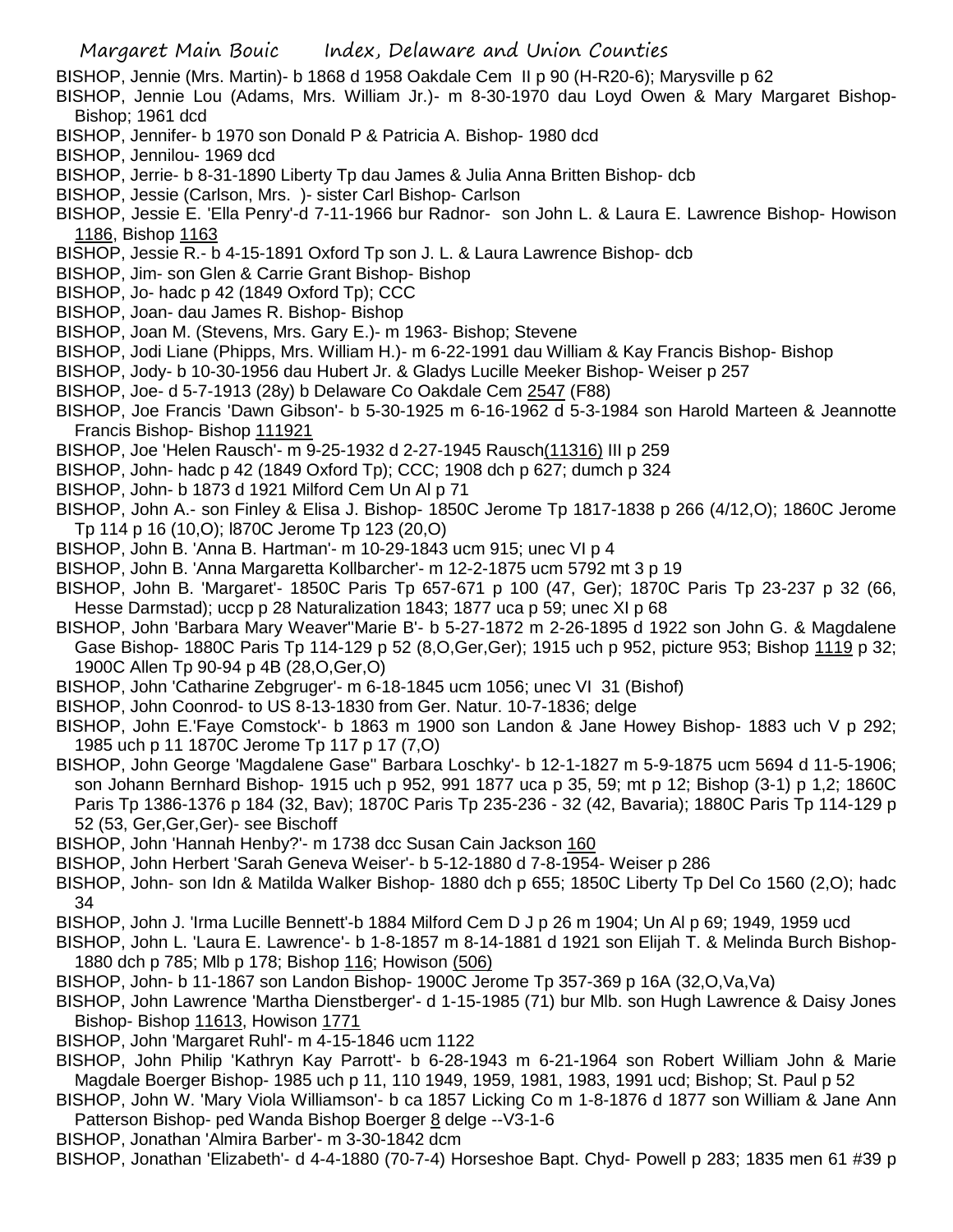BISHOP, Jennie (Mrs. Martin)- b 1868 d 1958 Oakdale Cem II p 90 (H-R20-6); Marysville p 62

BISHOP, Jennie Lou (Adams, Mrs. William Jr.)- m 8-30-1970 dau Loyd Owen & Mary Margaret Bishop-Bishop; 1961 dcd

BISHOP, Jennifer- b 1970 son Donald P & Patricia A. Bishop- 1980 dcd

BISHOP, Jennilou- 1969 dcd

BISHOP, Jerrie- b 8-31-1890 Liberty Tp dau James & Julia Anna Britten Bishop- dcb

BISHOP, Jessie (Carlson, Mrs. )- sister Carl Bishop- Carlson

BISHOP, Jessie E. 'Ella Penry'-d 7-11-1966 bur Radnor- son John L. & Laura E. Lawrence Bishop- Howison 1186, Bishop 1163

BISHOP, Jessie R.- b 4-15-1891 Oxford Tp son J. L. & Laura Lawrence Bishop- dcb

BISHOP, Jim- son Glen & Carrie Grant Bishop- Bishop

BISHOP, Jo- hadc p 42 (1849 Oxford Tp); CCC

BISHOP, Joan- dau James R. Bishop- Bishop

BISHOP, Joan M. (Stevens, Mrs. Gary E.)- m 1963- Bishop; Stevene

BISHOP, Jodi Liane (Phipps, Mrs. William H.)- m 6-22-1991 dau William & Kay Francis Bishop- Bishop

BISHOP, Jody- b 10-30-1956 dau Hubert Jr. & Gladys Lucille Meeker Bishop- Weiser p 257

BISHOP, Joe- d 5-7-1913 (28y) b Delaware Co Oakdale Cem 2547 (F88)

BISHOP, Joe Francis 'Dawn Gibson'- b 5-30-1925 m 6-16-1962 d 5-3-1984 son Harold Marteen & Jeannotte Francis Bishop- Bishop 111921

BISHOP, Joe 'Helen Rausch'- m 9-25-1932 d 2-27-1945 Rausch(11316) III p 259

BISHOP, John- hadc p 42 (1849 Oxford Tp); CCC; 1908 dch p 627; dumch p 324

BISHOP, John- b 1873 d 1921 Milford Cem Un Al p 71

BISHOP, John A.- son Finley & Elisa J. Bishop- 1850C Jerome Tp 1817-1838 p 266 (4/12,O); 1860C Jerome Tp 114 p 16 (10,O); l870C Jerome Tp 123 (20,O)

BISHOP, John B. 'Anna B. Hartman'- m 10-29-1843 ucm 915; unec VI p 4

BISHOP, John B. 'Anna Margaretta Kollbarcher'- m 12-2-1875 ucm 5792 mt 3 p 19

BISHOP, John B. 'Margaret'- 1850C Paris Tp 657-671 p 100 (47, Ger); 1870C Paris Tp 23-237 p 32 (66, Hesse Darmstad); uccp p 28 Naturalization 1843; 1877 uca p 59; unec XI p 68

BISHOP, John 'Barbara Mary Weaver''Marie B'- b 5-27-1872 m 2-26-1895 d 1922 son John G. & Magdalene Gase Bishop- 1880C Paris Tp 114-129 p 52 (8,O,Ger,Ger); 1915 uch p 952, picture 953; Bishop 1119 p 32; 1900C Allen Tp 90-94 p 4B (28,O,Ger,O)

BISHOP, John 'Catharine Zebgruger'- m 6-18-1845 ucm 1056; unec VI 31 (Bishof)

BISHOP, John Coonrod- to US 8-13-1830 from Ger. Natur. 10-7-1836; delge

BISHOP, John E.'Faye Comstock'- b 1863 m 1900 son Landon & Jane Howey Bishop- 1883 uch V p 292; 1985 uch p 11 1870C Jerome Tp 117 p 17 (7,O)

BISHOP, John George 'Magdalene Gase'' Barbara Loschky'- b 12-1-1827 m 5-9-1875 ucm 5694 d 11-5-1906; son Johann Bernhard Bishop- 1915 uch p 952, 991 1877 uca p 35, 59; mt p 12; Bishop (3-1) p 1,2; 1860C Paris Tp 1386-1376 p 184 (32, Bav); 1870C Paris Tp 235-236 - 32 (42, Bavaria); 1880C Paris Tp 114-129 p 52 (53, Ger,Ger,Ger)- see Bischoff

BISHOP, John 'Hannah Henby?'- m 1738 dcc Susan Cain Jackson 160

BISHOP, John Herbert 'Sarah Geneva Weiser'- b 5-12-1880 d 7-8-1954- Weiser p 286

BISHOP, John- son Idn & Matilda Walker Bishop- 1880 dch p 655; 1850C Liberty Tp Del Co 1560 (2,O); hadc 34

BISHOP, John J. 'Irma Lucille Bennett'-b 1884 Milford Cem D J p 26 m 1904; Un Al p 69; 1949, 1959 ucd

BISHOP, John L. 'Laura E. Lawrence'- b 1-8-1857 m 8-14-1881 d 1921 son Elijah T. & Melinda Burch Bishop- 1880 dch p 785; Mlb p 178; Bishop 116; Howison (506)

BISHOP, John- b 11-1867 son Landon Bishop- 1900C Jerome Tp 357-369 p 16A (32,O,Va,Va)

BISHOP, John Lawrence 'Martha Dienstberger'- d 1-15-1985 (71) bur Mlb. son Hugh Lawrence & Daisy Jones Bishop- Bishop 11613, Howison 1771

BISHOP, John 'Margaret Ruhl'- m 4-15-1846 ucm 1122

BISHOP, John Philip 'Kathryn Kay Parrott'- b 6-28-1943 m 6-21-1964 son Robert William John & Marie Magdale Boerger Bishop- 1985 uch p 11, 110 1949, 1959, 1981, 1983, 1991 ucd; Bishop; St. Paul p 52

BISHOP, John W. 'Mary Viola Williamson'- b ca 1857 Licking Co m 1-8-1876 d 1877 son William & Jane Ann Patterson Bishop- ped Wanda Bishop Boerger 8 delge --V3-1-6

BISHOP, Jonathan 'Almira Barber'- m 3-30-1842 dcm

BISHOP, Jonathan 'Elizabeth'- d 4-4-1880 (70-7-4) Horseshoe Bapt. Chyd- Powell p 283; 1835 men 61 #39 p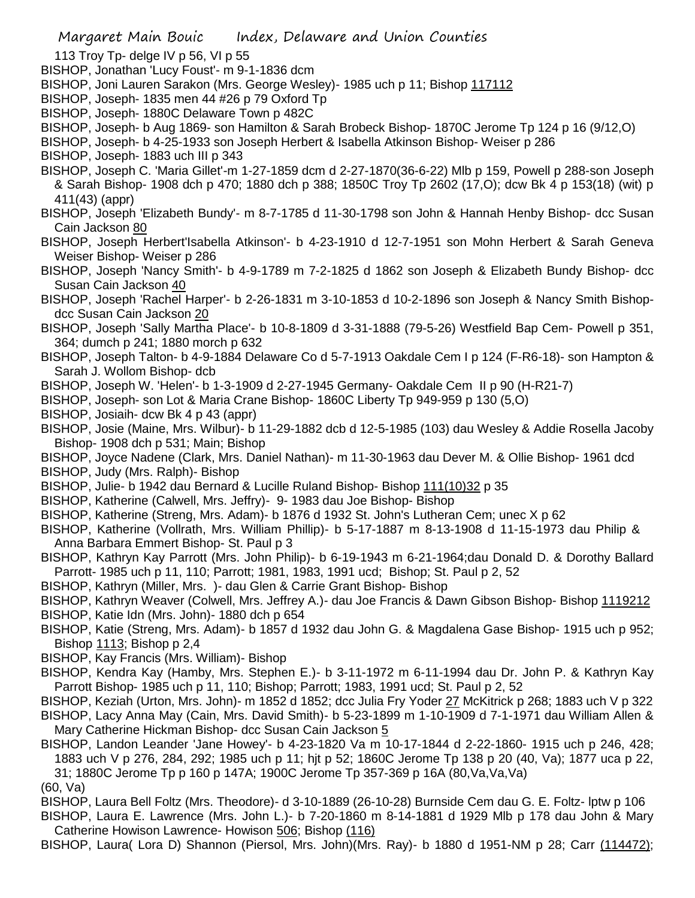113 Troy Tp- delge IV p 56, VI p 55

BISHOP, Jonathan 'Lucy Foust'- m 9-1-1836 dcm

BISHOP, Joni Lauren Sarakon (Mrs. George Wesley)- 1985 uch p 11; Bishop 117112

BISHOP, Joseph- 1835 men 44 #26 p 79 Oxford Tp

BISHOP, Joseph- 1880C Delaware Town p 482C

BISHOP, Joseph- b Aug 1869- son Hamilton & Sarah Brobeck Bishop- 1870C Jerome Tp 124 p 16 (9/12,O)

BISHOP, Joseph- b 4-25-1933 son Joseph Herbert & Isabella Atkinson Bishop- Weiser p 286

BISHOP, Joseph- 1883 uch III p 343

BISHOP, Joseph C. 'Maria Gillet'-m 1-27-1859 dcm d 2-27-1870(36-6-22) Mlb p 159, Powell p 288-son Joseph & Sarah Bishop- 1908 dch p 470; 1880 dch p 388; 1850C Troy Tp 2602 (17,O); dcw Bk 4 p 153(18) (wit) p 411(43) (appr)

BISHOP, Joseph 'Elizabeth Bundy'- m 8-7-1785 d 11-30-1798 son John & Hannah Henby Bishop- dcc Susan Cain Jackson 80

BISHOP, Joseph Herbert'Isabella Atkinson'- b 4-23-1910 d 12-7-1951 son Mohn Herbert & Sarah Geneva Weiser Bishop- Weiser p 286

BISHOP, Joseph 'Nancy Smith'- b 4-9-1789 m 7-2-1825 d 1862 son Joseph & Elizabeth Bundy Bishop- dcc Susan Cain Jackson 40

BISHOP, Joseph 'Rachel Harper'- b 2-26-1831 m 3-10-1853 d 10-2-1896 son Joseph & Nancy Smith Bishop- dcc Susan Cain Jackson 20

BISHOP, Joseph 'Sally Martha Place'- b 10-8-1809 d 3-31-1888 (79-5-26) Westfield Bap Cem- Powell p 351, 364; dumch p 241; 1880 morch p 632

BISHOP, Joseph Talton- b 4-9-1884 Delaware Co d 5-7-1913 Oakdale Cem I p 124 (F-R6-18)- son Hampton & Sarah J. Wollom Bishop- dcb

BISHOP, Joseph W. 'Helen'- b 1-3-1909 d 2-27-1945 Germany- Oakdale Cem II p 90 (H-R21-7)

BISHOP, Joseph- son Lot & Maria Crane Bishop- 1860C Liberty Tp 949-959 p 130 (5,O)

BISHOP, Josiaih- dcw Bk 4 p 43 (appr)

BISHOP, Josie (Maine, Mrs. Wilbur)- b 11-29-1882 dcb d 12-5-1985 (103) dau Wesley & Addie Rosella Jacoby Bishop- 1908 dch p 531; Main; Bishop

BISHOP, Joyce Nadene (Clark, Mrs. Daniel Nathan)- m 11-30-1963 dau Dever M. & Ollie Bishop- 1961 dcd

BISHOP, Judy (Mrs. Ralph)- Bishop

BISHOP, Julie- b 1942 dau Bernard & Lucille Ruland Bishop- Bishop 111(10)32 p 35

BISHOP, Katherine (Calwell, Mrs. Jeffry)- 9- 1983 dau Joe Bishop- Bishop

BISHOP, Katherine (Streng, Mrs. Adam)- b 1876 d 1932 St. John's Lutheran Cem; unec X p 62

BISHOP, Katherine (Vollrath, Mrs. William Phillip)- b 5-17-1887 m 8-13-1908 d 11-15-1973 dau Philip & Anna Barbara Emmert Bishop- St. Paul p 3

BISHOP, Kathryn Kay Parrott (Mrs. John Philip)- b 6-19-1943 m 6-21-1964;dau Donald D. & Dorothy Ballard Parrott- 1985 uch p 11, 110; Parrott; 1981, 1983, 1991 ucd; Bishop; St. Paul p 2, 52

BISHOP, Kathryn (Miller, Mrs. )- dau Glen & Carrie Grant Bishop- Bishop

BISHOP, Kathryn Weaver (Colwell, Mrs. Jeffrey A.)- dau Joe Francis & Dawn Gibson Bishop- Bishop 1119212

BISHOP, Katie Idn (Mrs. John)- 1880 dch p 654

BISHOP, Katie (Streng, Mrs. Adam)- b 1857 d 1932 dau John G. & Magdalena Gase Bishop- 1915 uch p 952; Bishop 1113; Bishop p 2,4

BISHOP, Kay Francis (Mrs. William)- Bishop

BISHOP, Kendra Kay (Hamby, Mrs. Stephen E.)- b 3-11-1972 m 6-11-1994 dau Dr. John P. & Kathryn Kay Parrott Bishop- 1985 uch p 11, 110; Bishop; Parrott; 1983, 1991 ucd; St. Paul p 2, 52

BISHOP, Keziah (Urton, Mrs. John)- m 1852 d 1852; dcc Julia Fry Yoder 27 McKitrick p 268; 1883 uch V p 322

BISHOP, Lacy Anna May (Cain, Mrs. David Smith)- b 5-23-1899 m 1-10-1909 d 7-1-1971 dau William Allen & Mary Catherine Hickman Bishop- dcc Susan Cain Jackson 5

BISHOP, Landon Leander 'Jane Howey'- b 4-23-1820 Va m 10-17-1844 d 2-22-1860- 1915 uch p 246, 428; 1883 uch V p 276, 284, 292; 1985 uch p 11; hjt p 52; 1860C Jerome Tp 138 p 20 (40, Va); 1877 uca p 22, 31; 1880C Jerome Tp p 160 p 147A; 1900C Jerome Tp 357-369 p 16A (80,Va,Va,Va)

(60, Va)

BISHOP, Laura Bell Foltz (Mrs. Theodore)- d 3-10-1889 (26-10-28) Burnside Cem dau G. E. Foltz- lptw p 106

BISHOP, Laura E. Lawrence (Mrs. John L.)- b 7-20-1860 m 8-14-1881 d 1929 Mlb p 178 dau John & Mary Catherine Howison Lawrence- Howison 506; Bishop (116)

BISHOP, Laura( Lora D) Shannon (Piersol, Mrs. John)(Mrs. Ray)- b 1880 d 1951-NM p 28; Carr (114472);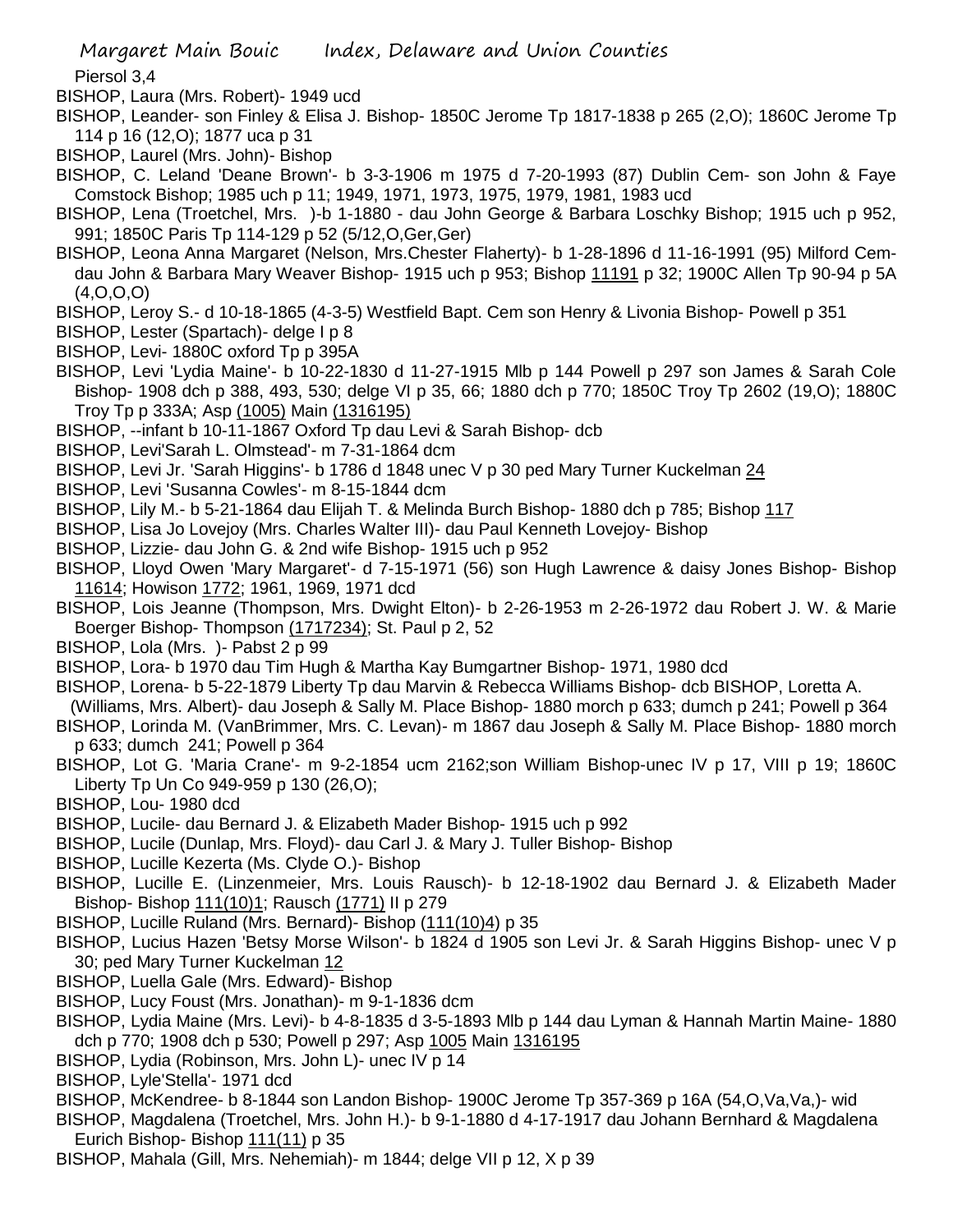Piersol 3,4

BISHOP, Laura (Mrs. Robert)- 1949 ucd

BISHOP, Leander- son Finley & Elisa J. Bishop- 1850C Jerome Tp 1817-1838 p 265 (2,O); 1860C Jerome Tp 114 p 16 (12,O); 1877 uca p 31

BISHOP, Laurel (Mrs. John)- Bishop

BISHOP, C. Leland 'Deane Brown'- b 3-3-1906 m 1975 d 7-20-1993 (87) Dublin Cem- son John & Faye Comstock Bishop; 1985 uch p 11; 1949, 1971, 1973, 1975, 1979, 1981, 1983 ucd

BISHOP, Lena (Troetchel, Mrs. )-b 1-1880 - dau John George & Barbara Loschky Bishop; 1915 uch p 952, 991; 1850C Paris Tp 114-129 p 52 (5/12,O,Ger,Ger)

BISHOP, Leona Anna Margaret (Nelson, Mrs.Chester Flaherty)- b 1-28-1896 d 11-16-1991 (95) Milford Cem- dau John & Barbara Mary Weaver Bishop- 1915 uch p 953; Bishop 11191 p 32; 1900C Allen Tp 90-94 p 5A (4,O,O,O)

BISHOP, Leroy S.- d 10-18-1865 (4-3-5) Westfield Bapt. Cem son Henry & Livonia Bishop- Powell p 351

BISHOP, Lester (Spartach)- delge I p 8

BISHOP, Levi- 1880C oxford Tp p 395A

BISHOP, Levi 'Lydia Maine'- b 10-22-1830 d 11-27-1915 Mlb p 144 Powell p 297 son James & Sarah Cole Bishop- 1908 dch p 388, 493, 530; delge VI p 35, 66; 1880 dch p 770; 1850C Troy Tp 2602 (19,O); 1880C Troy Tp p 333A; Asp (1005) Main (1316195)

BISHOP, --infant b 10-11-1867 Oxford Tp dau Levi & Sarah Bishop- dcb

BISHOP, Levi'Sarah L. Olmstead'- m 7-31-1864 dcm

BISHOP, Levi Jr. 'Sarah Higgins'- b 1786 d 1848 unec V p 30 ped Mary Turner Kuckelman 24

BISHOP, Levi 'Susanna Cowles'- m 8-15-1844 dcm

BISHOP, Lily M.- b 5-21-1864 dau Elijah T. & Melinda Burch Bishop- 1880 dch p 785; Bishop 117

BISHOP, Lisa Jo Lovejoy (Mrs. Charles Walter III)- dau Paul Kenneth Lovejoy- Bishop

BISHOP, Lizzie- dau John G. & 2nd wife Bishop- 1915 uch p 952

BISHOP, Lloyd Owen 'Mary Margaret'- d 7-15-1971 (56) son Hugh Lawrence & daisy Jones Bishop- Bishop 11614; Howison 1772; 1961, 1969, 1971 dcd

BISHOP, Lois Jeanne (Thompson, Mrs. Dwight Elton)- b 2-26-1953 m 2-26-1972 dau Robert J. W. & Marie Boerger Bishop- Thompson (1717234); St. Paul p 2, 52

BISHOP, Lola (Mrs. )- Pabst 2 p 99

BISHOP, Lora- b 1970 dau Tim Hugh & Martha Kay Bumgartner Bishop- 1971, 1980 dcd

BISHOP, Lorena- b 5-22-1879 Liberty Tp dau Marvin & Rebecca Williams Bishop- dcb BISHOP, Loretta A. (Williams, Mrs. Albert)- dau Joseph & Sally M. Place Bishop- 1880 morch p 633; dumch p 241; Powell p 364

BISHOP, Lorinda M. (VanBrimmer, Mrs. C. Levan)- m 1867 dau Joseph & Sally M. Place Bishop- 1880 morch p 633; dumch 241; Powell p 364

BISHOP, Lot G. 'Maria Crane'- m 9-2-1854 ucm 2162;son William Bishop-unec IV p 17, VIII p 19; 1860C Liberty Tp Un Co 949-959 p 130 (26,O);

BISHOP, Lou- 1980 dcd

BISHOP, Lucile- dau Bernard J. & Elizabeth Mader Bishop- 1915 uch p 992

BISHOP, Lucile (Dunlap, Mrs. Floyd)- dau Carl J. & Mary J. Tuller Bishop- Bishop

BISHOP, Lucille Kezerta (Ms. Clyde O.)- Bishop

BISHOP, Lucille E. (Linzenmeier, Mrs. Louis Rausch)- b 12-18-1902 dau Bernard J. & Elizabeth Mader Bishop- Bishop 111(10)1; Rausch (1771) II p 279

BISHOP, Lucille Ruland (Mrs. Bernard)- Bishop (111(10)4) p 35

BISHOP, Lucius Hazen 'Betsy Morse Wilson'- b 1824 d 1905 son Levi Jr. & Sarah Higgins Bishop- unec V p 30; ped Mary Turner Kuckelman 12

BISHOP, Luella Gale (Mrs. Edward)- Bishop

BISHOP, Lucy Foust (Mrs. Jonathan)- m 9-1-1836 dcm

BISHOP, Lydia Maine (Mrs. Levi)- b 4-8-1835 d 3-5-1893 Mlb p 144 dau Lyman & Hannah Martin Maine- 1880 dch p 770; 1908 dch p 530; Powell p 297; Asp 1005 Main 1316195

BISHOP, Lydia (Robinson, Mrs. John L)- unec IV p 14

BISHOP, Lyle'Stella'- 1971 dcd

BISHOP, McKendree- b 8-1844 son Landon Bishop- 1900C Jerome Tp 357-369 p 16A (54,O,Va,Va,)- wid

BISHOP, Magdalena (Troetchel, Mrs. John H.)- b 9-1-1880 d 4-17-1917 dau Johann Bernhard & Magdalena Eurich Bishop- Bishop 111(11) p 35

BISHOP, Mahala (Gill, Mrs. Nehemiah)- m 1844; delge VII p 12, X p 39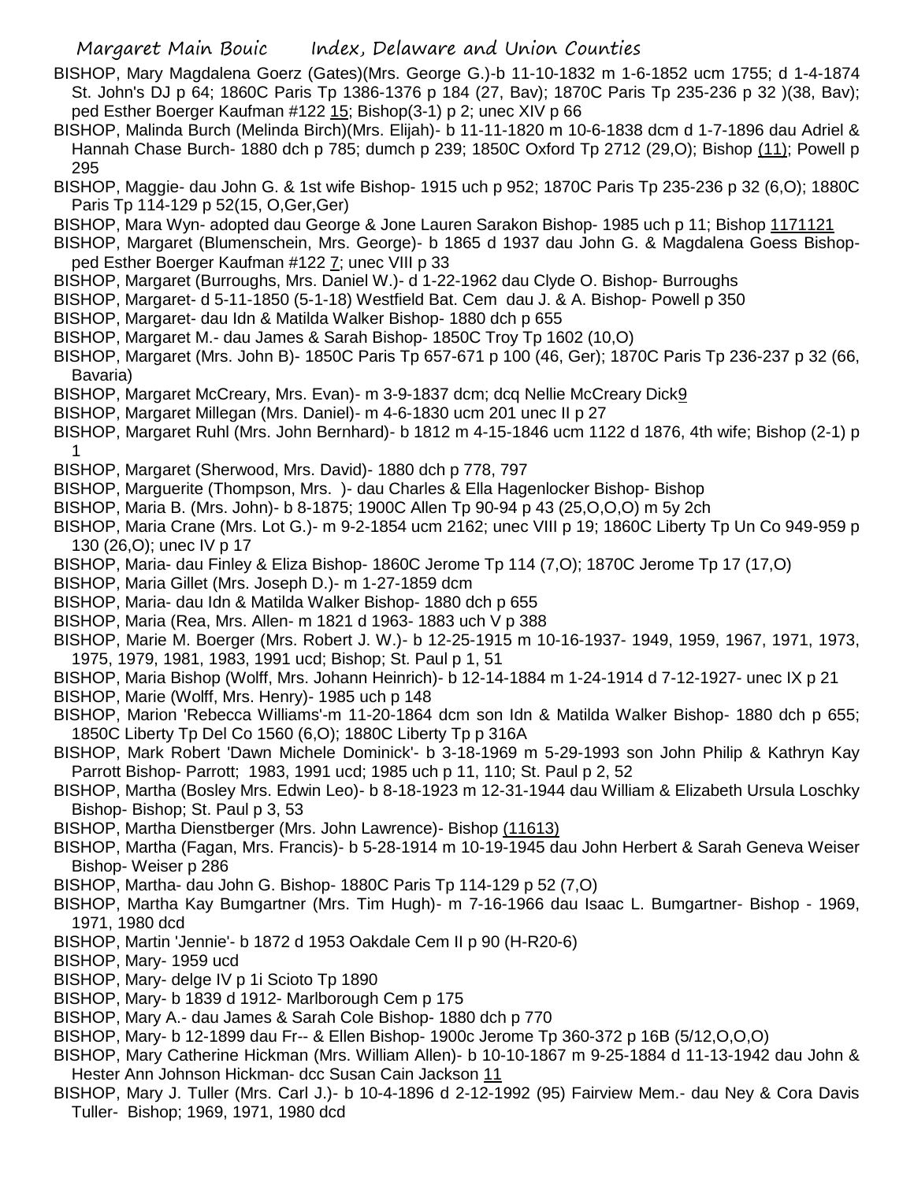BISHOP, Mary Magdalena Goerz (Gates)(Mrs. George G.)-b 11-10-1832 m 1-6-1852 ucm 1755; d 1-4-1874 St. John's DJ p 64; 1860C Paris Tp 1386-1376 p 184 (27, Bav); 1870C Paris Tp 235-236 p 32 )(38, Bav); ped Esther Boerger Kaufman #122 15; Bishop(3-1) p 2; unec XIV p 66

BISHOP, Malinda Burch (Melinda Birch)(Mrs. Elijah)- b 11-11-1820 m 10-6-1838 dcm d 1-7-1896 dau Adriel & Hannah Chase Burch- 1880 dch p 785; dumch p 239; 1850C Oxford Tp 2712 (29,O); Bishop (11); Powell p 295

BISHOP, Maggie- dau John G. & 1st wife Bishop- 1915 uch p 952; 1870C Paris Tp 235-236 p 32 (6,O); 1880C Paris Tp 114-129 p 52(15, O,Ger,Ger)

BISHOP, Mara Wyn- adopted dau George & Jone Lauren Sarakon Bishop- 1985 uch p 11; Bishop 1171121

BISHOP, Margaret (Blumenschein, Mrs. George)- b 1865 d 1937 dau John G. & Magdalena Goess Bishop- ped Esther Boerger Kaufman #122 7; unec VIII p 33

BISHOP, Margaret (Burroughs, Mrs. Daniel W.)- d 1-22-1962 dau Clyde O. Bishop- Burroughs

BISHOP, Margaret- d 5-11-1850 (5-1-18) Westfield Bat. Cem dau J. & A. Bishop- Powell p 350

BISHOP, Margaret- dau Idn & Matilda Walker Bishop- 1880 dch p 655

BISHOP, Margaret M.- dau James & Sarah Bishop- 1850C Troy Tp 1602 (10,O)

BISHOP, Margaret (Mrs. John B)- 1850C Paris Tp 657-671 p 100 (46, Ger); 1870C Paris Tp 236-237 p 32 (66, Bavaria)

BISHOP, Margaret McCreary, Mrs. Evan)- m 3-9-1837 dcm; dcq Nellie McCreary Dick9

BISHOP, Margaret Millegan (Mrs. Daniel)- m 4-6-1830 ucm 201 unec II p 27

BISHOP, Margaret Ruhl (Mrs. John Bernhard)- b 1812 m 4-15-1846 ucm 1122 d 1876, 4th wife; Bishop (2-1) p 1

BISHOP, Margaret (Sherwood, Mrs. David)- 1880 dch p 778, 797

BISHOP, Marguerite (Thompson, Mrs. )- dau Charles & Ella Hagenlocker Bishop- Bishop

BISHOP, Maria B. (Mrs. John)- b 8-1875; 1900C Allen Tp 90-94 p 43 (25,O,O,O) m 5y 2ch

BISHOP, Maria Crane (Mrs. Lot G.)- m 9-2-1854 ucm 2162; unec VIII p 19; 1860C Liberty Tp Un Co 949-959 p 130 (26,O); unec IV p 17

BISHOP, Maria- dau Finley & Eliza Bishop- 1860C Jerome Tp 114 (7,O); 1870C Jerome Tp 17 (17,O)

BISHOP, Maria Gillet (Mrs. Joseph D.)- m 1-27-1859 dcm

BISHOP, Maria- dau Idn & Matilda Walker Bishop- 1880 dch p 655

BISHOP, Maria (Rea, Mrs. Allen- m 1821 d 1963- 1883 uch V p 388

BISHOP, Marie M. Boerger (Mrs. Robert J. W.)- b 12-25-1915 m 10-16-1937- 1949, 1959, 1967, 1971, 1973, 1975, 1979, 1981, 1983, 1991 ucd; Bishop; St. Paul p 1, 51

BISHOP, Maria Bishop (Wolff, Mrs. Johann Heinrich)- b 12-14-1884 m 1-24-1914 d 7-12-1927- unec IX p 21

BISHOP, Marie (Wolff, Mrs. Henry)- 1985 uch p 148

BISHOP, Marion 'Rebecca Williams'-m 11-20-1864 dcm son Idn & Matilda Walker Bishop- 1880 dch p 655; 1850C Liberty Tp Del Co 1560 (6,O); 1880C Liberty Tp p 316A

BISHOP, Mark Robert 'Dawn Michele Dominick'- b 3-18-1969 m 5-29-1993 son John Philip & Kathryn Kay Parrott Bishop- Parrott; 1983, 1991 ucd; 1985 uch p 11, 110; St. Paul p 2, 52

BISHOP, Martha (Bosley Mrs. Edwin Leo)- b 8-18-1923 m 12-31-1944 dau William & Elizabeth Ursula Loschky Bishop- Bishop; St. Paul p 3, 53

BISHOP, Martha Dienstberger (Mrs. John Lawrence)- Bishop (11613)

BISHOP, Martha (Fagan, Mrs. Francis)- b 5-28-1914 m 10-19-1945 dau John Herbert & Sarah Geneva Weiser Bishop- Weiser p 286

BISHOP, Martha- dau John G. Bishop- 1880C Paris Tp 114-129 p 52 (7,O)

BISHOP, Martha Kay Bumgartner (Mrs. Tim Hugh)- m 7-16-1966 dau Isaac L. Bumgartner- Bishop - 1969, 1971, 1980 dcd

BISHOP, Martin 'Jennie'- b 1872 d 1953 Oakdale Cem II p 90 (H-R20-6)

BISHOP, Mary- 1959 ucd

BISHOP, Mary- delge IV p 1i Scioto Tp 1890

BISHOP, Mary- b 1839 d 1912- Marlborough Cem p 175

BISHOP, Mary A.- dau James & Sarah Cole Bishop- 1880 dch p 770

BISHOP, Mary- b 12-1899 dau Fr-- & Ellen Bishop- 1900c Jerome Tp 360-372 p 16B (5/12,O,O,O)

BISHOP, Mary Catherine Hickman (Mrs. William Allen)- b 10-10-1867 m 9-25-1884 d 11-13-1942 dau John & Hester Ann Johnson Hickman- dcc Susan Cain Jackson 11

BISHOP, Mary J. Tuller (Mrs. Carl J.)- b 10-4-1896 d 2-12-1992 (95) Fairview Mem.- dau Ney & Cora Davis Tuller- Bishop; 1969, 1971, 1980 dcd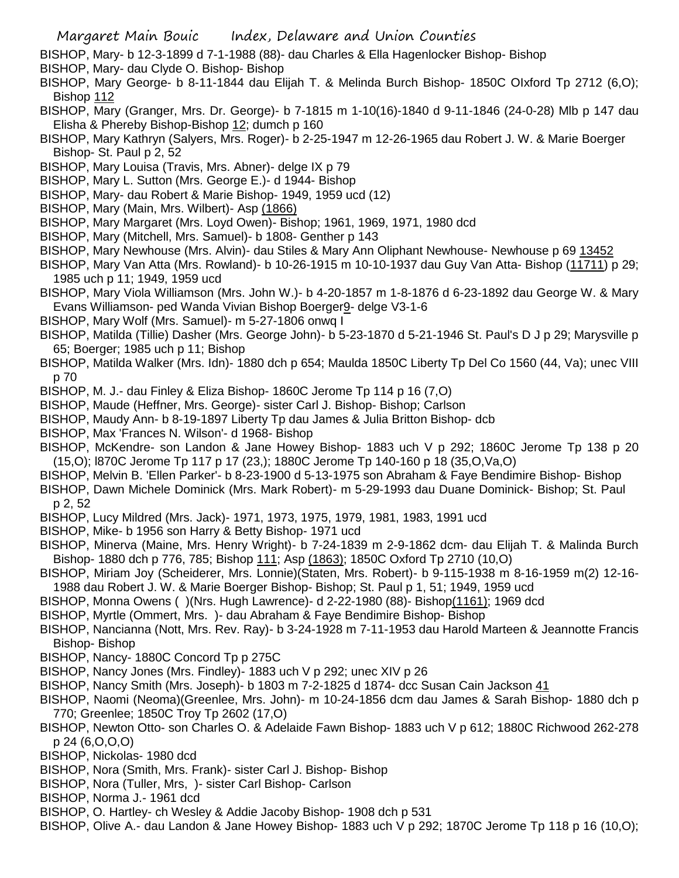BISHOP, Mary- b 12-3-1899 d 7-1-1988 (88)- dau Charles & Ella Hagenlocker Bishop- Bishop

BISHOP, Mary- dau Clyde O. Bishop- Bishop

BISHOP, Mary George- b 8-11-1844 dau Elijah T. & Melinda Burch Bishop- 1850C OIxford Tp 2712 (6,O); Bishop 112

BISHOP, Mary (Granger, Mrs. Dr. George)- b 7-1815 m 1-10(16)-1840 d 9-11-1846 (24-0-28) Mlb p 147 dau Elisha & Phereby Bishop-Bishop 12; dumch p 160

BISHOP, Mary Kathryn (Salyers, Mrs. Roger)- b 2-25-1947 m 12-26-1965 dau Robert J. W. & Marie Boerger Bishop- St. Paul p 2, 52

BISHOP, Mary Louisa (Travis, Mrs. Abner)- delge IX p 79

BISHOP, Mary L. Sutton (Mrs. George E.)- d 1944- Bishop

BISHOP, Mary- dau Robert & Marie Bishop- 1949, 1959 ucd (12)

BISHOP, Mary (Main, Mrs. Wilbert)- Asp (1866)

BISHOP, Mary Margaret (Mrs. Loyd Owen)- Bishop; 1961, 1969, 1971, 1980 dcd

BISHOP, Mary (Mitchell, Mrs. Samuel)- b 1808- Genther p 143

BISHOP, Mary Newhouse (Mrs. Alvin)- dau Stiles & Mary Ann Oliphant Newhouse- Newhouse p 69 13452

BISHOP, Mary Van Atta (Mrs. Rowland)- b 10-26-1915 m 10-10-1937 dau Guy Van Atta- Bishop (11711) p 29; 1985 uch p 11; 1949, 1959 ucd

BISHOP, Mary Viola Williamson (Mrs. John W.)- b 4-20-1857 m 1-8-1876 d 6-23-1892 dau George W. & Mary Evans Williamson- ped Wanda Vivian Bishop Boerger9- delge V3-1-6

BISHOP, Mary Wolf (Mrs. Samuel)- m 5-27-1806 onwq I

BISHOP, Matilda (Tillie) Dasher (Mrs. George John)- b 5-23-1870 d 5-21-1946 St. Paul's D J p 29; Marysville p 65; Boerger; 1985 uch p 11; Bishop

BISHOP, Matilda Walker (Mrs. Idn)- 1880 dch p 654; Maulda 1850C Liberty Tp Del Co 1560 (44, Va); unec VIII p 70

BISHOP, M. J.- dau Finley & Eliza Bishop- 1860C Jerome Tp 114 p 16 (7,O)

BISHOP, Maude (Heffner, Mrs. George)- sister Carl J. Bishop- Bishop; Carlson

BISHOP, Maudy Ann- b 8-19-1897 Liberty Tp dau James & Julia Britton Bishop- dcb

BISHOP, Max 'Frances N. Wilson'- d 1968- Bishop

BISHOP, McKendre- son Landon & Jane Howey Bishop- 1883 uch V p 292; 1860C Jerome Tp 138 p 20 (15,O); l870C Jerome Tp 117 p 17 (23,); 1880C Jerome Tp 140-160 p 18 (35,O,Va,O)

BISHOP, Melvin B. 'Ellen Parker'- b 8-23-1900 d 5-13-1975 son Abraham & Faye Bendimire Bishop- Bishop

BISHOP, Dawn Michele Dominick (Mrs. Mark Robert)- m 5-29-1993 dau Duane Dominick- Bishop; St. Paul p 2, 52

BISHOP, Lucy Mildred (Mrs. Jack)- 1971, 1973, 1975, 1979, 1981, 1983, 1991 ucd

BISHOP, Mike- b 1956 son Harry & Betty Bishop- 1971 ucd

BISHOP, Minerva (Maine, Mrs. Henry Wright)- b 7-24-1839 m 2-9-1862 dcm- dau Elijah T. & Malinda Burch Bishop- 1880 dch p 776, 785; Bishop 111; Asp (1863); 1850C Oxford Tp 2710 (10,O)

BISHOP, Miriam Joy (Scheiderer, Mrs. Lonnie)(Staten, Mrs. Robert)- b 9-115-1938 m 8-16-1959 m(2) 12-16-1988 dau Robert J. W. & Marie Boerger Bishop- Bishop; St. Paul p 1, 51; 1949, 1959 ucd

BISHOP, Monna Owens ( )(Nrs. Hugh Lawrence)- d 2-22-1980 (88)- Bishop(1161); 1969 dcd

BISHOP, Myrtle (Ommert, Mrs. )- dau Abraham & Faye Bendimire Bishop- Bishop

BISHOP, Nancianna (Nott, Mrs. Rev. Ray)- b 3-24-1928 m 7-11-1953 dau Harold Marteen & Jeannotte Francis Bishop- Bishop

BISHOP, Nancy- 1880C Concord Tp p 275C

BISHOP, Nancy Jones (Mrs. Findley)- 1883 uch V p 292; unec XIV p 26

BISHOP, Nancy Smith (Mrs. Joseph)- b 1803 m 7-2-1825 d 1874- dcc Susan Cain Jackson 41

BISHOP, Naomi (Neoma)(Greenlee, Mrs. John)- m 10-24-1856 dcm dau James & Sarah Bishop- 1880 dch p 770; Greenlee; 1850C Troy Tp 2602 (17,O)

BISHOP, Newton Otto- son Charles O. & Adelaide Fawn Bishop- 1883 uch V p 612; 1880C Richwood 262-278 p 24 (6,O,O,O)

BISHOP, Nickolas- 1980 dcd

BISHOP, Nora (Smith, Mrs. Frank)- sister Carl J. Bishop- Bishop

BISHOP, Nora (Tuller, Mrs, )- sister Carl Bishop- Carlson

BISHOP, Norma J.- 1961 dcd

BISHOP, O. Hartley- ch Wesley & Addie Jacoby Bishop- 1908 dch p 531

BISHOP, Olive A.- dau Landon & Jane Howey Bishop- 1883 uch V p 292; 1870C Jerome Tp 118 p 16 (10,O);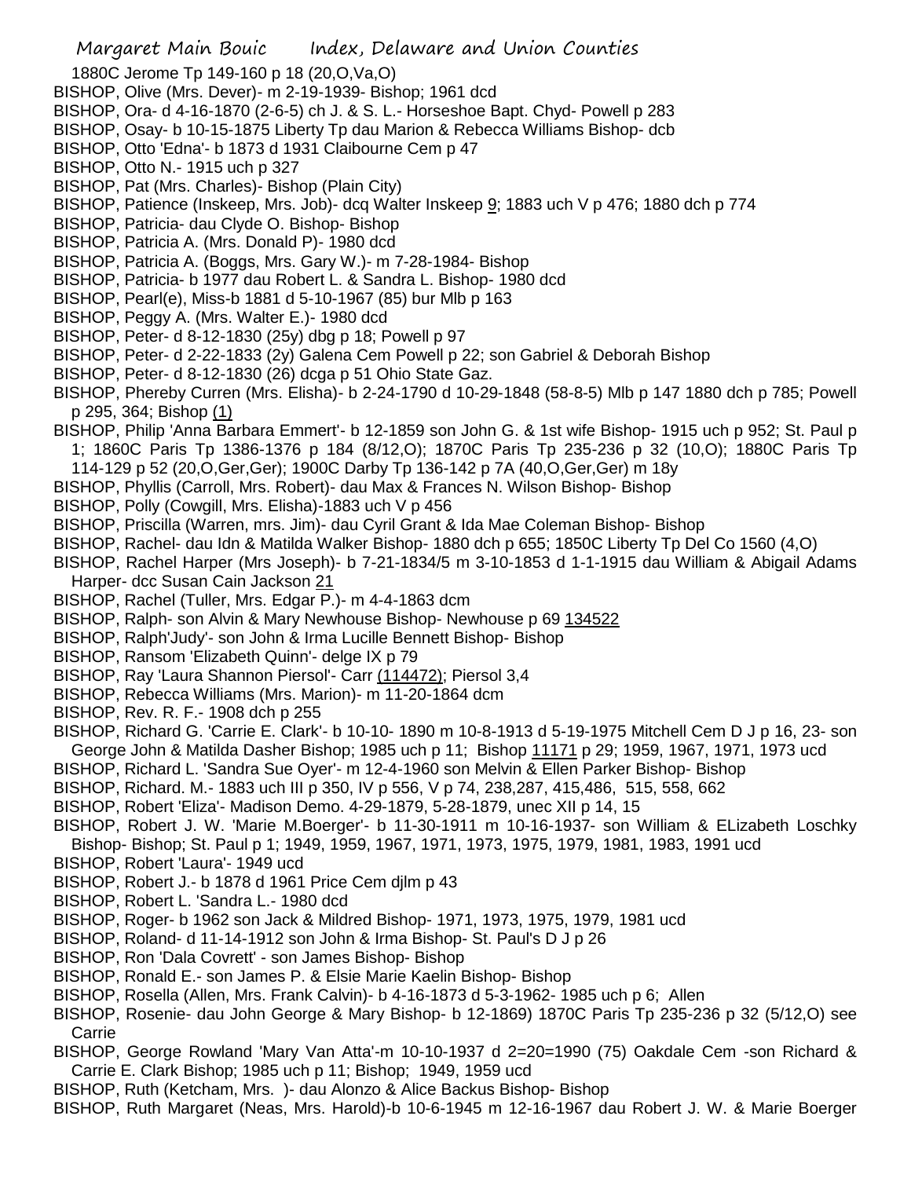1880C Jerome Tp 149-160 p 18 (20,O,Va,O)

BISHOP, Olive (Mrs. Dever)- m 2-19-1939- Bishop; 1961 dcd

BISHOP, Ora- d 4-16-1870 (2-6-5) ch J. & S. L.- Horseshoe Bapt. Chyd- Powell p 283

BISHOP, Osay- b 10-15-1875 Liberty Tp dau Marion & Rebecca Williams Bishop- dcb

BISHOP, Otto 'Edna'- b 1873 d 1931 Claibourne Cem p 47

BISHOP, Otto N.- 1915 uch p 327

BISHOP, Pat (Mrs. Charles)- Bishop (Plain City)

BISHOP, Patience (Inskeep, Mrs. Job)- dcq Walter Inskeep 9; 1883 uch V p 476; 1880 dch p 774

BISHOP, Patricia- dau Clyde O. Bishop- Bishop

BISHOP, Patricia A. (Mrs. Donald P)- 1980 dcd

BISHOP, Patricia A. (Boggs, Mrs. Gary W.)- m 7-28-1984- Bishop

BISHOP, Patricia- b 1977 dau Robert L. & Sandra L. Bishop- 1980 dcd

BISHOP, Pearl(e), Miss-b 1881 d 5-10-1967 (85) bur Mlb p 163

BISHOP, Peggy A. (Mrs. Walter E.)- 1980 dcd

BISHOP, Peter- d 8-12-1830 (25y) dbg p 18; Powell p 97

BISHOP, Peter- d 2-22-1833 (2y) Galena Cem Powell p 22; son Gabriel & Deborah Bishop

BISHOP, Peter- d 8-12-1830 (26) dcga p 51 Ohio State Gaz.

BISHOP, Phereby Curren (Mrs. Elisha)- b 2-24-1790 d 10-29-1848 (58-8-5) Mlb p 147 1880 dch p 785; Powell p 295, 364; Bishop (1)

BISHOP, Philip 'Anna Barbara Emmert'- b 12-1859 son John G. & 1st wife Bishop- 1915 uch p 952; St. Paul p 1; 1860C Paris Tp 1386-1376 p 184 (8/12,O); 1870C Paris Tp 235-236 p 32 (10,O); 1880C Paris Tp 114-129 p 52 (20,O,Ger,Ger); 1900C Darby Tp 136-142 p 7A (40,O,Ger,Ger) m 18y

BISHOP, Phyllis (Carroll, Mrs. Robert)- dau Max & Frances N. Wilson Bishop- Bishop

BISHOP, Polly (Cowgill, Mrs. Elisha)-1883 uch V p 456

BISHOP, Priscilla (Warren, mrs. Jim)- dau Cyril Grant & Ida Mae Coleman Bishop- Bishop

BISHOP, Rachel- dau Idn & Matilda Walker Bishop- 1880 dch p 655; 1850C Liberty Tp Del Co 1560 (4,O)

BISHOP, Rachel Harper (Mrs Joseph)- b 7-21-1834/5 m 3-10-1853 d 1-1-1915 dau William & Abigail Adams Harper- dcc Susan Cain Jackson 21

BISHOP, Rachel (Tuller, Mrs. Edgar P.)- m 4-4-1863 dcm

BISHOP, Ralph- son Alvin & Mary Newhouse Bishop- Newhouse p 69 134522

BISHOP, Ralph'Judy'- son John & Irma Lucille Bennett Bishop- Bishop

BISHOP, Ransom 'Elizabeth Quinn'- delge IX p 79

BISHOP, Ray 'Laura Shannon Piersol'- Carr (114472); Piersol 3,4

BISHOP, Rebecca Williams (Mrs. Marion)- m 11-20-1864 dcm

BISHOP, Rev. R. F.- 1908 dch p 255

BISHOP, Richard G. 'Carrie E. Clark'- b 10-10- 1890 m 10-8-1913 d 5-19-1975 Mitchell Cem D J p 16, 23- son George John & Matilda Dasher Bishop; 1985 uch p 11; Bishop 11171 p 29; 1959, 1967, 1971, 1973 ucd

BISHOP, Richard L. 'Sandra Sue Oyer'- m 12-4-1960 son Melvin & Ellen Parker Bishop- Bishop

BISHOP, Richard. M.- 1883 uch III p 350, IV p 556, V p 74, 238,287, 415,486, 515, 558, 662

BISHOP, Robert 'Eliza'- Madison Demo. 4-29-1879, 5-28-1879, unec XII p 14, 15

BISHOP, Robert J. W. 'Marie M.Boerger'- b 11-30-1911 m 10-16-1937- son William & ELizabeth Loschky Bishop- Bishop; St. Paul p 1; 1949, 1959, 1967, 1971, 1973, 1975, 1979, 1981, 1983, 1991 ucd

BISHOP, Robert 'Laura'- 1949 ucd

BISHOP, Robert J.- b 1878 d 1961 Price Cem djlm p 43

BISHOP, Robert L. 'Sandra L.- 1980 dcd

BISHOP, Roger- b 1962 son Jack & Mildred Bishop- 1971, 1973, 1975, 1979, 1981 ucd

BISHOP, Roland- d 11-14-1912 son John & Irma Bishop- St. Paul's D J p 26

BISHOP, Ron 'Dala Covrett' - son James Bishop- Bishop

BISHOP, Ronald E.- son James P. & Elsie Marie Kaelin Bishop- Bishop

BISHOP, Rosella (Allen, Mrs. Frank Calvin)- b 4-16-1873 d 5-3-1962- 1985 uch p 6; Allen

BISHOP, Rosenie- dau John George & Mary Bishop- b 12-1869) 1870C Paris Tp 235-236 p 32 (5/12,O) see Carrie

BISHOP, George Rowland 'Mary Van Atta'-m 10-10-1937 d 2=20=1990 (75) Oakdale Cem -son Richard & Carrie E. Clark Bishop; 1985 uch p 11; Bishop; 1949, 1959 ucd

BISHOP, Ruth (Ketcham, Mrs. )- dau Alonzo & Alice Backus Bishop- Bishop

BISHOP, Ruth Margaret (Neas, Mrs. Harold)-b 10-6-1945 m 12-16-1967 dau Robert J. W. & Marie Boerger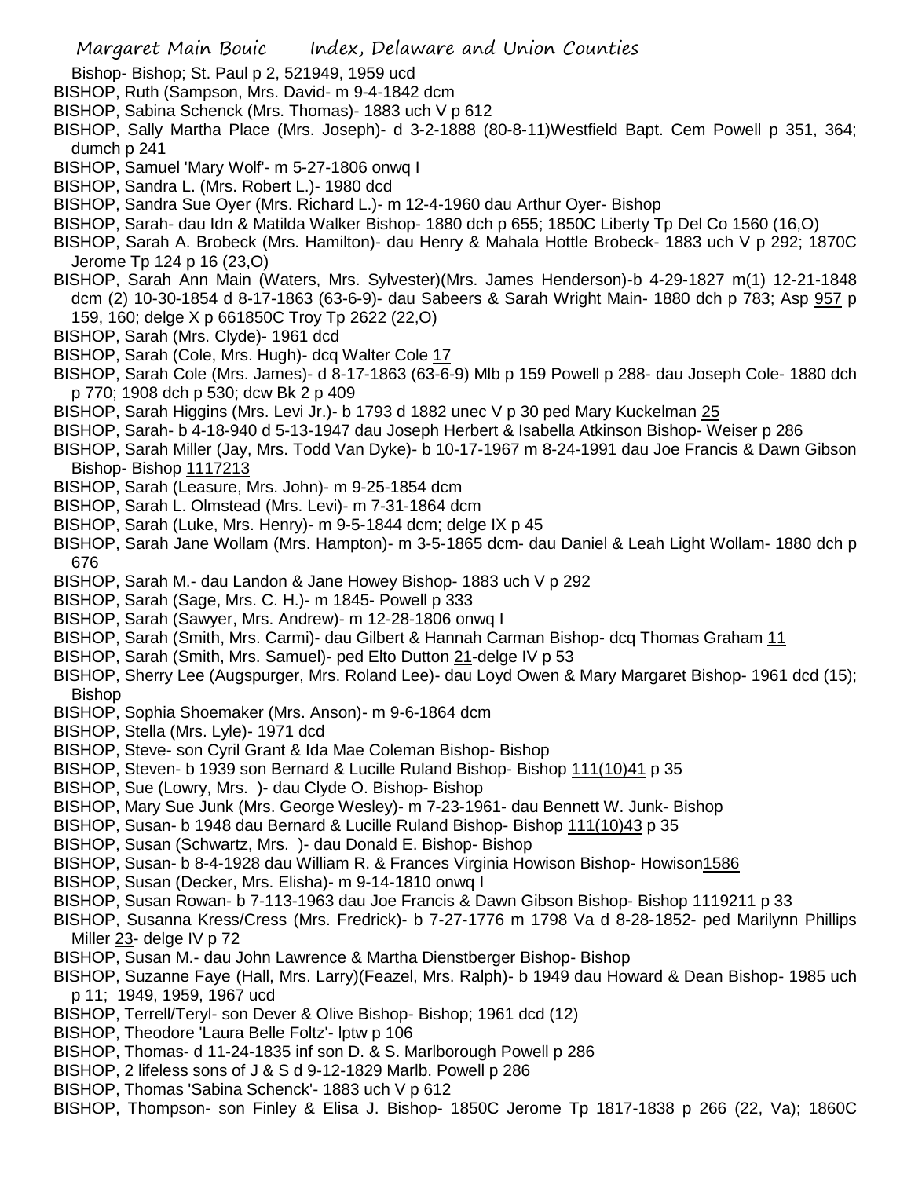Bishop- Bishop; St. Paul p 2, 521949, 1959 ucd

BISHOP, Ruth (Sampson, Mrs. David- m 9-4-1842 dcm

BISHOP, Sabina Schenck (Mrs. Thomas)- 1883 uch V p 612

BISHOP, Sally Martha Place (Mrs. Joseph)- d 3-2-1888 (80-8-11)Westfield Bapt. Cem Powell p 351, 364; dumch p 241

BISHOP, Samuel 'Mary Wolf'- m 5-27-1806 onwq I

BISHOP, Sandra L. (Mrs. Robert L.)- 1980 dcd

BISHOP, Sandra Sue Oyer (Mrs. Richard L.)- m 12-4-1960 dau Arthur Oyer- Bishop

BISHOP, Sarah- dau Idn & Matilda Walker Bishop- 1880 dch p 655; 1850C Liberty Tp Del Co 1560 (16,O)

BISHOP, Sarah A. Brobeck (Mrs. Hamilton)- dau Henry & Mahala Hottle Brobeck- 1883 uch V p 292; 1870C Jerome Tp 124 p 16 (23,O)

BISHOP, Sarah Ann Main (Waters, Mrs. Sylvester)(Mrs. James Henderson)-b 4-29-1827 m(1) 12-21-1848 dcm (2) 10-30-1854 d 8-17-1863 (63-6-9)- dau Sabeers & Sarah Wright Main- 1880 dch p 783; Asp 957 p 159, 160; delge X p 661850C Troy Tp 2622 (22,O)

BISHOP, Sarah (Mrs. Clyde)- 1961 dcd

BISHOP, Sarah (Cole, Mrs. Hugh)- dcq Walter Cole 17

BISHOP, Sarah Cole (Mrs. James)- d 8-17-1863 (63-6-9) Mlb p 159 Powell p 288- dau Joseph Cole- 1880 dch p 770; 1908 dch p 530; dcw Bk 2 p 409

BISHOP, Sarah Higgins (Mrs. Levi Jr.)- b 1793 d 1882 unec V p 30 ped Mary Kuckelman 25

BISHOP, Sarah- b 4-18-940 d 5-13-1947 dau Joseph Herbert & Isabella Atkinson Bishop- Weiser p 286

BISHOP, Sarah Miller (Jay, Mrs. Todd Van Dyke)- b 10-17-1967 m 8-24-1991 dau Joe Francis & Dawn Gibson Bishop- Bishop 1117213

BISHOP, Sarah (Leasure, Mrs. John)- m 9-25-1854 dcm

BISHOP, Sarah L. Olmstead (Mrs. Levi)- m 7-31-1864 dcm

BISHOP, Sarah (Luke, Mrs. Henry)- m 9-5-1844 dcm; delge IX p 45

BISHOP, Sarah Jane Wollam (Mrs. Hampton)- m 3-5-1865 dcm- dau Daniel & Leah Light Wollam- 1880 dch p 676

BISHOP, Sarah M.- dau Landon & Jane Howey Bishop- 1883 uch V p 292

BISHOP, Sarah (Sage, Mrs. C. H.)- m 1845- Powell p 333

BISHOP, Sarah (Sawyer, Mrs. Andrew)- m 12-28-1806 onwq I

BISHOP, Sarah (Smith, Mrs. Carmi)- dau Gilbert & Hannah Carman Bishop- dcq Thomas Graham 11

BISHOP, Sarah (Smith, Mrs. Samuel)- ped Elto Dutton 21-delge IV p 53

BISHOP, Sherry Lee (Augspurger, Mrs. Roland Lee)- dau Loyd Owen & Mary Margaret Bishop- 1961 dcd (15); Bishop

BISHOP, Sophia Shoemaker (Mrs. Anson)- m 9-6-1864 dcm

BISHOP, Stella (Mrs. Lyle)- 1971 dcd

BISHOP, Steve- son Cyril Grant & Ida Mae Coleman Bishop- Bishop

BISHOP, Steven- b 1939 son Bernard & Lucille Ruland Bishop- Bishop 111(10)41 p 35

BISHOP, Sue (Lowry, Mrs. )- dau Clyde O. Bishop- Bishop

BISHOP, Mary Sue Junk (Mrs. George Wesley)- m 7-23-1961- dau Bennett W. Junk- Bishop

BISHOP, Susan- b 1948 dau Bernard & Lucille Ruland Bishop- Bishop 111(10)43 p 35

BISHOP, Susan (Schwartz, Mrs. )- dau Donald E. Bishop- Bishop

BISHOP, Susan- b 8-4-1928 dau William R. & Frances Virginia Howison Bishop- Howison1586

BISHOP, Susan (Decker, Mrs. Elisha)- m 9-14-1810 onwq I

BISHOP, Susan Rowan- b 7-113-1963 dau Joe Francis & Dawn Gibson Bishop- Bishop 1119211 p 33

BISHOP, Susanna Kress/Cress (Mrs. Fredrick)- b 7-27-1776 m 1798 Va d 8-28-1852- ped Marilynn Phillips Miller 23- delge IV p 72

BISHOP, Susan M.- dau John Lawrence & Martha Dienstberger Bishop- Bishop

BISHOP, Suzanne Faye (Hall, Mrs. Larry)(Feazel, Mrs. Ralph)- b 1949 dau Howard & Dean Bishop- 1985 uch p 11; 1949, 1959, 1967 ucd

BISHOP, Terrell/Teryl- son Dever & Olive Bishop- Bishop; 1961 dcd (12)

BISHOP, Theodore 'Laura Belle Foltz'- lptw p 106

BISHOP, Thomas- d 11-24-1835 inf son D. & S. Marlborough Powell p 286

BISHOP, 2 lifeless sons of J & S d 9-12-1829 Marlb. Powell p 286

BISHOP, Thomas 'Sabina Schenck'- 1883 uch V p 612

BISHOP, Thompson- son Finley & Elisa J. Bishop- 1850C Jerome Tp 1817-1838 p 266 (22, Va); 1860C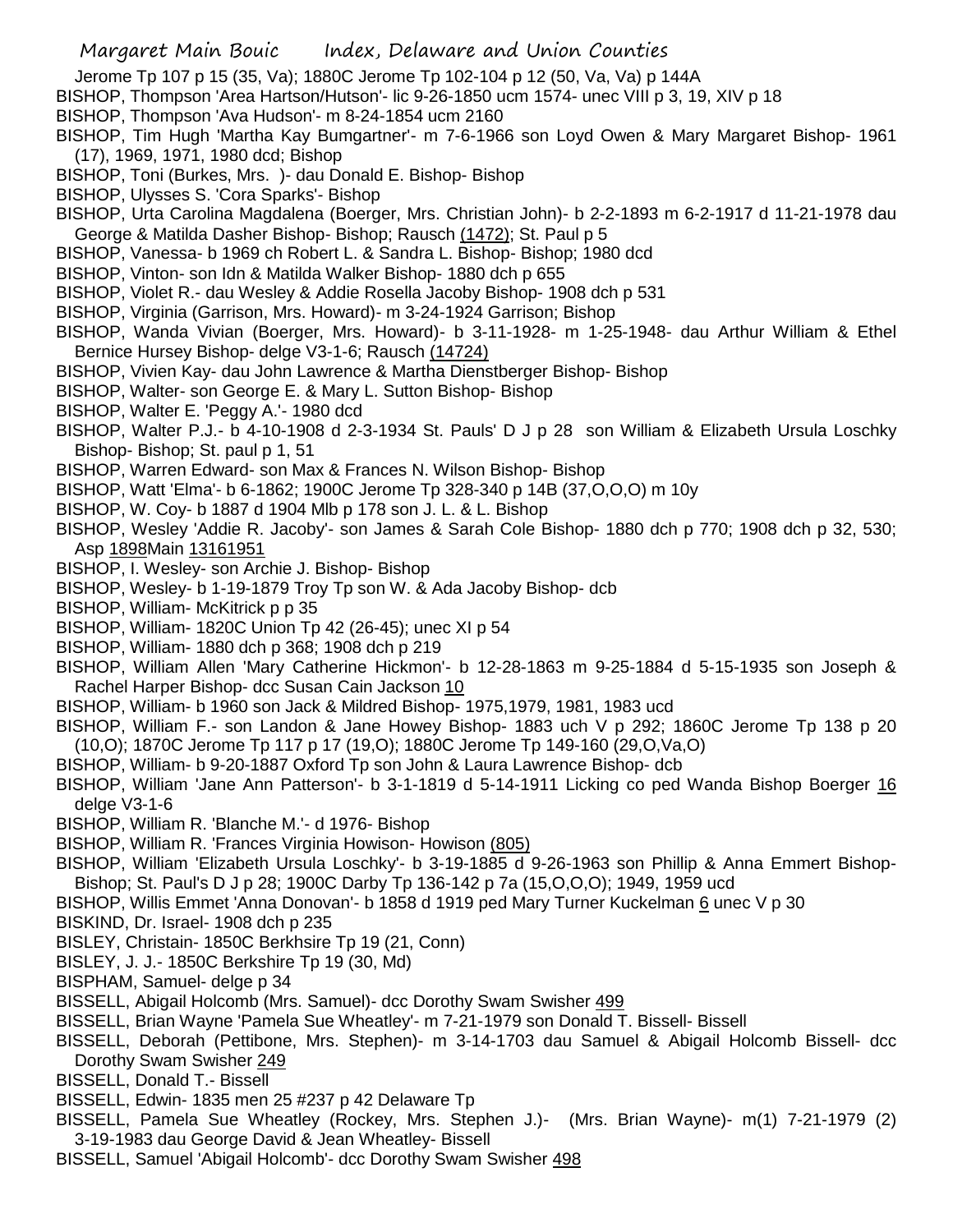Jerome Tp 107 p 15 (35, Va); 1880C Jerome Tp 102-104 p 12 (50, Va, Va) p 144A

BISHOP, Thompson 'Area Hartson/Hutson'- lic 9-26-1850 ucm 1574- unec VIII p 3, 19, XIV p 18

BISHOP, Thompson 'Ava Hudson'- m 8-24-1854 ucm 2160

BISHOP, Tim Hugh 'Martha Kay Bumgartner'- m 7-6-1966 son Loyd Owen & Mary Margaret Bishop- 1961 (17), 1969, 1971, 1980 dcd; Bishop

BISHOP, Toni (Burkes, Mrs. )- dau Donald E. Bishop- Bishop

BISHOP, Ulysses S. 'Cora Sparks'- Bishop

BISHOP, Urta Carolina Magdalena (Boerger, Mrs. Christian John)- b 2-2-1893 m 6-2-1917 d 11-21-1978 dau George & Matilda Dasher Bishop- Bishop; Rausch (1472); St. Paul p 5

BISHOP, Vanessa- b 1969 ch Robert L. & Sandra L. Bishop- Bishop; 1980 dcd

BISHOP, Vinton- son Idn & Matilda Walker Bishop- 1880 dch p 655

BISHOP, Violet R.- dau Wesley & Addie Rosella Jacoby Bishop- 1908 dch p 531

BISHOP, Virginia (Garrison, Mrs. Howard)- m 3-24-1924 Garrison; Bishop

BISHOP, Wanda Vivian (Boerger, Mrs. Howard)- b 3-11-1928- m 1-25-1948- dau Arthur William & Ethel Bernice Hursey Bishop- delge V3-1-6; Rausch (14724)

BISHOP, Vivien Kay- dau John Lawrence & Martha Dienstberger Bishop- Bishop

BISHOP, Walter- son George E. & Mary L. Sutton Bishop- Bishop

BISHOP, Walter E. 'Peggy A.'- 1980 dcd

BISHOP, Walter P.J.- b 4-10-1908 d 2-3-1934 St. Pauls' D J p 28 son William & Elizabeth Ursula Loschky Bishop- Bishop; St. paul p 1, 51

BISHOP, Warren Edward- son Max & Frances N. Wilson Bishop- Bishop

BISHOP, Watt 'Elma'- b 6-1862; 1900C Jerome Tp 328-340 p 14B (37,O,O,O) m 10y

BISHOP, W. Coy- b 1887 d 1904 Mlb p 178 son J. L. & L. Bishop

BISHOP, Wesley 'Addie R. Jacoby'- son James & Sarah Cole Bishop- 1880 dch p 770; 1908 dch p 32, 530; Asp 1898Main 13161951

BISHOP, I. Wesley- son Archie J. Bishop- Bishop

BISHOP, Wesley- b 1-19-1879 Troy Tp son W. & Ada Jacoby Bishop- dcb

BISHOP, William- McKitrick p p 35

BISHOP, William- 1820C Union Tp 42 (26-45); unec XI p 54

BISHOP, William- 1880 dch p 368; 1908 dch p 219

BISHOP, William Allen 'Mary Catherine Hickmon'- b 12-28-1863 m 9-25-1884 d 5-15-1935 son Joseph & Rachel Harper Bishop- dcc Susan Cain Jackson 10

BISHOP, William- b 1960 son Jack & Mildred Bishop- 1975,1979, 1981, 1983 ucd

BISHOP, William F.- son Landon & Jane Howey Bishop- 1883 uch V p 292; 1860C Jerome Tp 138 p 20 (10,O); 1870C Jerome Tp 117 p 17 (19,O); 1880C Jerome Tp 149-160 (29,O,Va,O)

BISHOP, William- b 9-20-1887 Oxford Tp son John & Laura Lawrence Bishop- dcb

BISHOP, William 'Jane Ann Patterson'- b 3-1-1819 d 5-14-1911 Licking co ped Wanda Bishop Boerger 16 delge V3-1-6

BISHOP, William R. 'Blanche M.'- d 1976- Bishop

BISHOP, William R. 'Frances Virginia Howison- Howison (805)

BISHOP, William 'Elizabeth Ursula Loschky'- b 3-19-1885 d 9-26-1963 son Phillip & Anna Emmert Bishop- Bishop; St. Paul's D J p 28; 1900C Darby Tp 136-142 p 7a (15,O,O,O); 1949, 1959 ucd

BISHOP, Willis Emmet 'Anna Donovan'- b 1858 d 1919 ped Mary Turner Kuckelman 6 unec V p 30

BISKIND, Dr. Israel- 1908 dch p 235

BISLEY, Christain- 1850C Berkhsire Tp 19 (21, Conn)

BISLEY, J. J.- 1850C Berkshire Tp 19 (30, Md)

BISPHAM, Samuel- delge p 34

BISSELL, Abigail Holcomb (Mrs. Samuel)- dcc Dorothy Swam Swisher 499

BISSELL, Brian Wayne 'Pamela Sue Wheatley'- m 7-21-1979 son Donald T. Bissell- Bissell

BISSELL, Deborah (Pettibone, Mrs. Stephen)- m 3-14-1703 dau Samuel & Abigail Holcomb Bissell- dcc Dorothy Swam Swisher 249

BISSELL, Donald T.- Bissell

BISSELL, Edwin- 1835 men 25 #237 p 42 Delaware Tp

BISSELL, Pamela Sue Wheatley (Rockey, Mrs. Stephen J.)- (Mrs. Brian Wayne)- m(1) 7-21-1979 (2) 3-19-1983 dau George David & Jean Wheatley- Bissell

BISSELL, Samuel 'Abigail Holcomb'- dcc Dorothy Swam Swisher 498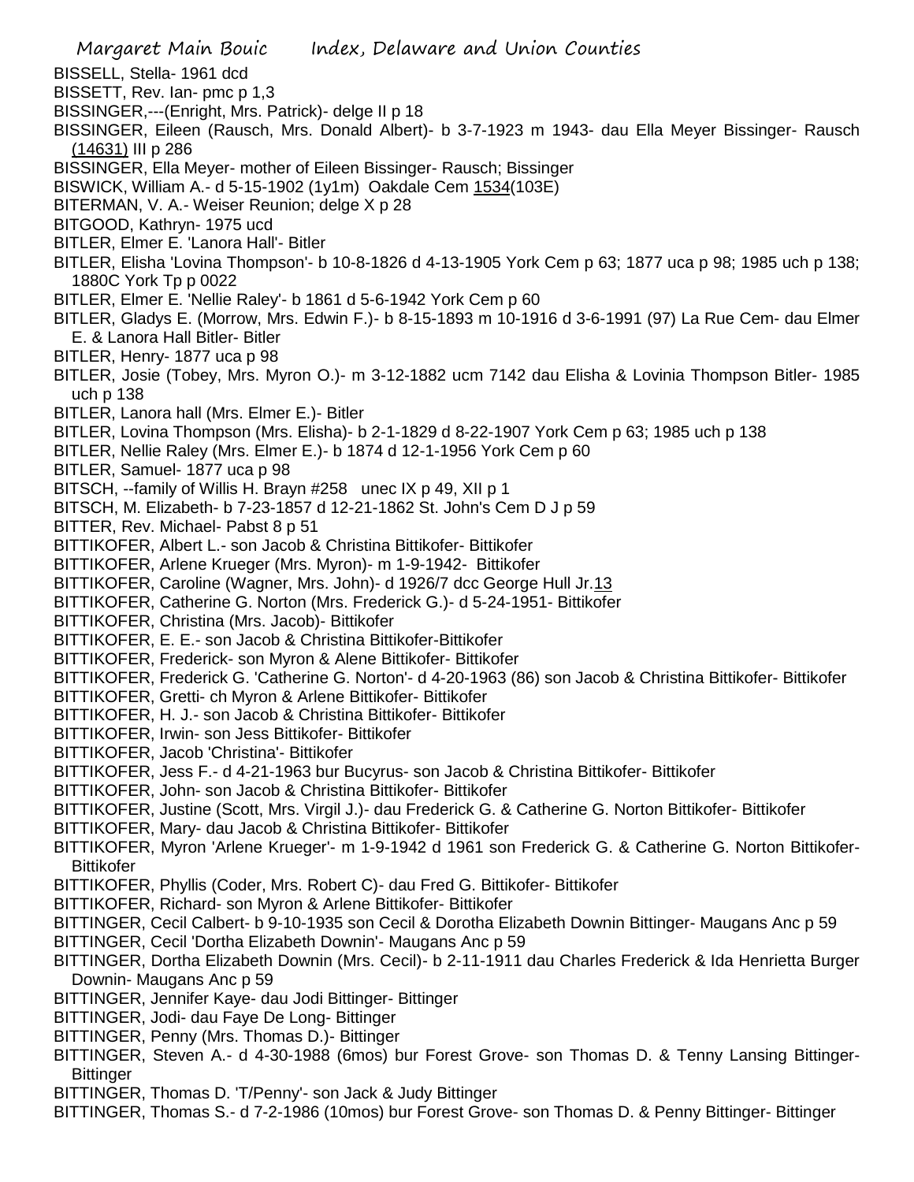BISSELL, Stella- 1961 dcd
BISSETT, Rev. Ian- pmc p 1,3
BISSINGER,---(Enright, Mrs. Patrick)- delge II p 18
BISSINGER, Eileen (Rausch, Mrs. Donald Albert)- b 3-7-1923 m 1943- dau Ella Meyer Bissinger- Rausch (14631) III p 286
BISSINGER, Ella Meyer- mother of Eileen Bissinger- Rausch; Bissinger
BISWICK, William A.- d 5-15-1902 (1y1m) Oakdale Cem 1534(103E)
BITERMAN, V. A.- Weiser Reunion; delge X p 28
BITGOOD, Kathryn- 1975 ucd
BITLER, Elmer E. 'Lanora Hall'- Bitler
BITLER, Elisha 'Lovina Thompson'- b 10-8-1826 d 4-13-1905 York Cem p 63; 1877 uca p 98; 1985 uch p 138; 1880C York Tp p 0022
BITLER, Elmer E. 'Nellie Raley'- b 1861 d 5-6-1942 York Cem p 60
BITLER, Gladys E. (Morrow, Mrs. Edwin F.)- b 8-15-1893 m 10-1916 d 3-6-1991 (97) La Rue Cem- dau Elmer E. & Lanora Hall Bitler- Bitler
BITLER, Henry- 1877 uca p 98
BITLER, Josie (Tobey, Mrs. Myron O.)- m 3-12-1882 ucm 7142 dau Elisha & Lovinia Thompson Bitler- 1985 uch p 138
BITLER, Lanora hall (Mrs. Elmer E.)- Bitler
BITLER, Lovina Thompson (Mrs. Elisha)- b 2-1-1829 d 8-22-1907 York Cem p 63; 1985 uch p 138
BITLER, Nellie Raley (Mrs. Elmer E.)- b 1874 d 12-1-1956 York Cem p 60
BITLER, Samuel- 1877 uca p 98
BITSCH, --family of Willis H. Brayn #258 unec IX p 49, XII p 1
BITSCH, M. Elizabeth- b 7-23-1857 d 12-21-1862 St. John's Cem D J p 59
BITTER, Rev. Michael- Pabst 8 p 51
BITTIKOFER, Albert L.- son Jacob & Christina Bittikofer- Bittikofer
BITTIKOFER, Arlene Krueger (Mrs. Myron)- m 1-9-1942- Bittikofer
BITTIKOFER, Caroline (Wagner, Mrs. John)- d 1926/7 dcc George Hull Jr.13
BITTIKOFER, Catherine G. Norton (Mrs. Frederick G.)- d 5-24-1951- Bittikofer
BITTIKOFER, Christina (Mrs. Jacob)- Bittikofer
BITTIKOFER, E. E.- son Jacob & Christina Bittikofer-Bittikofer
BITTIKOFER, Frederick- son Myron & Alene Bittikofer- Bittikofer
BITTIKOFER, Frederick G. 'Catherine G. Norton'- d 4-20-1963 (86) son Jacob & Christina Bittikofer- Bittikofer
BITTIKOFER, Gretti- ch Myron & Arlene Bittikofer- Bittikofer
BITTIKOFER, H. J.- son Jacob & Christina Bittikofer- Bittikofer
BITTIKOFER, Irwin- son Jess Bittikofer- Bittikofer
BITTIKOFER, Jacob 'Christina'- Bittikofer
BITTIKOFER, Jess F.- d 4-21-1963 bur Bucyrus- son Jacob & Christina Bittikofer- Bittikofer
BITTIKOFER, John- son Jacob & Christina Bittikofer- Bittikofer
BITTIKOFER, Justine (Scott, Mrs. Virgil J.)- dau Frederick G. & Catherine G. Norton Bittikofer- Bittikofer
BITTIKOFER, Mary- dau Jacob & Christina Bittikofer- Bittikofer
BITTIKOFER, Myron 'Arlene Krueger'- m 1-9-1942 d 1961 son Frederick G. & Catherine G. Norton Bittikofer- Bittikofer
BITTIKOFER, Phyllis (Coder, Mrs. Robert C)- dau Fred G. Bittikofer- Bittikofer
BITTIKOFER, Richard- son Myron & Arlene Bittikofer- Bittikofer
BITTINGER, Cecil Calbert- b 9-10-1935 son Cecil & Dorotha Elizabeth Downin Bittinger- Maugans Anc p 59
BITTINGER, Cecil 'Dortha Elizabeth Downin'- Maugans Anc p 59
BITTINGER, Dortha Elizabeth Downin (Mrs. Cecil)- b 2-11-1911 dau Charles Frederick & Ida Henrietta Burger Downin- Maugans Anc p 59
BITTINGER, Jennifer Kaye- dau Jodi Bittinger- Bittinger
BITTINGER, Jodi- dau Faye De Long- Bittinger
BITTINGER, Penny (Mrs. Thomas D.)- Bittinger
BITTINGER, Steven A.- d 4-30-1988 (6mos) bur Forest Grove- son Thomas D. & Tenny Lansing Bittinger- Bittinger
BITTINGER, Thomas D. 'T/Penny'- son Jack & Judy Bittinger
BITTINGER, Thomas S.- d 7-2-1986 (10mos) bur Forest Grove- son Thomas D. & Penny Bittinger- Bittinger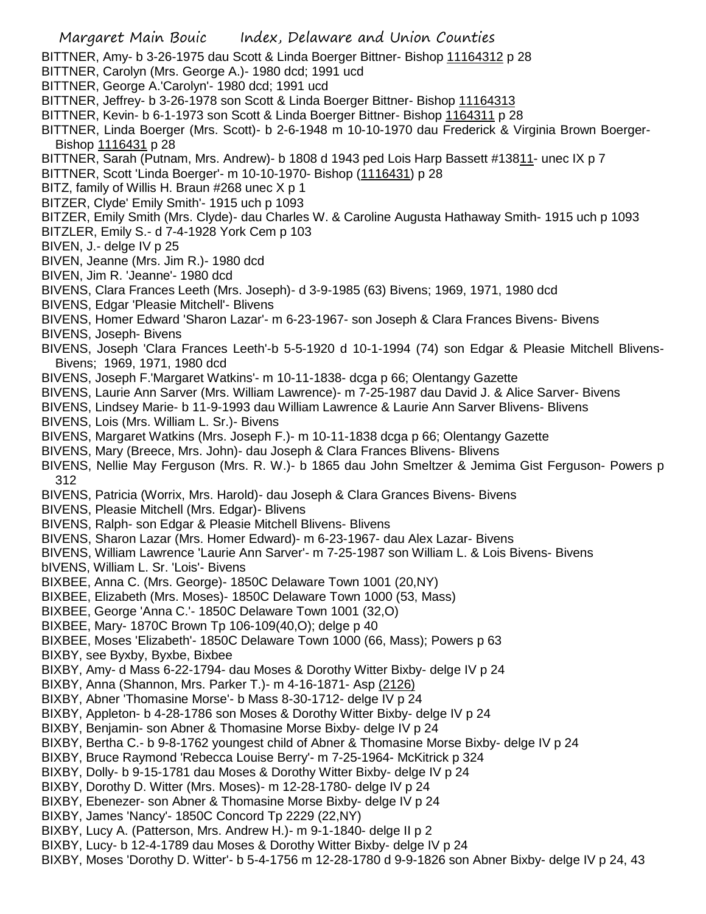BITTNER, Amy- b 3-26-1975 dau Scott & Linda Boerger Bittner- Bishop 11164312 p 28
BITTNER, Carolyn (Mrs. George A.)- 1980 dcd; 1991 ucd
BITTNER, George A.'Carolyn'- 1980 dcd; 1991 ucd
BITTNER, Jeffrey- b 3-26-1978 son Scott & Linda Boerger Bittner- Bishop 11164313
BITTNER, Kevin- b 6-1-1973 son Scott & Linda Boerger Bittner- Bishop 1164311 p 28
BITTNER, Linda Boerger (Mrs. Scott)- b 2-6-1948 m 10-10-1970 dau Frederick & Virginia Brown Boerger- Bishop 1116431 p 28
BITTNER, Sarah (Putnam, Mrs. Andrew)- b 1808 d 1943 ped Lois Harp Bassett #13811- unec IX p 7
BITTNER, Scott 'Linda Boerger'- m 10-10-1970- Bishop (1116431) p 28
BITZ, family of Willis H. Braun #268 unec X p 1
BITZER, Clyde' Emily Smith'- 1915 uch p 1093
BITZER, Emily Smith (Mrs. Clyde)- dau Charles W. & Caroline Augusta Hathaway Smith- 1915 uch p 1093
BITZLER, Emily S.- d 7-4-1928 York Cem p 103
BIVEN, J.- delge IV p 25
BIVEN, Jeanne (Mrs. Jim R.)- 1980 dcd
BIVEN, Jim R. 'Jeanne'- 1980 dcd
BIVENS, Clara Frances Leeth (Mrs. Joseph)- d 3-9-1985 (63) Bivens; 1969, 1971, 1980 dcd
BIVENS, Edgar 'Pleasie Mitchell'- Blivens
BIVENS, Homer Edward 'Sharon Lazar'- m 6-23-1967- son Joseph & Clara Frances Bivens- Bivens
BIVENS, Joseph- Bivens
BIVENS, Joseph 'Clara Frances Leeth'-b 5-5-1920 d 10-1-1994 (74) son Edgar & Pleasie Mitchell Blivens- Bivens; 1969, 1971, 1980 dcd
BIVENS, Joseph F.'Margaret Watkins'- m 10-11-1838- dcga p 66; Olentangy Gazette
BIVENS, Laurie Ann Sarver (Mrs. William Lawrence)- m 7-25-1987 dau David J. & Alice Sarver- Bivens
BIVENS, Lindsey Marie- b 11-9-1993 dau William Lawrence & Laurie Ann Sarver Blivens- Blivens
BIVENS, Lois (Mrs. William L. Sr.)- Bivens
BIVENS, Margaret Watkins (Mrs. Joseph F.)- m 10-11-1838 dcga p 66; Olentangy Gazette
BIVENS, Mary (Breece, Mrs. John)- dau Joseph & Clara Frances Blivens- Blivens
BIVENS, Nellie May Ferguson (Mrs. R. W.)- b 1865 dau John Smeltzer & Jemima Gist Ferguson- Powers p 312
BIVENS, Patricia (Worrix, Mrs. Harold)- dau Joseph & Clara Grances Bivens- Bivens
BIVENS, Pleasie Mitchell (Mrs. Edgar)- Blivens
BIVENS, Ralph- son Edgar & Pleasie Mitchell Blivens- Blivens
BIVENS, Sharon Lazar (Mrs. Homer Edward)- m 6-23-1967- dau Alex Lazar- Bivens
BIVENS, William Lawrence 'Laurie Ann Sarver'- m 7-25-1987 son William L. & Lois Bivens- Bivens
bIVENS, William L. Sr. 'Lois'- Bivens
BIXBEE, Anna C. (Mrs. George)- 1850C Delaware Town 1001 (20,NY)
BIXBEE, Elizabeth (Mrs. Moses)- 1850C Delaware Town 1000 (53, Mass)
BIXBEE, George 'Anna C.'- 1850C Delaware Town 1001 (32,O)
BIXBEE, Mary- 1870C Brown Tp 106-109(40,O); delge p 40
BIXBEE, Moses 'Elizabeth'- 1850C Delaware Town 1000 (66, Mass); Powers p 63
BIXBY, see Byxby, Byxbe, Bixbee
BIXBY, Amy- d Mass 6-22-1794- dau Moses & Dorothy Witter Bixby- delge IV p 24
BIXBY, Anna (Shannon, Mrs. Parker T.)- m 4-16-1871- Asp (2126)
BIXBY, Abner 'Thomasine Morse'- b Mass 8-30-1712- delge IV p 24
BIXBY, Appleton- b 4-28-1786 son Moses & Dorothy Witter Bixby- delge IV p 24
BIXBY, Benjamin- son Abner & Thomasine Morse Bixby- delge IV p 24
BIXBY, Bertha C.- b 9-8-1762 youngest child of Abner & Thomasine Morse Bixby- delge IV p 24
BIXBY, Bruce Raymond 'Rebecca Louise Berry'- m 7-25-1964- McKitrick p 324
BIXBY, Dolly- b 9-15-1781 dau Moses & Dorothy Witter Bixby- delge IV p 24
BIXBY, Dorothy D. Witter (Mrs. Moses)- m 12-28-1780- delge IV p 24
BIXBY, Ebenezer- son Abner & Thomasine Morse Bixby- delge IV p 24
BIXBY, James 'Nancy'- 1850C Concord Tp 2229 (22,NY)
BIXBY, Lucy A. (Patterson, Mrs. Andrew H.)- m 9-1-1840- delge II p 2
BIXBY, Lucy- b 12-4-1789 dau Moses & Dorothy Witter Bixby- delge IV p 24
BIXBY, Moses 'Dorothy D. Witter'- b 5-4-1756 m 12-28-1780 d 9-9-1826 son Abner Bixby- delge IV p 24, 43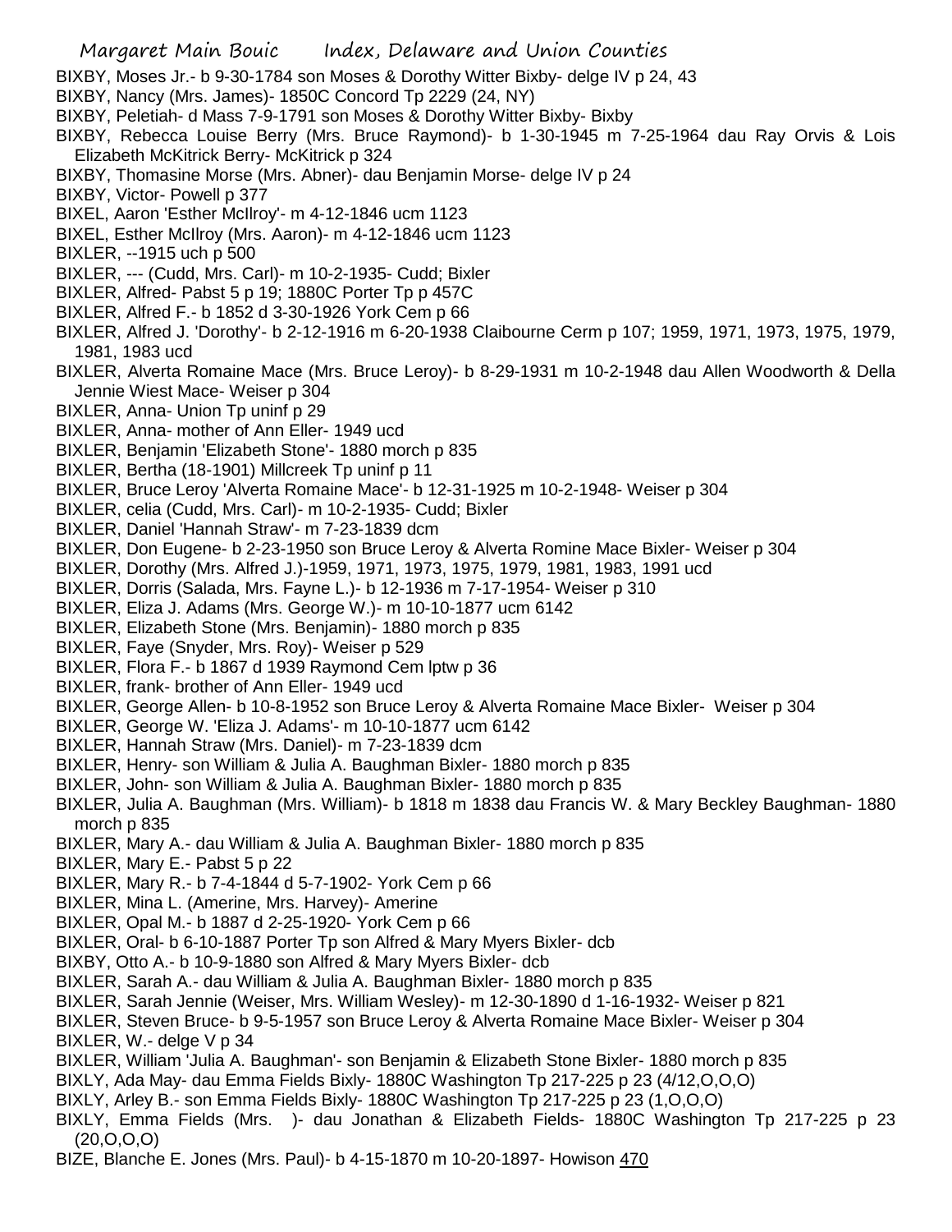BIXBY, Moses Jr.- b 9-30-1784 son Moses & Dorothy Witter Bixby- delge IV p 24, 43

BIXBY, Nancy (Mrs. James)- 1850C Concord Tp 2229 (24, NY)

BIXBY, Peletiah- d Mass 7-9-1791 son Moses & Dorothy Witter Bixby- Bixby

BIXBY, Rebecca Louise Berry (Mrs. Bruce Raymond)- b 1-30-1945 m 7-25-1964 dau Ray Orvis & Lois Elizabeth McKitrick Berry- McKitrick p 324

BIXBY, Thomasine Morse (Mrs. Abner)- dau Benjamin Morse- delge IV p 24

BIXBY, Victor- Powell p 377

BIXEL, Aaron 'Esther McIlroy'- m 4-12-1846 ucm 1123

BIXEL, Esther McIlroy (Mrs. Aaron)- m 4-12-1846 ucm 1123

BIXLER, --1915 uch p 500

BIXLER, --- (Cudd, Mrs. Carl)- m 10-2-1935- Cudd; Bixler

BIXLER, Alfred- Pabst 5 p 19; 1880C Porter Tp p 457C

BIXLER, Alfred F.- b 1852 d 3-30-1926 York Cem p 66

BIXLER, Alfred J. 'Dorothy'- b 2-12-1916 m 6-20-1938 Claibourne Cerm p 107; 1959, 1971, 1973, 1975, 1979, 1981, 1983 ucd

BIXLER, Alverta Romaine Mace (Mrs. Bruce Leroy)- b 8-29-1931 m 10-2-1948 dau Allen Woodworth & Della Jennie Wiest Mace- Weiser p 304

BIXLER, Anna- Union Tp uninf p 29

BIXLER, Anna- mother of Ann Eller- 1949 ucd

BIXLER, Benjamin 'Elizabeth Stone'- 1880 morch p 835

BIXLER, Bertha (18-1901) Millcreek Tp uninf p 11

BIXLER, Bruce Leroy 'Alverta Romaine Mace'- b 12-31-1925 m 10-2-1948- Weiser p 304

BIXLER, celia (Cudd, Mrs. Carl)- m 10-2-1935- Cudd; Bixler

BIXLER, Daniel 'Hannah Straw'- m 7-23-1839 dcm

BIXLER, Don Eugene- b 2-23-1950 son Bruce Leroy & Alverta Romine Mace Bixler- Weiser p 304

BIXLER, Dorothy (Mrs. Alfred J.)-1959, 1971, 1973, 1975, 1979, 1981, 1983, 1991 ucd

BIXLER, Dorris (Salada, Mrs. Fayne L.)- b 12-1936 m 7-17-1954- Weiser p 310

BIXLER, Eliza J. Adams (Mrs. George W.)- m 10-10-1877 ucm 6142

BIXLER, Elizabeth Stone (Mrs. Benjamin)- 1880 morch p 835

BIXLER, Faye (Snyder, Mrs. Roy)- Weiser p 529

BIXLER, Flora F.- b 1867 d 1939 Raymond Cem lptw p 36

BIXLER, frank- brother of Ann Eller- 1949 ucd

BIXLER, George Allen- b 10-8-1952 son Bruce Leroy & Alverta Romaine Mace Bixler- Weiser p 304

BIXLER, George W. 'Eliza J. Adams'- m 10-10-1877 ucm 6142

BIXLER, Hannah Straw (Mrs. Daniel)- m 7-23-1839 dcm

BIXLER, Henry- son William & Julia A. Baughman Bixler- 1880 morch p 835

BIXLER, John- son William & Julia A. Baughman Bixler- 1880 morch p 835

BIXLER, Julia A. Baughman (Mrs. William)- b 1818 m 1838 dau Francis W. & Mary Beckley Baughman- 1880 morch p 835

BIXLER, Mary A.- dau William & Julia A. Baughman Bixler- 1880 morch p 835

BIXLER, Mary E.- Pabst 5 p 22

BIXLER, Mary R.- b 7-4-1844 d 5-7-1902- York Cem p 66

BIXLER, Mina L. (Amerine, Mrs. Harvey)- Amerine

BIXLER, Opal M.- b 1887 d 2-25-1920- York Cem p 66

BIXLER, Oral- b 6-10-1887 Porter Tp son Alfred & Mary Myers Bixler- dcb

BIXBY, Otto A.- b 10-9-1880 son Alfred & Mary Myers Bixler- dcb

BIXLER, Sarah A.- dau William & Julia A. Baughman Bixler- 1880 morch p 835

BIXLER, Sarah Jennie (Weiser, Mrs. William Wesley)- m 12-30-1890 d 1-16-1932- Weiser p 821

BIXLER, Steven Bruce- b 9-5-1957 son Bruce Leroy & Alverta Romaine Mace Bixler- Weiser p 304

BIXLER, W.- delge V p 34

BIXLER, William 'Julia A. Baughman'- son Benjamin & Elizabeth Stone Bixler- 1880 morch p 835

BIXLY, Ada May- dau Emma Fields Bixly- 1880C Washington Tp 217-225 p 23 (4/12,O,O,O)

BIXLY, Arley B.- son Emma Fields Bixly- 1880C Washington Tp 217-225 p 23 (1,O,O,O)

BIXLY, Emma Fields (Mrs. )- dau Jonathan & Elizabeth Fields- 1880C Washington Tp 217-225 p 23 (20,O,O,O)

BIZE, Blanche E. Jones (Mrs. Paul)- b 4-15-1870 m 10-20-1897- Howison 470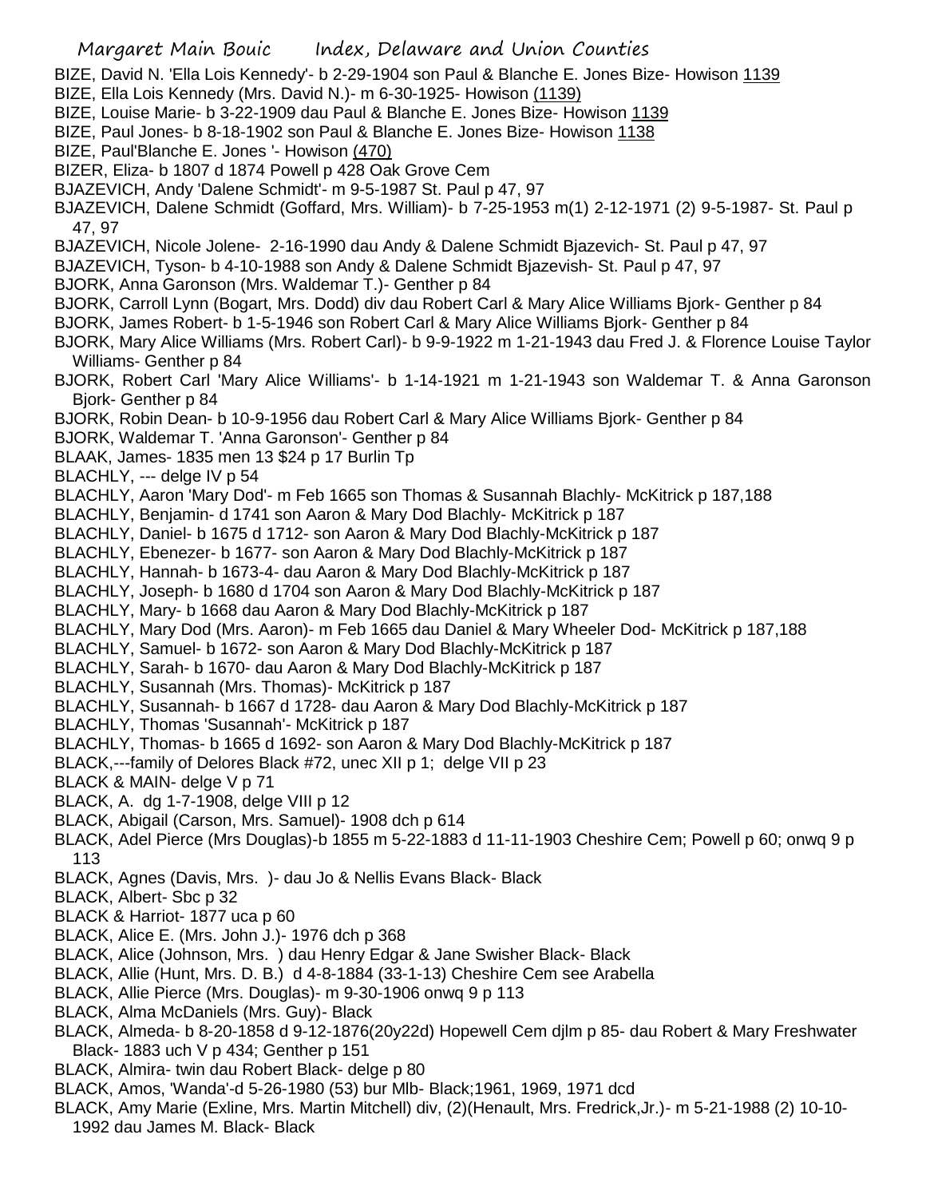BIZE, David N. 'Ella Lois Kennedy'- b 2-29-1904 son Paul & Blanche E. Jones Bize- Howison 1139

BIZE, Ella Lois Kennedy (Mrs. David N.)- m 6-30-1925- Howison (1139)

BIZE, Louise Marie- b 3-22-1909 dau Paul & Blanche E. Jones Bize- Howison 1139

BIZE, Paul Jones- b 8-18-1902 son Paul & Blanche E. Jones Bize- Howison 1138

BIZE, Paul'Blanche E. Jones '- Howison (470)

BIZER, Eliza- b 1807 d 1874 Powell p 428 Oak Grove Cem

BJAZEVICH, Andy 'Dalene Schmidt'- m 9-5-1987 St. Paul p 47, 97

BJAZEVICH, Dalene Schmidt (Goffard, Mrs. William)- b 7-25-1953 m(1) 2-12-1971 (2) 9-5-1987- St. Paul p 47, 97

BJAZEVICH, Nicole Jolene- 2-16-1990 dau Andy & Dalene Schmidt Bjazevich- St. Paul p 47, 97

BJAZEVICH, Tyson- b 4-10-1988 son Andy & Dalene Schmidt Bjazevish- St. Paul p 47, 97

BJORK, Anna Garonson (Mrs. Waldemar T.)- Genther p 84

BJORK, Carroll Lynn (Bogart, Mrs. Dodd) div dau Robert Carl & Mary Alice Williams Bjork- Genther p 84

BJORK, James Robert- b 1-5-1946 son Robert Carl & Mary Alice Williams Bjork- Genther p 84

BJORK, Mary Alice Williams (Mrs. Robert Carl)- b 9-9-1922 m 1-21-1943 dau Fred J. & Florence Louise Taylor Williams- Genther p 84

BJORK, Robert Carl 'Mary Alice Williams'- b 1-14-1921 m 1-21-1943 son Waldemar T. & Anna Garonson Bjork- Genther p 84

BJORK, Robin Dean- b 10-9-1956 dau Robert Carl & Mary Alice Williams Bjork- Genther p 84

BJORK, Waldemar T. 'Anna Garonson'- Genther p 84

BLAAK, James- 1835 men 13 $24 p 17 Burlin Tp

BLACHLY, --- delge IV p 54

BLACHLY, Aaron 'Mary Dod'- m Feb 1665 son Thomas & Susannah Blachly- McKitrick p 187,188

BLACHLY, Benjamin- d 1741 son Aaron & Mary Dod Blachly- McKitrick p 187

BLACHLY, Daniel- b 1675 d 1712- son Aaron & Mary Dod Blachly-McKitrick p 187

BLACHLY, Ebenezer- b 1677- son Aaron & Mary Dod Blachly-McKitrick p 187

BLACHLY, Hannah- b 1673-4- dau Aaron & Mary Dod Blachly-McKitrick p 187

BLACHLY, Joseph- b 1680 d 1704 son Aaron & Mary Dod Blachly-McKitrick p 187

BLACHLY, Mary- b 1668 dau Aaron & Mary Dod Blachly-McKitrick p 187

BLACHLY, Mary Dod (Mrs. Aaron)- m Feb 1665 dau Daniel & Mary Wheeler Dod- McKitrick p 187,188

BLACHLY, Samuel- b 1672- son Aaron & Mary Dod Blachly-McKitrick p 187

BLACHLY, Sarah- b 1670- dau Aaron & Mary Dod Blachly-McKitrick p 187

BLACHLY, Susannah (Mrs. Thomas)- McKitrick p 187

BLACHLY, Susannah- b 1667 d 1728- dau Aaron & Mary Dod Blachly-McKitrick p 187

BLACHLY, Thomas 'Susannah'- McKitrick p 187

BLACHLY, Thomas- b 1665 d 1692- son Aaron & Mary Dod Blachly-McKitrick p 187

BLACK,---family of Delores Black #72, unec XII p 1; delge VII p 23

BLACK & MAIN- delge V p 71

BLACK, A. dg 1-7-1908, delge VIII p 12

BLACK, Abigail (Carson, Mrs. Samuel)- 1908 dch p 614

BLACK, Adel Pierce (Mrs Douglas)-b 1855 m 5-22-1883 d 11-11-1903 Cheshire Cem; Powell p 60; onwq 9 p 113

BLACK, Agnes (Davis, Mrs. )- dau Jo & Nellis Evans Black- Black

BLACK, Albert- Sbc p 32

BLACK & Harriot- 1877 uca p 60

BLACK, Alice E. (Mrs. John J.)- 1976 dch p 368

BLACK, Alice (Johnson, Mrs. ) dau Henry Edgar & Jane Swisher Black- Black

BLACK, Allie (Hunt, Mrs. D. B.) d 4-8-1884 (33-1-13) Cheshire Cem see Arabella

BLACK, Allie Pierce (Mrs. Douglas)- m 9-30-1906 onwq 9 p 113

BLACK, Alma McDaniels (Mrs. Guy)- Black

BLACK, Almeda- b 8-20-1858 d 9-12-1876(20y22d) Hopewell Cem djlm p 85- dau Robert & Mary Freshwater Black- 1883 uch V p 434; Genther p 151

BLACK, Almira- twin dau Robert Black- delge p 80

BLACK, Amos, 'Wanda'-d 5-26-1980 (53) bur Mlb- Black;1961, 1969, 1971 dcd

BLACK, Amy Marie (Exline, Mrs. Martin Mitchell) div, (2)(Henault, Mrs. Fredrick,Jr.)- m 5-21-1988 (2) 10-10-1992 dau James M. Black- Black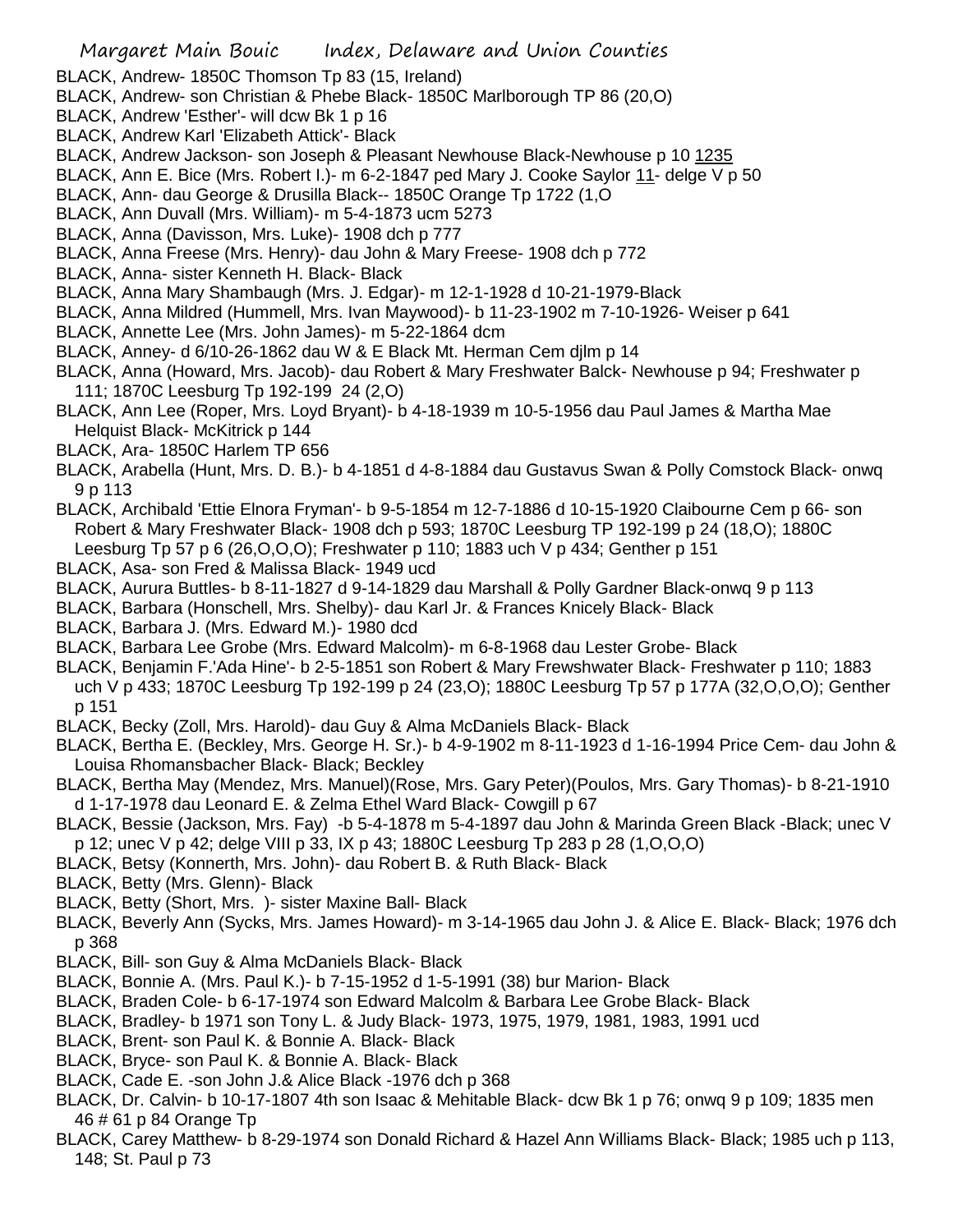BLACK, Andrew- 1850C Thomson Tp 83 (15, Ireland)
BLACK, Andrew- son Christian & Phebe Black- 1850C Marlborough TP 86 (20,O)
BLACK, Andrew 'Esther'- will dcw Bk 1 p 16
BLACK, Andrew Karl 'Elizabeth Attick'- Black
BLACK, Andrew Jackson- son Joseph & Pleasant Newhouse Black-Newhouse p 10 1235
BLACK, Ann E. Bice (Mrs. Robert I.)- m 6-2-1847 ped Mary J. Cooke Saylor 11- delge V p 50
BLACK, Ann- dau George & Drusilla Black-- 1850C Orange Tp 1722 (1,O
BLACK, Ann Duvall (Mrs. William)- m 5-4-1873 ucm 5273
BLACK, Anna (Davisson, Mrs. Luke)- 1908 dch p 777
BLACK, Anna Freese (Mrs. Henry)- dau John & Mary Freese- 1908 dch p 772
BLACK, Anna- sister Kenneth H. Black- Black
BLACK, Anna Mary Shambaugh (Mrs. J. Edgar)- m 12-1-1928 d 10-21-1979-Black
BLACK, Anna Mildred (Hummell, Mrs. Ivan Maywood)- b 11-23-1902 m 7-10-1926- Weiser p 641
BLACK, Annette Lee (Mrs. John James)- m 5-22-1864 dcm
BLACK, Anney- d 6/10-26-1862 dau W & E Black Mt. Herman Cem djlm p 14
BLACK, Anna (Howard, Mrs. Jacob)- dau Robert & Mary Freshwater Balck- Newhouse p 94; Freshwater p 111; 1870C Leesburg Tp 192-199 24 (2,O)
BLACK, Ann Lee (Roper, Mrs. Loyd Bryant)- b 4-18-1939 m 10-5-1956 dau Paul James & Martha Mae Helquist Black- McKitrick p 144
BLACK, Ara- 1850C Harlem TP 656
BLACK, Arabella (Hunt, Mrs. D. B.)- b 4-1851 d 4-8-1884 dau Gustavus Swan & Polly Comstock Black- onwq 9 p 113
BLACK, Archibald 'Ettie Elnora Fryman'- b 9-5-1854 m 12-7-1886 d 10-15-1920 Claibourne Cem p 66- son Robert & Mary Freshwater Black- 1908 dch p 593; 1870C Leesburg TP 192-199 p 24 (18,O); 1880C Leesburg Tp 57 p 6 (26,O,O,O); Freshwater p 110; 1883 uch V p 434; Genther p 151
BLACK, Asa- son Fred & Malissa Black- 1949 ucd
BLACK, Aurura Buttles- b 8-11-1827 d 9-14-1829 dau Marshall & Polly Gardner Black-onwq 9 p 113
BLACK, Barbara (Honschell, Mrs. Shelby)- dau Karl Jr. & Frances Knicely Black- Black
BLACK, Barbara J. (Mrs. Edward M.)- 1980 dcd
BLACK, Barbara Lee Grobe (Mrs. Edward Malcolm)- m 6-8-1968 dau Lester Grobe- Black
BLACK, Benjamin F.'Ada Hine'- b 2-5-1851 son Robert & Mary Frewshwater Black- Freshwater p 110; 1883 uch V p 433; 1870C Leesburg Tp 192-199 p 24 (23,O); 1880C Leesburg Tp 57 p 177A (32,O,O,O); Genther p 151
BLACK, Becky (Zoll, Mrs. Harold)- dau Guy & Alma McDaniels Black- Black
BLACK, Bertha E. (Beckley, Mrs. George H. Sr.)- b 4-9-1902 m 8-11-1923 d 1-16-1994 Price Cem- dau John & Louisa Rhomansbacher Black- Black; Beckley
BLACK, Bertha May (Mendez, Mrs. Manuel)(Rose, Mrs. Gary Peter)(Poulos, Mrs. Gary Thomas)- b 8-21-1910 d 1-17-1978 dau Leonard E. & Zelma Ethel Ward Black- Cowgill p 67
BLACK, Bessie (Jackson, Mrs. Fay) -b 5-4-1878 m 5-4-1897 dau John & Marinda Green Black -Black; unec V p 12; unec V p 42; delge VIII p 33, IX p 43; 1880C Leesburg Tp 283 p 28 (1,O,O,O)
BLACK, Betsy (Konnerth, Mrs. John)- dau Robert B. & Ruth Black- Black
BLACK, Betty (Mrs. Glenn)- Black
BLACK, Betty (Short, Mrs. )- sister Maxine Ball- Black
BLACK, Beverly Ann (Sycks, Mrs. James Howard)- m 3-14-1965 dau John J. & Alice E. Black- Black; 1976 dch p 368
BLACK, Bill- son Guy & Alma McDaniels Black- Black
BLACK, Bonnie A. (Mrs. Paul K.)- b 7-15-1952 d 1-5-1991 (38) bur Marion- Black
BLACK, Braden Cole- b 6-17-1974 son Edward Malcolm & Barbara Lee Grobe Black- Black
BLACK, Bradley- b 1971 son Tony L. & Judy Black- 1973, 1975, 1979, 1981, 1983, 1991 ucd
BLACK, Brent- son Paul K. & Bonnie A. Black- Black
BLACK, Bryce- son Paul K. & Bonnie A. Black- Black
BLACK, Cade E. -son John J.& Alice Black -1976 dch p 368
BLACK, Dr. Calvin- b 10-17-1807 4th son Isaac & Mehitable Black- dcw Bk 1 p 76; onwq 9 p 109; 1835 men 46 # 61 p 84 Orange Tp
BLACK, Carey Matthew- b 8-29-1974 son Donald Richard & Hazel Ann Williams Black- Black; 1985 uch p 113, 148; St. Paul p 73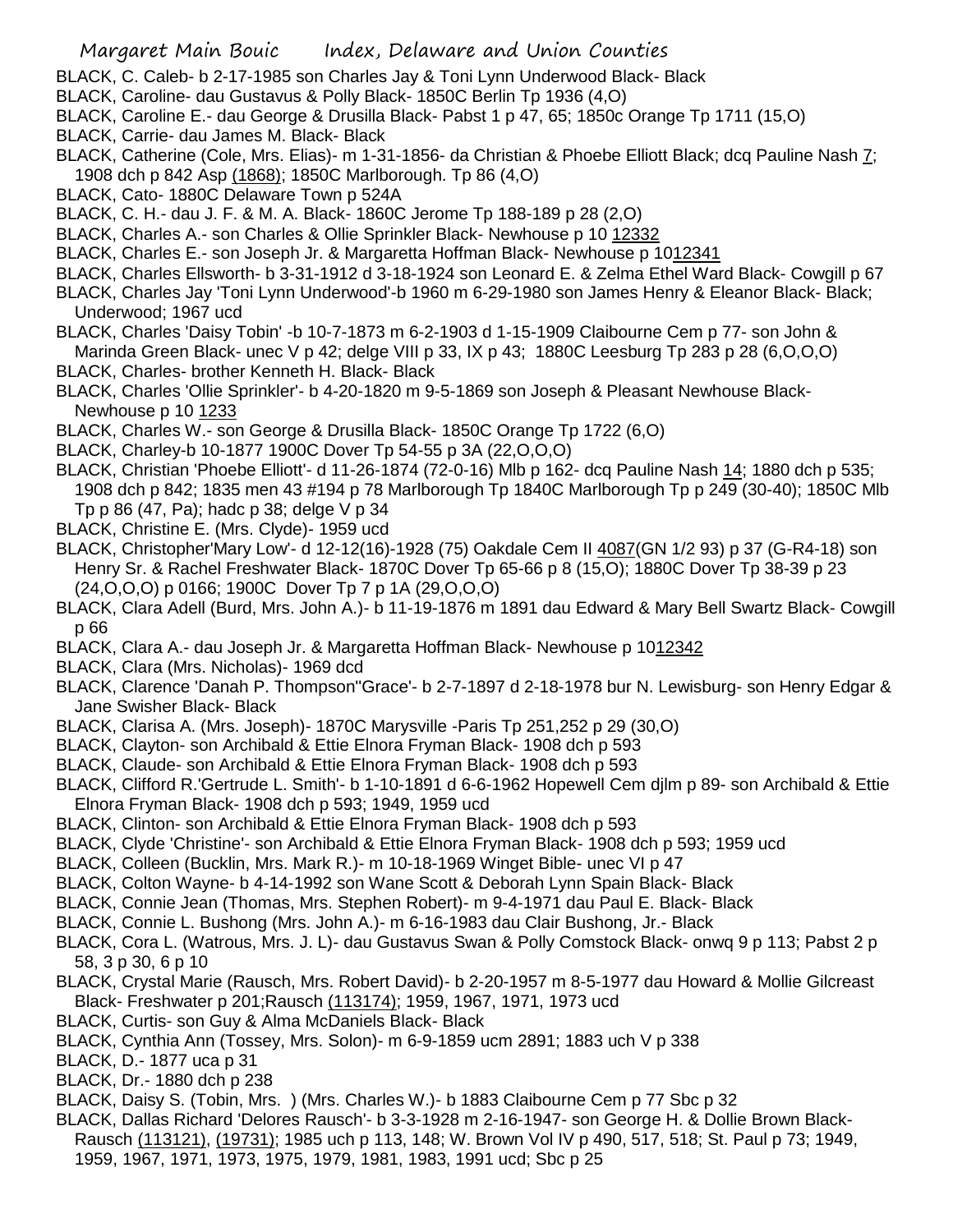BLACK, C. Caleb- b 2-17-1985 son Charles Jay & Toni Lynn Underwood Black- Black

BLACK, Caroline- dau Gustavus & Polly Black- 1850C Berlin Tp 1936 (4,O)

BLACK, Caroline E.- dau George & Drusilla Black- Pabst 1 p 47, 65; 1850c Orange Tp 1711 (15,O)

BLACK, Carrie- dau James M. Black- Black

BLACK, Catherine (Cole, Mrs. Elias)- m 1-31-1856- da Christian & Phoebe Elliott Black; dcq Pauline Nash 7; 1908 dch p 842 Asp (1868); 1850C Marlborough. Tp 86 (4,O)

BLACK, Cato- 1880C Delaware Town p 524A

BLACK, C. H.- dau J. F. & M. A. Black- 1860C Jerome Tp 188-189 p 28 (2,O)

BLACK, Charles A.- son Charles & Ollie Sprinkler Black- Newhouse p 10 12332

BLACK, Charles E.- son Joseph Jr. & Margaretta Hoffman Black- Newhouse p 1012341

BLACK, Charles Ellsworth- b 3-31-1912 d 3-18-1924 son Leonard E. & Zelma Ethel Ward Black- Cowgill p 67

BLACK, Charles Jay 'Toni Lynn Underwood'-b 1960 m 6-29-1980 son James Henry & Eleanor Black- Black; Underwood; 1967 ucd

BLACK, Charles 'Daisy Tobin' -b 10-7-1873 m 6-2-1903 d 1-15-1909 Claibourne Cem p 77- son John & Marinda Green Black- unec V p 42; delge VIII p 33, IX p 43; 1880C Leesburg Tp 283 p 28 (6,O,O,O)

BLACK, Charles- brother Kenneth H. Black- Black

BLACK, Charles 'Ollie Sprinkler'- b 4-20-1820 m 9-5-1869 son Joseph & Pleasant Newhouse Black- Newhouse p 10 1233

BLACK, Charles W.- son George & Drusilla Black- 1850C Orange Tp 1722 (6,O)

BLACK, Charley-b 10-1877 1900C Dover Tp 54-55 p 3A (22,O,O,O)

BLACK, Christian 'Phoebe Elliott'- d 11-26-1874 (72-0-16) Mlb p 162- dcq Pauline Nash 14; 1880 dch p 535; 1908 dch p 842; 1835 men 43 #194 p 78 Marlborough Tp 1840C Marlborough Tp p 249 (30-40); 1850C Mlb Tp p 86 (47, Pa); hadc p 38; delge V p 34

BLACK, Christine E. (Mrs. Clyde)- 1959 ucd

BLACK, Christopher'Mary Low'- d 12-12(16)-1928 (75) Oakdale Cem II 4087(GN 1/2 93) p 37 (G-R4-18) son Henry Sr. & Rachel Freshwater Black- 1870C Dover Tp 65-66 p 8 (15,O); 1880C Dover Tp 38-39 p 23 (24,O,O,O) p 0166; 1900C Dover Tp 7 p 1A (29,O,O,O)

BLACK, Clara Adell (Burd, Mrs. John A.)- b 11-19-1876 m 1891 dau Edward & Mary Bell Swartz Black- Cowgill p 66

BLACK, Clara A.- dau Joseph Jr. & Margaretta Hoffman Black- Newhouse p 1012342

BLACK, Clara (Mrs. Nicholas)- 1969 dcd

BLACK, Clarence 'Danah P. Thompson''Grace'- b 2-7-1897 d 2-18-1978 bur N. Lewisburg- son Henry Edgar & Jane Swisher Black- Black

BLACK, Clarisa A. (Mrs. Joseph)- 1870C Marysville -Paris Tp 251,252 p 29 (30,O)

BLACK, Clayton- son Archibald & Ettie Elnora Fryman Black- 1908 dch p 593

BLACK, Claude- son Archibald & Ettie Elnora Fryman Black- 1908 dch p 593

BLACK, Clifford R.'Gertrude L. Smith'- b 1-10-1891 d 6-6-1962 Hopewell Cem djlm p 89- son Archibald & Ettie Elnora Fryman Black- 1908 dch p 593; 1949, 1959 ucd

BLACK, Clinton- son Archibald & Ettie Elnora Fryman Black- 1908 dch p 593

BLACK, Clyde 'Christine'- son Archibald & Ettie Elnora Fryman Black- 1908 dch p 593; 1959 ucd

BLACK, Colleen (Bucklin, Mrs. Mark R.)- m 10-18-1969 Winget Bible- unec VI p 47

BLACK, Colton Wayne- b 4-14-1992 son Wane Scott & Deborah Lynn Spain Black- Black

BLACK, Connie Jean (Thomas, Mrs. Stephen Robert)- m 9-4-1971 dau Paul E. Black- Black

BLACK, Connie L. Bushong (Mrs. John A.)- m 6-16-1983 dau Clair Bushong, Jr.- Black

BLACK, Cora L. (Watrous, Mrs. J. L)- dau Gustavus Swan & Polly Comstock Black- onwq 9 p 113; Pabst 2 p 58, 3 p 30, 6 p 10

BLACK, Crystal Marie (Rausch, Mrs. Robert David)- b 2-20-1957 m 8-5-1977 dau Howard & Mollie Gilcreast Black- Freshwater p 201;Rausch (113174); 1959, 1967, 1971, 1973 ucd

BLACK, Curtis- son Guy & Alma McDaniels Black- Black

BLACK, Cynthia Ann (Tossey, Mrs. Solon)- m 6-9-1859 ucm 2891; 1883 uch V p 338

BLACK, D.- 1877 uca p 31

BLACK, Dr.- 1880 dch p 238

BLACK, Daisy S. (Tobin, Mrs. ) (Mrs. Charles W.)- b 1883 Claibourne Cem p 77 Sbc p 32

BLACK, Dallas Richard 'Delores Rausch'- b 3-3-1928 m 2-16-1947- son George H. & Dollie Brown Black- Rausch (113121), (19731); 1985 uch p 113, 148; W. Brown Vol IV p 490, 517, 518; St. Paul p 73; 1949, 1959, 1967, 1971, 1973, 1975, 1979, 1981, 1983, 1991 ucd; Sbc p 25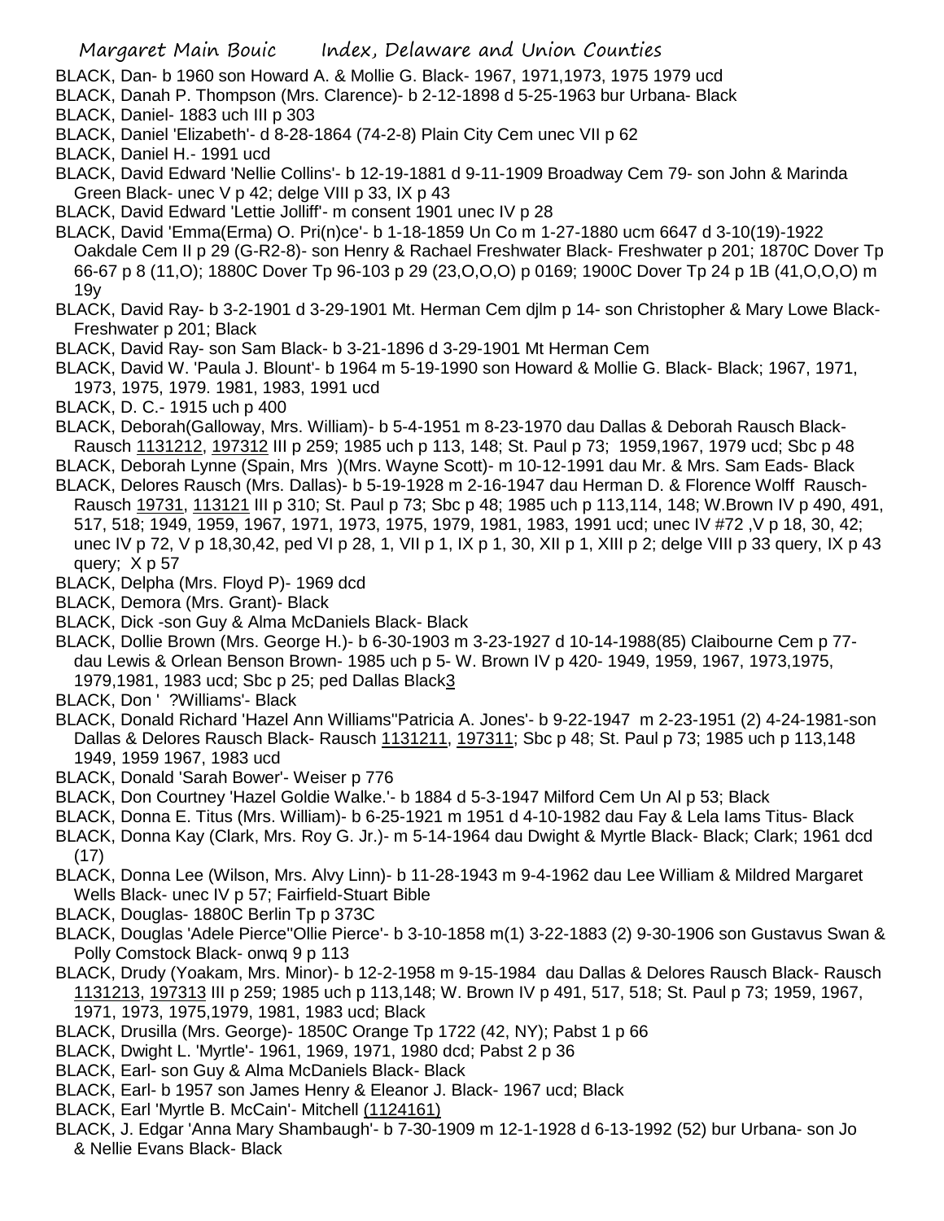BLACK, Dan- b 1960 son Howard A. & Mollie G. Black- 1967, 1971,1973, 1975 1979 ucd

BLACK, Danah P. Thompson (Mrs. Clarence)- b 2-12-1898 d 5-25-1963 bur Urbana- Black

BLACK, Daniel- 1883 uch III p 303

BLACK, Daniel 'Elizabeth'- d 8-28-1864 (74-2-8) Plain City Cem unec VII p 62

BLACK, Daniel H.- 1991 ucd

BLACK, David Edward 'Nellie Collins'- b 12-19-1881 d 9-11-1909 Broadway Cem 79- son John & Marinda Green Black- unec V p 42; delge VIII p 33, IX p 43

BLACK, David Edward 'Lettie Jolliff'- m consent 1901 unec IV p 28

BLACK, David 'Emma(Erma) O. Pri(n)ce'- b 1-18-1859 Un Co m 1-27-1880 ucm 6647 d 3-10(19)-1922 Oakdale Cem II p 29 (G-R2-8)- son Henry & Rachael Freshwater Black- Freshwater p 201; 1870C Dover Tp 66-67 p 8 (11,O); 1880C Dover Tp 96-103 p 29 (23,O,O,O) p 0169; 1900C Dover Tp 24 p 1B (41,O,O,O) m 19y

BLACK, David Ray- b 3-2-1901 d 3-29-1901 Mt. Herman Cem djlm p 14- son Christopher & Mary Lowe Black- Freshwater p 201; Black

BLACK, David Ray- son Sam Black- b 3-21-1896 d 3-29-1901 Mt Herman Cem

BLACK, David W. 'Paula J. Blount'- b 1964 m 5-19-1990 son Howard & Mollie G. Black- Black; 1967, 1971, 1973, 1975, 1979. 1981, 1983, 1991 ucd

BLACK, D. C.- 1915 uch p 400

BLACK, Deborah(Galloway, Mrs. William)- b 5-4-1951 m 8-23-1970 dau Dallas & Deborah Rausch Black- Rausch 1131212, 197312 III p 259; 1985 uch p 113, 148; St. Paul p 73; 1959,1967, 1979 ucd; Sbc p 48

BLACK, Deborah Lynne (Spain, Mrs )(Mrs. Wayne Scott)- m 10-12-1991 dau Mr. & Mrs. Sam Eads- Black

BLACK, Delores Rausch (Mrs. Dallas)- b 5-19-1928 m 2-16-1947 dau Herman D. & Florence Wolff Rausch- Rausch 19731, 113121 III p 310; St. Paul p 73; Sbc p 48; 1985 uch p 113,114, 148; W.Brown IV p 490, 491, 517, 518; 1949, 1959, 1967, 1971, 1973, 1975, 1979, 1981, 1983, 1991 ucd; unec IV #72 ,V p 18, 30, 42; unec IV p 72, V p 18,30,42, ped VI p 28, 1, VII p 1, IX p 1, 30, XII p 1, XIII p 2; delge VIII p 33 query, IX p 43 query; X p 57

BLACK, Delpha (Mrs. Floyd P)- 1969 dcd

BLACK, Demora (Mrs. Grant)- Black

BLACK, Dick -son Guy & Alma McDaniels Black- Black

BLACK, Dollie Brown (Mrs. George H.)- b 6-30-1903 m 3-23-1927 d 10-14-1988(85) Claibourne Cem p 77- dau Lewis & Orlean Benson Brown- 1985 uch p 5- W. Brown IV p 420- 1949, 1959, 1967, 1973,1975, 1979,1981, 1983 ucd; Sbc p 25; ped Dallas Black3

BLACK, Don ' ?Williams'- Black

BLACK, Donald Richard 'Hazel Ann Williams''Patricia A. Jones'- b 9-22-1947 m 2-23-1951 (2) 4-24-1981-son Dallas & Delores Rausch Black- Rausch 1131211, 197311; Sbc p 48; St. Paul p 73; 1985 uch p 113,148 1949, 1959 1967, 1983 ucd

BLACK, Donald 'Sarah Bower'- Weiser p 776

BLACK, Don Courtney 'Hazel Goldie Walke.'- b 1884 d 5-3-1947 Milford Cem Un Al p 53; Black

BLACK, Donna E. Titus (Mrs. William)- b 6-25-1921 m 1951 d 4-10-1982 dau Fay & Lela Iams Titus- Black

BLACK, Donna Kay (Clark, Mrs. Roy G. Jr.)- m 5-14-1964 dau Dwight & Myrtle Black- Black; Clark; 1961 dcd (17)

BLACK, Donna Lee (Wilson, Mrs. Alvy Linn)- b 11-28-1943 m 9-4-1962 dau Lee William & Mildred Margaret Wells Black- unec IV p 57; Fairfield-Stuart Bible

BLACK, Douglas- 1880C Berlin Tp p 373C

BLACK, Douglas 'Adele Pierce''Ollie Pierce'- b 3-10-1858 m(1) 3-22-1883 (2) 9-30-1906 son Gustavus Swan & Polly Comstock Black- onwq 9 p 113

BLACK, Drudy (Yoakam, Mrs. Minor)- b 12-2-1958 m 9-15-1984 dau Dallas & Delores Rausch Black- Rausch 1131213, 197313 III p 259; 1985 uch p 113,148; W. Brown IV p 491, 517, 518; St. Paul p 73; 1959, 1967, 1971, 1973, 1975,1979, 1981, 1983 ucd; Black

BLACK, Drusilla (Mrs. George)- 1850C Orange Tp 1722 (42, NY); Pabst 1 p 66

BLACK, Dwight L. 'Myrtle'- 1961, 1969, 1971, 1980 dcd; Pabst 2 p 36

BLACK, Earl- son Guy & Alma McDaniels Black- Black

BLACK, Earl- b 1957 son James Henry & Eleanor J. Black- 1967 ucd; Black

BLACK, Earl 'Myrtle B. McCain'- Mitchell (1124161)

BLACK, J. Edgar 'Anna Mary Shambaugh'- b 7-30-1909 m 12-1-1928 d 6-13-1992 (52) bur Urbana- son Jo & Nellie Evans Black- Black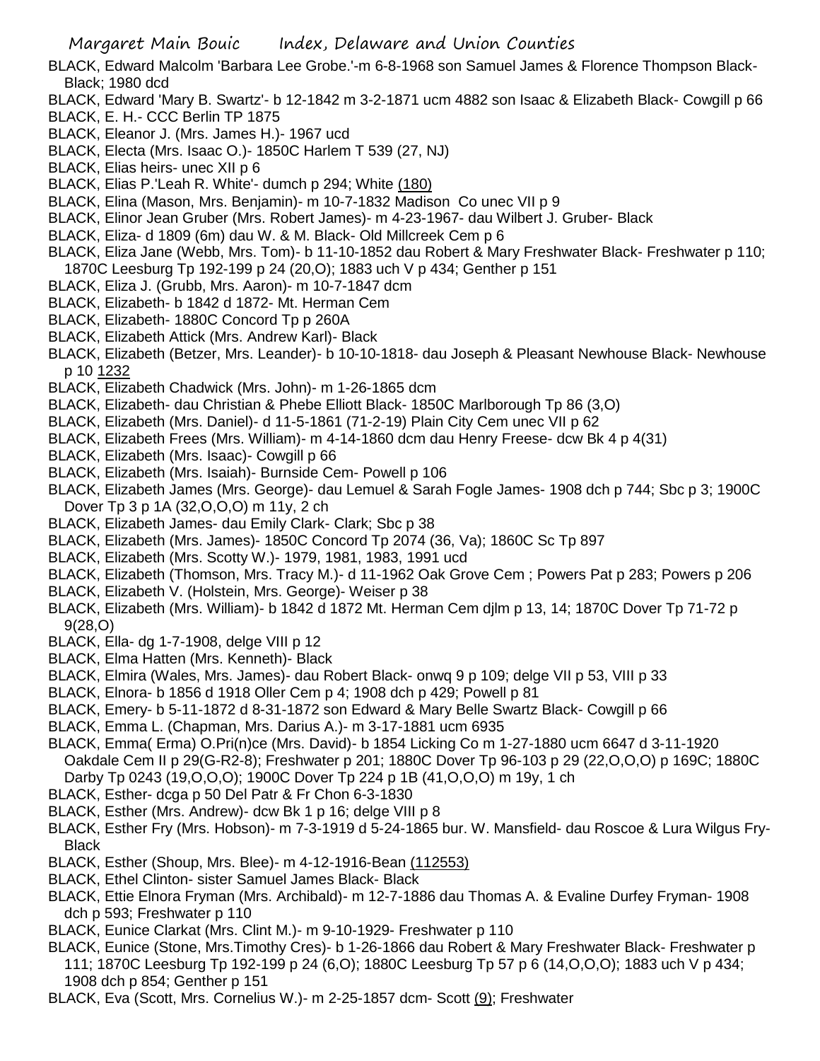BLACK, Edward Malcolm 'Barbara Lee Grobe.'-m 6-8-1968 son Samuel James & Florence Thompson Black-Black; 1980 dcd

BLACK, Edward 'Mary B. Swartz'- b 12-1842 m 3-2-1871 ucm 4882 son Isaac & Elizabeth Black- Cowgill p 66

BLACK, E. H.- CCC Berlin TP 1875

BLACK, Eleanor J. (Mrs. James H.)- 1967 ucd

BLACK, Electa (Mrs. Isaac O.)- 1850C Harlem T 539 (27, NJ)

BLACK, Elias heirs- unec XII p 6

BLACK, Elias P.'Leah R. White'- dumch p 294; White (180)

BLACK, Elina (Mason, Mrs. Benjamin)- m 10-7-1832 Madison Co unec VII p 9

BLACK, Elinor Jean Gruber (Mrs. Robert James)- m 4-23-1967- dau Wilbert J. Gruber- Black

BLACK, Eliza- d 1809 (6m) dau W. & M. Black- Old Millcreek Cem p 6

BLACK, Eliza Jane (Webb, Mrs. Tom)- b 11-10-1852 dau Robert & Mary Freshwater Black- Freshwater p 110; 1870C Leesburg Tp 192-199 p 24 (20,O); 1883 uch V p 434; Genther p 151

BLACK, Eliza J. (Grubb, Mrs. Aaron)- m 10-7-1847 dcm

BLACK, Elizabeth- b 1842 d 1872- Mt. Herman Cem

BLACK, Elizabeth- 1880C Concord Tp p 260A

BLACK, Elizabeth Attick (Mrs. Andrew Karl)- Black

BLACK, Elizabeth (Betzer, Mrs. Leander)- b 10-10-1818- dau Joseph & Pleasant Newhouse Black- Newhouse p 10 1232

BLACK, Elizabeth Chadwick (Mrs. John)- m 1-26-1865 dcm

BLACK, Elizabeth- dau Christian & Phebe Elliott Black- 1850C Marlborough Tp 86 (3,O)

BLACK, Elizabeth (Mrs. Daniel)- d 11-5-1861 (71-2-19) Plain City Cem unec VII p 62

BLACK, Elizabeth Frees (Mrs. William)- m 4-14-1860 dcm dau Henry Freese- dcw Bk 4 p 4(31)

BLACK, Elizabeth (Mrs. Isaac)- Cowgill p 66

BLACK, Elizabeth (Mrs. Isaiah)- Burnside Cem- Powell p 106

BLACK, Elizabeth James (Mrs. George)- dau Lemuel & Sarah Fogle James- 1908 dch p 744; Sbc p 3; 1900C Dover Tp 3 p 1A (32,O,O,O) m 11y, 2 ch

BLACK, Elizabeth James- dau Emily Clark- Clark; Sbc p 38

BLACK, Elizabeth (Mrs. James)- 1850C Concord Tp 2074 (36, Va); 1860C Sc Tp 897

BLACK, Elizabeth (Mrs. Scotty W.)- 1979, 1981, 1983, 1991 ucd

BLACK, Elizabeth (Thomson, Mrs. Tracy M.)- d 11-1962 Oak Grove Cem ; Powers Pat p 283; Powers p 206

BLACK, Elizabeth V. (Holstein, Mrs. George)- Weiser p 38

BLACK, Elizabeth (Mrs. William)- b 1842 d 1872 Mt. Herman Cem djlm p 13, 14; 1870C Dover Tp 71-72 p 9(28,O)

BLACK, Ella- dg 1-7-1908, delge VIII p 12

BLACK, Elma Hatten (Mrs. Kenneth)- Black

BLACK, Elmira (Wales, Mrs. James)- dau Robert Black- onwq 9 p 109; delge VII p 53, VIII p 33

BLACK, Elnora- b 1856 d 1918 Oller Cem p 4; 1908 dch p 429; Powell p 81

BLACK, Emery- b 5-11-1872 d 8-31-1872 son Edward & Mary Belle Swartz Black- Cowgill p 66

BLACK, Emma L. (Chapman, Mrs. Darius A.)- m 3-17-1881 ucm 6935

BLACK, Emma( Erma) O.Pri(n)ce (Mrs. David)- b 1854 Licking Co m 1-27-1880 ucm 6647 d 3-11-1920 Oakdale Cem II p 29(G-R2-8); Freshwater p 201; 1880C Dover Tp 96-103 p 29 (22,O,O,O) p 169C; 1880C Darby Tp 0243 (19,O,O,O); 1900C Dover Tp 224 p 1B (41,O,O,O) m 19y, 1 ch

BLACK, Esther- dcga p 50 Del Patr & Fr Chon 6-3-1830

BLACK, Esther (Mrs. Andrew)- dcw Bk 1 p 16; delge VIII p 8

BLACK, Esther Fry (Mrs. Hobson)- m 7-3-1919 d 5-24-1865 bur. W. Mansfield- dau Roscoe & Lura Wilgus Fry-Black

BLACK, Esther (Shoup, Mrs. Blee)- m 4-12-1916-Bean (112553)

BLACK, Ethel Clinton- sister Samuel James Black- Black

BLACK, Ettie Elnora Fryman (Mrs. Archibald)- m 12-7-1886 dau Thomas A. & Evaline Durfey Fryman- 1908 dch p 593; Freshwater p 110

BLACK, Eunice Clarkat (Mrs. Clint M.)- m 9-10-1929- Freshwater p 110

BLACK, Eunice (Stone, Mrs.Timothy Cres)- b 1-26-1866 dau Robert & Mary Freshwater Black- Freshwater p 111; 1870C Leesburg Tp 192-199 p 24 (6,O); 1880C Leesburg Tp 57 p 6 (14,O,O,O); 1883 uch V p 434; 1908 dch p 854; Genther p 151

BLACK, Eva (Scott, Mrs. Cornelius W.)- m 2-25-1857 dcm- Scott (9); Freshwater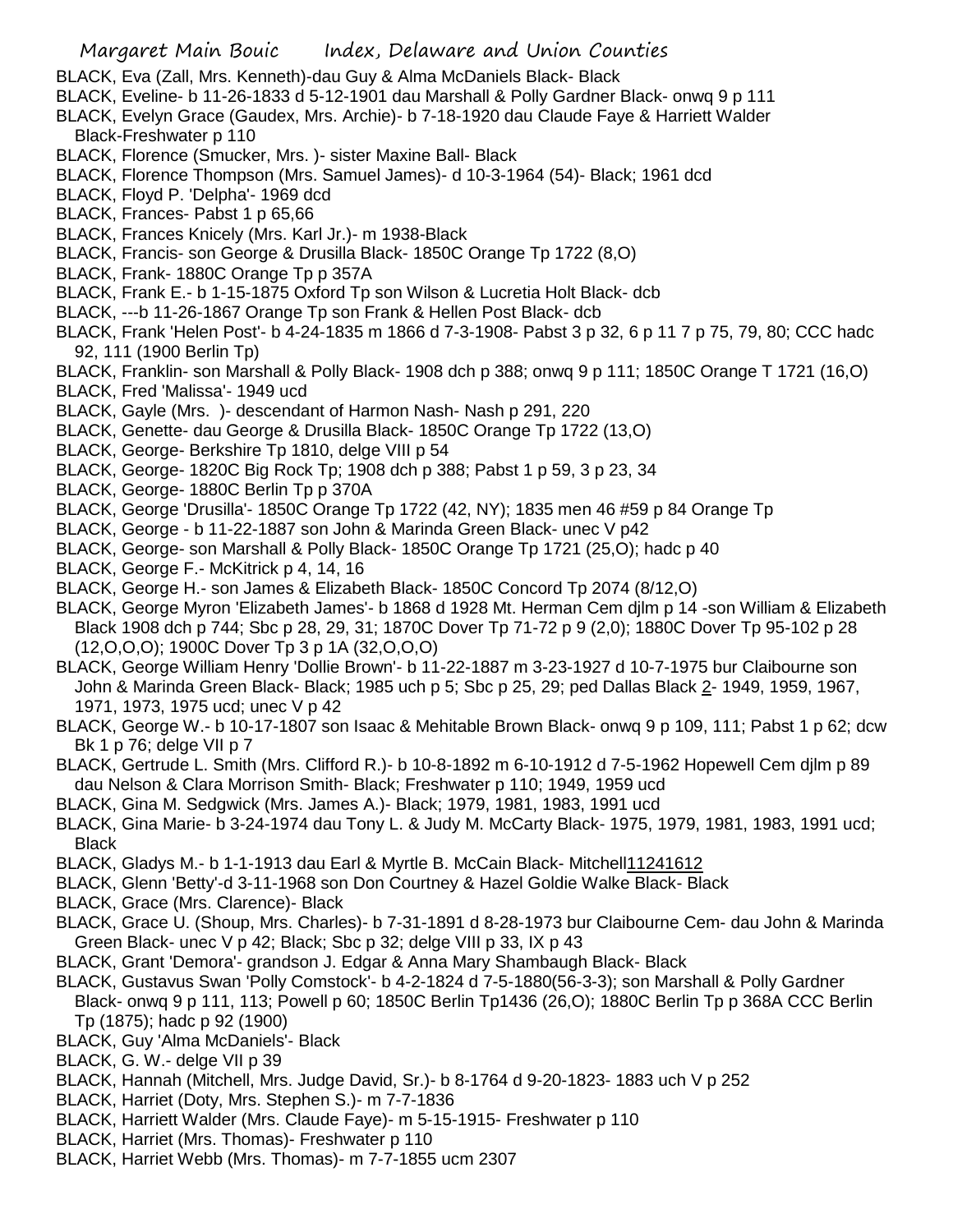BLACK, Eva (Zall, Mrs. Kenneth)-dau Guy & Alma McDaniels Black- Black

BLACK, Eveline- b 11-26-1833 d 5-12-1901 dau Marshall & Polly Gardner Black- onwq 9 p 111

BLACK, Evelyn Grace (Gaudex, Mrs. Archie)- b 7-18-1920 dau Claude Faye & Harriett Walder Black-Freshwater p 110

BLACK, Florence (Smucker, Mrs. )- sister Maxine Ball- Black

BLACK, Florence Thompson (Mrs. Samuel James)- d 10-3-1964 (54)- Black; 1961 dcd

BLACK, Floyd P. 'Delpha'- 1969 dcd

BLACK, Frances- Pabst 1 p 65,66

BLACK, Frances Knicely (Mrs. Karl Jr.)- m 1938-Black

BLACK, Francis- son George & Drusilla Black- 1850C Orange Tp 1722 (8,O)

BLACK, Frank- 1880C Orange Tp p 357A

BLACK, Frank E.- b 1-15-1875 Oxford Tp son Wilson & Lucretia Holt Black- dcb

BLACK, ---b 11-26-1867 Orange Tp son Frank & Hellen Post Black- dcb

BLACK, Frank 'Helen Post'- b 4-24-1835 m 1866 d 7-3-1908- Pabst 3 p 32, 6 p 11 7 p 75, 79, 80; CCC hadc 92, 111 (1900 Berlin Tp)

BLACK, Franklin- son Marshall & Polly Black- 1908 dch p 388; onwq 9 p 111; 1850C Orange T 1721 (16,O)

BLACK, Fred 'Malissa'- 1949 ucd

BLACK, Gayle (Mrs. )- descendant of Harmon Nash- Nash p 291, 220

BLACK, Genette- dau George & Drusilla Black- 1850C Orange Tp 1722 (13,O)

BLACK, George- Berkshire Tp 1810, delge VIII p 54

BLACK, George- 1820C Big Rock Tp; 1908 dch p 388; Pabst 1 p 59, 3 p 23, 34

BLACK, George- 1880C Berlin Tp p 370A

BLACK, George 'Drusilla'- 1850C Orange Tp 1722 (42, NY); 1835 men 46 #59 p 84 Orange Tp

BLACK, George - b 11-22-1887 son John & Marinda Green Black- unec V p42

BLACK, George- son Marshall & Polly Black- 1850C Orange Tp 1721 (25,O); hadc p 40

BLACK, George F.- McKitrick p 4, 14, 16

BLACK, George H.- son James & Elizabeth Black- 1850C Concord Tp 2074 (8/12,O)

BLACK, George Myron 'Elizabeth James'- b 1868 d 1928 Mt. Herman Cem djlm p 14 -son William & Elizabeth Black 1908 dch p 744; Sbc p 28, 29, 31; 1870C Dover Tp 71-72 p 9 (2,0); 1880C Dover Tp 95-102 p 28 (12,O,O,O); 1900C Dover Tp 3 p 1A (32,O,O,O)

BLACK, George William Henry 'Dollie Brown'- b 11-22-1887 m 3-23-1927 d 10-7-1975 bur Claibourne son John & Marinda Green Black- Black; 1985 uch p 5; Sbc p 25, 29; ped Dallas Black 2- 1949, 1959, 1967, 1971, 1973, 1975 ucd; unec V p 42

BLACK, George W.- b 10-17-1807 son Isaac & Mehitable Brown Black- onwq 9 p 109, 111; Pabst 1 p 62; dcw Bk 1 p 76; delge VII p 7

BLACK, Gertrude L. Smith (Mrs. Clifford R.)- b 10-8-1892 m 6-10-1912 d 7-5-1962 Hopewell Cem djlm p 89 dau Nelson & Clara Morrison Smith- Black; Freshwater p 110; 1949, 1959 ucd

BLACK, Gina M. Sedgwick (Mrs. James A.)- Black; 1979, 1981, 1983, 1991 ucd

BLACK, Gina Marie- b 3-24-1974 dau Tony L. & Judy M. McCarty Black- 1975, 1979, 1981, 1983, 1991 ucd; Black

BLACK, Gladys M.- b 1-1-1913 dau Earl & Myrtle B. McCain Black- Mitchell11241612

BLACK, Glenn 'Betty'-d 3-11-1968 son Don Courtney & Hazel Goldie Walke Black- Black

BLACK, Grace (Mrs. Clarence)- Black

BLACK, Grace U. (Shoup, Mrs. Charles)- b 7-31-1891 d 8-28-1973 bur Claibourne Cem- dau John & Marinda Green Black- unec V p 42; Black; Sbc p 32; delge VIII p 33, IX p 43

BLACK, Grant 'Demora'- grandson J. Edgar & Anna Mary Shambaugh Black- Black

BLACK, Gustavus Swan 'Polly Comstock'- b 4-2-1824 d 7-5-1880(56-3-3); son Marshall & Polly Gardner Black- onwq 9 p 111, 113; Powell p 60; 1850C Berlin Tp1436 (26,O); 1880C Berlin Tp p 368A CCC Berlin Tp (1875); hadc p 92 (1900)

BLACK, Guy 'Alma McDaniels'- Black

BLACK, G. W.- delge VII p 39

BLACK, Hannah (Mitchell, Mrs. Judge David, Sr.)- b 8-1764 d 9-20-1823- 1883 uch V p 252

BLACK, Harriet (Doty, Mrs. Stephen S.)- m 7-7-1836

BLACK, Harriett Walder (Mrs. Claude Faye)- m 5-15-1915- Freshwater p 110

BLACK, Harriet (Mrs. Thomas)- Freshwater p 110

BLACK, Harriet Webb (Mrs. Thomas)- m 7-7-1855 ucm 2307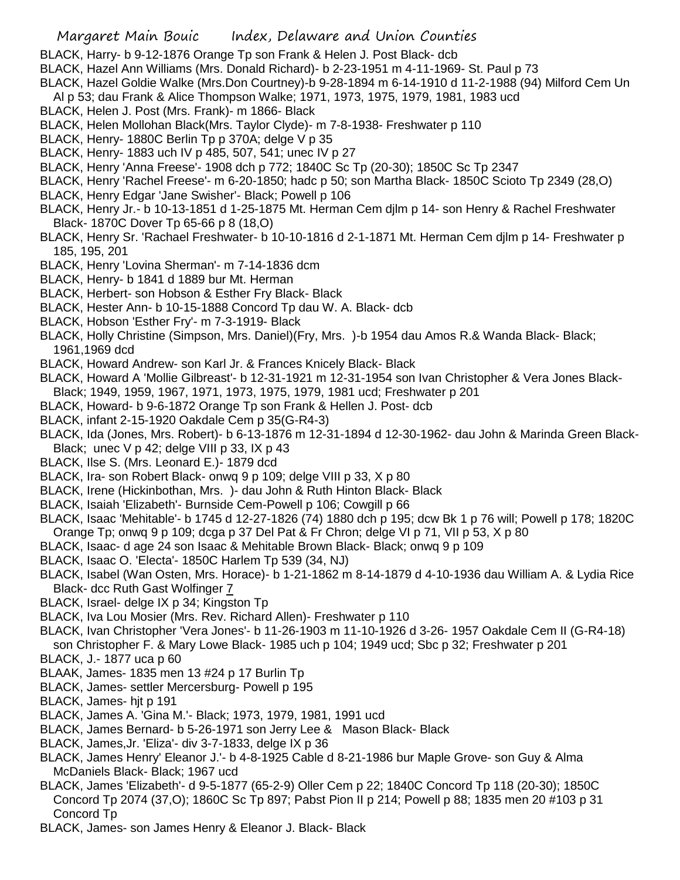BLACK, Harry- b 9-12-1876 Orange Tp son Frank & Helen J. Post Black- dcb

BLACK, Hazel Ann Williams (Mrs. Donald Richard)- b 2-23-1951 m 4-11-1969- St. Paul p 73

BLACK, Hazel Goldie Walke (Mrs.Don Courtney)-b 9-28-1894 m 6-14-1910 d 11-2-1988 (94) Milford Cem Un Al p 53; dau Frank & Alice Thompson Walke; 1971, 1973, 1975, 1979, 1981, 1983 ucd

BLACK, Helen J. Post (Mrs. Frank)- m 1866- Black

BLACK, Helen Mollohan Black(Mrs. Taylor Clyde)- m 7-8-1938- Freshwater p 110

BLACK, Henry- 1880C Berlin Tp p 370A; delge V p 35

BLACK, Henry- 1883 uch IV p 485, 507, 541; unec IV p 27

BLACK, Henry 'Anna Freese'- 1908 dch p 772; 1840C Sc Tp (20-30); 1850C Sc Tp 2347

BLACK, Henry 'Rachel Freese'- m 6-20-1850; hadc p 50; son Martha Black- 1850C Scioto Tp 2349 (28,O)

BLACK, Henry Edgar 'Jane Swisher'- Black; Powell p 106

BLACK, Henry Jr.- b 10-13-1851 d 1-25-1875 Mt. Herman Cem djlm p 14- son Henry & Rachel Freshwater Black- 1870C Dover Tp 65-66 p 8 (18,O)

BLACK, Henry Sr. 'Rachael Freshwater- b 10-10-1816 d 2-1-1871 Mt. Herman Cem djlm p 14- Freshwater p 185, 195, 201

BLACK, Henry 'Lovina Sherman'- m 7-14-1836 dcm

BLACK, Henry- b 1841 d 1889 bur Mt. Herman

BLACK, Herbert- son Hobson & Esther Fry Black- Black

BLACK, Hester Ann- b 10-15-1888 Concord Tp dau W. A. Black- dcb

BLACK, Hobson 'Esther Fry'- m 7-3-1919- Black

BLACK, Holly Christine (Simpson, Mrs. Daniel)(Fry, Mrs. )-b 1954 dau Amos R.& Wanda Black- Black; 1961,1969 dcd

BLACK, Howard Andrew- son Karl Jr. & Frances Knicely Black- Black

BLACK, Howard A 'Mollie Gilbreast'- b 12-31-1921 m 12-31-1954 son Ivan Christopher & Vera Jones Black- Black; 1949, 1959, 1967, 1971, 1973, 1975, 1979, 1981 ucd; Freshwater p 201

BLACK, Howard- b 9-6-1872 Orange Tp son Frank & Hellen J. Post- dcb

BLACK, infant 2-15-1920 Oakdale Cem p 35(G-R4-3)

BLACK, Ida (Jones, Mrs. Robert)- b 6-13-1876 m 12-31-1894 d 12-30-1962- dau John & Marinda Green Black- Black; unec V p 42; delge VIII p 33, IX p 43

BLACK, Ilse S. (Mrs. Leonard E.)- 1879 dcd

BLACK, Ira- son Robert Black- onwq 9 p 109; delge VIII p 33, X p 80

BLACK, Irene (Hickinbothan, Mrs. )- dau John & Ruth Hinton Black- Black

BLACK, Isaiah 'Elizabeth'- Burnside Cem-Powell p 106; Cowgill p 66

BLACK, Isaac 'Mehitable'- b 1745 d 12-27-1826 (74) 1880 dch p 195; dcw Bk 1 p 76 will; Powell p 178; 1820C Orange Tp; onwq 9 p 109; dcga p 37 Del Pat & Fr Chron; delge VI p 71, VII p 53, X p 80

BLACK, Isaac- d age 24 son Isaac & Mehitable Brown Black- Black; onwq 9 p 109

BLACK, Isaac O. 'Electa'- 1850C Harlem Tp 539 (34, NJ)

BLACK, Isabel (Wan Osten, Mrs. Horace)- b 1-21-1862 m 8-14-1879 d 4-10-1936 dau William A. & Lydia Rice Black- dcc Ruth Gast Wolfinger 7

BLACK, Israel- delge IX p 34; Kingston Tp

BLACK, Iva Lou Mosier (Mrs. Rev. Richard Allen)- Freshwater p 110

BLACK, Ivan Christopher 'Vera Jones'- b 11-26-1903 m 11-10-1926 d 3-26- 1957 Oakdale Cem II (G-R4-18) son Christopher F. & Mary Lowe Black- 1985 uch p 104; 1949 ucd; Sbc p 32; Freshwater p 201

BLACK, J.- 1877 uca p 60

BLAAK, James- 1835 men 13 #24 p 17 Burlin Tp

BLACK, James- settler Mercersburg- Powell p 195

BLACK, James- hjt p 191

BLACK, James A. 'Gina M.'- Black; 1973, 1979, 1981, 1991 ucd

BLACK, James Bernard- b 5-26-1971 son Jerry Lee & Mason Black- Black

BLACK, James,Jr. 'Eliza'- div 3-7-1833, delge IX p 36

BLACK, James Henry' Eleanor J.'- b 4-8-1925 Cable d 8-21-1986 bur Maple Grove- son Guy & Alma McDaniels Black- Black; 1967 ucd

BLACK, James 'Elizabeth'- d 9-5-1877 (65-2-9) Oller Cem p 22; 1840C Concord Tp 118 (20-30); 1850C Concord Tp 2074 (37,O); 1860C Sc Tp 897; Pabst Pion II p 214; Powell p 88; 1835 men 20 #103 p 31 Concord Tp

BLACK, James- son James Henry & Eleanor J. Black- Black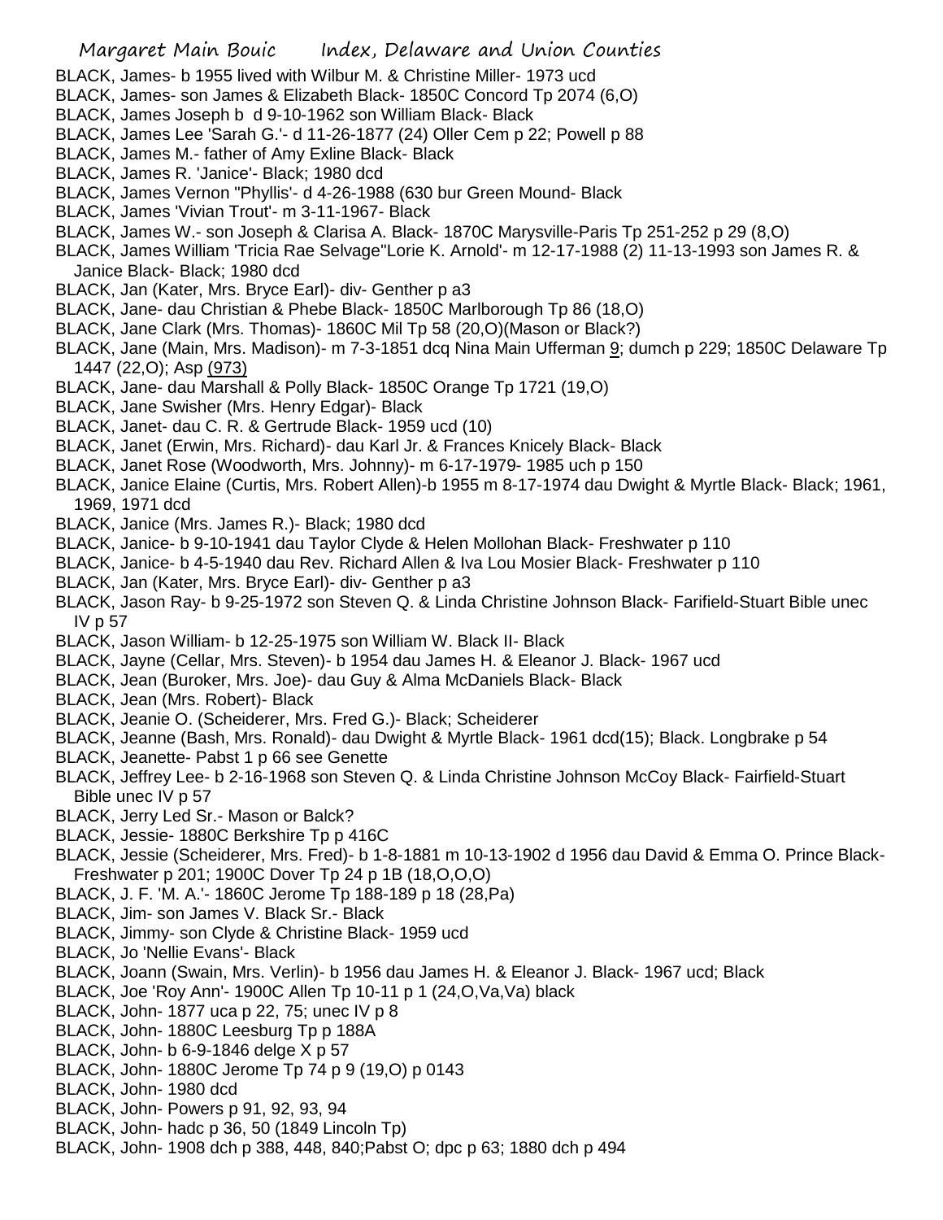BLACK, James- b 1955 lived with Wilbur M. & Christine Miller- 1973 ucd
BLACK, James- son James & Elizabeth Black- 1850C Concord Tp 2074 (6,O)
BLACK, James Joseph b d 9-10-1962 son William Black- Black
BLACK, James Lee 'Sarah G.'- d 11-26-1877 (24) Oller Cem p 22; Powell p 88
BLACK, James M.- father of Amy Exline Black- Black
BLACK, James R. 'Janice'- Black; 1980 dcd
BLACK, James Vernon "Phyllis'- d 4-26-1988 (630 bur Green Mound- Black
BLACK, James 'Vivian Trout'- m 3-11-1967- Black
BLACK, James W.- son Joseph & Clarisa A. Black- 1870C Marysville-Paris Tp 251-252 p 29 (8,O)
BLACK, James William 'Tricia Rae Selvage''Lorie K. Arnold'- m 12-17-1988 (2) 11-13-1993 son James R. & Janice Black- Black; 1980 dcd
BLACK, Jan (Kater, Mrs. Bryce Earl)- div- Genther p a3
BLACK, Jane- dau Christian & Phebe Black- 1850C Marlborough Tp 86 (18,O)
BLACK, Jane Clark (Mrs. Thomas)- 1860C Mil Tp 58 (20,O)(Mason or Black?)
BLACK, Jane (Main, Mrs. Madison)- m 7-3-1851 dcq Nina Main Ufferman 9; dumch p 229; 1850C Delaware Tp 1447 (22,O); Asp (973)
BLACK, Jane- dau Marshall & Polly Black- 1850C Orange Tp 1721 (19,O)
BLACK, Jane Swisher (Mrs. Henry Edgar)- Black
BLACK, Janet- dau C. R. & Gertrude Black- 1959 ucd (10)
BLACK, Janet (Erwin, Mrs. Richard)- dau Karl Jr. & Frances Knicely Black- Black
BLACK, Janet Rose (Woodworth, Mrs. Johnny)- m 6-17-1979- 1985 uch p 150
BLACK, Janice Elaine (Curtis, Mrs. Robert Allen)-b 1955 m 8-17-1974 dau Dwight & Myrtle Black- Black; 1961, 1969, 1971 dcd
BLACK, Janice (Mrs. James R.)- Black; 1980 dcd
BLACK, Janice- b 9-10-1941 dau Taylor Clyde & Helen Mollohan Black- Freshwater p 110
BLACK, Janice- b 4-5-1940 dau Rev. Richard Allen & Iva Lou Mosier Black- Freshwater p 110
BLACK, Jan (Kater, Mrs. Bryce Earl)- div- Genther p a3
BLACK, Jason Ray- b 9-25-1972 son Steven Q. & Linda Christine Johnson Black- Farifield-Stuart Bible unec IV p 57
BLACK, Jason William- b 12-25-1975 son William W. Black II- Black
BLACK, Jayne (Cellar, Mrs. Steven)- b 1954 dau James H. & Eleanor J. Black- 1967 ucd
BLACK, Jean (Buroker, Mrs. Joe)- dau Guy & Alma McDaniels Black- Black
BLACK, Jean (Mrs. Robert)- Black
BLACK, Jeanie O. (Scheiderer, Mrs. Fred G.)- Black; Scheiderer
BLACK, Jeanne (Bash, Mrs. Ronald)- dau Dwight & Myrtle Black- 1961 dcd(15); Black. Longbrake p 54
BLACK, Jeanette- Pabst 1 p 66 see Genette
BLACK, Jeffrey Lee- b 2-16-1968 son Steven Q. & Linda Christine Johnson McCoy Black- Fairfield-Stuart Bible unec IV p 57
BLACK, Jerry Led Sr.- Mason or Balck?
BLACK, Jessie- 1880C Berkshire Tp p 416C
BLACK, Jessie (Scheiderer, Mrs. Fred)- b 1-8-1881 m 10-13-1902 d 1956 dau David & Emma O. Prince Black- Freshwater p 201; 1900C Dover Tp 24 p 1B (18,O,O,O)
BLACK, J. F. 'M. A.'- 1860C Jerome Tp 188-189 p 18 (28,Pa)
BLACK, Jim- son James V. Black Sr.- Black
BLACK, Jimmy- son Clyde & Christine Black- 1959 ucd
BLACK, Jo 'Nellie Evans'- Black
BLACK, Joann (Swain, Mrs. Verlin)- b 1956 dau James H. & Eleanor J. Black- 1967 ucd; Black
BLACK, Joe 'Roy Ann'- 1900C Allen Tp 10-11 p 1 (24,O,Va,Va) black
BLACK, John- 1877 uca p 22, 75; unec IV p 8
BLACK, John- 1880C Leesburg Tp p 188A
BLACK, John- b 6-9-1846 delge X p 57
BLACK, John- 1880C Jerome Tp 74 p 9 (19,O) p 0143
BLACK, John- 1980 dcd
BLACK, John- Powers p 91, 92, 93, 94
BLACK, John- hadc p 36, 50 (1849 Lincoln Tp)
BLACK, John- 1908 dch p 388, 448, 840;Pabst O; dpc p 63; 1880 dch p 494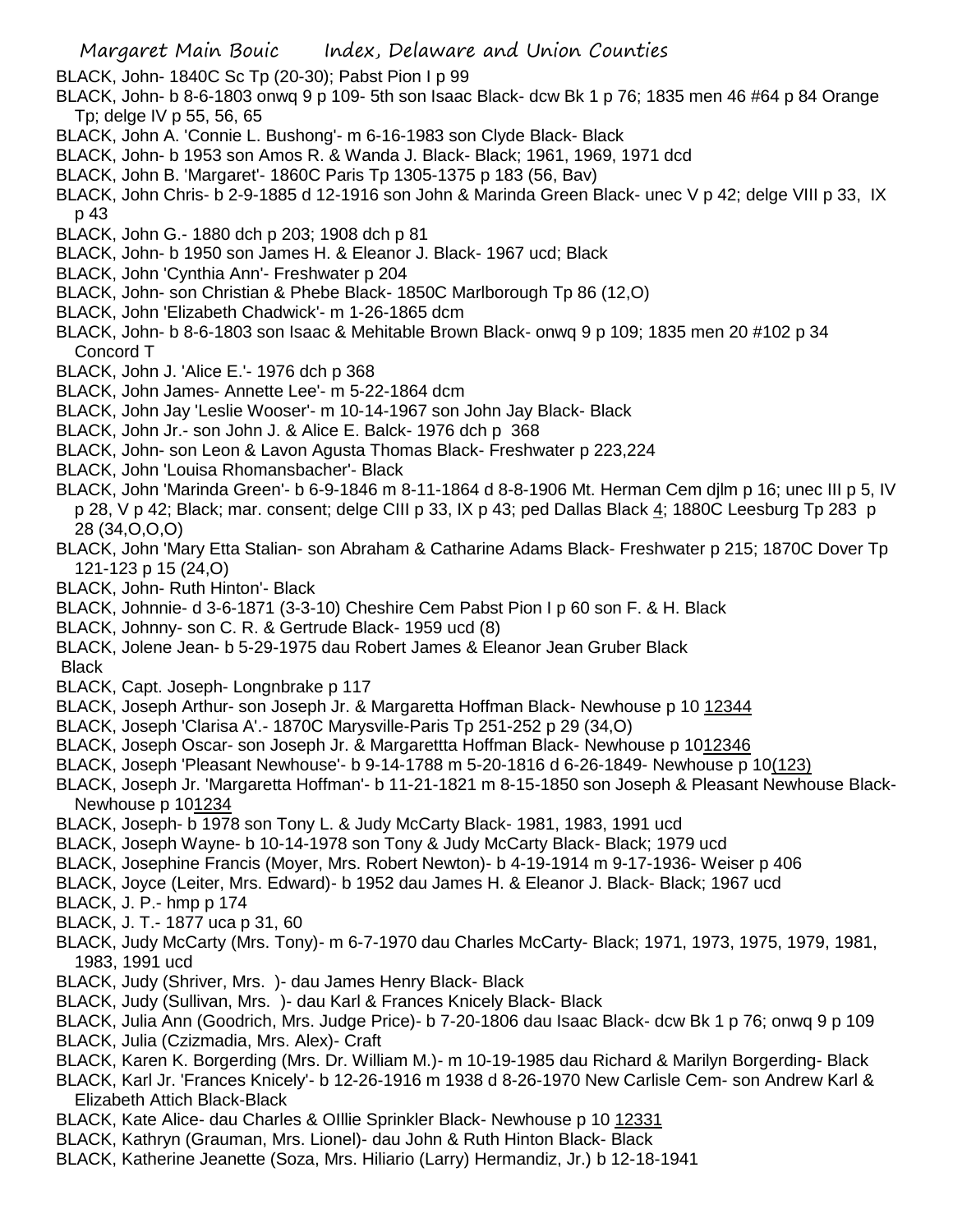BLACK, John- 1840C Sc Tp (20-30); Pabst Pion I p 99

BLACK, John- b 8-6-1803 onwq 9 p 109- 5th son Isaac Black- dcw Bk 1 p 76; 1835 men 46 #64 p 84 Orange Tp; delge IV p 55, 56, 65

BLACK, John A. 'Connie L. Bushong'- m 6-16-1983 son Clyde Black- Black

BLACK, John- b 1953 son Amos R. & Wanda J. Black- Black; 1961, 1969, 1971 dcd

BLACK, John B. 'Margaret'- 1860C Paris Tp 1305-1375 p 183 (56, Bav)

BLACK, John Chris- b 2-9-1885 d 12-1916 son John & Marinda Green Black- unec V p 42; delge VIII p 33, IX p 43

BLACK, John G.- 1880 dch p 203; 1908 dch p 81

BLACK, John- b 1950 son James H. & Eleanor J. Black- 1967 ucd; Black

BLACK, John 'Cynthia Ann'- Freshwater p 204

BLACK, John- son Christian & Phebe Black- 1850C Marlborough Tp 86 (12,O)

BLACK, John 'Elizabeth Chadwick'- m 1-26-1865 dcm

BLACK, John- b 8-6-1803 son Isaac & Mehitable Brown Black- onwq 9 p 109; 1835 men 20 #102 p 34 Concord T

BLACK, John J. 'Alice E.'- 1976 dch p 368

BLACK, John James- Annette Lee'- m 5-22-1864 dcm

BLACK, John Jay 'Leslie Wooser'- m 10-14-1967 son John Jay Black- Black

BLACK, John Jr.- son John J. & Alice E. Balck- 1976 dch p 368

BLACK, John- son Leon & Lavon Agusta Thomas Black- Freshwater p 223,224

BLACK, John 'Louisa Rhomansbacher'- Black

BLACK, John 'Marinda Green'- b 6-9-1846 m 8-11-1864 d 8-8-1906 Mt. Herman Cem djlm p 16; unec III p 5, IV p 28, V p 42; Black; mar. consent; delge CIII p 33, IX p 43; ped Dallas Black 4; 1880C Leesburg Tp 283 p 28 (34,O,O,O)

BLACK, John 'Mary Etta Stalian- son Abraham & Catharine Adams Black- Freshwater p 215; 1870C Dover Tp 121-123 p 15 (24,O)

BLACK, John- Ruth Hinton'- Black

BLACK, Johnnie- d 3-6-1871 (3-3-10) Cheshire Cem Pabst Pion I p 60 son F. & H. Black

BLACK, Johnny- son C. R. & Gertrude Black- 1959 ucd (8)

BLACK, Jolene Jean- b 5-29-1975 dau Robert James & Eleanor Jean Gruber Black Black

BLACK, Capt. Joseph- Longnbrake p 117

BLACK, Joseph Arthur- son Joseph Jr. & Margaretta Hoffman Black- Newhouse p 10 12344

BLACK, Joseph 'Clarisa A'.- 1870C Marysville-Paris Tp 251-252 p 29 (34,O)

BLACK, Joseph Oscar- son Joseph Jr. & Margarettta Hoffman Black- Newhouse p 1012346

BLACK, Joseph 'Pleasant Newhouse'- b 9-14-1788 m 5-20-1816 d 6-26-1849- Newhouse p 10(123)

BLACK, Joseph Jr. 'Margaretta Hoffman'- b 11-21-1821 m 8-15-1850 son Joseph & Pleasant Newhouse Black- Newhouse p 101234

BLACK, Joseph- b 1978 son Tony L. & Judy McCarty Black- 1981, 1983, 1991 ucd

BLACK, Joseph Wayne- b 10-14-1978 son Tony & Judy McCarty Black- Black; 1979 ucd

BLACK, Josephine Francis (Moyer, Mrs. Robert Newton)- b 4-19-1914 m 9-17-1936- Weiser p 406

BLACK, Joyce (Leiter, Mrs. Edward)- b 1952 dau James H. & Eleanor J. Black- Black; 1967 ucd

BLACK, J. P.- hmp p 174

BLACK, J. T.- 1877 uca p 31, 60

BLACK, Judy McCarty (Mrs. Tony)- m 6-7-1970 dau Charles McCarty- Black; 1971, 1973, 1975, 1979, 1981, 1983, 1991 ucd

BLACK, Judy (Shriver, Mrs. )- dau James Henry Black- Black

BLACK, Judy (Sullivan, Mrs. )- dau Karl & Frances Knicely Black- Black

BLACK, Julia Ann (Goodrich, Mrs. Judge Price)- b 7-20-1806 dau Isaac Black- dcw Bk 1 p 76; onwq 9 p 109

BLACK, Julia (Czizmadia, Mrs. Alex)- Craft

BLACK, Karen K. Borgerding (Mrs. Dr. William M.)- m 10-19-1985 dau Richard & Marilyn Borgerding- Black

BLACK, Karl Jr. 'Frances Knicely'- b 12-26-1916 m 1938 d 8-26-1970 New Carlisle Cem- son Andrew Karl & Elizabeth Attich Black-Black

BLACK, Kate Alice- dau Charles & OIllie Sprinkler Black- Newhouse p 10 12331

BLACK, Kathryn (Grauman, Mrs. Lionel)- dau John & Ruth Hinton Black- Black

BLACK, Katherine Jeanette (Soza, Mrs. Hiliario (Larry) Hermandiz, Jr.) b 12-18-1941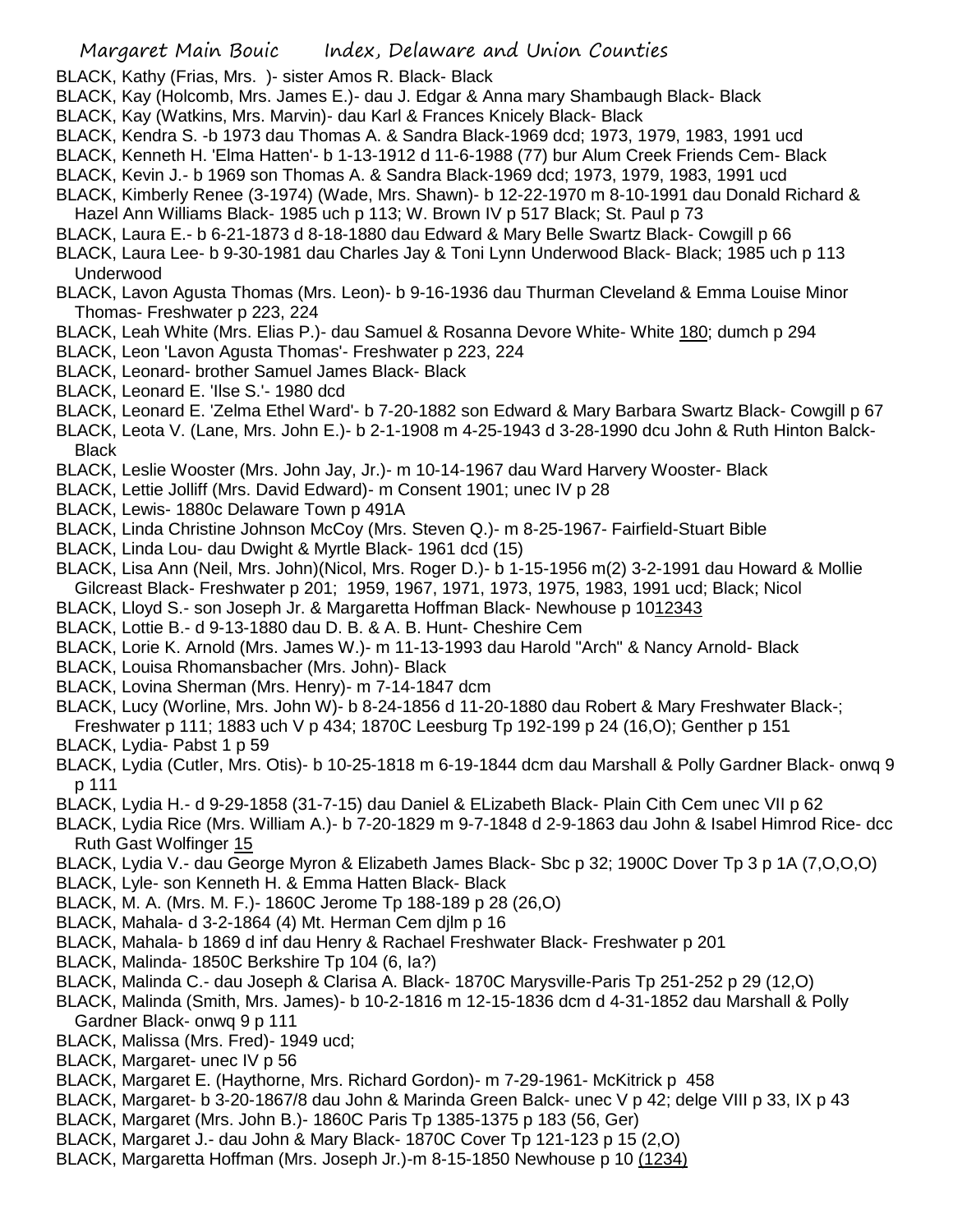BLACK, Kathy (Frias, Mrs. )- sister Amos R. Black- Black
BLACK, Kay (Holcomb, Mrs. James E.)- dau J. Edgar & Anna mary Shambaugh Black- Black
BLACK, Kay (Watkins, Mrs. Marvin)- dau Karl & Frances Knicely Black- Black
BLACK, Kendra S. -b 1973 dau Thomas A. & Sandra Black-1969 dcd; 1973, 1979, 1983, 1991 ucd
BLACK, Kenneth H. 'Elma Hatten'- b 1-13-1912 d 11-6-1988 (77) bur Alum Creek Friends Cem- Black
BLACK, Kevin J.- b 1969 son Thomas A. & Sandra Black-1969 dcd; 1973, 1979, 1983, 1991 ucd
BLACK, Kimberly Renee (3-1974) (Wade, Mrs. Shawn)- b 12-22-1970 m 8-10-1991 dau Donald Richard & Hazel Ann Williams Black- 1985 uch p 113; W. Brown IV p 517 Black; St. Paul p 73
BLACK, Laura E.- b 6-21-1873 d 8-18-1880 dau Edward & Mary Belle Swartz Black- Cowgill p 66
BLACK, Laura Lee- b 9-30-1981 dau Charles Jay & Toni Lynn Underwood Black- Black; 1985 uch p 113 Underwood
BLACK, Lavon Agusta Thomas (Mrs. Leon)- b 9-16-1936 dau Thurman Cleveland & Emma Louise Minor Thomas- Freshwater p 223, 224
BLACK, Leah White (Mrs. Elias P.)- dau Samuel & Rosanna Devore White- White 180; dumch p 294
BLACK, Leon 'Lavon Agusta Thomas'- Freshwater p 223, 224
BLACK, Leonard- brother Samuel James Black- Black
BLACK, Leonard E. 'Ilse S.'- 1980 dcd
BLACK, Leonard E. 'Zelma Ethel Ward'- b 7-20-1882 son Edward & Mary Barbara Swartz Black- Cowgill p 67
BLACK, Leota V. (Lane, Mrs. John E.)- b 2-1-1908 m 4-25-1943 d 3-28-1990 dcu John & Ruth Hinton Balck- Black
BLACK, Leslie Wooster (Mrs. John Jay, Jr.)- m 10-14-1967 dau Ward Harvery Wooster- Black
BLACK, Lettie Jolliff (Mrs. David Edward)- m Consent 1901; unec IV p 28
BLACK, Lewis- 1880c Delaware Town p 491A
BLACK, Linda Christine Johnson McCoy (Mrs. Steven Q.)- m 8-25-1967- Fairfield-Stuart Bible
BLACK, Linda Lou- dau Dwight & Myrtle Black- 1961 dcd (15)
BLACK, Lisa Ann (Neil, Mrs. John)(Nicol, Mrs. Roger D.)- b 1-15-1956 m(2) 3-2-1991 dau Howard & Mollie Gilcreast Black- Freshwater p 201; 1959, 1967, 1971, 1973, 1975, 1983, 1991 ucd; Black; Nicol
BLACK, Lloyd S.- son Joseph Jr. & Margaretta Hoffman Black- Newhouse p 1012343
BLACK, Lottie B.- d 9-13-1880 dau D. B. & A. B. Hunt- Cheshire Cem
BLACK, Lorie K. Arnold (Mrs. James W.)- m 11-13-1993 dau Harold "Arch" & Nancy Arnold- Black
BLACK, Louisa Rhomansbacher (Mrs. John)- Black
BLACK, Lovina Sherman (Mrs. Henry)- m 7-14-1847 dcm
BLACK, Lucy (Worline, Mrs. John W)- b 8-24-1856 d 11-20-1880 dau Robert & Mary Freshwater Black-; Freshwater p 111; 1883 uch V p 434; 1870C Leesburg Tp 192-199 p 24 (16,O); Genther p 151
BLACK, Lydia- Pabst 1 p 59
BLACK, Lydia (Cutler, Mrs. Otis)- b 10-25-1818 m 6-19-1844 dcm dau Marshall & Polly Gardner Black- onwq 9 p 111
BLACK, Lydia H.- d 9-29-1858 (31-7-15) dau Daniel & ELizabeth Black- Plain Cith Cem unec VII p 62
BLACK, Lydia Rice (Mrs. William A.)- b 7-20-1829 m 9-7-1848 d 2-9-1863 dau John & Isabel Himrod Rice- dcc Ruth Gast Wolfinger 15
BLACK, Lydia V.- dau George Myron & Elizabeth James Black- Sbc p 32; 1900C Dover Tp 3 p 1A (7,O,O,O)
BLACK, Lyle- son Kenneth H. & Emma Hatten Black- Black
BLACK, M. A. (Mrs. M. F.)- 1860C Jerome Tp 188-189 p 28 (26,O)
BLACK, Mahala- d 3-2-1864 (4) Mt. Herman Cem djlm p 16
BLACK, Mahala- b 1869 d inf dau Henry & Rachael Freshwater Black- Freshwater p 201
BLACK, Malinda- 1850C Berkshire Tp 104 (6, Ia?)
BLACK, Malinda C.- dau Joseph & Clarisa A. Black- 1870C Marysville-Paris Tp 251-252 p 29 (12,O)
BLACK, Malinda (Smith, Mrs. James)- b 10-2-1816 m 12-15-1836 dcm d 4-31-1852 dau Marshall & Polly Gardner Black- onwq 9 p 111
BLACK, Malissa (Mrs. Fred)- 1949 ucd;
BLACK, Margaret- unec IV p 56
BLACK, Margaret E. (Haythorne, Mrs. Richard Gordon)- m 7-29-1961- McKitrick p 458
BLACK, Margaret- b 3-20-1867/8 dau John & Marinda Green Balck- unec V p 42; delge VIII p 33, IX p 43
BLACK, Margaret (Mrs. John B.)- 1860C Paris Tp 1385-1375 p 183 (56, Ger)
BLACK, Margaret J.- dau John & Mary Black- 1870C Cover Tp 121-123 p 15 (2,O)
BLACK, Margaretta Hoffman (Mrs. Joseph Jr.)-m 8-15-1850 Newhouse p 10 (1234)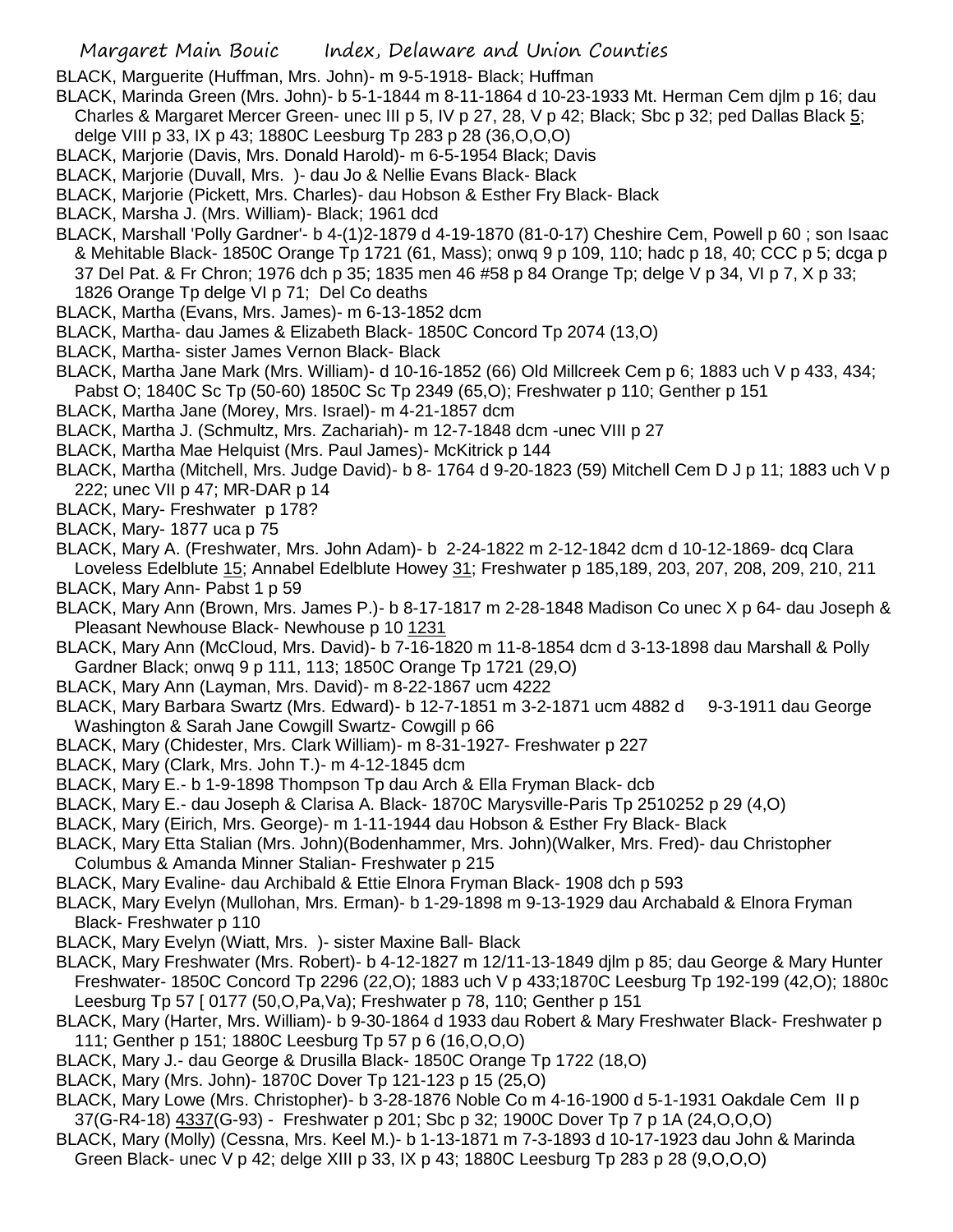BLACK, Marguerite (Huffman, Mrs. John)- m 9-5-1918- Black; Huffman

BLACK, Marinda Green (Mrs. John)- b 5-1-1844 m 8-11-1864 d 10-23-1933 Mt. Herman Cem djlm p 16; dau Charles & Margaret Mercer Green- unec III p 5, IV p 27, 28, V p 42; Black; Sbc p 32; ped Dallas Black 5; delge VIII p 33, IX p 43; 1880C Leesburg Tp 283 p 28 (36,O,O,O)

BLACK, Marjorie (Davis, Mrs. Donald Harold)- m 6-5-1954 Black; Davis

BLACK, Marjorie (Duvall, Mrs. )- dau Jo & Nellie Evans Black- Black

BLACK, Marjorie (Pickett, Mrs. Charles)- dau Hobson & Esther Fry Black- Black

BLACK, Marsha J. (Mrs. William)- Black; 1961 dcd

BLACK, Marshall 'Polly Gardner'- b 4-(1)2-1879 d 4-19-1870 (81-0-17) Cheshire Cem, Powell p 60 ; son Isaac & Mehitable Black- 1850C Orange Tp 1721 (61, Mass); onwq 9 p 109, 110; hadc p 18, 40; CCC p 5; dcga p 37 Del Pat. & Fr Chron; 1976 dch p 35; 1835 men 46 #58 p 84 Orange Tp; delge V p 34, VI p 7, X p 33; 1826 Orange Tp delge VI p 71; Del Co deaths

BLACK, Martha (Evans, Mrs. James)- m 6-13-1852 dcm

BLACK, Martha- dau James & Elizabeth Black- 1850C Concord Tp 2074 (13,O)

BLACK, Martha- sister James Vernon Black- Black

BLACK, Martha Jane Mark (Mrs. William)- d 10-16-1852 (66) Old Millcreek Cem p 6; 1883 uch V p 433, 434; Pabst O; 1840C Sc Tp (50-60) 1850C Sc Tp 2349 (65,O); Freshwater p 110; Genther p 151

BLACK, Martha Jane (Morey, Mrs. Israel)- m 4-21-1857 dcm

BLACK, Martha J. (Schmultz, Mrs. Zachariah)- m 12-7-1848 dcm -unec VIII p 27

BLACK, Martha Mae Helquist (Mrs. Paul James)- McKitrick p 144

BLACK, Martha (Mitchell, Mrs. Judge David)- b 8- 1764 d 9-20-1823 (59) Mitchell Cem D J p 11; 1883 uch V p 222; unec VII p 47; MR-DAR p 14

BLACK, Mary- Freshwater p 178?

BLACK, Mary- 1877 uca p 75

BLACK, Mary A. (Freshwater, Mrs. John Adam)- b 2-24-1822 m 2-12-1842 dcm d 10-12-1869- dcq Clara Loveless Edelblute 15; Annabel Edelblute Howey 31; Freshwater p 185,189, 203, 207, 208, 209, 210, 211

BLACK, Mary Ann- Pabst 1 p 59

BLACK, Mary Ann (Brown, Mrs. James P.)- b 8-17-1817 m 2-28-1848 Madison Co unec X p 64- dau Joseph & Pleasant Newhouse Black- Newhouse p 10 1231

BLACK, Mary Ann (McCloud, Mrs. David)- b 7-16-1820 m 11-8-1854 dcm d 3-13-1898 dau Marshall & Polly Gardner Black; onwq 9 p 111, 113; 1850C Orange Tp 1721 (29,O)

BLACK, Mary Ann (Layman, Mrs. David)- m 8-22-1867 ucm 4222

BLACK, Mary Barbara Swartz (Mrs. Edward)- b 12-7-1851 m 3-2-1871 ucm 4882 d 9-3-1911 dau George Washington & Sarah Jane Cowgill Swartz- Cowgill p 66

BLACK, Mary (Chidester, Mrs. Clark William)- m 8-31-1927- Freshwater p 227

BLACK, Mary (Clark, Mrs. John T.)- m 4-12-1845 dcm

BLACK, Mary E.- b 1-9-1898 Thompson Tp dau Arch & Ella Fryman Black- dcb

BLACK, Mary E.- dau Joseph & Clarisa A. Black- 1870C Marysville-Paris Tp 2510252 p 29 (4,O)

BLACK, Mary (Eirich, Mrs. George)- m 1-11-1944 dau Hobson & Esther Fry Black- Black

BLACK, Mary Etta Stalian (Mrs. John)(Bodenhammer, Mrs. John)(Walker, Mrs. Fred)- dau Christopher Columbus & Amanda Minner Stalian- Freshwater p 215

BLACK, Mary Evaline- dau Archibald & Ettie Elnora Fryman Black- 1908 dch p 593

BLACK, Mary Evelyn (Mullohan, Mrs. Erman)- b 1-29-1898 m 9-13-1929 dau Archabald & Elnora Fryman Black- Freshwater p 110

BLACK, Mary Evelyn (Wiatt, Mrs. )- sister Maxine Ball- Black

BLACK, Mary Freshwater (Mrs. Robert)- b 4-12-1827 m 12/11-13-1849 djlm p 85; dau George & Mary Hunter Freshwater- 1850C Concord Tp 2296 (22,O); 1883 uch V p 433;1870C Leesburg Tp 192-199 (42,O); 1880c Leesburg Tp 57 [ 0177 (50,O,Pa,Va); Freshwater p 78, 110; Genther p 151

BLACK, Mary (Harter, Mrs. William)- b 9-30-1864 d 1933 dau Robert & Mary Freshwater Black- Freshwater p 111; Genther p 151; 1880C Leesburg Tp 57 p 6 (16,O,O,O)

BLACK, Mary J.- dau George & Drusilla Black- 1850C Orange Tp 1722 (18,O)

BLACK, Mary (Mrs. John)- 1870C Dover Tp 121-123 p 15 (25,O)

BLACK, Mary Lowe (Mrs. Christopher)- b 3-28-1876 Noble Co m 4-16-1900 d 5-1-1931 Oakdale Cem II p 37(G-R4-18) 4337(G-93) - Freshwater p 201; Sbc p 32; 1900C Dover Tp 7 p 1A (24,O,O,O)

BLACK, Mary (Molly) (Cessna, Mrs. Keel M.)- b 1-13-1871 m 7-3-1893 d 10-17-1923 dau John & Marinda Green Black- unec V p 42; delge XIII p 33, IX p 43; 1880C Leesburg Tp 283 p 28 (9,O,O,O)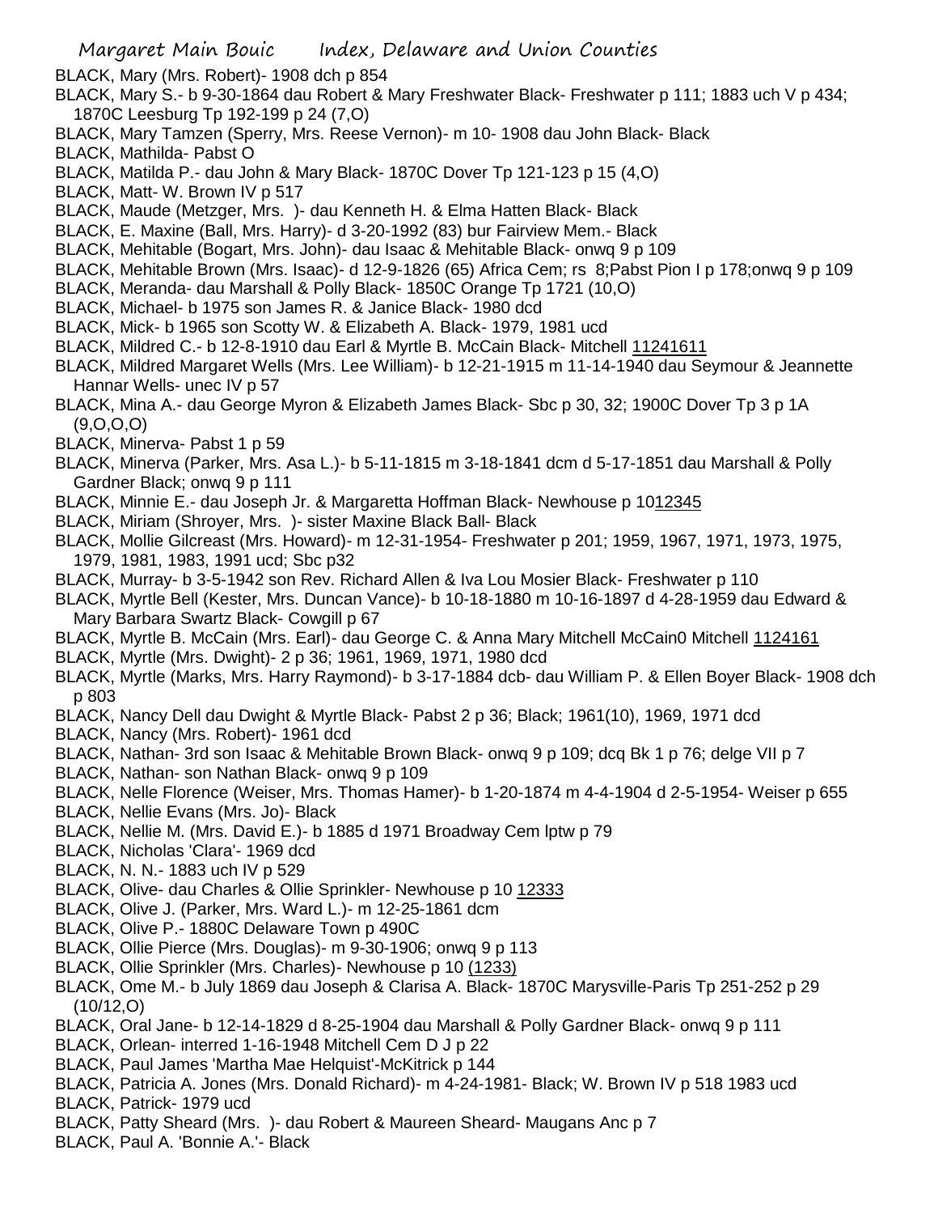BLACK, Mary (Mrs. Robert)- 1908 dch p 854

BLACK, Mary S.- b 9-30-1864 dau Robert & Mary Freshwater Black- Freshwater p 111; 1883 uch V p 434; 1870C Leesburg Tp 192-199 p 24 (7,O)

BLACK, Mary Tamzen (Sperry, Mrs. Reese Vernon)- m 10- 1908 dau John Black- Black

BLACK, Mathilda- Pabst O

BLACK, Matilda P.- dau John & Mary Black- 1870C Dover Tp 121-123 p 15 (4,O)

BLACK, Matt- W. Brown IV p 517

BLACK, Maude (Metzger, Mrs. )- dau Kenneth H. & Elma Hatten Black- Black

BLACK, E. Maxine (Ball, Mrs. Harry)- d 3-20-1992 (83) bur Fairview Mem.- Black

BLACK, Mehitable (Bogart, Mrs. John)- dau Isaac & Mehitable Black- onwq 9 p 109

BLACK, Mehitable Brown (Mrs. Isaac)- d 12-9-1826 (65) Africa Cem; rs 8;Pabst Pion I p 178;onwq 9 p 109

BLACK, Meranda- dau Marshall & Polly Black- 1850C Orange Tp 1721 (10,O)

BLACK, Michael- b 1975 son James R. & Janice Black- 1980 dcd

BLACK, Mick- b 1965 son Scotty W. & Elizabeth A. Black- 1979, 1981 ucd

BLACK, Mildred C.- b 12-8-1910 dau Earl & Myrtle B. McCain Black- Mitchell 11241611

BLACK, Mildred Margaret Wells (Mrs. Lee William)- b 12-21-1915 m 11-14-1940 dau Seymour & Jeannette Hannar Wells- unec IV p 57

BLACK, Mina A.- dau George Myron & Elizabeth James Black- Sbc p 30, 32; 1900C Dover Tp 3 p 1A (9,O,O,O)

BLACK, Minerva- Pabst 1 p 59

BLACK, Minerva (Parker, Mrs. Asa L.)- b 5-11-1815 m 3-18-1841 dcm d 5-17-1851 dau Marshall & Polly Gardner Black; onwq 9 p 111

BLACK, Minnie E.- dau Joseph Jr. & Margaretta Hoffman Black- Newhouse p 1012345

BLACK, Miriam (Shroyer, Mrs. )- sister Maxine Black Ball- Black

BLACK, Mollie Gilcreast (Mrs. Howard)- m 12-31-1954- Freshwater p 201; 1959, 1967, 1971, 1973, 1975, 1979, 1981, 1983, 1991 ucd; Sbc p32

BLACK, Murray- b 3-5-1942 son Rev. Richard Allen & Iva Lou Mosier Black- Freshwater p 110

BLACK, Myrtle Bell (Kester, Mrs. Duncan Vance)- b 10-18-1880 m 10-16-1897 d 4-28-1959 dau Edward & Mary Barbara Swartz Black- Cowgill p 67

BLACK, Myrtle B. McCain (Mrs. Earl)- dau George C. & Anna Mary Mitchell McCain0 Mitchell 1124161

BLACK, Myrtle (Mrs. Dwight)- 2 p 36; 1961, 1969, 1971, 1980 dcd

BLACK, Myrtle (Marks, Mrs. Harry Raymond)- b 3-17-1884 dcb- dau William P. & Ellen Boyer Black- 1908 dch p 803

BLACK, Nancy Dell dau Dwight & Myrtle Black- Pabst 2 p 36; Black; 1961(10), 1969, 1971 dcd

BLACK, Nancy (Mrs. Robert)- 1961 dcd

BLACK, Nathan- 3rd son Isaac & Mehitable Brown Black- onwq 9 p 109; dcq Bk 1 p 76; delge VII p 7

BLACK, Nathan- son Nathan Black- onwq 9 p 109

BLACK, Nelle Florence (Weiser, Mrs. Thomas Hamer)- b 1-20-1874 m 4-4-1904 d 2-5-1954- Weiser p 655

BLACK, Nellie Evans (Mrs. Jo)- Black

BLACK, Nellie M. (Mrs. David E.)- b 1885 d 1971 Broadway Cem lptw p 79

BLACK, Nicholas 'Clara'- 1969 dcd

BLACK, N. N.- 1883 uch IV p 529

BLACK, Olive- dau Charles & Ollie Sprinkler- Newhouse p 10 12333

BLACK, Olive J. (Parker, Mrs. Ward L.)- m 12-25-1861 dcm

BLACK, Olive P.- 1880C Delaware Town p 490C

BLACK, Ollie Pierce (Mrs. Douglas)- m 9-30-1906; onwq 9 p 113

BLACK, Ollie Sprinkler (Mrs. Charles)- Newhouse p 10 (1233)

BLACK, Ome M.- b July 1869 dau Joseph & Clarisa A. Black- 1870C Marysville-Paris Tp 251-252 p 29 (10/12,O)

BLACK, Oral Jane- b 12-14-1829 d 8-25-1904 dau Marshall & Polly Gardner Black- onwq 9 p 111

BLACK, Orlean- interred 1-16-1948 Mitchell Cem D J p 22

BLACK, Paul James 'Martha Mae Helquist'-McKitrick p 144

BLACK, Patricia A. Jones (Mrs. Donald Richard)- m 4-24-1981- Black; W. Brown IV p 518 1983 ucd

BLACK, Patrick- 1979 ucd

BLACK, Patty Sheard (Mrs. )- dau Robert & Maureen Sheard- Maugans Anc p 7

BLACK, Paul A. 'Bonnie A.'- Black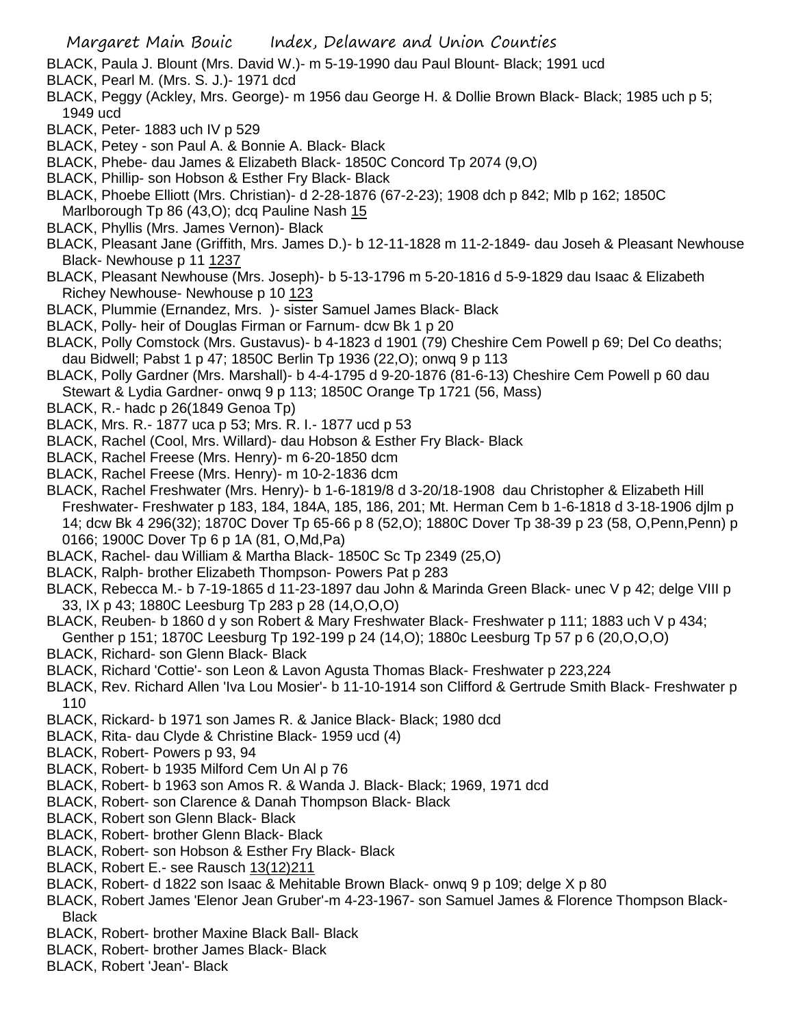BLACK, Paula J. Blount (Mrs. David W.)- m 5-19-1990 dau Paul Blount- Black; 1991 ucd

BLACK, Pearl M. (Mrs. S. J.)- 1971 dcd

BLACK, Peggy (Ackley, Mrs. George)- m 1956 dau George H. & Dollie Brown Black- Black; 1985 uch p 5; 1949 ucd

BLACK, Peter- 1883 uch IV p 529

BLACK, Petey - son Paul A. & Bonnie A. Black- Black

BLACK, Phebe- dau James & Elizabeth Black- 1850C Concord Tp 2074 (9,O)

BLACK, Phillip- son Hobson & Esther Fry Black- Black

BLACK, Phoebe Elliott (Mrs. Christian)- d 2-28-1876 (67-2-23); 1908 dch p 842; Mlb p 162; 1850C Marlborough Tp 86 (43,O); dcq Pauline Nash 15

BLACK, Phyllis (Mrs. James Vernon)- Black

BLACK, Pleasant Jane (Griffith, Mrs. James D.)- b 12-11-1828 m 11-2-1849- dau Joseh & Pleasant Newhouse Black- Newhouse p 11 1237

BLACK, Pleasant Newhouse (Mrs. Joseph)- b 5-13-1796 m 5-20-1816 d 5-9-1829 dau Isaac & Elizabeth Richey Newhouse- Newhouse p 10 123

BLACK, Plummie (Ernandez, Mrs. )- sister Samuel James Black- Black

BLACK, Polly- heir of Douglas Firman or Farnum- dcw Bk 1 p 20

BLACK, Polly Comstock (Mrs. Gustavus)- b 4-1823 d 1901 (79) Cheshire Cem Powell p 69; Del Co deaths; dau Bidwell; Pabst 1 p 47; 1850C Berlin Tp 1936 (22,O); onwq 9 p 113

BLACK, Polly Gardner (Mrs. Marshall)- b 4-4-1795 d 9-20-1876 (81-6-13) Cheshire Cem Powell p 60 dau Stewart & Lydia Gardner- onwq 9 p 113; 1850C Orange Tp 1721 (56, Mass)

BLACK, R.- hadc p 26(1849 Genoa Tp)

BLACK, Mrs. R.- 1877 uca p 53; Mrs. R. I.- 1877 ucd p 53

BLACK, Rachel (Cool, Mrs. Willard)- dau Hobson & Esther Fry Black- Black

BLACK, Rachel Freese (Mrs. Henry)- m 6-20-1850 dcm

BLACK, Rachel Freese (Mrs. Henry)- m 10-2-1836 dcm

BLACK, Rachel Freshwater (Mrs. Henry)- b 1-6-1819/8 d 3-20/18-1908 dau Christopher & Elizabeth Hill Freshwater- Freshwater p 183, 184, 184A, 185, 186, 201; Mt. Herman Cem b 1-6-1818 d 3-18-1906 djlm p 14; dcw Bk 4 296(32); 1870C Dover Tp 65-66 p 8 (52,O); 1880C Dover Tp 38-39 p 23 (58, O,Penn,Penn) p 0166; 1900C Dover Tp 6 p 1A (81, O,Md,Pa)

BLACK, Rachel- dau William & Martha Black- 1850C Sc Tp 2349 (25,O)

BLACK, Ralph- brother Elizabeth Thompson- Powers Pat p 283

BLACK, Rebecca M.- b 7-19-1865 d 11-23-1897 dau John & Marinda Green Black- unec V p 42; delge VIII p 33, IX p 43; 1880C Leesburg Tp 283 p 28 (14,O,O,O)

BLACK, Reuben- b 1860 d y son Robert & Mary Freshwater Black- Freshwater p 111; 1883 uch V p 434; Genther p 151; 1870C Leesburg Tp 192-199 p 24 (14,O); 1880c Leesburg Tp 57 p 6 (20,O,O,O)

BLACK, Richard- son Glenn Black- Black

BLACK, Richard 'Cottie'- son Leon & Lavon Agusta Thomas Black- Freshwater p 223,224

BLACK, Rev. Richard Allen 'Iva Lou Mosier'- b 11-10-1914 son Clifford & Gertrude Smith Black- Freshwater p 110

BLACK, Rickard- b 1971 son James R. & Janice Black- Black; 1980 dcd

BLACK, Rita- dau Clyde & Christine Black- 1959 ucd (4)

BLACK, Robert- Powers p 93, 94

BLACK, Robert- b 1935 Milford Cem Un Al p 76

BLACK, Robert- b 1963 son Amos R. & Wanda J. Black- Black; 1969, 1971 dcd

BLACK, Robert- son Clarence & Danah Thompson Black- Black

BLACK, Robert son Glenn Black- Black

BLACK, Robert- brother Glenn Black- Black

BLACK, Robert- son Hobson & Esther Fry Black- Black

BLACK, Robert E.- see Rausch 13(12)211

BLACK, Robert- d 1822 son Isaac & Mehitable Brown Black- onwq 9 p 109; delge X p 80

BLACK, Robert James 'Elenor Jean Gruber'-m 4-23-1967- son Samuel James & Florence Thompson Black- Black

BLACK, Robert- brother Maxine Black Ball- Black

BLACK, Robert- brother James Black- Black

BLACK, Robert 'Jean'- Black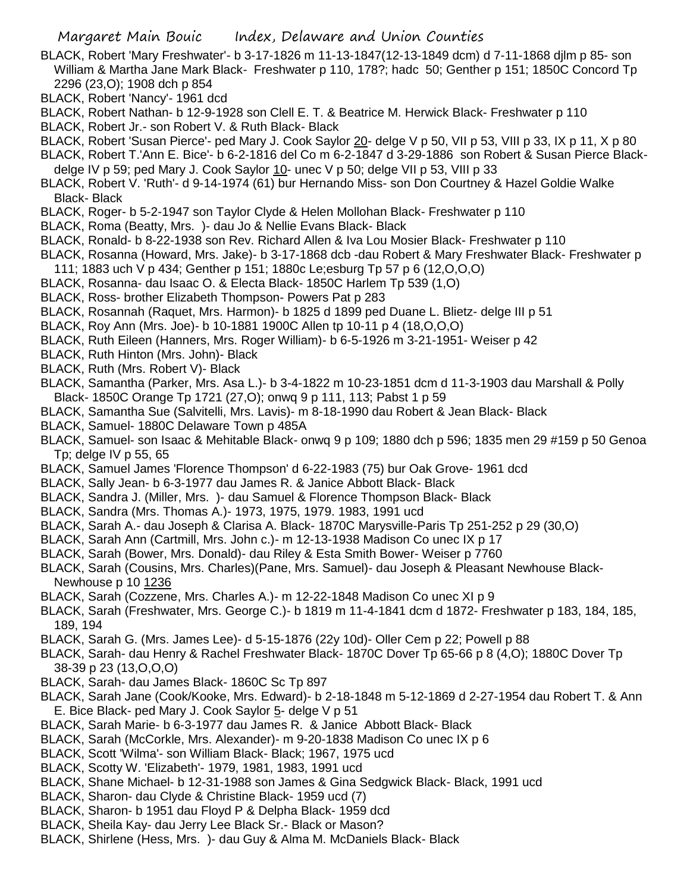BLACK, Robert 'Mary Freshwater'- b 3-17-1826 m 11-13-1847(12-13-1849 dcm) d 7-11-1868 djlm p 85- son William & Martha Jane Mark Black- Freshwater p 110, 178?; hadc 50; Genther p 151; 1850C Concord Tp 2296 (23,O); 1908 dch p 854

BLACK, Robert 'Nancy'- 1961 dcd

BLACK, Robert Nathan- b 12-9-1928 son Clell E. T. & Beatrice M. Herwick Black- Freshwater p 110

BLACK, Robert Jr.- son Robert V. & Ruth Black- Black

BLACK, Robert 'Susan Pierce'- ped Mary J. Cook Saylor 20- delge V p 50, VII p 53, VIII p 33, IX p 11, X p 80

BLACK, Robert T.'Ann E. Bice'- b 6-2-1816 del Co m 6-2-1847 d 3-29-1886 son Robert & Susan Pierce Black- delge IV p 59; ped Mary J. Cook Saylor 10- unec V p 50; delge VII p 53, VIII p 33

BLACK, Robert V. 'Ruth'- d 9-14-1974 (61) bur Hernando Miss- son Don Courtney & Hazel Goldie Walke Black- Black

BLACK, Roger- b 5-2-1947 son Taylor Clyde & Helen Mollohan Black- Freshwater p 110

BLACK, Roma (Beatty, Mrs. )- dau Jo & Nellie Evans Black- Black

BLACK, Ronald- b 8-22-1938 son Rev. Richard Allen & Iva Lou Mosier Black- Freshwater p 110

BLACK, Rosanna (Howard, Mrs. Jake)- b 3-17-1868 dcb -dau Robert & Mary Freshwater Black- Freshwater p 111; 1883 uch V p 434; Genther p 151; 1880c Le;esburg Tp 57 p 6 (12,O,O,O)

BLACK, Rosanna- dau Isaac O. & Electa Black- 1850C Harlem Tp 539 (1,O)

BLACK, Ross- brother Elizabeth Thompson- Powers Pat p 283

BLACK, Rosannah (Raquet, Mrs. Harmon)- b 1825 d 1899 ped Duane L. Blietz- delge III p 51

BLACK, Roy Ann (Mrs. Joe)- b 10-1881 1900C Allen tp 10-11 p 4 (18,O,O,O)

BLACK, Ruth Eileen (Hanners, Mrs. Roger William)- b 6-5-1926 m 3-21-1951- Weiser p 42

BLACK, Ruth Hinton (Mrs. John)- Black

BLACK, Ruth (Mrs. Robert V)- Black

BLACK, Samantha (Parker, Mrs. Asa L.)- b 3-4-1822 m 10-23-1851 dcm d 11-3-1903 dau Marshall & Polly Black- 1850C Orange Tp 1721 (27,O); onwq 9 p 111, 113; Pabst 1 p 59

BLACK, Samantha Sue (Salvitelli, Mrs. Lavis)- m 8-18-1990 dau Robert & Jean Black- Black

BLACK, Samuel- 1880C Delaware Town p 485A

BLACK, Samuel- son Isaac & Mehitable Black- onwq 9 p 109; 1880 dch p 596; 1835 men 29 #159 p 50 Genoa Tp; delge IV p 55, 65

BLACK, Samuel James 'Florence Thompson' d 6-22-1983 (75) bur Oak Grove- 1961 dcd

BLACK, Sally Jean- b 6-3-1977 dau James R. & Janice Abbott Black- Black

BLACK, Sandra J. (Miller, Mrs. )- dau Samuel & Florence Thompson Black- Black

BLACK, Sandra (Mrs. Thomas A.)- 1973, 1975, 1979. 1983, 1991 ucd

BLACK, Sarah A.- dau Joseph & Clarisa A. Black- 1870C Marysville-Paris Tp 251-252 p 29 (30,O)

BLACK, Sarah Ann (Cartmill, Mrs. John c.)- m 12-13-1938 Madison Co unec IX p 17

BLACK, Sarah (Bower, Mrs. Donald)- dau Riley & Esta Smith Bower- Weiser p 7760

BLACK, Sarah (Cousins, Mrs. Charles)(Pane, Mrs. Samuel)- dau Joseph & Pleasant Newhouse Black- Newhouse p 10 1236

BLACK, Sarah (Cozzene, Mrs. Charles A.)- m 12-22-1848 Madison Co unec XI p 9

BLACK, Sarah (Freshwater, Mrs. George C.)- b 1819 m 11-4-1841 dcm d 1872- Freshwater p 183, 184, 185, 189, 194

BLACK, Sarah G. (Mrs. James Lee)- d 5-15-1876 (22y 10d)- Oller Cem p 22; Powell p 88

BLACK, Sarah- dau Henry & Rachel Freshwater Black- 1870C Dover Tp 65-66 p 8 (4,O); 1880C Dover Tp 38-39 p 23 (13,O,O,O)

BLACK, Sarah- dau James Black- 1860C Sc Tp 897

BLACK, Sarah Jane (Cook/Kooke, Mrs. Edward)- b 2-18-1848 m 5-12-1869 d 2-27-1954 dau Robert T. & Ann E. Bice Black- ped Mary J. Cook Saylor 5- delge V p 51

BLACK, Sarah Marie- b 6-3-1977 dau James R. & Janice Abbott Black- Black

BLACK, Sarah (McCorkle, Mrs. Alexander)- m 9-20-1838 Madison Co unec IX p 6

BLACK, Scott 'Wilma'- son William Black- Black; 1967, 1975 ucd

BLACK, Scotty W. 'Elizabeth'- 1979, 1981, 1983, 1991 ucd

BLACK, Shane Michael- b 12-31-1988 son James & Gina Sedgwick Black- Black, 1991 ucd

BLACK, Sharon- dau Clyde & Christine Black- 1959 ucd (7)

BLACK, Sharon- b 1951 dau Floyd P & Delpha Black- 1959 dcd

BLACK, Sheila Kay- dau Jerry Lee Black Sr.- Black or Mason?

BLACK, Shirlene (Hess, Mrs. )- dau Guy & Alma M. McDaniels Black- Black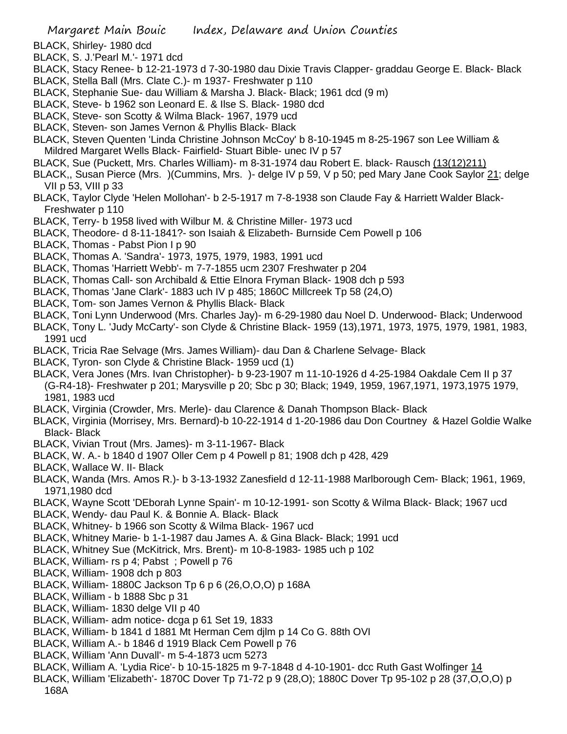BLACK, Shirley- 1980 dcd

BLACK, S. J.'Pearl M.'- 1971 dcd

BLACK, Stacy Renee- b 12-21-1973 d 7-30-1980 dau Dixie Travis Clapper- graddau George E. Black- Black

BLACK, Stella Ball (Mrs. Clate C.)- m 1937- Freshwater p 110

BLACK, Stephanie Sue- dau William & Marsha J. Black- Black; 1961 dcd (9 m)

BLACK, Steve- b 1962 son Leonard E. & Ilse S. Black- 1980 dcd

BLACK, Steve- son Scotty & Wilma Black- 1967, 1979 ucd

BLACK, Steven- son James Vernon & Phyllis Black- Black

BLACK, Steven Quenten 'Linda Christine Johnson McCoy' b 8-10-1945 m 8-25-1967 son Lee William & Mildred Margaret Wells Black- Fairfield- Stuart Bible- unec IV p 57

BLACK, Sue (Puckett, Mrs. Charles William)- m 8-31-1974 dau Robert E. black- Rausch (13(12)211)

BLACK,, Susan Pierce (Mrs. )(Cummins, Mrs. )- delge IV p 59, V p 50; ped Mary Jane Cook Saylor 21; delge VII p 53, VIII p 33

BLACK, Taylor Clyde 'Helen Mollohan'- b 2-5-1917 m 7-8-1938 son Claude Fay & Harriett Walder Black- Freshwater p 110

BLACK, Terry- b 1958 lived with Wilbur M. & Christine Miller- 1973 ucd

BLACK, Theodore- d 8-11-1841?- son Isaiah & Elizabeth- Burnside Cem Powell p 106

BLACK, Thomas - Pabst Pion I p 90

BLACK, Thomas A. 'Sandra'- 1973, 1975, 1979, 1983, 1991 ucd

BLACK, Thomas 'Harriett Webb'- m 7-7-1855 ucm 2307 Freshwater p 204

BLACK, Thomas Call- son Archibald & Ettie Elnora Fryman Black- 1908 dch p 593

BLACK, Thomas 'Jane Clark'- 1883 uch IV p 485; 1860C Millcreek Tp 58 (24,O)

BLACK, Tom- son James Vernon & Phyllis Black- Black

BLACK, Toni Lynn Underwood (Mrs. Charles Jay)- m 6-29-1980 dau Noel D. Underwood- Black; Underwood

BLACK, Tony L. 'Judy McCarty'- son Clyde & Christine Black- 1959 (13),1971, 1973, 1975, 1979, 1981, 1983, 1991 ucd

BLACK, Tricia Rae Selvage (Mrs. James William)- dau Dan & Charlene Selvage- Black

BLACK, Tyron- son Clyde & Christine Black- 1959 ucd (1)

BLACK, Vera Jones (Mrs. Ivan Christopher)- b 9-23-1907 m 11-10-1926 d 4-25-1984 Oakdale Cem II p 37 (G-R4-18)- Freshwater p 201; Marysville p 20; Sbc p 30; Black; 1949, 1959, 1967,1971, 1973,1975 1979, 1981, 1983 ucd

BLACK, Virginia (Crowder, Mrs. Merle)- dau Clarence & Danah Thompson Black- Black

BLACK, Virginia (Morrisey, Mrs. Bernard)-b 10-22-1914 d 1-20-1986 dau Don Courtney & Hazel Goldie Walke Black- Black

BLACK, Vivian Trout (Mrs. James)- m 3-11-1967- Black

BLACK, W. A.- b 1840 d 1907 Oller Cem p 4 Powell p 81; 1908 dch p 428, 429

BLACK, Wallace W. II- Black

BLACK, Wanda (Mrs. Amos R.)- b 3-13-1932 Zanesfield d 12-11-1988 Marlborough Cem- Black; 1961, 1969, 1971,1980 dcd

BLACK, Wayne Scott 'DEborah Lynne Spain'- m 10-12-1991- son Scotty & Wilma Black- Black; 1967 ucd

BLACK, Wendy- dau Paul K. & Bonnie A. Black- Black

BLACK, Whitney- b 1966 son Scotty & Wilma Black- 1967 ucd

BLACK, Whitney Marie- b 1-1-1987 dau James A. & Gina Black- Black; 1991 ucd

BLACK, Whitney Sue (McKitrick, Mrs. Brent)- m 10-8-1983- 1985 uch p 102

BLACK, William- rs p 4; Pabst ; Powell p 76

BLACK, William- 1908 dch p 803

BLACK, William- 1880C Jackson Tp 6 p 6 (26,O,O,O) p 168A

BLACK, William - b 1888 Sbc p 31

BLACK, William- 1830 delge VII p 40

BLACK, William- adm notice- dcga p 61 Set 19, 1833

BLACK, William- b 1841 d 1881 Mt Herman Cem djlm p 14 Co G. 88th OVI

BLACK, William A.- b 1846 d 1919 Black Cem Powell p 76

BLACK, William 'Ann Duvall'- m 5-4-1873 ucm 5273

BLACK, William A. 'Lydia Rice'- b 10-15-1825 m 9-7-1848 d 4-10-1901- dcc Ruth Gast Wolfinger 14

BLACK, William 'Elizabeth'- 1870C Dover Tp 71-72 p 9 (28,O); 1880C Dover Tp 95-102 p 28 (37,O,O,O) p 168A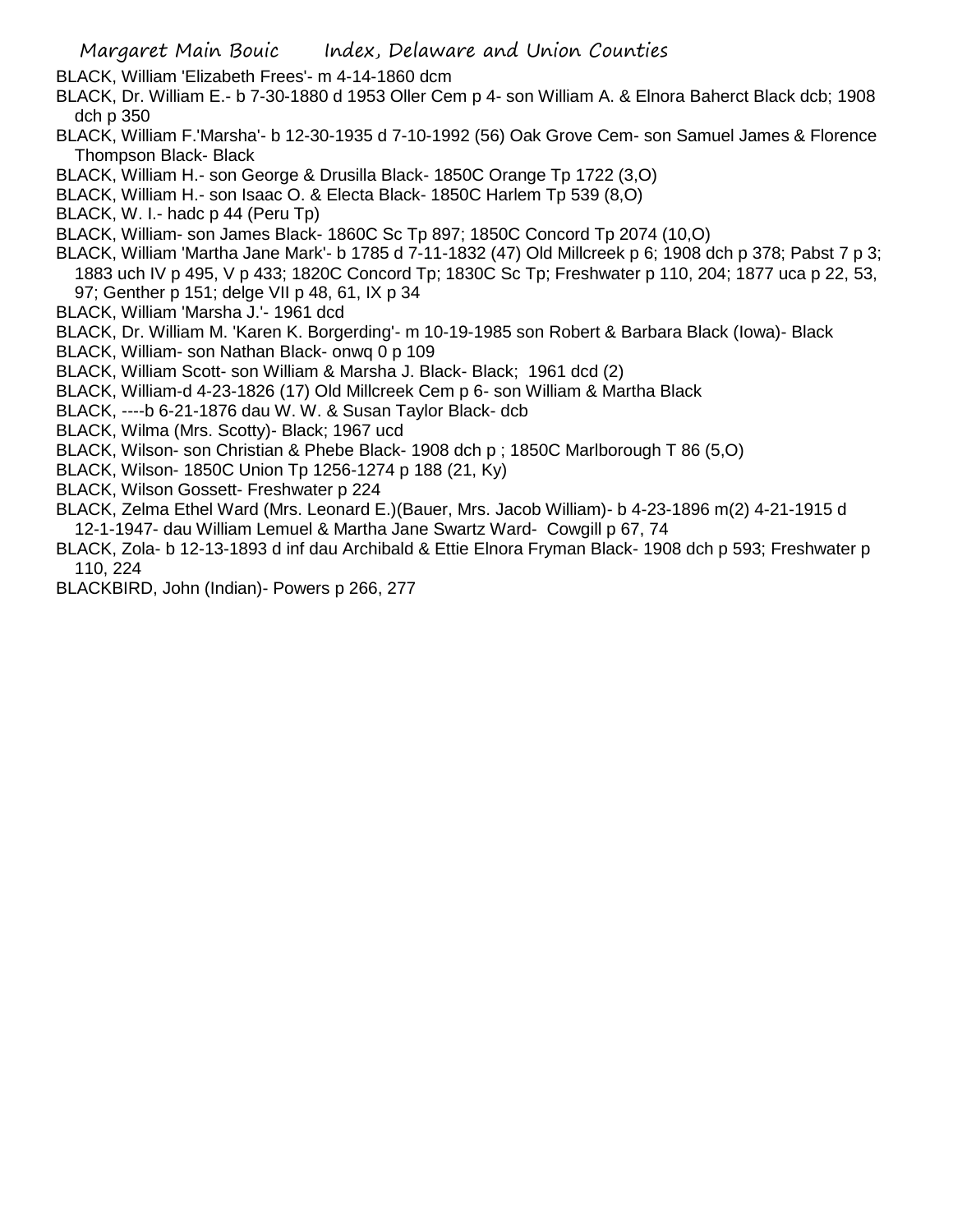BLACK, William 'Elizabeth Frees'- m 4-14-1860 dcm

BLACK, Dr. William E.- b 7-30-1880 d 1953 Oller Cem p 4- son William A. & Elnora Baherct Black dcb; 1908 dch p 350

BLACK, William F.'Marsha'- b 12-30-1935 d 7-10-1992 (56) Oak Grove Cem- son Samuel James & Florence Thompson Black- Black

BLACK, William H.- son George & Drusilla Black- 1850C Orange Tp 1722 (3,O)

BLACK, William H.- son Isaac O. & Electa Black- 1850C Harlem Tp 539 (8,O)

BLACK, W. I.- hadc p 44 (Peru Tp)

BLACK, William- son James Black- 1860C Sc Tp 897; 1850C Concord Tp 2074 (10,O)

BLACK, William 'Martha Jane Mark'- b 1785 d 7-11-1832 (47) Old Millcreek p 6; 1908 dch p 378; Pabst 7 p 3; 1883 uch IV p 495, V p 433; 1820C Concord Tp; 1830C Sc Tp; Freshwater p 110, 204; 1877 uca p 22, 53, 97; Genther p 151; delge VII p 48, 61, IX p 34

BLACK, William 'Marsha J.'- 1961 dcd

BLACK, Dr. William M. 'Karen K. Borgerding'- m 10-19-1985 son Robert & Barbara Black (Iowa)- Black

BLACK, William- son Nathan Black- onwq 0 p 109

BLACK, William Scott- son William & Marsha J. Black- Black; 1961 dcd (2)

BLACK, William-d 4-23-1826 (17) Old Millcreek Cem p 6- son William & Martha Black

BLACK, ----b 6-21-1876 dau W. W. & Susan Taylor Black- dcb

BLACK, Wilma (Mrs. Scotty)- Black; 1967 ucd

BLACK, Wilson- son Christian & Phebe Black- 1908 dch p ; 1850C Marlborough T 86 (5,O)

BLACK, Wilson- 1850C Union Tp 1256-1274 p 188 (21, Ky)

BLACK, Wilson Gossett- Freshwater p 224

BLACK, Zelma Ethel Ward (Mrs. Leonard E.)(Bauer, Mrs. Jacob William)- b 4-23-1896 m(2) 4-21-1915 d 12-1-1947- dau William Lemuel & Martha Jane Swartz Ward- Cowgill p 67, 74

BLACK, Zola- b 12-13-1893 d inf dau Archibald & Ettie Elnora Fryman Black- 1908 dch p 593; Freshwater p 110, 224

BLACKBIRD, John (Indian)- Powers p 266, 277